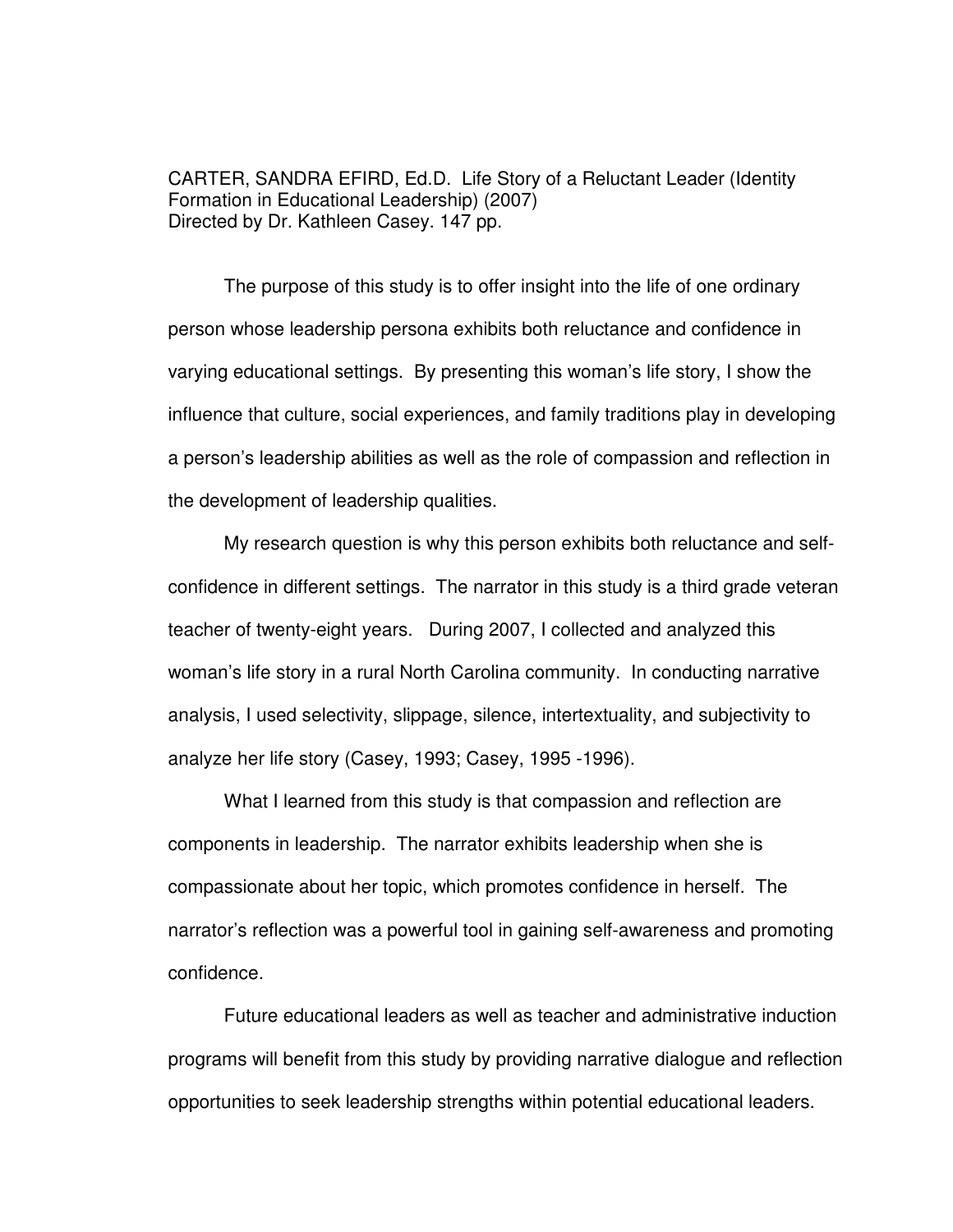CARTER, SANDRA EFIRD, Ed.D. Life Story of a Reluctant Leader (Identity Formation in Educational Leadership) (2007)
Directed by Dr. Kathleen Casey. 147 pp.

The purpose of this study is to offer insight into the life of one ordinary person whose leadership persona exhibits both reluctance and confidence in varying educational settings. By presenting this woman's life story, I show the influence that culture, social experiences, and family traditions play in developing a person's leadership abilities as well as the role of compassion and reflection in the development of leadership qualities.

My research question is why this person exhibits both reluctance and self-confidence in different settings. The narrator in this study is a third grade veteran teacher of twenty-eight years. During 2007, I collected and analyzed this woman's life story in a rural North Carolina community. In conducting narrative analysis, I used selectivity, slippage, silence, intertextuality, and subjectivity to analyze her life story (Casey, 1993; Casey, 1995 -1996).

What I learned from this study is that compassion and reflection are components in leadership. The narrator exhibits leadership when she is compassionate about her topic, which promotes confidence in herself. The narrator's reflection was a powerful tool in gaining self-awareness and promoting confidence.

Future educational leaders as well as teacher and administrative induction programs will benefit from this study by providing narrative dialogue and reflection opportunities to seek leadership strengths within potential educational leaders.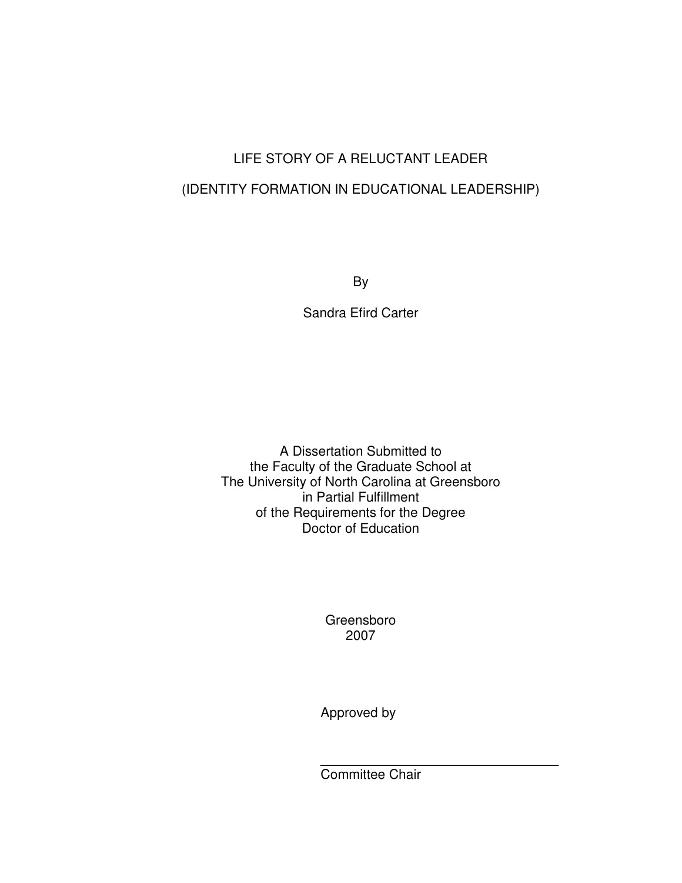# LIFE STORY OF A RELUCTANT LEADER

# (IDENTITY FORMATION IN EDUCATIONAL LEADERSHIP)

By

Sandra Efird Carter

A Dissertation Submitted to
the Faculty of the Graduate School at
The University of North Carolina at Greensboro
in Partial Fulfillment
of the Requirements for the Degree
Doctor of Education

Greensboro
2007

Approved by

\_\_\_\_\_\_\_\_\_\_\_\_\_\_\_\_\_\_\_\_\_\_\_\_\_\_\_\_\_\_\_\_\_\_\_
Committee Chair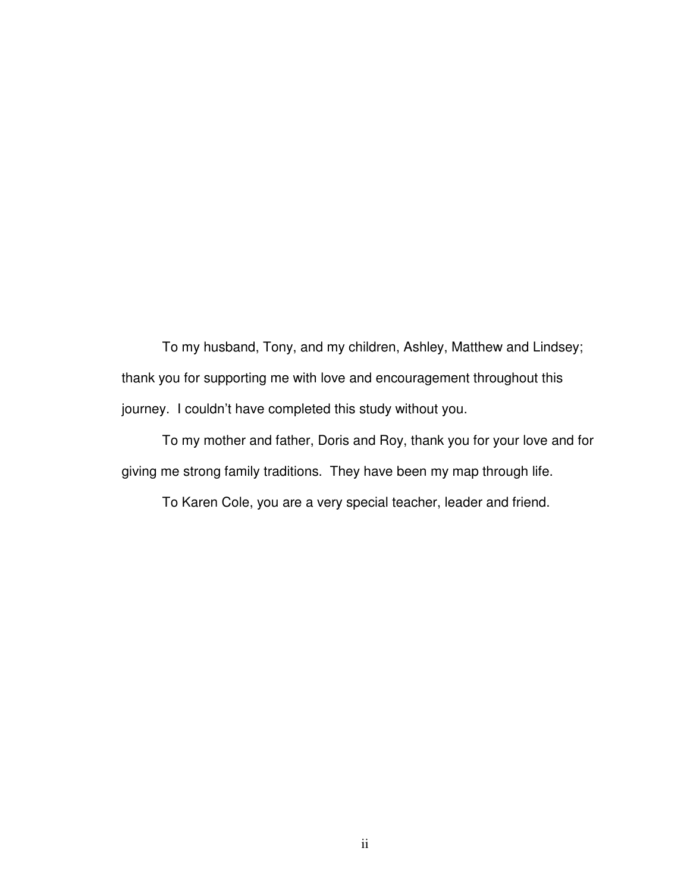To my husband, Tony, and my children, Ashley, Matthew and Lindsey; thank you for supporting me with love and encouragement throughout this journey. I couldn't have completed this study without you.

To my mother and father, Doris and Roy, thank you for your love and for giving me strong family traditions. They have been my map through life.

To Karen Cole, you are a very special teacher, leader and friend.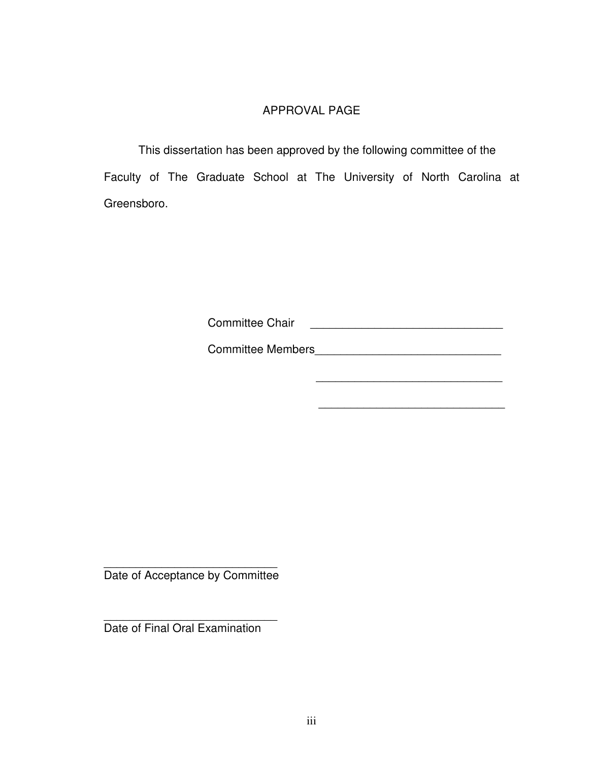# APPROVAL PAGE

This dissertation has been approved by the following committee of the Faculty of The Graduate School at The University of North Carolina at Greensboro.

Committee Chair ______________________________

Committee Members______________________________

______________________________

______________________________

______________________________
Date of Acceptance by Committee

______________________________
Date of Final Oral Examination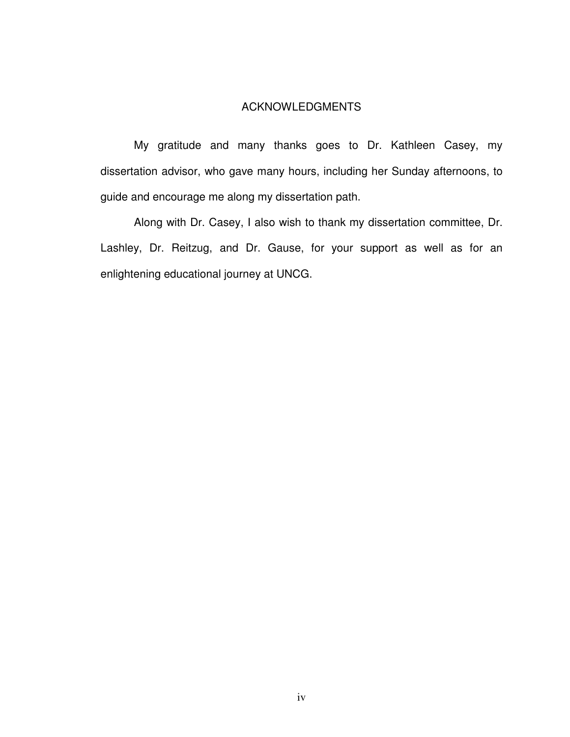# ACKNOWLEDGMENTS

My gratitude and many thanks goes to Dr. Kathleen Casey, my dissertation advisor, who gave many hours, including her Sunday afternoons, to guide and encourage me along my dissertation path.

Along with Dr. Casey, I also wish to thank my dissertation committee, Dr. Lashley, Dr. Reitzug, and Dr. Gause, for your support as well as for an enlightening educational journey at UNCG.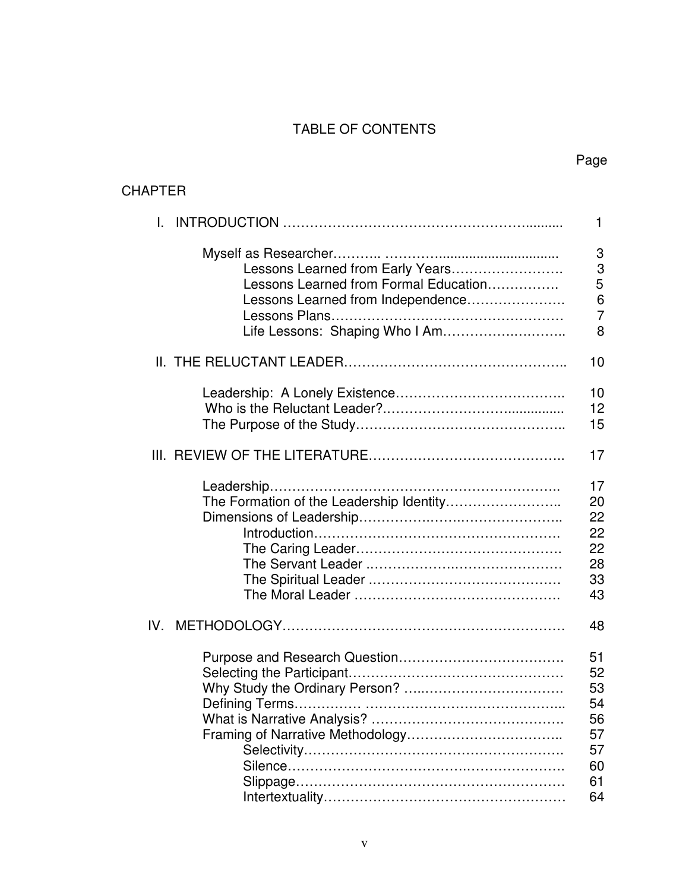# TABLE OF CONTENTS

| | Page |
|---|---|
| CHAPTER | |
| I. INTRODUCTION | 1 |
| Myself as Researcher | 3 |
| Lessons Learned from Early Years | 3 |
| Lessons Learned from Formal Education | 5 |
| Lessons Learned from Independence | 6 |
| Lessons Plans | 7 |
| Life Lessons: Shaping Who I Am | 8 |
| II. THE RELUCTANT LEADER | 10 |
| Leadership: A Lonely Existence | 10 |
| Who is the Reluctant Leader? | 12 |
| The Purpose of the Study | 15 |
| III. REVIEW OF THE LITERATURE | 17 |
| Leadership | 17 |
| The Formation of the Leadership Identity | 20 |
| Dimensions of Leadership | 22 |
| Introduction | 22 |
| The Caring Leader | 22 |
| The Servant Leader | 28 |
| The Spiritual Leader | 33 |
| The Moral Leader | 43 |
| IV. METHODOLOGY | 48 |
| Purpose and Research Question | 51 |
| Selecting the Participant | 52 |
| Why Study the Ordinary Person? | 53 |
| Defining Terms | 54 |
| What is Narrative Analysis? | 56 |
| Framing of Narrative Methodology | 57 |
| Selectivity | 57 |
| Silence | 60 |
| Slippage | 61 |
| Intertextuality | 64 |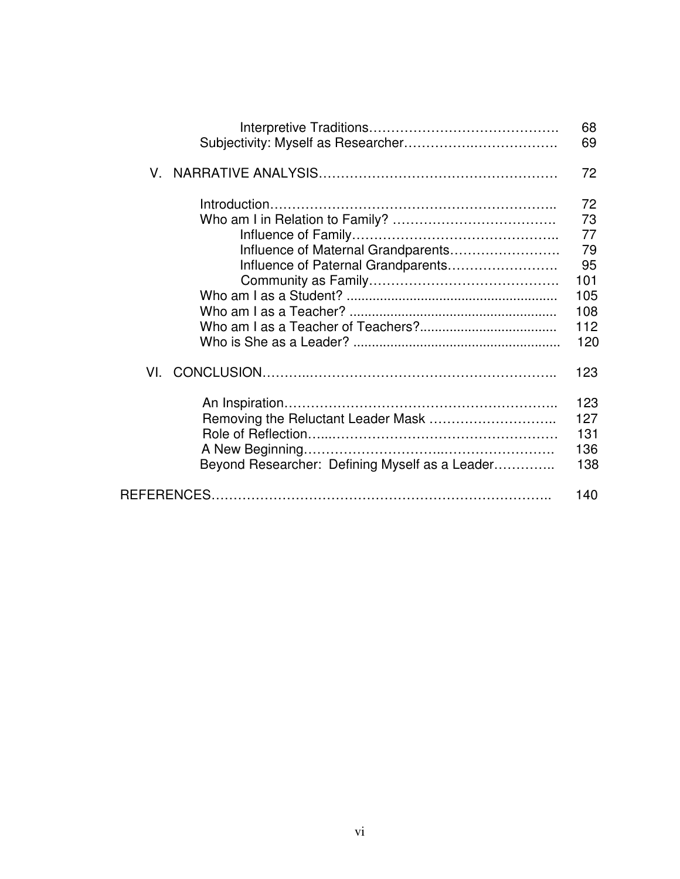| | |
|---|---|
| Interpretive Traditions | 68 |
| Subjectivity: Myself as Researcher | 69 |
| V. NARRATIVE ANALYSIS | 72 |
| Introduction | 72 |
| Who am I in Relation to Family? | 73 |
| Influence of Family | 77 |
| Influence of Maternal Grandparents | 79 |
| Influence of Paternal Grandparents | 95 |
| Community as Family | 101 |
| Who am I as a Student? | 105 |
| Who am I as a Teacher? | 108 |
| Who am I as a Teacher of Teachers? | 112 |
| Who is She as a Leader? | 120 |
| VI. CONCLUSION | 123 |
| An Inspiration | 123 |
| Removing the Reluctant Leader Mask | 127 |
| Role of Reflection | 131 |
| A New Beginning | 136 |
| Beyond Researcher: Defining Myself as a Leader | 138 |
| REFERENCES | 140 |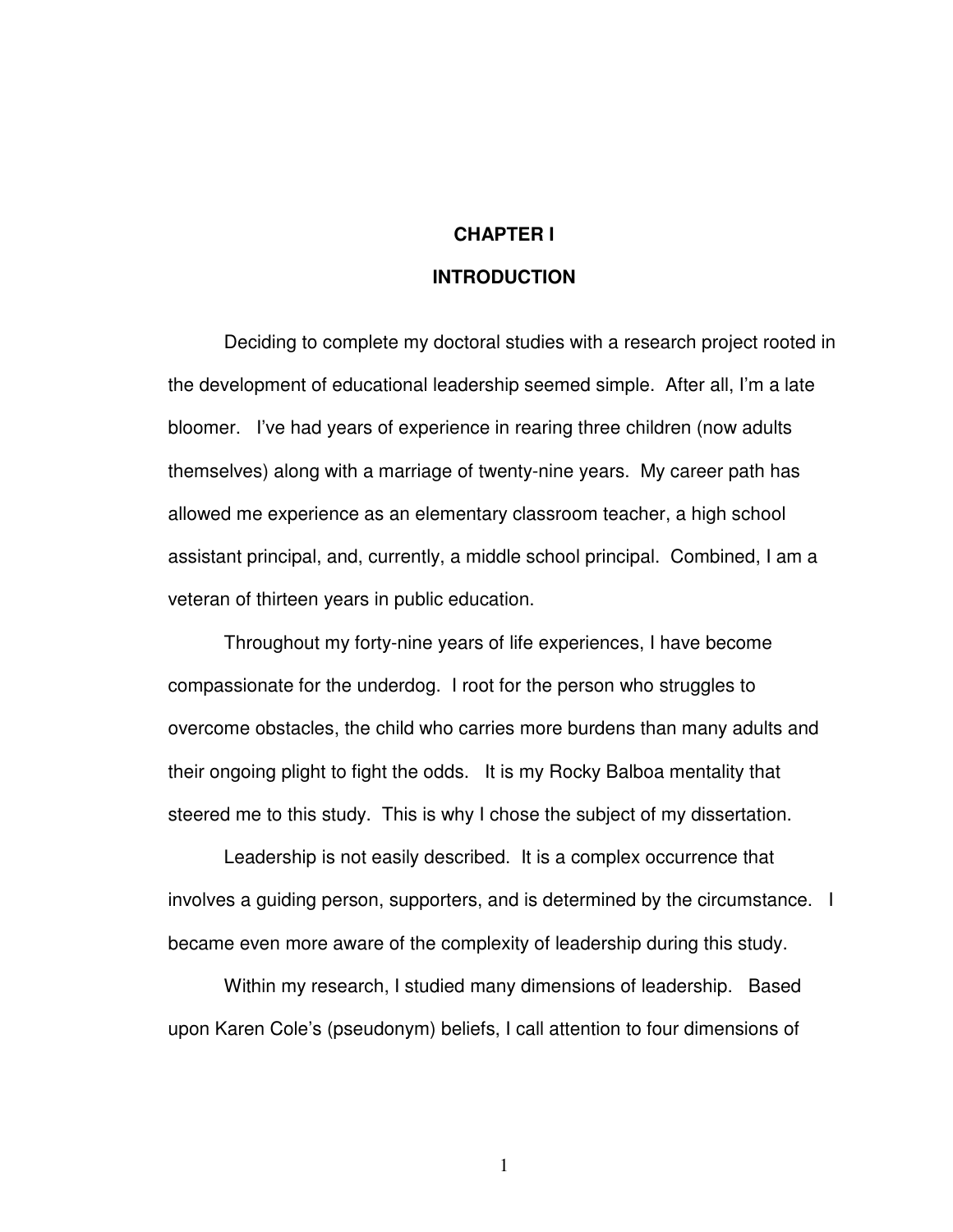# CHAPTER I

# INTRODUCTION

Deciding to complete my doctoral studies with a research project rooted in the development of educational leadership seemed simple. After all, I'm a late bloomer. I've had years of experience in rearing three children (now adults themselves) along with a marriage of twenty-nine years. My career path has allowed me experience as an elementary classroom teacher, a high school assistant principal, and, currently, a middle school principal. Combined, I am a veteran of thirteen years in public education.

Throughout my forty-nine years of life experiences, I have become compassionate for the underdog. I root for the person who struggles to overcome obstacles, the child who carries more burdens than many adults and their ongoing plight to fight the odds. It is my Rocky Balboa mentality that steered me to this study. This is why I chose the subject of my dissertation.

Leadership is not easily described. It is a complex occurrence that involves a guiding person, supporters, and is determined by the circumstance. I became even more aware of the complexity of leadership during this study.

Within my research, I studied many dimensions of leadership. Based upon Karen Cole's (pseudonym) beliefs, I call attention to four dimensions of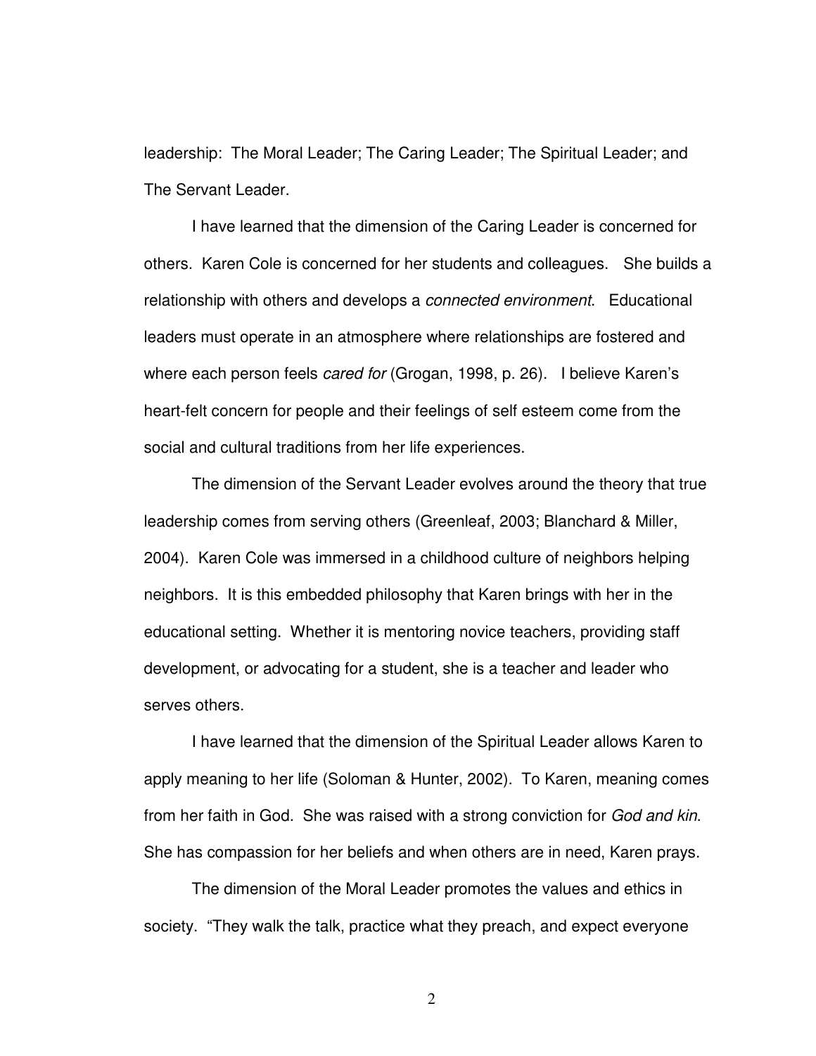leadership: The Moral Leader; The Caring Leader; The Spiritual Leader; and The Servant Leader.

I have learned that the dimension of the Caring Leader is concerned for others. Karen Cole is concerned for her students and colleagues. She builds a relationship with others and develops a *connected environment*. Educational leaders must operate in an atmosphere where relationships are fostered and where each person feels *cared for* (Grogan, 1998, p. 26). I believe Karen's heart-felt concern for people and their feelings of self esteem come from the social and cultural traditions from her life experiences.

The dimension of the Servant Leader evolves around the theory that true leadership comes from serving others (Greenleaf, 2003; Blanchard & Miller, 2004). Karen Cole was immersed in a childhood culture of neighbors helping neighbors. It is this embedded philosophy that Karen brings with her in the educational setting. Whether it is mentoring novice teachers, providing staff development, or advocating for a student, she is a teacher and leader who serves others.

I have learned that the dimension of the Spiritual Leader allows Karen to apply meaning to her life (Soloman & Hunter, 2002). To Karen, meaning comes from her faith in God. She was raised with a strong conviction for *God and kin*. She has compassion for her beliefs and when others are in need, Karen prays.

The dimension of the Moral Leader promotes the values and ethics in society. "They walk the talk, practice what they preach, and expect everyone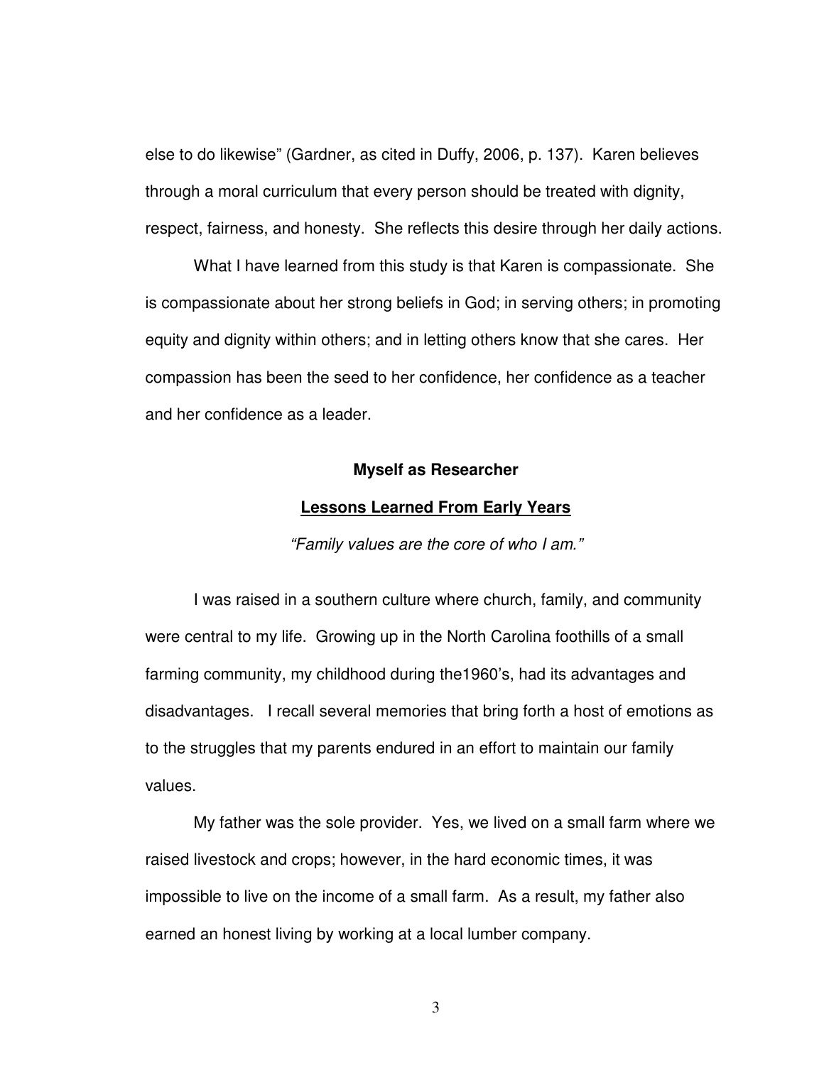else to do likewise" (Gardner, as cited in Duffy, 2006, p. 137). Karen believes through a moral curriculum that every person should be treated with dignity, respect, fairness, and honesty. She reflects this desire through her daily actions.

What I have learned from this study is that Karen is compassionate. She is compassionate about her strong beliefs in God; in serving others; in promoting equity and dignity within others; and in letting others know that she cares. Her compassion has been the seed to her confidence, her confidence as a teacher and her confidence as a leader.

## Myself as Researcher

### Lessons Learned From Early Years

*"Family values are the core of who I am."*

I was raised in a southern culture where church, family, and community were central to my life. Growing up in the North Carolina foothills of a small farming community, my childhood during the1960's, had its advantages and disadvantages. I recall several memories that bring forth a host of emotions as to the struggles that my parents endured in an effort to maintain our family values.

My father was the sole provider. Yes, we lived on a small farm where we raised livestock and crops; however, in the hard economic times, it was impossible to live on the income of a small farm. As a result, my father also earned an honest living by working at a local lumber company.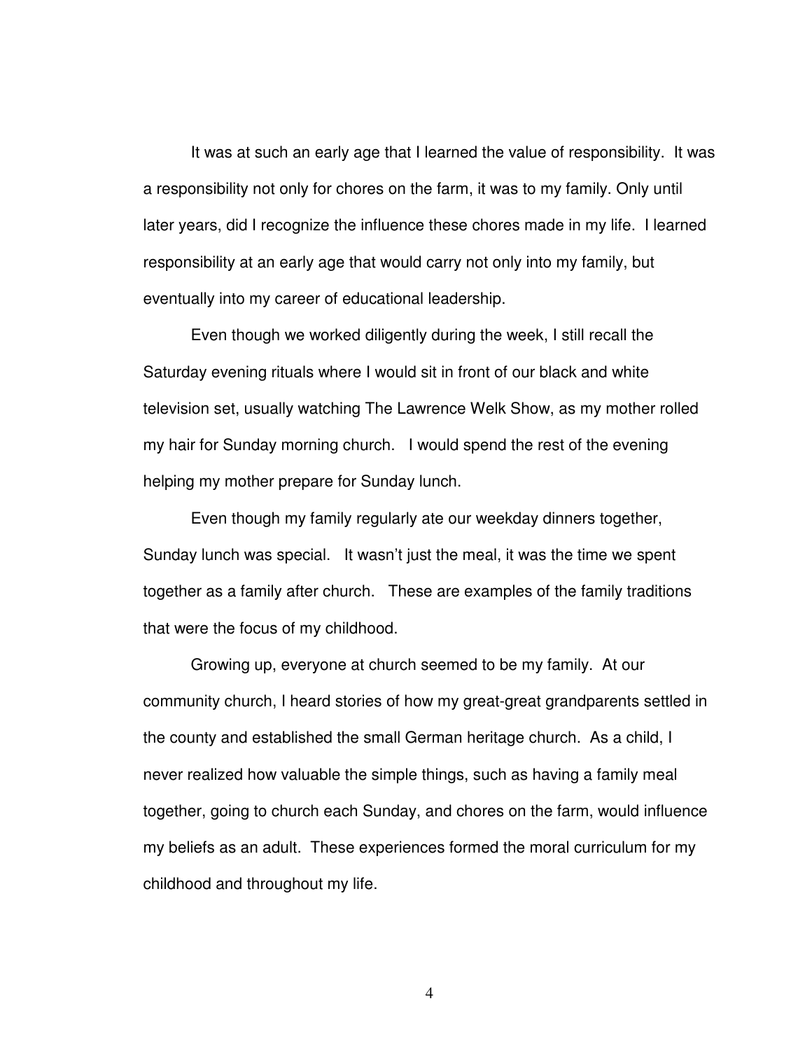It was at such an early age that I learned the value of responsibility. It was a responsibility not only for chores on the farm, it was to my family. Only until later years, did I recognize the influence these chores made in my life. I learned responsibility at an early age that would carry not only into my family, but eventually into my career of educational leadership.

Even though we worked diligently during the week, I still recall the Saturday evening rituals where I would sit in front of our black and white television set, usually watching The Lawrence Welk Show, as my mother rolled my hair for Sunday morning church. I would spend the rest of the evening helping my mother prepare for Sunday lunch.

Even though my family regularly ate our weekday dinners together, Sunday lunch was special. It wasn't just the meal, it was the time we spent together as a family after church. These are examples of the family traditions that were the focus of my childhood.

Growing up, everyone at church seemed to be my family. At our community church, I heard stories of how my great-great grandparents settled in the county and established the small German heritage church. As a child, I never realized how valuable the simple things, such as having a family meal together, going to church each Sunday, and chores on the farm, would influence my beliefs as an adult. These experiences formed the moral curriculum for my childhood and throughout my life.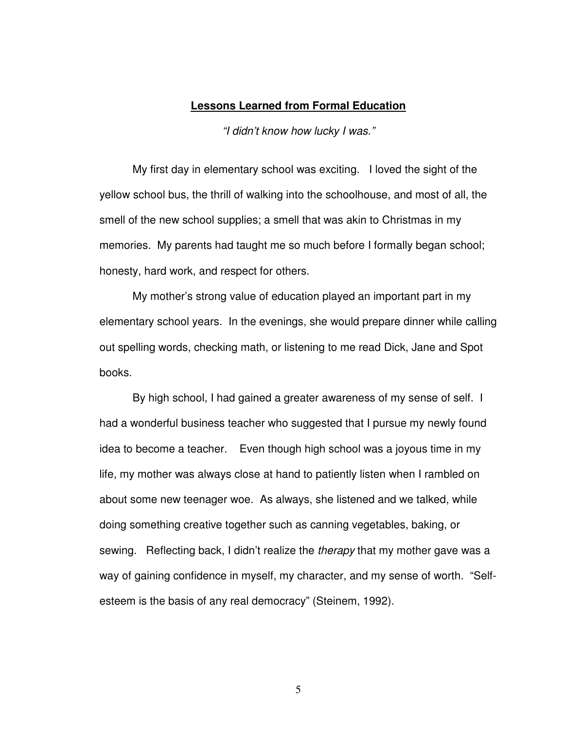## **Lessons Learned from Formal Education**

*"I didn't know how lucky I was."*

My first day in elementary school was exciting. I loved the sight of the yellow school bus, the thrill of walking into the schoolhouse, and most of all, the smell of the new school supplies; a smell that was akin to Christmas in my memories. My parents had taught me so much before I formally began school; honesty, hard work, and respect for others.

My mother's strong value of education played an important part in my elementary school years. In the evenings, she would prepare dinner while calling out spelling words, checking math, or listening to me read Dick, Jane and Spot books.

By high school, I had gained a greater awareness of my sense of self. I had a wonderful business teacher who suggested that I pursue my newly found idea to become a teacher. Even though high school was a joyous time in my life, my mother was always close at hand to patiently listen when I rambled on about some new teenager woe. As always, she listened and we talked, while doing something creative together such as canning vegetables, baking, or sewing. Reflecting back, I didn't realize the *therapy* that my mother gave was a way of gaining confidence in myself, my character, and my sense of worth. "Self-esteem is the basis of any real democracy" (Steinem, 1992).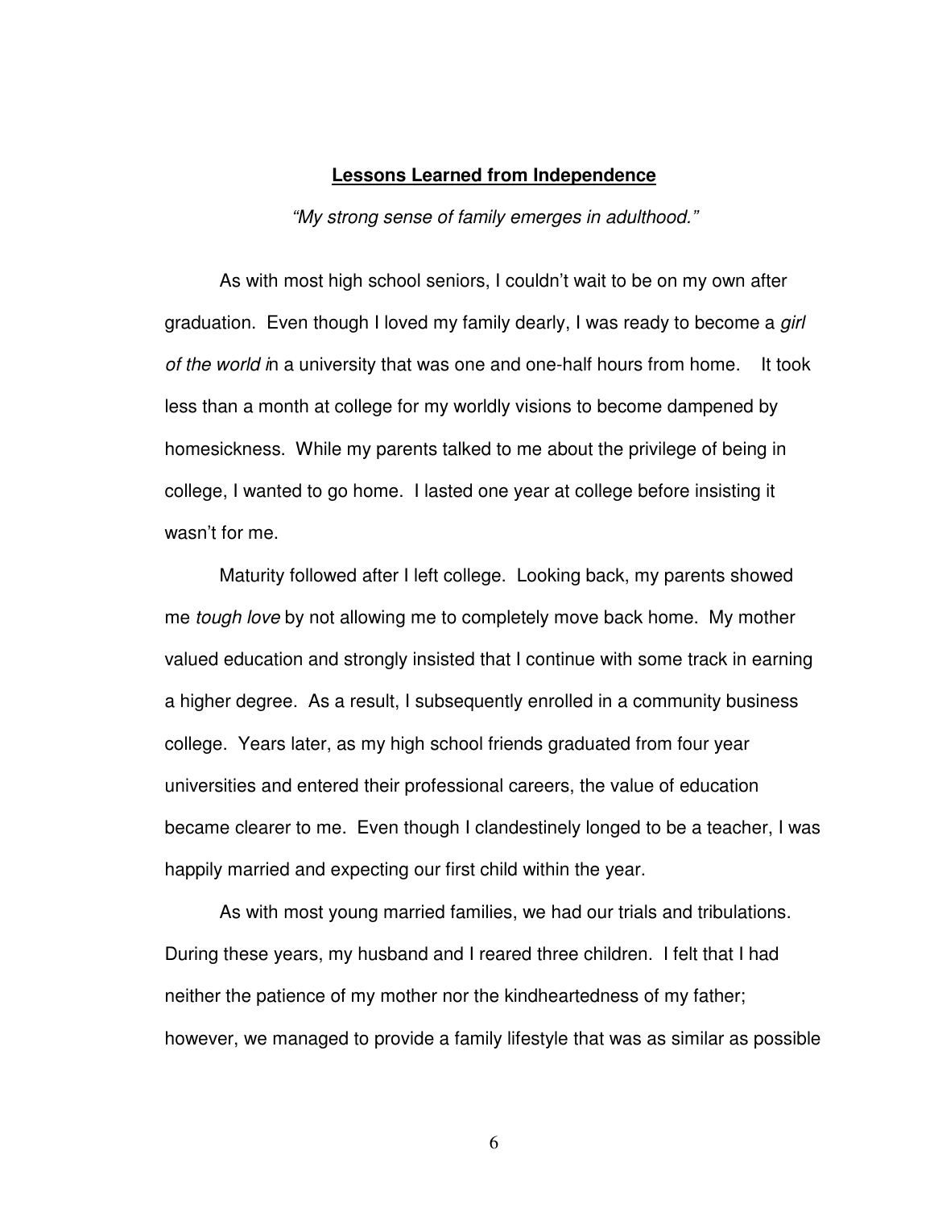## **Lessons Learned from Independence**

*"My strong sense of family emerges in adulthood."*

As with most high school seniors, I couldn't wait to be on my own after graduation. Even though I loved my family dearly, I was ready to become a *girl of the world* in a university that was one and one-half hours from home. It took less than a month at college for my worldly visions to become dampened by homesickness. While my parents talked to me about the privilege of being in college, I wanted to go home. I lasted one year at college before insisting it wasn't for me.

Maturity followed after I left college. Looking back, my parents showed me *tough love* by not allowing me to completely move back home. My mother valued education and strongly insisted that I continue with some track in earning a higher degree. As a result, I subsequently enrolled in a community business college. Years later, as my high school friends graduated from four year universities and entered their professional careers, the value of education became clearer to me. Even though I clandestinely longed to be a teacher, I was happily married and expecting our first child within the year.

As with most young married families, we had our trials and tribulations. During these years, my husband and I reared three children. I felt that I had neither the patience of my mother nor the kindheartedness of my father; however, we managed to provide a family lifestyle that was as similar as possible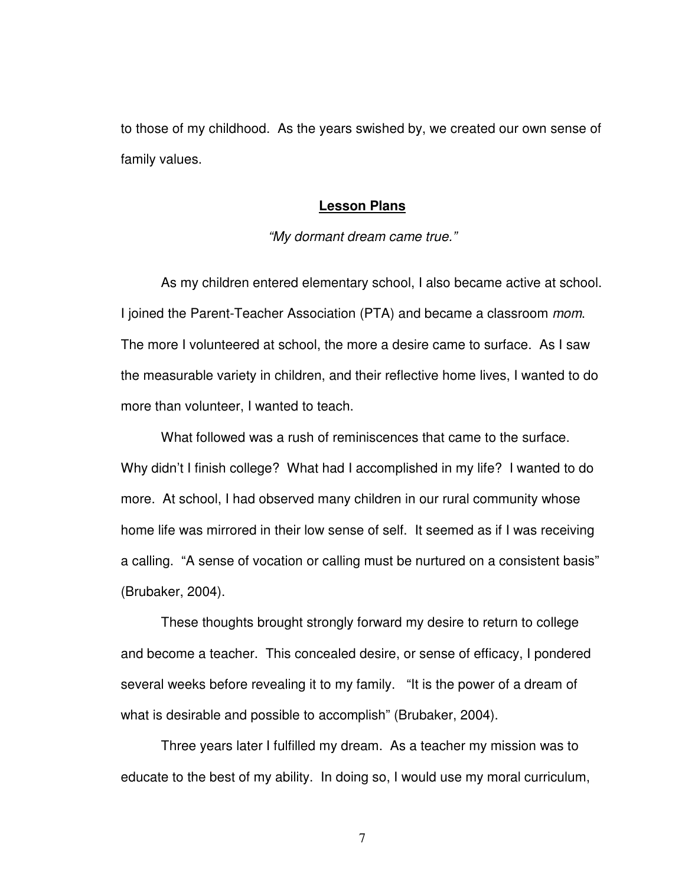to those of my childhood. As the years swished by, we created our own sense of family values.

## **Lesson Plans**

*"My dormant dream came true."*

As my children entered elementary school, I also became active at school. I joined the Parent-Teacher Association (PTA) and became a classroom *mom*. The more I volunteered at school, the more a desire came to surface. As I saw the measurable variety in children, and their reflective home lives, I wanted to do more than volunteer, I wanted to teach.

What followed was a rush of reminiscences that came to the surface. Why didn't I finish college? What had I accomplished in my life? I wanted to do more. At school, I had observed many children in our rural community whose home life was mirrored in their low sense of self. It seemed as if I was receiving a calling. "A sense of vocation or calling must be nurtured on a consistent basis" (Brubaker, 2004).

These thoughts brought strongly forward my desire to return to college and become a teacher. This concealed desire, or sense of efficacy, I pondered several weeks before revealing it to my family. "It is the power of a dream of what is desirable and possible to accomplish" (Brubaker, 2004).

Three years later I fulfilled my dream. As a teacher my mission was to educate to the best of my ability. In doing so, I would use my moral curriculum,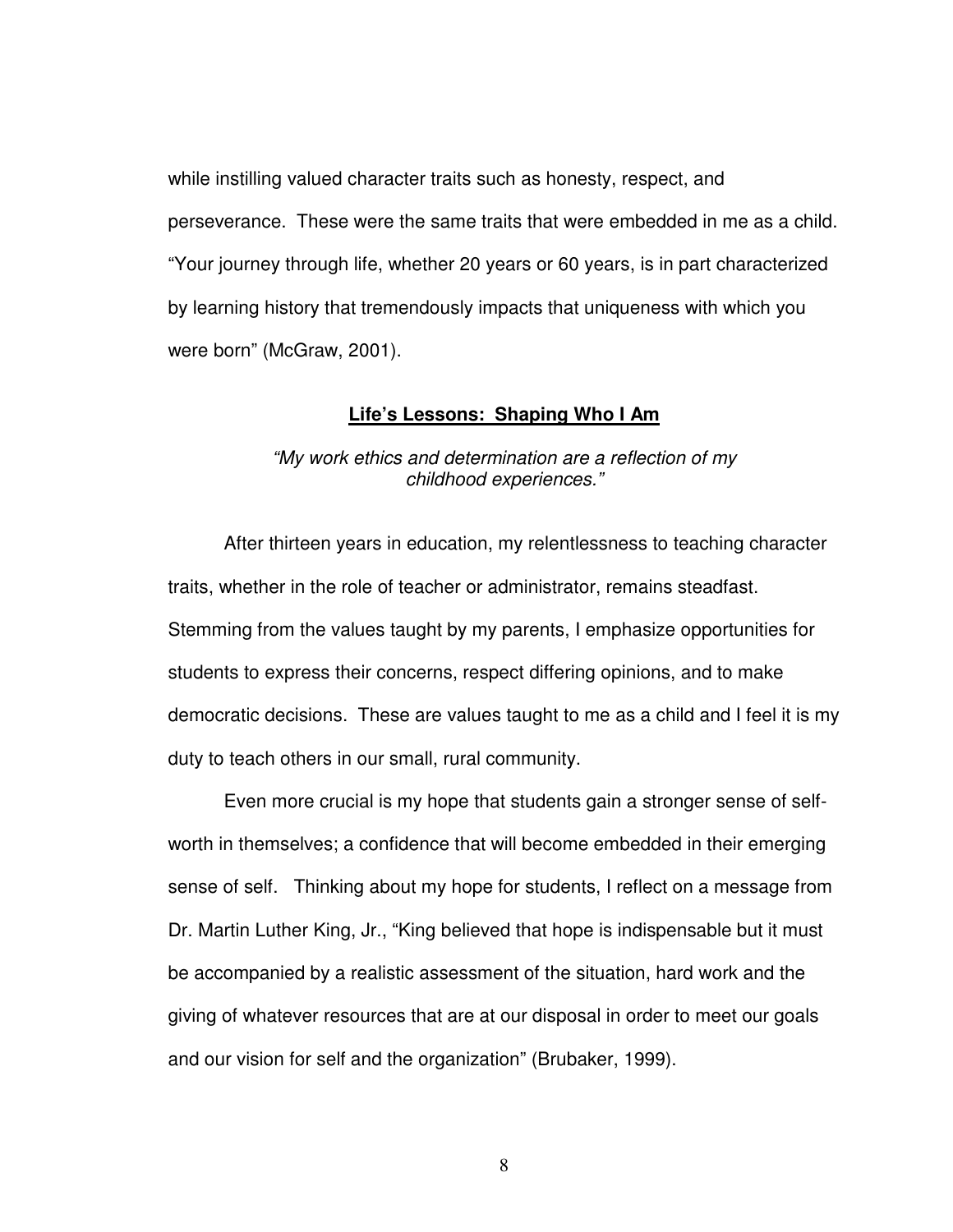while instilling valued character traits such as honesty, respect, and perseverance. These were the same traits that were embedded in me as a child. "Your journey through life, whether 20 years or 60 years, is in part characterized by learning history that tremendously impacts that uniqueness with which you were born" (McGraw, 2001).

## Life's Lessons: Shaping Who I Am

*"My work ethics and determination are a reflection of my childhood experiences."*

After thirteen years in education, my relentlessness to teaching character traits, whether in the role of teacher or administrator, remains steadfast. Stemming from the values taught by my parents, I emphasize opportunities for students to express their concerns, respect differing opinions, and to make democratic decisions. These are values taught to me as a child and I feel it is my duty to teach others in our small, rural community.

Even more crucial is my hope that students gain a stronger sense of self-worth in themselves; a confidence that will become embedded in their emerging sense of self. Thinking about my hope for students, I reflect on a message from Dr. Martin Luther King, Jr., "King believed that hope is indispensable but it must be accompanied by a realistic assessment of the situation, hard work and the giving of whatever resources that are at our disposal in order to meet our goals and our vision for self and the organization" (Brubaker, 1999).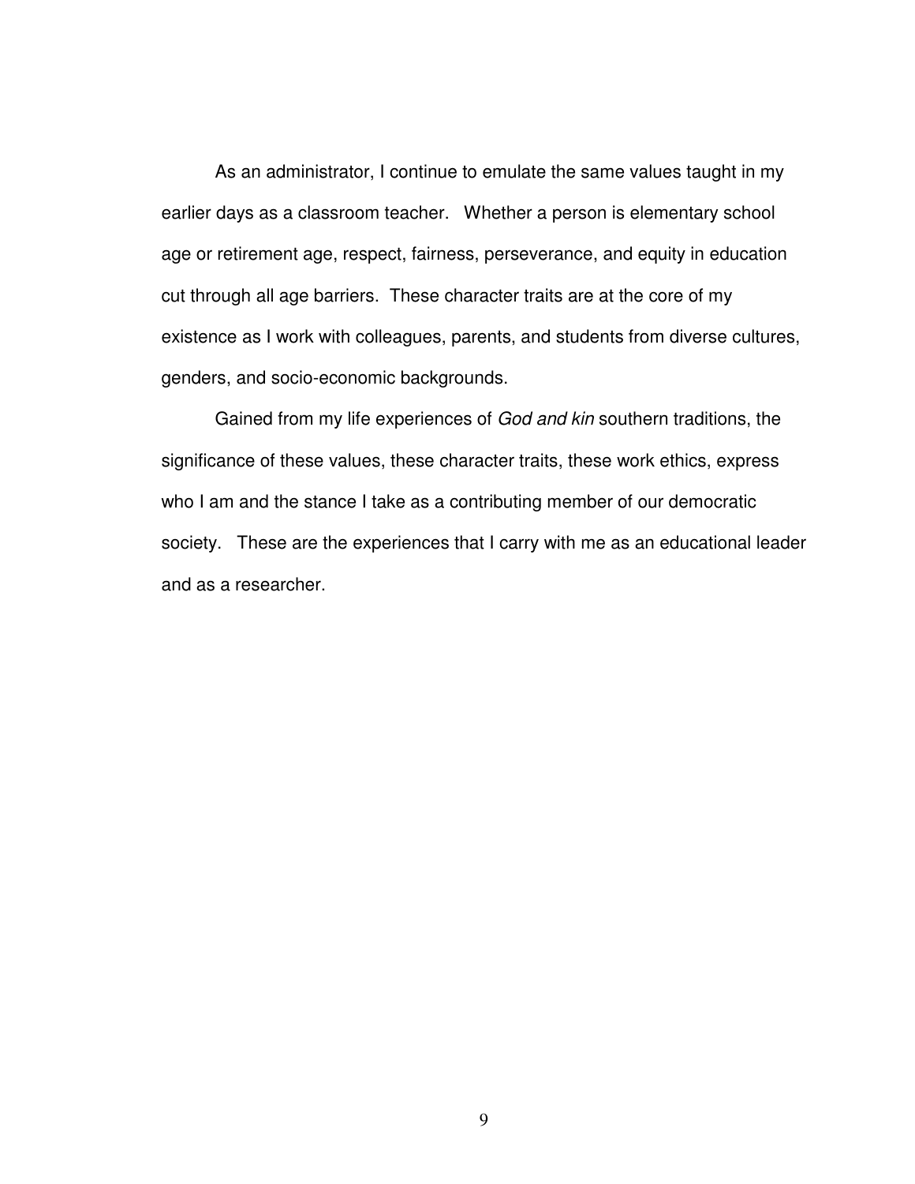As an administrator, I continue to emulate the same values taught in my earlier days as a classroom teacher. Whether a person is elementary school age or retirement age, respect, fairness, perseverance, and equity in education cut through all age barriers. These character traits are at the core of my existence as I work with colleagues, parents, and students from diverse cultures, genders, and socio-economic backgrounds.

Gained from my life experiences of *God and kin* southern traditions, the significance of these values, these character traits, these work ethics, express who I am and the stance I take as a contributing member of our democratic society. These are the experiences that I carry with me as an educational leader and as a researcher.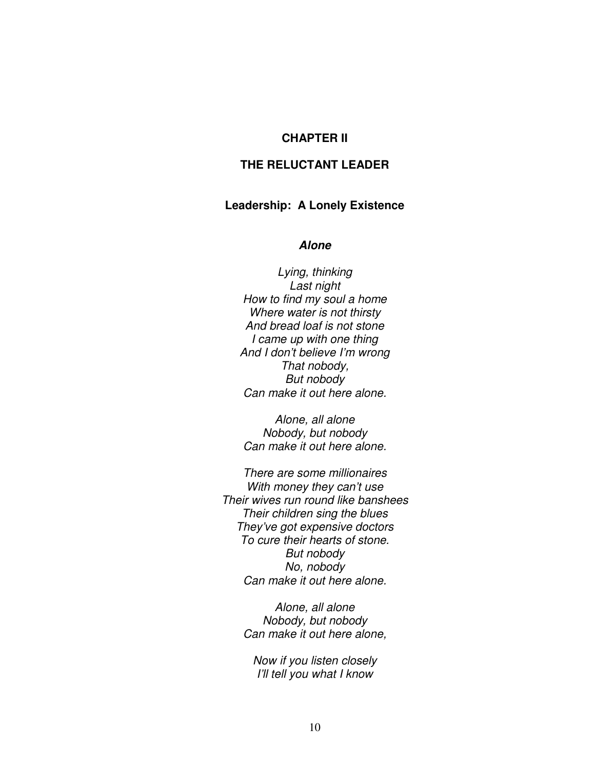# CHAPTER II

# THE RELUCTANT LEADER

## Leadership: A Lonely Existence

***Alone***

*Lying, thinking*
*Last night*
*How to find my soul a home*
*Where water is not thirsty*
*And bread loaf is not stone*
*I came up with one thing*
*And I don't believe I'm wrong*
*That nobody,*
*But nobody*
*Can make it out here alone.*

*Alone, all alone*
*Nobody, but nobody*
*Can make it out here alone.*

*There are some millionaires*
*With money they can't use*
*Their wives run round like banshees*
*Their children sing the blues*
*They've got expensive doctors*
*To cure their hearts of stone.*
*But nobody*
*No, nobody*
*Can make it out here alone.*

*Alone, all alone*
*Nobody, but nobody*
*Can make it out here alone,*

*Now if you listen closely*
*I'll tell you what I know*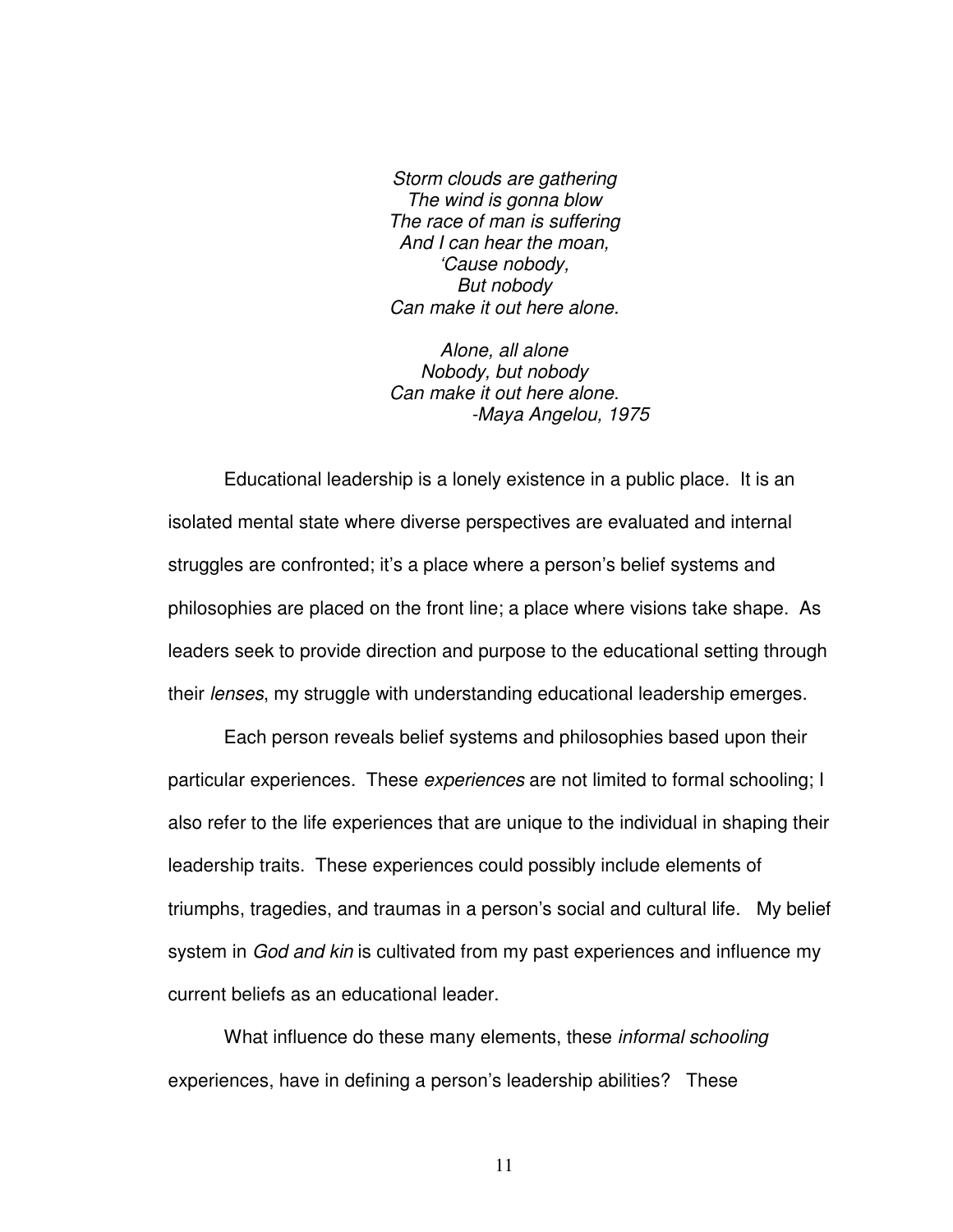*Storm clouds are gathering*  
*The wind is gonna blow*  
*The race of man is suffering*  
*And I can hear the moan,*  
*'Cause nobody,*  
*But nobody*  
*Can make it out here alone.*

*Alone, all alone*  
*Nobody, but nobody*  
*Can make it out here alone.*  
*-Maya Angelou, 1975*

Educational leadership is a lonely existence in a public place. It is an isolated mental state where diverse perspectives are evaluated and internal struggles are confronted; it's a place where a person's belief systems and philosophies are placed on the front line; a place where visions take shape. As leaders seek to provide direction and purpose to the educational setting through their *lenses*, my struggle with understanding educational leadership emerges.

Each person reveals belief systems and philosophies based upon their particular experiences. These *experiences* are not limited to formal schooling; I also refer to the life experiences that are unique to the individual in shaping their leadership traits. These experiences could possibly include elements of triumphs, tragedies, and traumas in a person's social and cultural life. My belief system in *God and kin* is cultivated from my past experiences and influence my current beliefs as an educational leader.

What influence do these many elements, these *informal schooling* experiences, have in defining a person's leadership abilities? These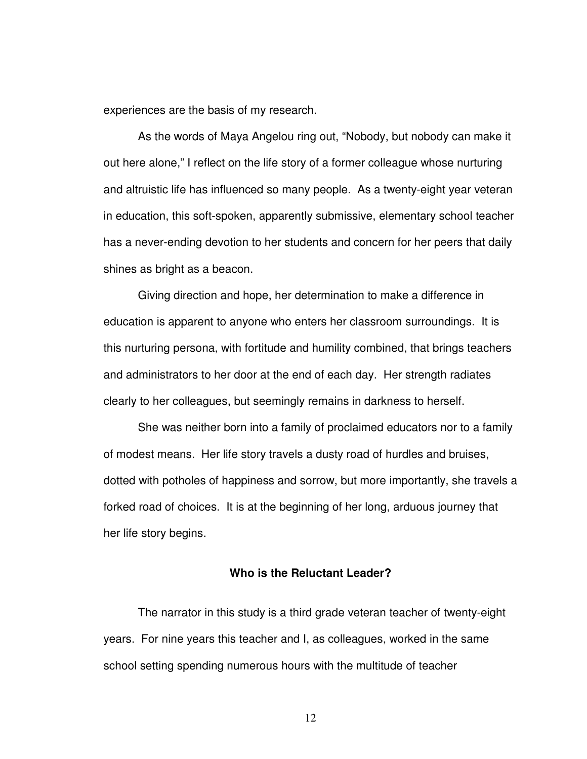experiences are the basis of my research.

As the words of Maya Angelou ring out, “Nobody, but nobody can make it out here alone,” I reflect on the life story of a former colleague whose nurturing and altruistic life has influenced so many people. As a twenty-eight year veteran in education, this soft-spoken, apparently submissive, elementary school teacher has a never-ending devotion to her students and concern for her peers that daily shines as bright as a beacon.

Giving direction and hope, her determination to make a difference in education is apparent to anyone who enters her classroom surroundings. It is this nurturing persona, with fortitude and humility combined, that brings teachers and administrators to her door at the end of each day. Her strength radiates clearly to her colleagues, but seemingly remains in darkness to herself.

She was neither born into a family of proclaimed educators nor to a family of modest means. Her life story travels a dusty road of hurdles and bruises, dotted with potholes of happiness and sorrow, but more importantly, she travels a forked road of choices. It is at the beginning of her long, arduous journey that her life story begins.

## Who is the Reluctant Leader?

The narrator in this study is a third grade veteran teacher of twenty-eight years. For nine years this teacher and I, as colleagues, worked in the same school setting spending numerous hours with the multitude of teacher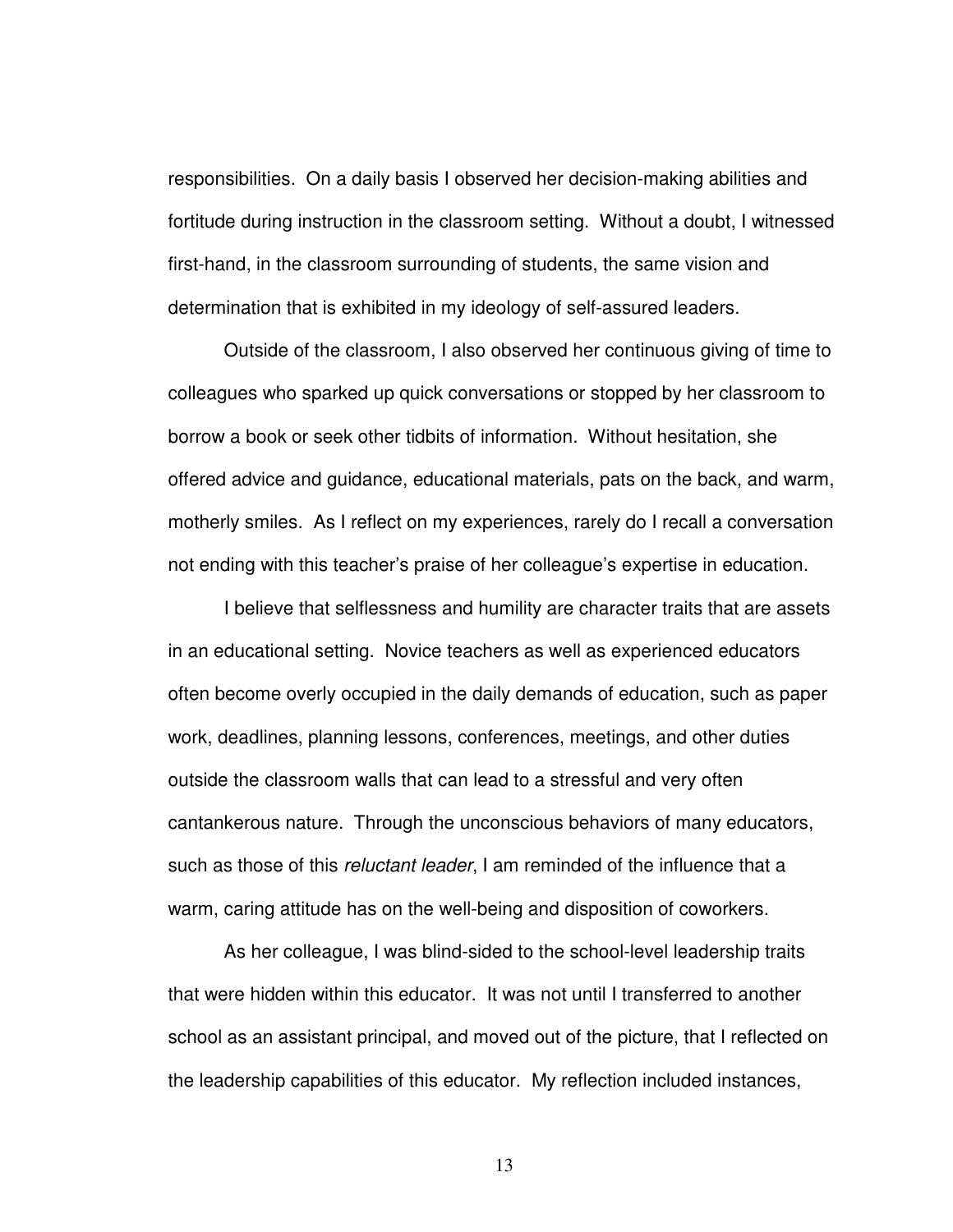responsibilities. On a daily basis I observed her decision-making abilities and fortitude during instruction in the classroom setting. Without a doubt, I witnessed first-hand, in the classroom surrounding of students, the same vision and determination that is exhibited in my ideology of self-assured leaders.

Outside of the classroom, I also observed her continuous giving of time to colleagues who sparked up quick conversations or stopped by her classroom to borrow a book or seek other tidbits of information. Without hesitation, she offered advice and guidance, educational materials, pats on the back, and warm, motherly smiles. As I reflect on my experiences, rarely do I recall a conversation not ending with this teacher's praise of her colleague's expertise in education.

I believe that selflessness and humility are character traits that are assets in an educational setting. Novice teachers as well as experienced educators often become overly occupied in the daily demands of education, such as paper work, deadlines, planning lessons, conferences, meetings, and other duties outside the classroom walls that can lead to a stressful and very often cantankerous nature. Through the unconscious behaviors of many educators, such as those of this *reluctant leader*, I am reminded of the influence that a warm, caring attitude has on the well-being and disposition of coworkers.

As her colleague, I was blind-sided to the school-level leadership traits that were hidden within this educator. It was not until I transferred to another school as an assistant principal, and moved out of the picture, that I reflected on the leadership capabilities of this educator. My reflection included instances,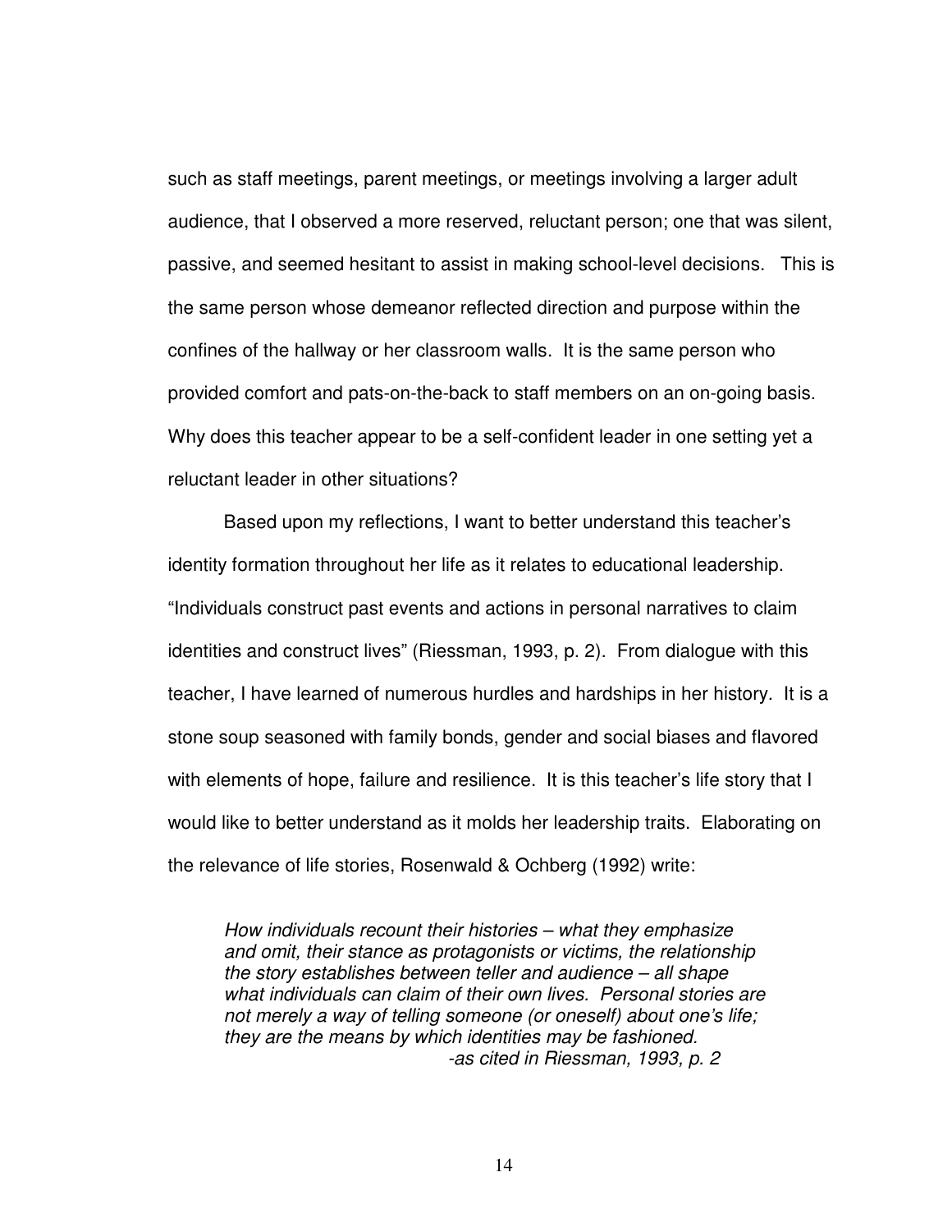such as staff meetings, parent meetings, or meetings involving a larger adult audience, that I observed a more reserved, reluctant person; one that was silent, passive, and seemed hesitant to assist in making school-level decisions. This is the same person whose demeanor reflected direction and purpose within the confines of the hallway or her classroom walls. It is the same person who provided comfort and pats-on-the-back to staff members on an on-going basis. Why does this teacher appear to be a self-confident leader in one setting yet a reluctant leader in other situations?

Based upon my reflections, I want to better understand this teacher's identity formation throughout her life as it relates to educational leadership. "Individuals construct past events and actions in personal narratives to claim identities and construct lives" (Riessman, 1993, p. 2). From dialogue with this teacher, I have learned of numerous hurdles and hardships in her history. It is a stone soup seasoned with family bonds, gender and social biases and flavored with elements of hope, failure and resilience. It is this teacher's life story that I would like to better understand as it molds her leadership traits. Elaborating on the relevance of life stories, Rosenwald & Ochberg (1992) write:

> *How individuals recount their histories – what they emphasize and omit, their stance as protagonists or victims, the relationship the story establishes between teller and audience – all shape what individuals can claim of their own lives. Personal stories are not merely a way of telling someone (or oneself) about one's life; they are the means by which identities may be fashioned.*
>
> *-as cited in Riessman, 1993, p. 2*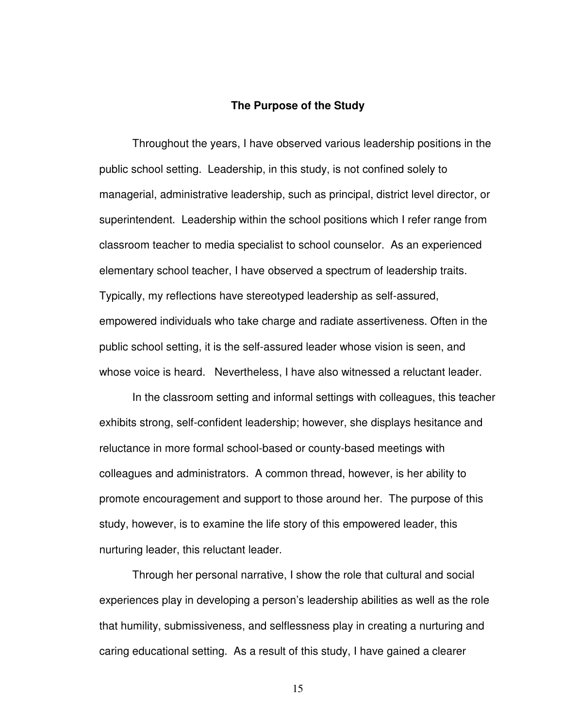## The Purpose of the Study

Throughout the years, I have observed various leadership positions in the public school setting. Leadership, in this study, is not confined solely to managerial, administrative leadership, such as principal, district level director, or superintendent. Leadership within the school positions which I refer range from classroom teacher to media specialist to school counselor. As an experienced elementary school teacher, I have observed a spectrum of leadership traits. Typically, my reflections have stereotyped leadership as self-assured, empowered individuals who take charge and radiate assertiveness. Often in the public school setting, it is the self-assured leader whose vision is seen, and whose voice is heard. Nevertheless, I have also witnessed a reluctant leader.

In the classroom setting and informal settings with colleagues, this teacher exhibits strong, self-confident leadership; however, she displays hesitance and reluctance in more formal school-based or county-based meetings with colleagues and administrators. A common thread, however, is her ability to promote encouragement and support to those around her. The purpose of this study, however, is to examine the life story of this empowered leader, this nurturing leader, this reluctant leader.

Through her personal narrative, I show the role that cultural and social experiences play in developing a person's leadership abilities as well as the role that humility, submissiveness, and selflessness play in creating a nurturing and caring educational setting. As a result of this study, I have gained a clearer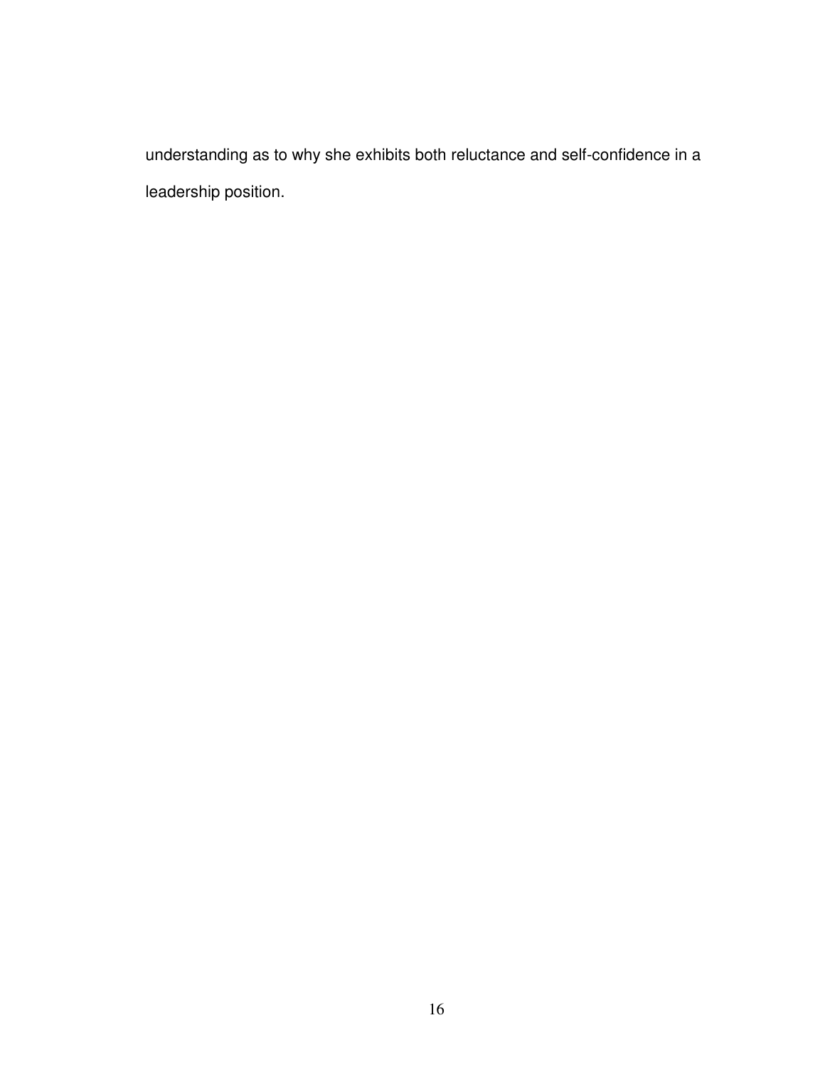understanding as to why she exhibits both reluctance and self-confidence in a leadership position.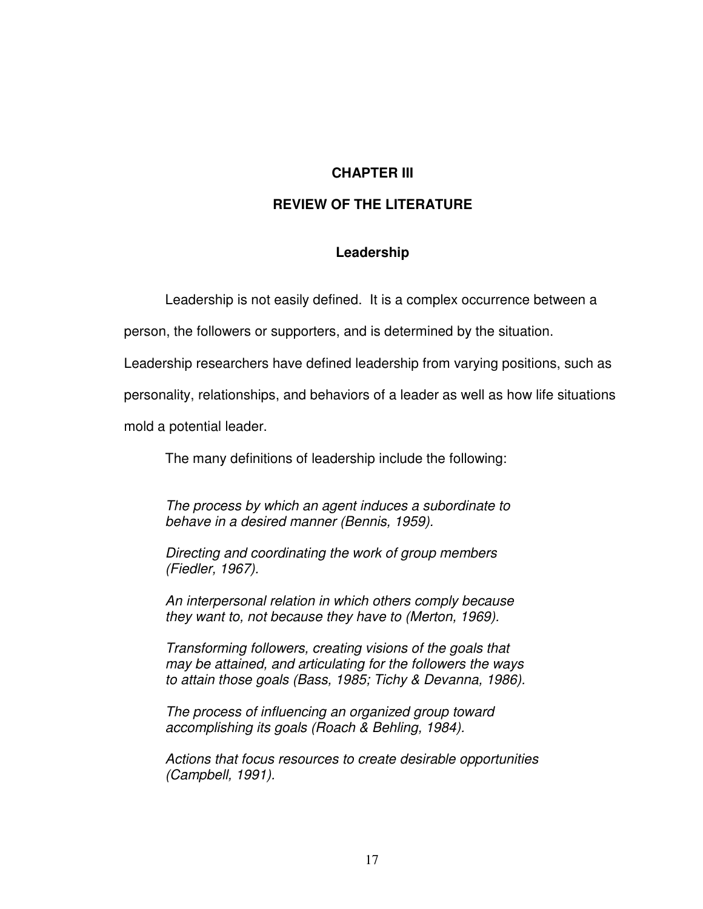# CHAPTER III

# REVIEW OF THE LITERATURE

## Leadership

Leadership is not easily defined. It is a complex occurrence between a person, the followers or supporters, and is determined by the situation. Leadership researchers have defined leadership from varying positions, such as personality, relationships, and behaviors of a leader as well as how life situations mold a potential leader.

The many definitions of leadership include the following:

> *The process by which an agent induces a subordinate to behave in a desired manner (Bennis, 1959).*
>
> *Directing and coordinating the work of group members (Fiedler, 1967).*
>
> *An interpersonal relation in which others comply because they want to, not because they have to (Merton, 1969).*
>
> *Transforming followers, creating visions of the goals that may be attained, and articulating for the followers the ways to attain those goals (Bass, 1985; Tichy & Devanna, 1986).*
>
> *The process of influencing an organized group toward accomplishing its goals (Roach & Behling, 1984).*
>
> *Actions that focus resources to create desirable opportunities (Campbell, 1991).*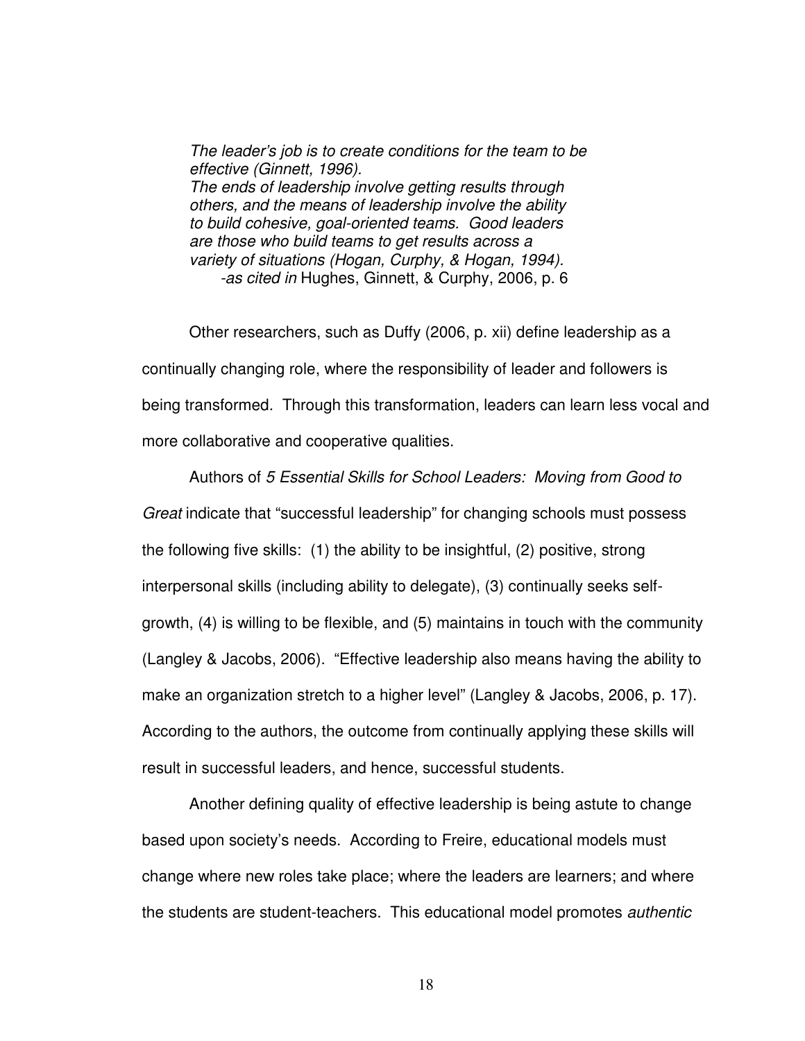> *The leader's job is to create conditions for the team to be effective (Ginnett, 1996).*
> *The ends of leadership involve getting results through others, and the means of leadership involve the ability to build cohesive, goal-oriented teams. Good leaders are those who build teams to get results across a variety of situations (Hogan, Curphy, & Hogan, 1994).*
> -*as cited in* Hughes, Ginnett, & Curphy, 2006, p. 6

Other researchers, such as Duffy (2006, p. xii) define leadership as a continually changing role, where the responsibility of leader and followers is being transformed. Through this transformation, leaders can learn less vocal and more collaborative and cooperative qualities.

Authors of *5 Essential Skills for School Leaders: Moving from Good to Great* indicate that "successful leadership" for changing schools must possess the following five skills: (1) the ability to be insightful, (2) positive, strong interpersonal skills (including ability to delegate), (3) continually seeks self-growth, (4) is willing to be flexible, and (5) maintains in touch with the community (Langley & Jacobs, 2006). "Effective leadership also means having the ability to make an organization stretch to a higher level" (Langley & Jacobs, 2006, p. 17). According to the authors, the outcome from continually applying these skills will result in successful leaders, and hence, successful students.

Another defining quality of effective leadership is being astute to change based upon society's needs. According to Freire, educational models must change where new roles take place; where the leaders are learners; and where the students are student-teachers. This educational model promotes *authentic*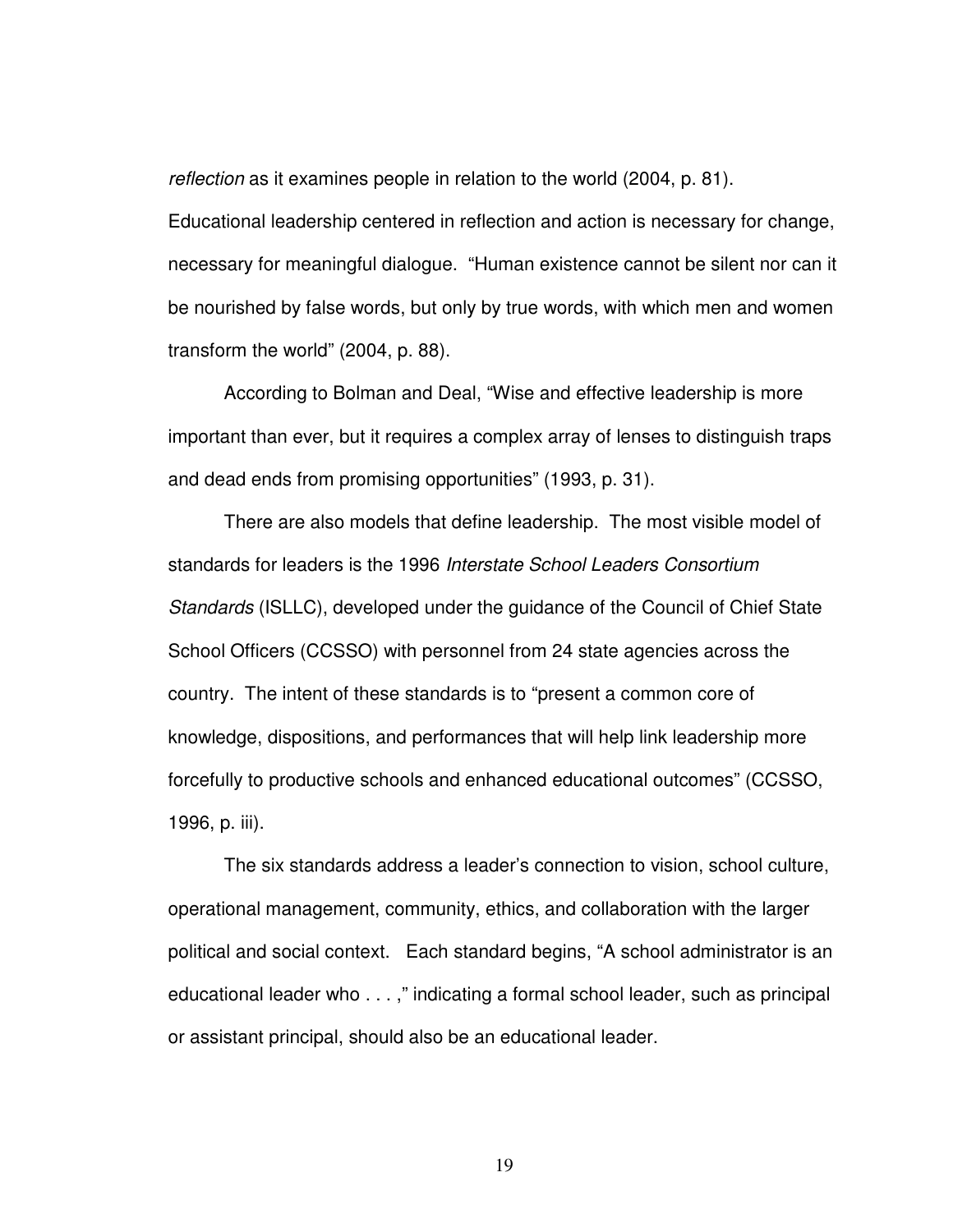*reflection* as it examines people in relation to the world (2004, p. 81). Educational leadership centered in reflection and action is necessary for change, necessary for meaningful dialogue. "Human existence cannot be silent nor can it be nourished by false words, but only by true words, with which men and women transform the world" (2004, p. 88).

According to Bolman and Deal, "Wise and effective leadership is more important than ever, but it requires a complex array of lenses to distinguish traps and dead ends from promising opportunities" (1993, p. 31).

There are also models that define leadership. The most visible model of standards for leaders is the 1996 *Interstate School Leaders Consortium Standards* (ISLLC), developed under the guidance of the Council of Chief State School Officers (CCSSO) with personnel from 24 state agencies across the country. The intent of these standards is to "present a common core of knowledge, dispositions, and performances that will help link leadership more forcefully to productive schools and enhanced educational outcomes" (CCSSO, 1996, p. iii).

The six standards address a leader's connection to vision, school culture, operational management, community, ethics, and collaboration with the larger political and social context. Each standard begins, "A school administrator is an educational leader who . . . ," indicating a formal school leader, such as principal or assistant principal, should also be an educational leader.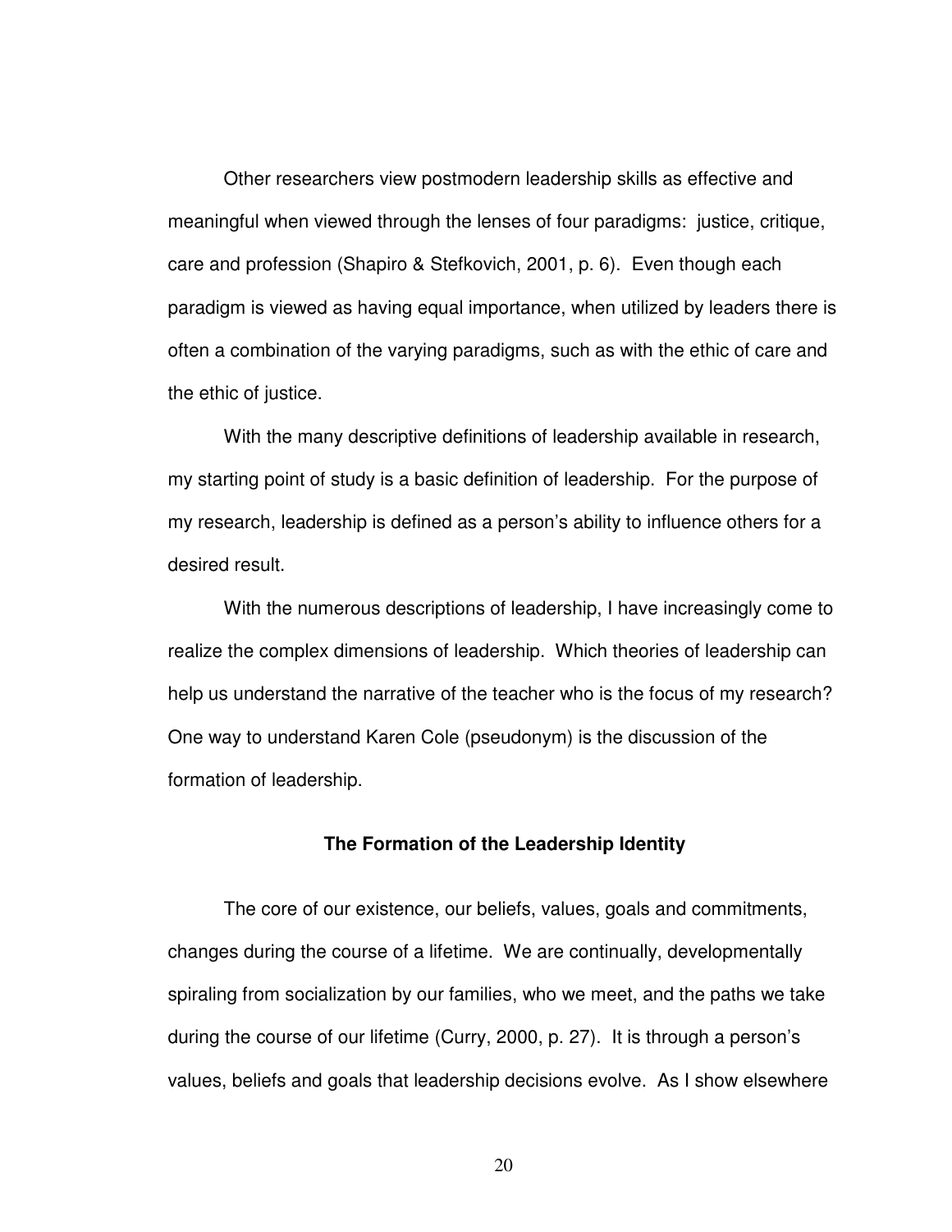Other researchers view postmodern leadership skills as effective and meaningful when viewed through the lenses of four paradigms: justice, critique, care and profession (Shapiro & Stefkovich, 2001, p. 6). Even though each paradigm is viewed as having equal importance, when utilized by leaders there is often a combination of the varying paradigms, such as with the ethic of care and the ethic of justice.

With the many descriptive definitions of leadership available in research, my starting point of study is a basic definition of leadership. For the purpose of my research, leadership is defined as a person's ability to influence others for a desired result.

With the numerous descriptions of leadership, I have increasingly come to realize the complex dimensions of leadership. Which theories of leadership can help us understand the narrative of the teacher who is the focus of my research? One way to understand Karen Cole (pseudonym) is the discussion of the formation of leadership.

## The Formation of the Leadership Identity

The core of our existence, our beliefs, values, goals and commitments, changes during the course of a lifetime. We are continually, developmentally spiraling from socialization by our families, who we meet, and the paths we take during the course of our lifetime (Curry, 2000, p. 27). It is through a person's values, beliefs and goals that leadership decisions evolve. As I show elsewhere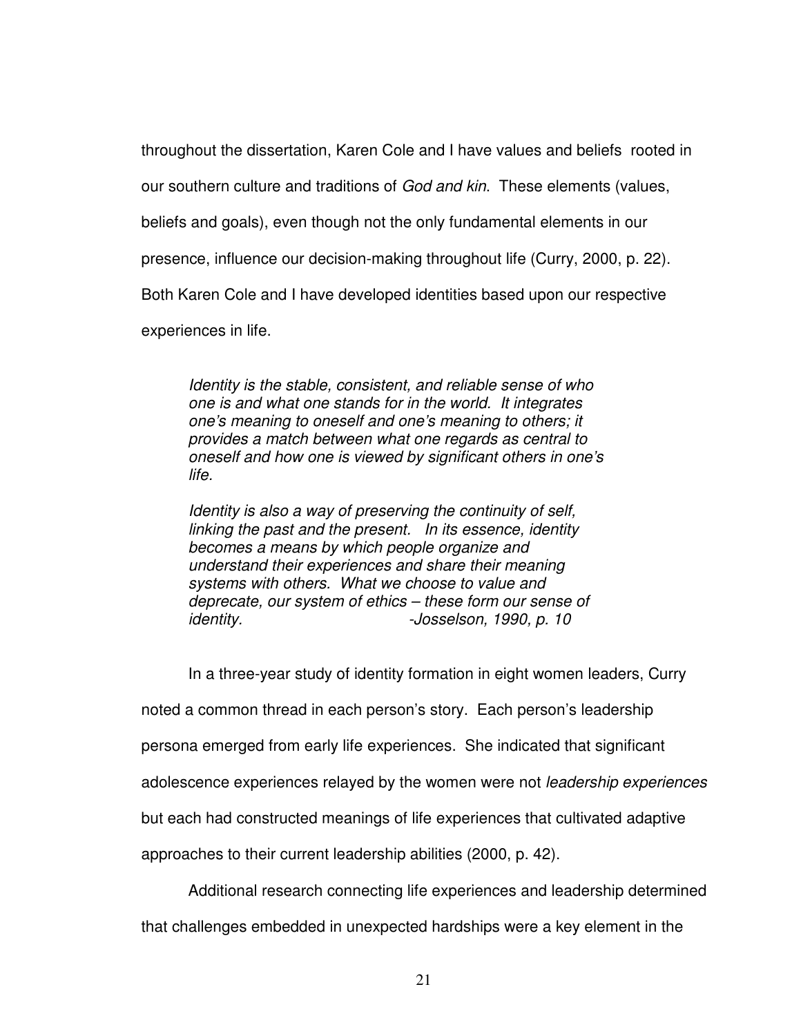throughout the dissertation, Karen Cole and I have values and beliefs rooted in our southern culture and traditions of *God and kin*. These elements (values, beliefs and goals), even though not the only fundamental elements in our presence, influence our decision-making throughout life (Curry, 2000, p. 22). Both Karen Cole and I have developed identities based upon our respective experiences in life.

> *Identity is the stable, consistent, and reliable sense of who one is and what one stands for in the world. It integrates one's meaning to oneself and one's meaning to others; it provides a match between what one regards as central to oneself and how one is viewed by significant others in one's life.*
>
> *Identity is also a way of preserving the continuity of self, linking the past and the present. In its essence, identity becomes a means by which people organize and understand their experiences and share their meaning systems with others. What we choose to value and deprecate, our system of ethics – these form our sense of identity.* -*Josselson, 1990, p. 10*

In a three-year study of identity formation in eight women leaders, Curry noted a common thread in each person's story. Each person's leadership persona emerged from early life experiences. She indicated that significant adolescence experiences relayed by the women were not *leadership experiences* but each had constructed meanings of life experiences that cultivated adaptive approaches to their current leadership abilities (2000, p. 42).

Additional research connecting life experiences and leadership determined that challenges embedded in unexpected hardships were a key element in the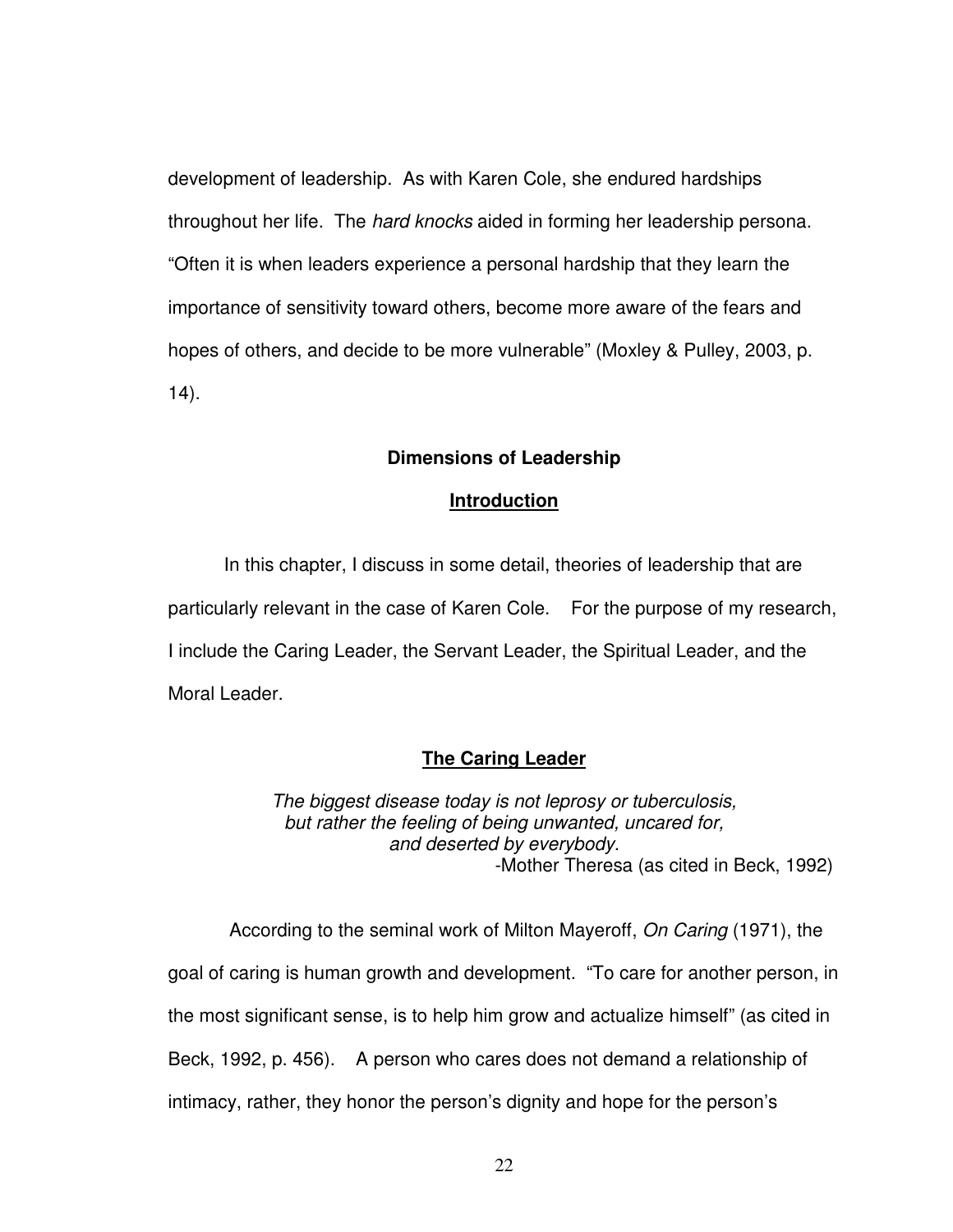development of leadership. As with Karen Cole, she endured hardships throughout her life. The *hard knocks* aided in forming her leadership persona. "Often it is when leaders experience a personal hardship that they learn the importance of sensitivity toward others, become more aware of the fears and hopes of others, and decide to be more vulnerable" (Moxley & Pulley, 2003, p. 14).

## Dimensions of Leadership

### Introduction

In this chapter, I discuss in some detail, theories of leadership that are particularly relevant in the case of Karen Cole. For the purpose of my research, I include the Caring Leader, the Servant Leader, the Spiritual Leader, and the Moral Leader.

### The Caring Leader

> *The biggest disease today is not leprosy or tuberculosis, but rather the feeling of being unwanted, uncared for, and deserted by everybody.*
>
> -Mother Theresa (as cited in Beck, 1992)

According to the seminal work of Milton Mayeroff, *On Caring* (1971), the goal of caring is human growth and development. "To care for another person, in the most significant sense, is to help him grow and actualize himself" (as cited in Beck, 1992, p. 456). A person who cares does not demand a relationship of intimacy, rather, they honor the person's dignity and hope for the person's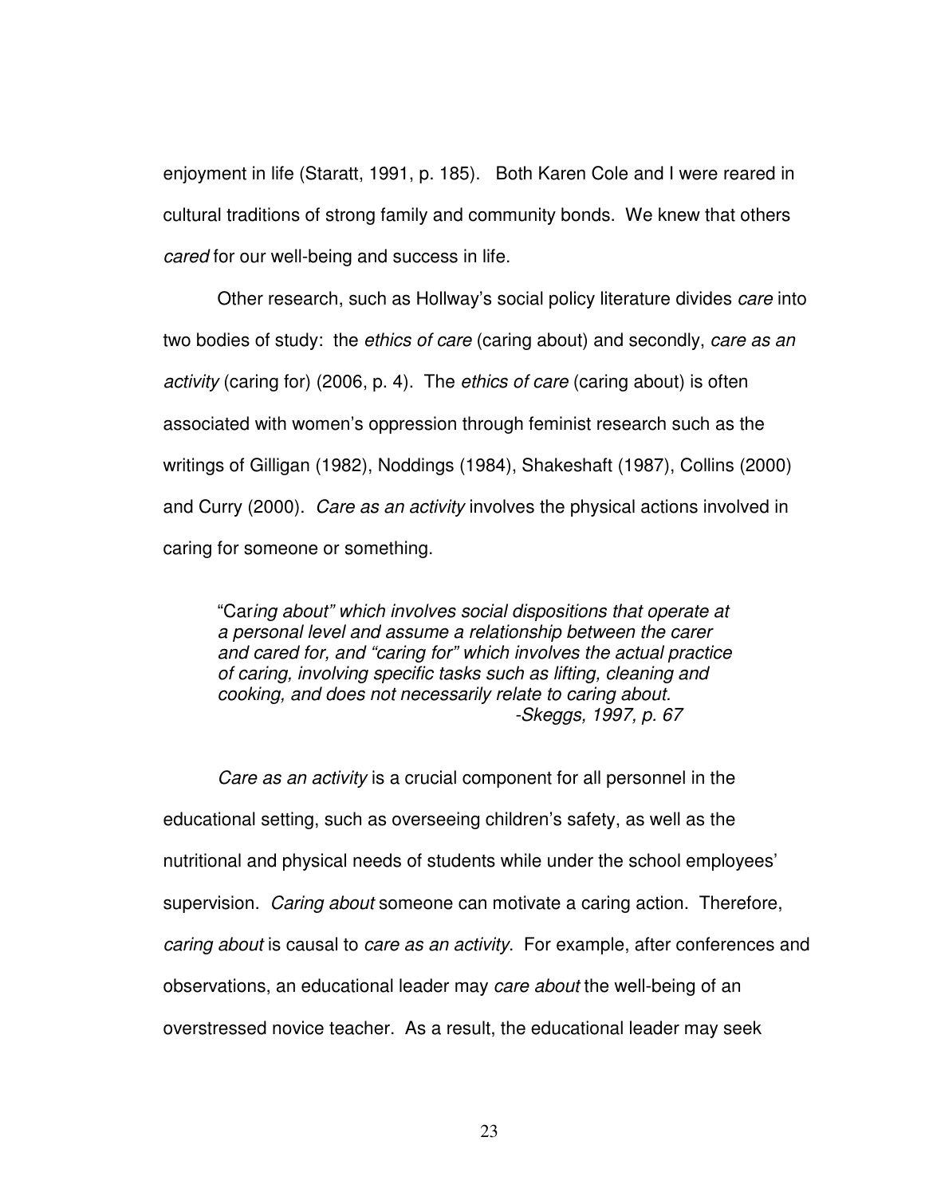enjoyment in life (Staratt, 1991, p. 185). Both Karen Cole and I were reared in cultural traditions of strong family and community bonds. We knew that others *cared* for our well-being and success in life.

Other research, such as Hollway's social policy literature divides *care* into two bodies of study: the *ethics of care* (caring about) and secondly, *care as an activity* (caring for) (2006, p. 4). The *ethics of care* (caring about) is often associated with women's oppression through feminist research such as the writings of Gilligan (1982), Noddings (1984), Shakeshaft (1987), Collins (2000) and Curry (2000). *Care as an activity* involves the physical actions involved in caring for someone or something.

> "Car*ing about" which involves social dispositions that operate at a personal level and assume a relationship between the carer and cared for, and "caring for" which involves the actual practice of caring, involving specific tasks such as lifting, cleaning and cooking, and does not necessarily relate to caring about.*
>
> *-Skeggs, 1997, p. 67*

*Care as an activity* is a crucial component for all personnel in the educational setting, such as overseeing children's safety, as well as the nutritional and physical needs of students while under the school employees' supervision. *Caring about* someone can motivate a caring action. Therefore, *caring about* is causal to *care as an activity*. For example, after conferences and observations, an educational leader may *care about* the well-being of an overstressed novice teacher. As a result, the educational leader may seek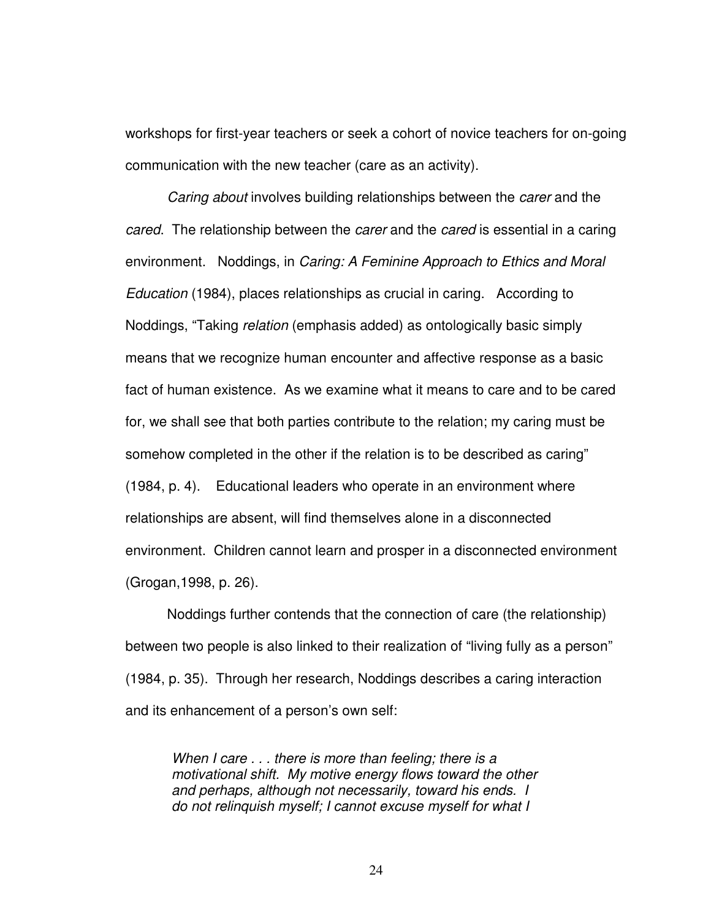workshops for first-year teachers or seek a cohort of novice teachers for on-going communication with the new teacher (care as an activity).

*Caring about* involves building relationships between the *carer* and the *cared*. The relationship between the *carer* and the *cared* is essential in a caring environment. Noddings, in *Caring: A Feminine Approach to Ethics and Moral Education* (1984), places relationships as crucial in caring. According to Noddings, "Taking *relation* (emphasis added) as ontologically basic simply means that we recognize human encounter and affective response as a basic fact of human existence. As we examine what it means to care and to be cared for, we shall see that both parties contribute to the relation; my caring must be somehow completed in the other if the relation is to be described as caring" (1984, p. 4). Educational leaders who operate in an environment where relationships are absent, will find themselves alone in a disconnected environment. Children cannot learn and prosper in a disconnected environment (Grogan,1998, p. 26).

Noddings further contends that the connection of care (the relationship) between two people is also linked to their realization of "living fully as a person" (1984, p. 35). Through her research, Noddings describes a caring interaction and its enhancement of a person's own self:

> *When I care . . . there is more than feeling; there is a motivational shift. My motive energy flows toward the other and perhaps, although not necessarily, toward his ends. I do not relinquish myself; I cannot excuse myself for what I*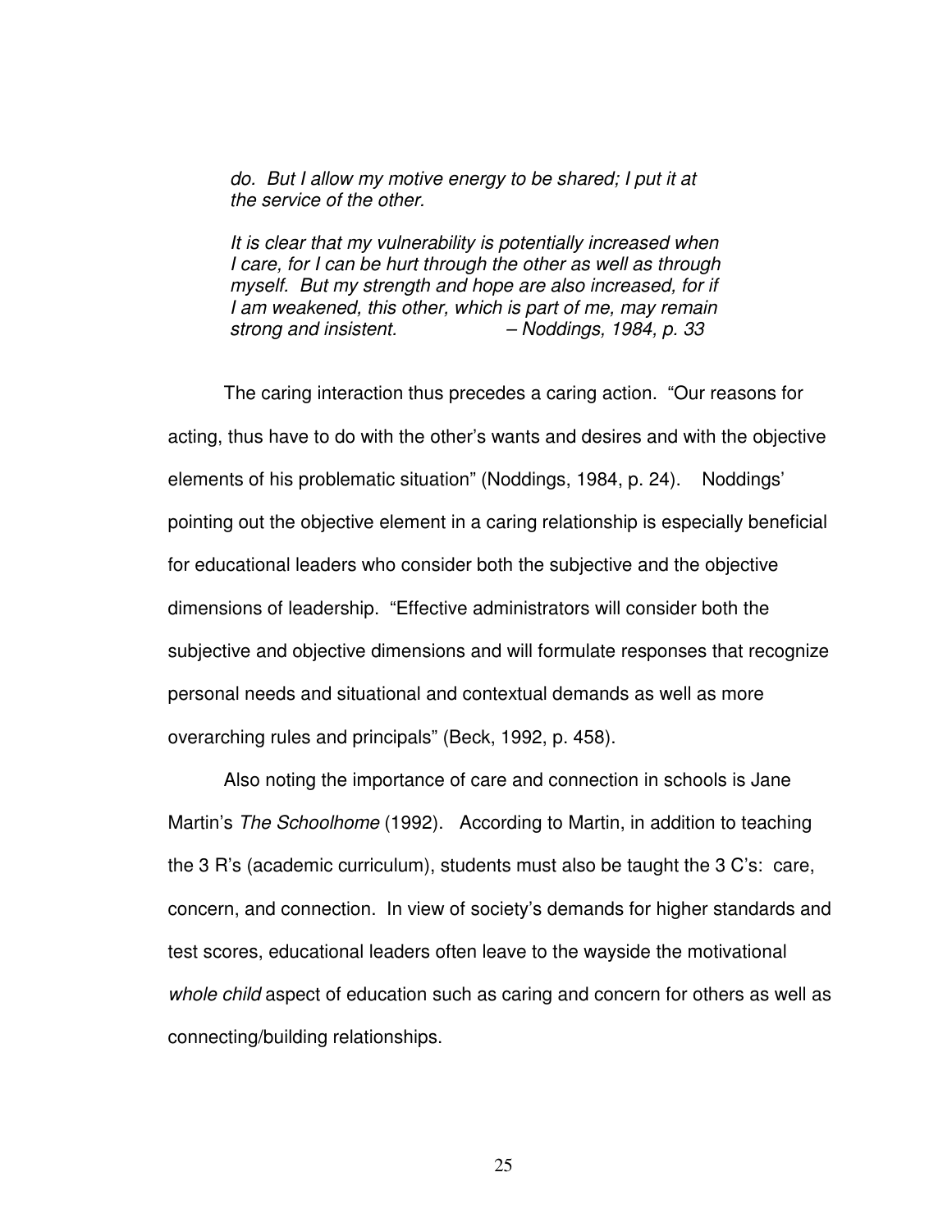> *do. But I allow my motive energy to be shared; I put it at the service of the other.*
>
> *It is clear that my vulnerability is potentially increased when I care, for I can be hurt through the other as well as through myself. But my strength and hope are also increased, for if I am weakened, this other, which is part of me, may remain strong and insistent.* – *Noddings, 1984, p. 33*

The caring interaction thus precedes a caring action. "Our reasons for acting, thus have to do with the other's wants and desires and with the objective elements of his problematic situation" (Noddings, 1984, p. 24). Noddings' pointing out the objective element in a caring relationship is especially beneficial for educational leaders who consider both the subjective and the objective dimensions of leadership. "Effective administrators will consider both the subjective and objective dimensions and will formulate responses that recognize personal needs and situational and contextual demands as well as more overarching rules and principals" (Beck, 1992, p. 458).

Also noting the importance of care and connection in schools is Jane Martin's *The Schoolhome* (1992). According to Martin, in addition to teaching the 3 R's (academic curriculum), students must also be taught the 3 C's: care, concern, and connection. In view of society's demands for higher standards and test scores, educational leaders often leave to the wayside the motivational *whole child* aspect of education such as caring and concern for others as well as connecting/building relationships.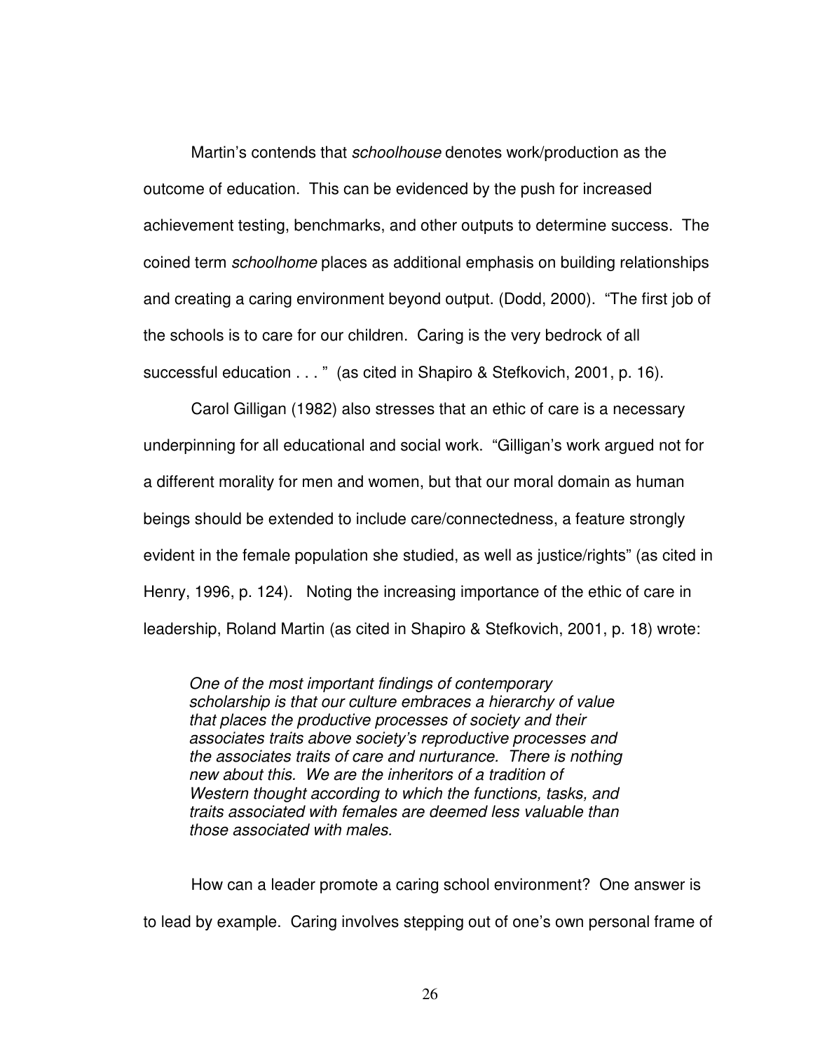Martin's contends that *schoolhouse* denotes work/production as the outcome of education. This can be evidenced by the push for increased achievement testing, benchmarks, and other outputs to determine success. The coined term *schoolhome* places as additional emphasis on building relationships and creating a caring environment beyond output. (Dodd, 2000). "The first job of the schools is to care for our children. Caring is the very bedrock of all successful education . . . " (as cited in Shapiro & Stefkovich, 2001, p. 16).

Carol Gilligan (1982) also stresses that an ethic of care is a necessary underpinning for all educational and social work. "Gilligan's work argued not for a different morality for men and women, but that our moral domain as human beings should be extended to include care/connectedness, a feature strongly evident in the female population she studied, as well as justice/rights" (as cited in Henry, 1996, p. 124). Noting the increasing importance of the ethic of care in leadership, Roland Martin (as cited in Shapiro & Stefkovich, 2001, p. 18) wrote:

> *One of the most important findings of contemporary scholarship is that our culture embraces a hierarchy of value that places the productive processes of society and their associates traits above society's reproductive processes and the associates traits of care and nurturance. There is nothing new about this. We are the inheritors of a tradition of Western thought according to which the functions, tasks, and traits associated with females are deemed less valuable than those associated with males.*

How can a leader promote a caring school environment? One answer is to lead by example. Caring involves stepping out of one's own personal frame of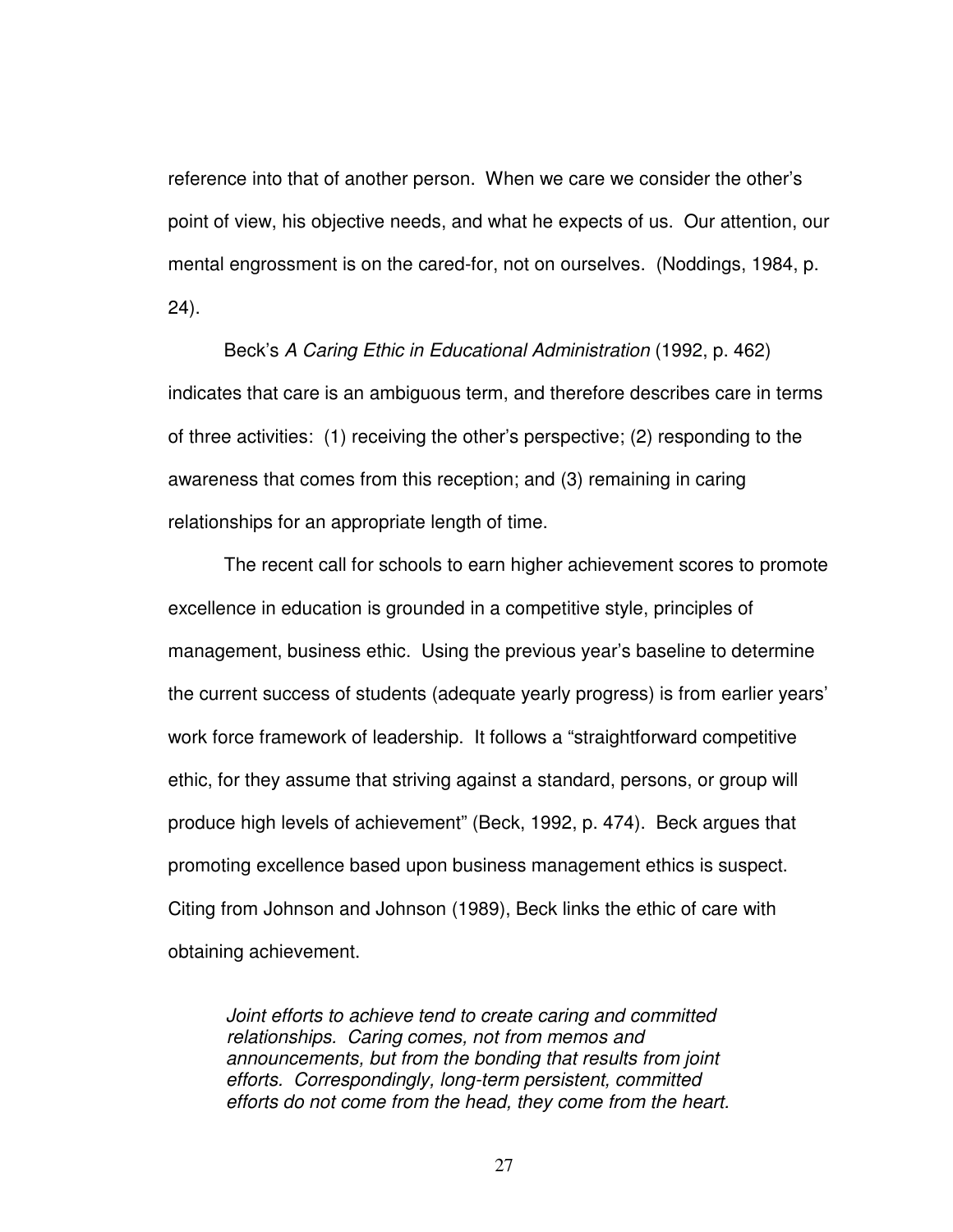reference into that of another person. When we care we consider the other's point of view, his objective needs, and what he expects of us. Our attention, our mental engrossment is on the cared-for, not on ourselves. (Noddings, 1984, p. 24).

Beck's *A Caring Ethic in Educational Administration* (1992, p. 462) indicates that care is an ambiguous term, and therefore describes care in terms of three activities: (1) receiving the other's perspective; (2) responding to the awareness that comes from this reception; and (3) remaining in caring relationships for an appropriate length of time.

The recent call for schools to earn higher achievement scores to promote excellence in education is grounded in a competitive style, principles of management, business ethic. Using the previous year's baseline to determine the current success of students (adequate yearly progress) is from earlier years' work force framework of leadership. It follows a "straightforward competitive ethic, for they assume that striving against a standard, persons, or group will produce high levels of achievement" (Beck, 1992, p. 474). Beck argues that promoting excellence based upon business management ethics is suspect. Citing from Johnson and Johnson (1989), Beck links the ethic of care with obtaining achievement.

> *Joint efforts to achieve tend to create caring and committed relationships. Caring comes, not from memos and announcements, but from the bonding that results from joint efforts. Correspondingly, long-term persistent, committed efforts do not come from the head, they come from the heart.*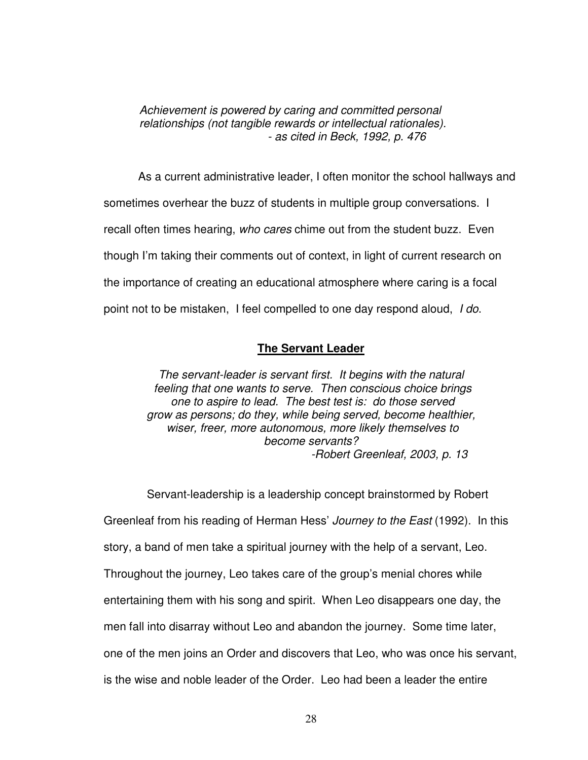*Achievement is powered by caring and committed personal relationships (not tangible rewards or intellectual rationales).*
*- as cited in Beck, 1992, p. 476*

As a current administrative leader, I often monitor the school hallways and sometimes overhear the buzz of students in multiple group conversations. I recall often times hearing, *who cares* chime out from the student buzz. Even though I'm taking their comments out of context, in light of current research on the importance of creating an educational atmosphere where caring is a focal point not to be mistaken, I feel compelled to one day respond aloud, *I do*.

## **The Servant Leader**

*The servant-leader is servant first. It begins with the natural feeling that one wants to serve. Then conscious choice brings one to aspire to lead. The best test is: do those served grow as persons; do they, while being served, become healthier, wiser, freer, more autonomous, more likely themselves to become servants?*
*-Robert Greenleaf, 2003, p. 13*

Servant-leadership is a leadership concept brainstormed by Robert Greenleaf from his reading of Herman Hess' *Journey to the East* (1992). In this story, a band of men take a spiritual journey with the help of a servant, Leo. Throughout the journey, Leo takes care of the group's menial chores while entertaining them with his song and spirit. When Leo disappears one day, the men fall into disarray without Leo and abandon the journey. Some time later, one of the men joins an Order and discovers that Leo, who was once his servant, is the wise and noble leader of the Order. Leo had been a leader the entire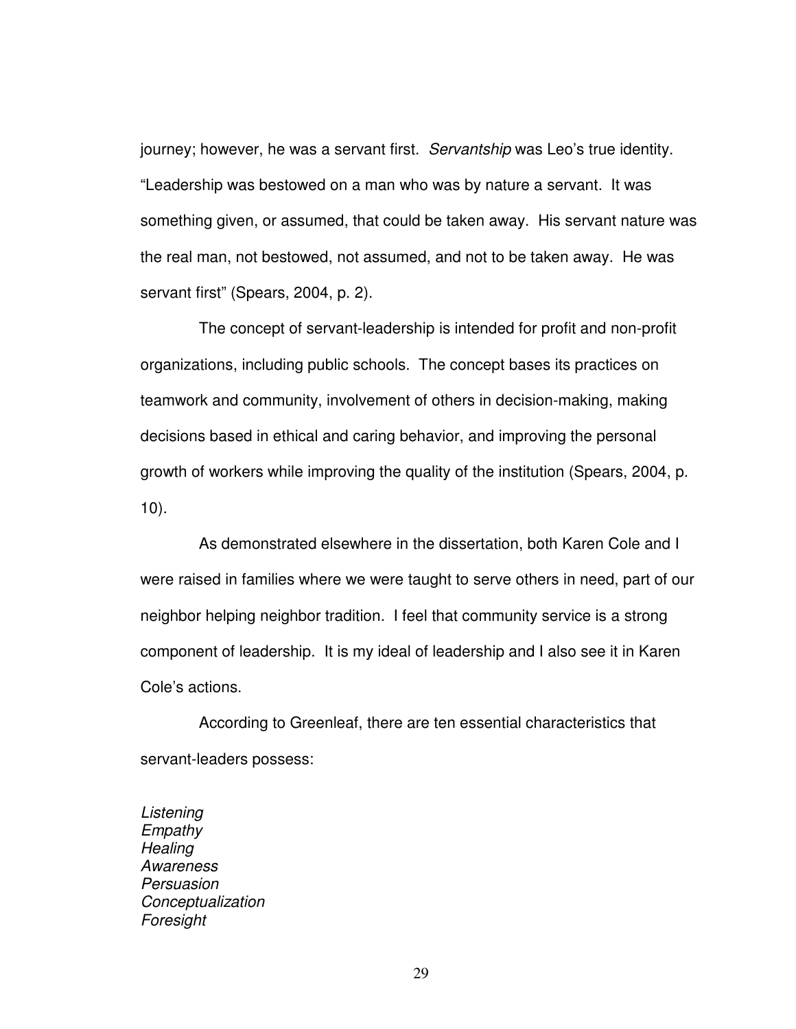journey; however, he was a servant first. *Servantship* was Leo's true identity. "Leadership was bestowed on a man who was by nature a servant. It was something given, or assumed, that could be taken away. His servant nature was the real man, not bestowed, not assumed, and not to be taken away. He was servant first" (Spears, 2004, p. 2).

The concept of servant-leadership is intended for profit and non-profit organizations, including public schools. The concept bases its practices on teamwork and community, involvement of others in decision-making, making decisions based in ethical and caring behavior, and improving the personal growth of workers while improving the quality of the institution (Spears, 2004, p. 10).

As demonstrated elsewhere in the dissertation, both Karen Cole and I were raised in families where we were taught to serve others in need, part of our neighbor helping neighbor tradition. I feel that community service is a strong component of leadership. It is my ideal of leadership and I also see it in Karen Cole's actions.

According to Greenleaf, there are ten essential characteristics that servant-leaders possess:

*Listening*
*Empathy*
*Healing*
*Awareness*
*Persuasion*
*Conceptualization*
*Foresight*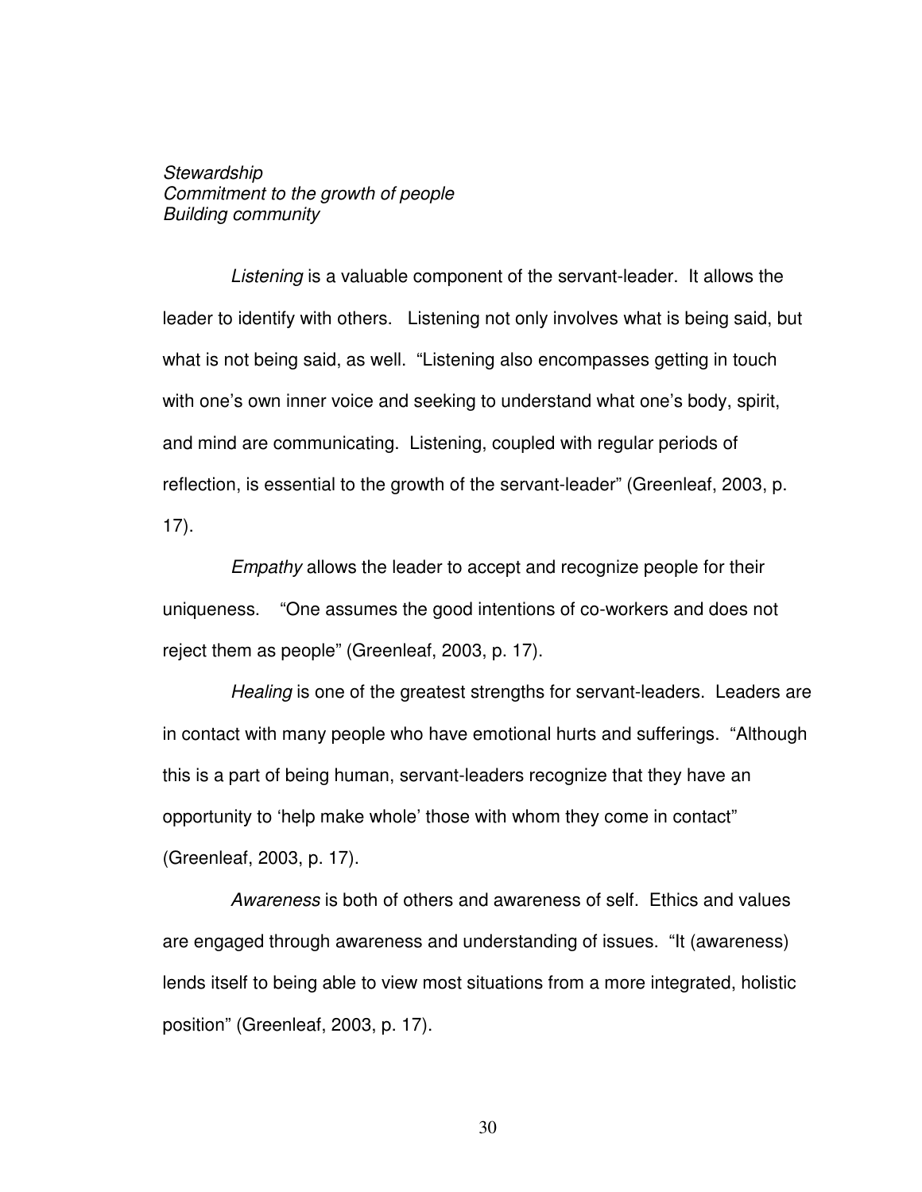*Stewardship*
*Commitment to the growth of people*
*Building community*

*Listening* is a valuable component of the servant-leader. It allows the leader to identify with others. Listening not only involves what is being said, but what is not being said, as well. "Listening also encompasses getting in touch with one's own inner voice and seeking to understand what one's body, spirit, and mind are communicating. Listening, coupled with regular periods of reflection, is essential to the growth of the servant-leader" (Greenleaf, 2003, p. 17).

*Empathy* allows the leader to accept and recognize people for their uniqueness. "One assumes the good intentions of co-workers and does not reject them as people" (Greenleaf, 2003, p. 17).

*Healing* is one of the greatest strengths for servant-leaders. Leaders are in contact with many people who have emotional hurts and sufferings. "Although this is a part of being human, servant-leaders recognize that they have an opportunity to 'help make whole' those with whom they come in contact" (Greenleaf, 2003, p. 17).

*Awareness* is both of others and awareness of self. Ethics and values are engaged through awareness and understanding of issues. "It (awareness) lends itself to being able to view most situations from a more integrated, holistic position" (Greenleaf, 2003, p. 17).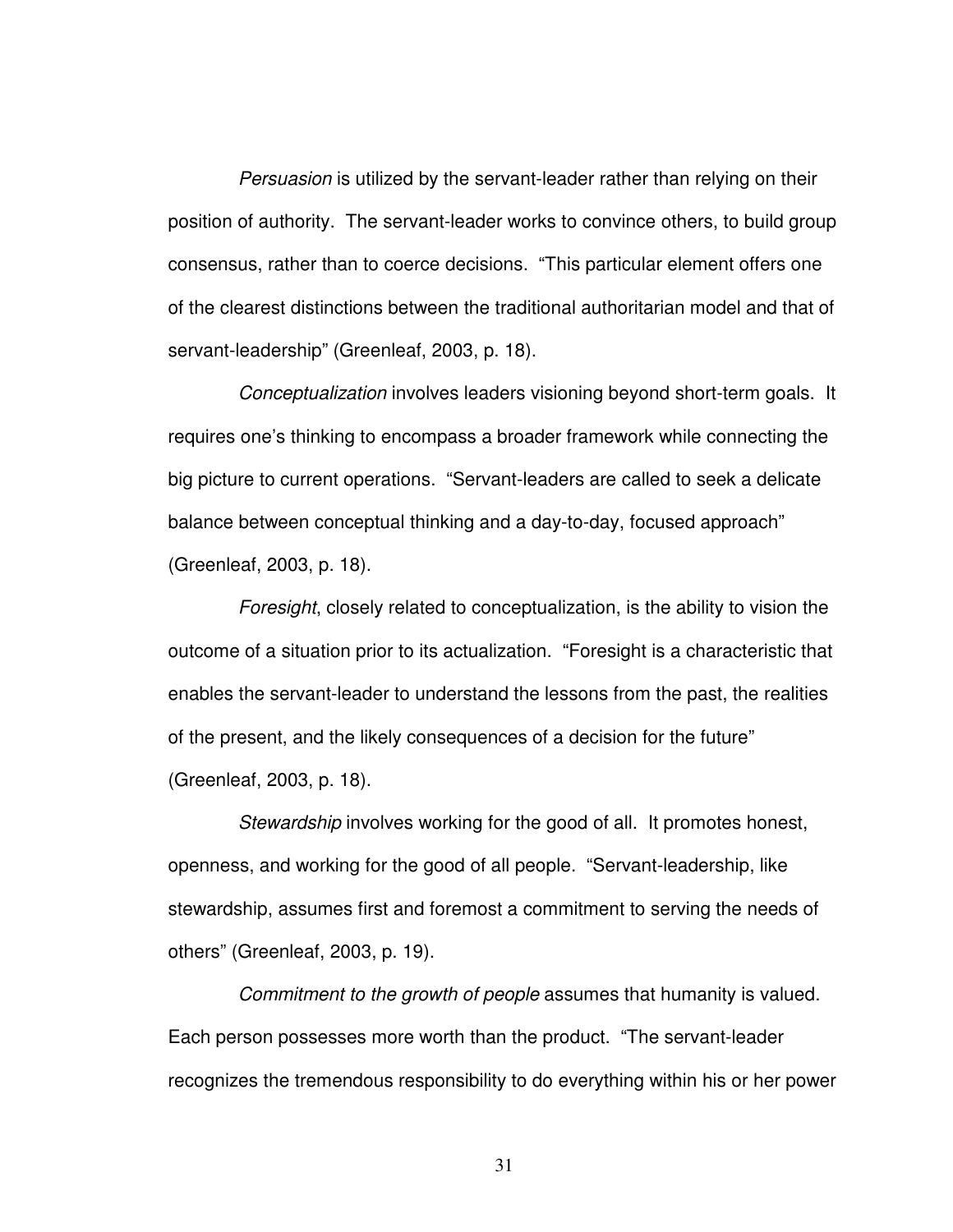*Persuasion* is utilized by the servant-leader rather than relying on their position of authority. The servant-leader works to convince others, to build group consensus, rather than to coerce decisions. "This particular element offers one of the clearest distinctions between the traditional authoritarian model and that of servant-leadership" (Greenleaf, 2003, p. 18).

*Conceptualization* involves leaders visioning beyond short-term goals. It requires one's thinking to encompass a broader framework while connecting the big picture to current operations. "Servant-leaders are called to seek a delicate balance between conceptual thinking and a day-to-day, focused approach" (Greenleaf, 2003, p. 18).

*Foresight*, closely related to conceptualization, is the ability to vision the outcome of a situation prior to its actualization. "Foresight is a characteristic that enables the servant-leader to understand the lessons from the past, the realities of the present, and the likely consequences of a decision for the future" (Greenleaf, 2003, p. 18).

*Stewardship* involves working for the good of all. It promotes honest, openness, and working for the good of all people. "Servant-leadership, like stewardship, assumes first and foremost a commitment to serving the needs of others" (Greenleaf, 2003, p. 19).

*Commitment to the growth of people* assumes that humanity is valued. Each person possesses more worth than the product. "The servant-leader recognizes the tremendous responsibility to do everything within his or her power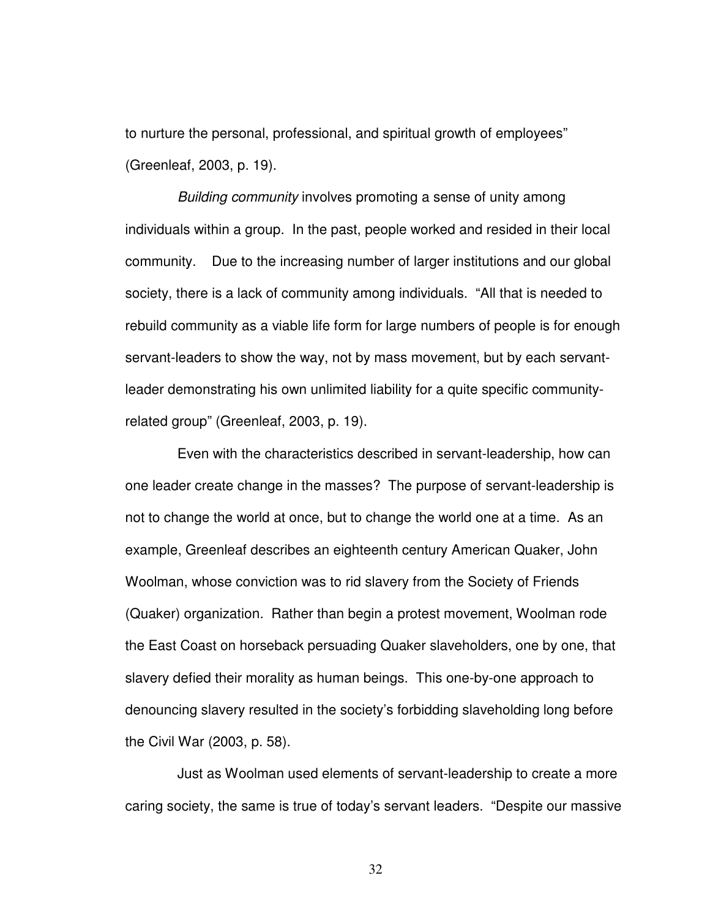to nurture the personal, professional, and spiritual growth of employees" (Greenleaf, 2003, p. 19).

*Building community* involves promoting a sense of unity among individuals within a group. In the past, people worked and resided in their local community. Due to the increasing number of larger institutions and our global society, there is a lack of community among individuals. "All that is needed to rebuild community as a viable life form for large numbers of people is for enough servant-leaders to show the way, not by mass movement, but by each servant-leader demonstrating his own unlimited liability for a quite specific community-related group" (Greenleaf, 2003, p. 19).

Even with the characteristics described in servant-leadership, how can one leader create change in the masses? The purpose of servant-leadership is not to change the world at once, but to change the world one at a time. As an example, Greenleaf describes an eighteenth century American Quaker, John Woolman, whose conviction was to rid slavery from the Society of Friends (Quaker) organization. Rather than begin a protest movement, Woolman rode the East Coast on horseback persuading Quaker slaveholders, one by one, that slavery defied their morality as human beings. This one-by-one approach to denouncing slavery resulted in the society's forbidding slaveholding long before the Civil War (2003, p. 58).

Just as Woolman used elements of servant-leadership to create a more caring society, the same is true of today's servant leaders. "Despite our massive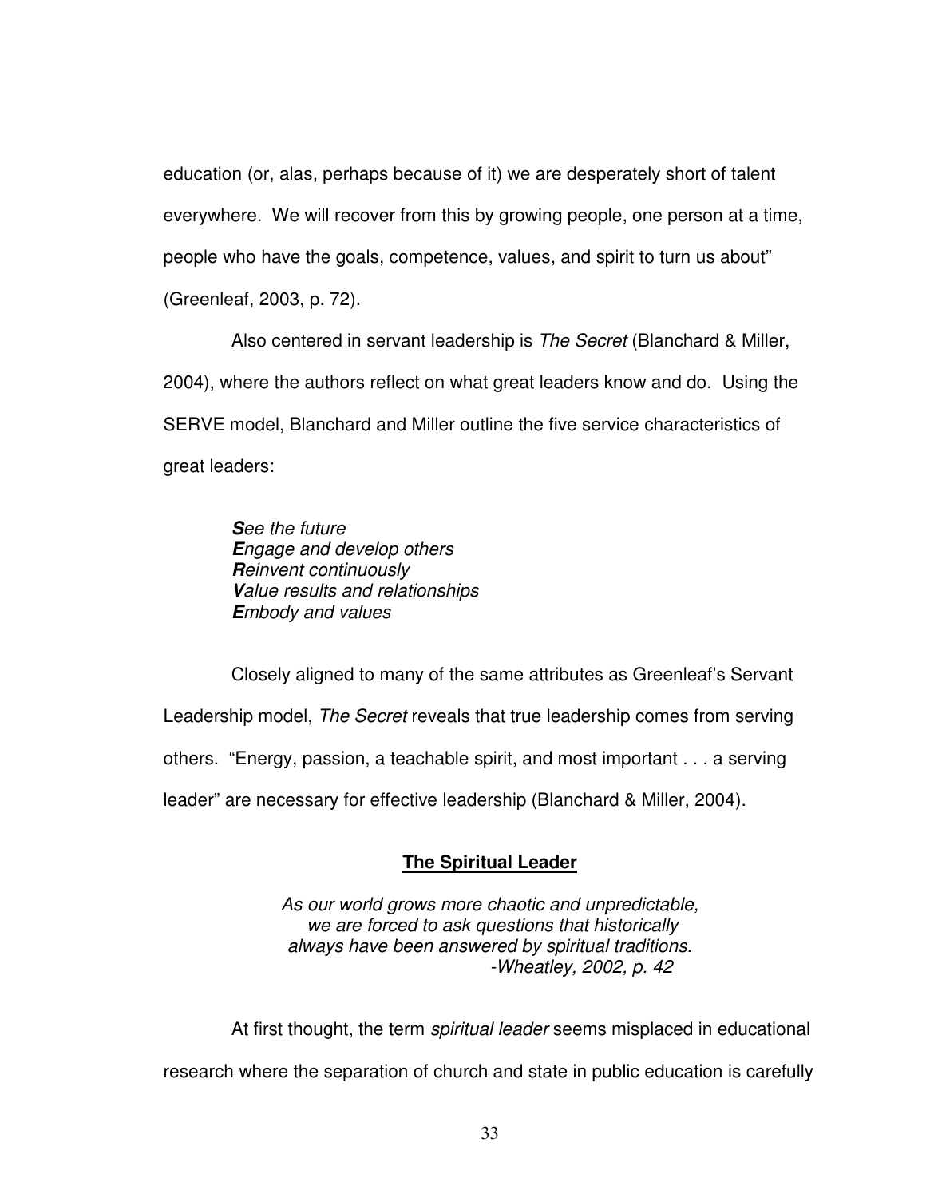education (or, alas, perhaps because of it) we are desperately short of talent everywhere. We will recover from this by growing people, one person at a time, people who have the goals, competence, values, and spirit to turn us about" (Greenleaf, 2003, p. 72).

Also centered in servant leadership is *The Secret* (Blanchard & Miller, 2004), where the authors reflect on what great leaders know and do. Using the SERVE model, Blanchard and Miller outline the five service characteristics of great leaders:

> ***S****ee the future*
> ***E****ngage and develop others*
> ***R****einvent continuously*
> ***V****alue results and relationships*
> ***E****mbody and values*

Closely aligned to many of the same attributes as Greenleaf's Servant Leadership model, *The Secret* reveals that true leadership comes from serving others. "Energy, passion, a teachable spirit, and most important . . . a serving leader" are necessary for effective leadership (Blanchard & Miller, 2004).

## The Spiritual Leader

> *As our world grows more chaotic and unpredictable,*
> *we are forced to ask questions that historically*
> *always have been answered by spiritual traditions.*
> *-Wheatley, 2002, p. 42*

At first thought, the term *spiritual leader* seems misplaced in educational research where the separation of church and state in public education is carefully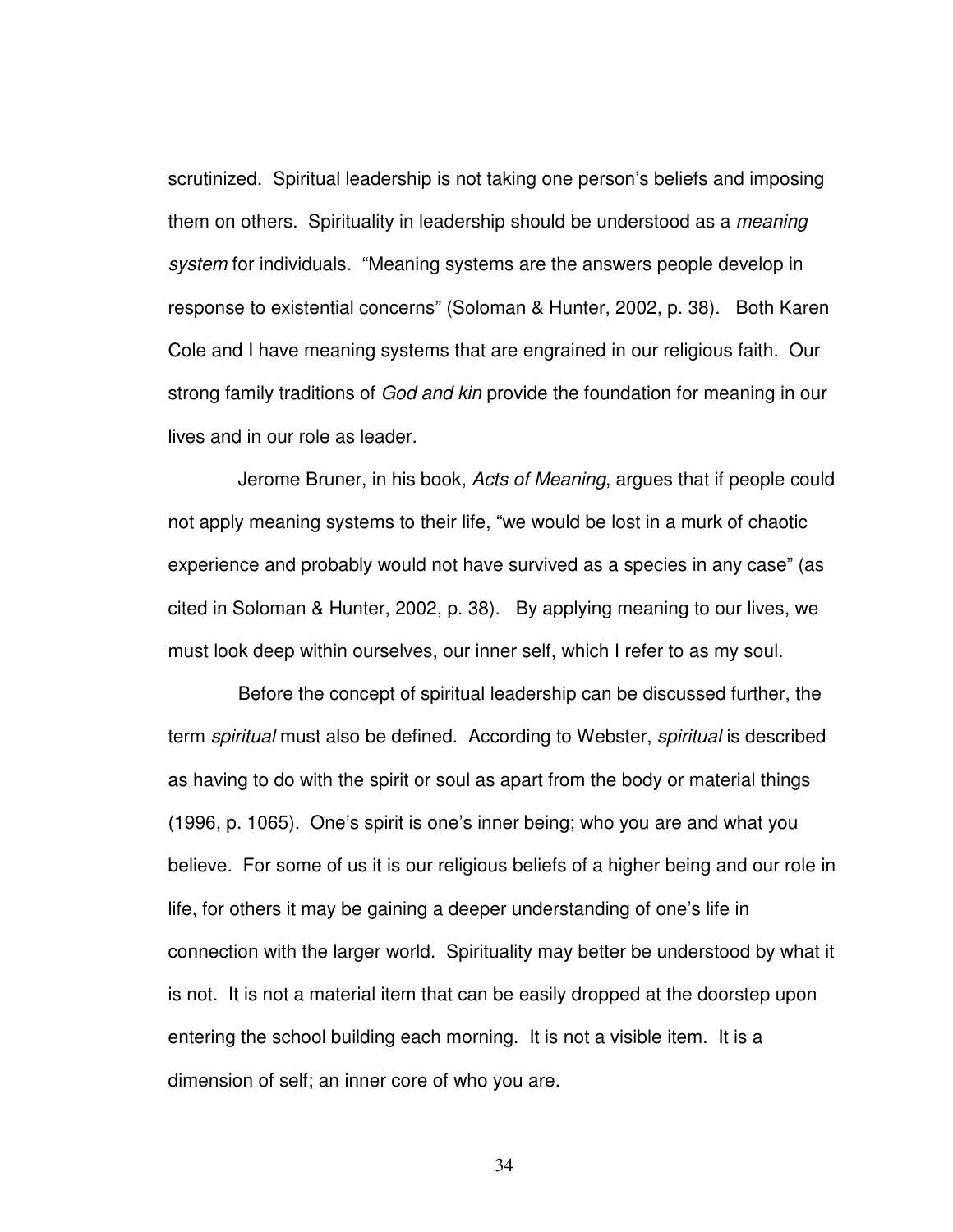scrutinized. Spiritual leadership is not taking one person's beliefs and imposing them on others. Spirituality in leadership should be understood as a *meaning system* for individuals. "Meaning systems are the answers people develop in response to existential concerns" (Soloman & Hunter, 2002, p. 38). Both Karen Cole and I have meaning systems that are engrained in our religious faith. Our strong family traditions of *God and kin* provide the foundation for meaning in our lives and in our role as leader.

Jerome Bruner, in his book, *Acts of Meaning*, argues that if people could not apply meaning systems to their life, "we would be lost in a murk of chaotic experience and probably would not have survived as a species in any case" (as cited in Soloman & Hunter, 2002, p. 38). By applying meaning to our lives, we must look deep within ourselves, our inner self, which I refer to as my soul.

Before the concept of spiritual leadership can be discussed further, the term *spiritual* must also be defined. According to Webster, *spiritual* is described as having to do with the spirit or soul as apart from the body or material things (1996, p. 1065). One's spirit is one's inner being; who you are and what you believe. For some of us it is our religious beliefs of a higher being and our role in life, for others it may be gaining a deeper understanding of one's life in connection with the larger world. Spirituality may better be understood by what it is not. It is not a material item that can be easily dropped at the doorstep upon entering the school building each morning. It is not a visible item. It is a dimension of self; an inner core of who you are.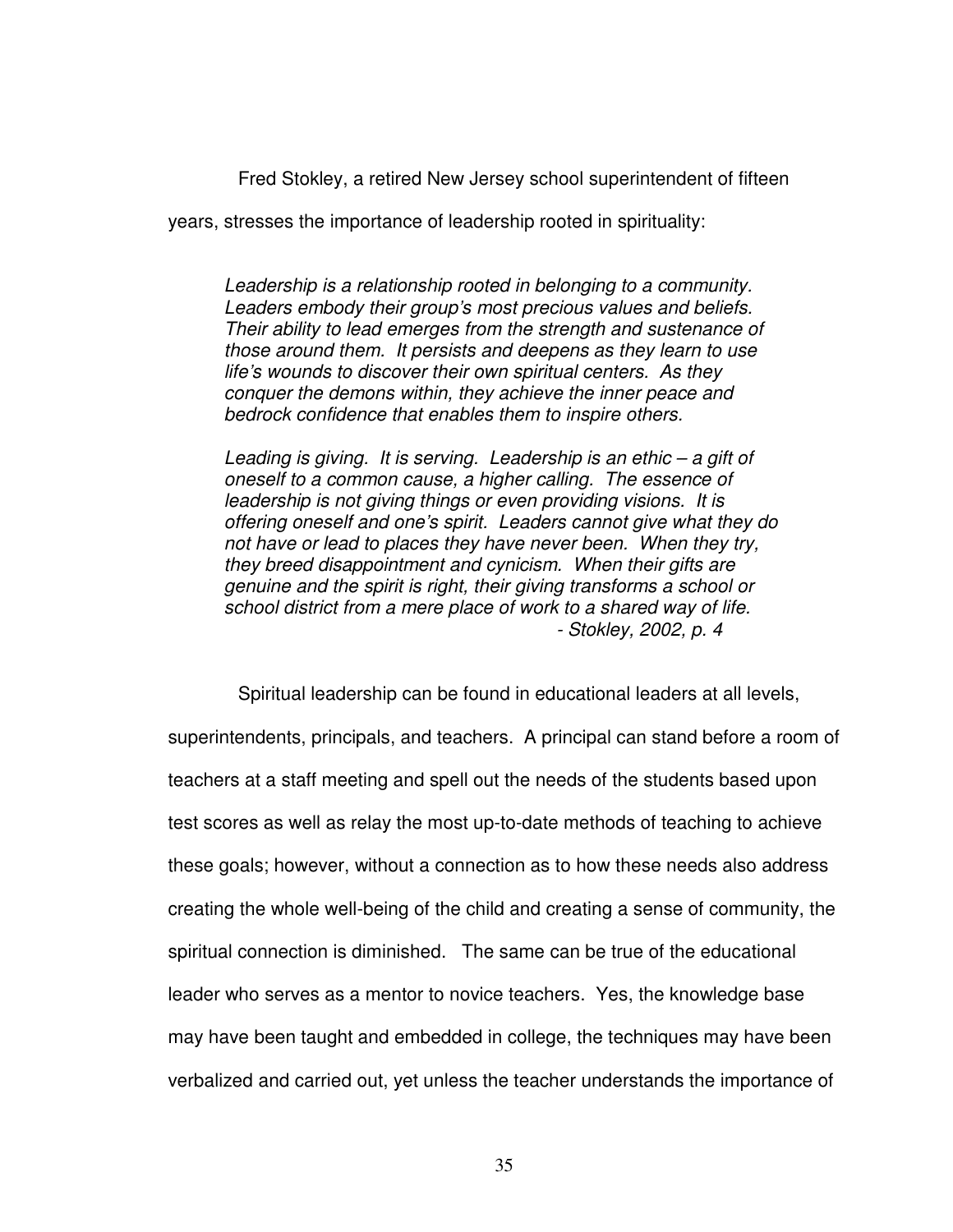Fred Stokley, a retired New Jersey school superintendent of fifteen years, stresses the importance of leadership rooted in spirituality:

> *Leadership is a relationship rooted in belonging to a community. Leaders embody their group's most precious values and beliefs. Their ability to lead emerges from the strength and sustenance of those around them. It persists and deepens as they learn to use life's wounds to discover their own spiritual centers. As they conquer the demons within, they achieve the inner peace and bedrock confidence that enables them to inspire others.*
>
> *Leading is giving. It is serving. Leadership is an ethic – a gift of oneself to a common cause, a higher calling. The essence of leadership is not giving things or even providing visions. It is offering oneself and one's spirit. Leaders cannot give what they do not have or lead to places they have never been. When they try, they breed disappointment and cynicism. When their gifts are genuine and the spirit is right, their giving transforms a school or school district from a mere place of work to a shared way of life.*
>
> *- Stokley, 2002, p. 4*

Spiritual leadership can be found in educational leaders at all levels, superintendents, principals, and teachers. A principal can stand before a room of teachers at a staff meeting and spell out the needs of the students based upon test scores as well as relay the most up-to-date methods of teaching to achieve these goals; however, without a connection as to how these needs also address creating the whole well-being of the child and creating a sense of community, the spiritual connection is diminished. The same can be true of the educational leader who serves as a mentor to novice teachers. Yes, the knowledge base may have been taught and embedded in college, the techniques may have been verbalized and carried out, yet unless the teacher understands the importance of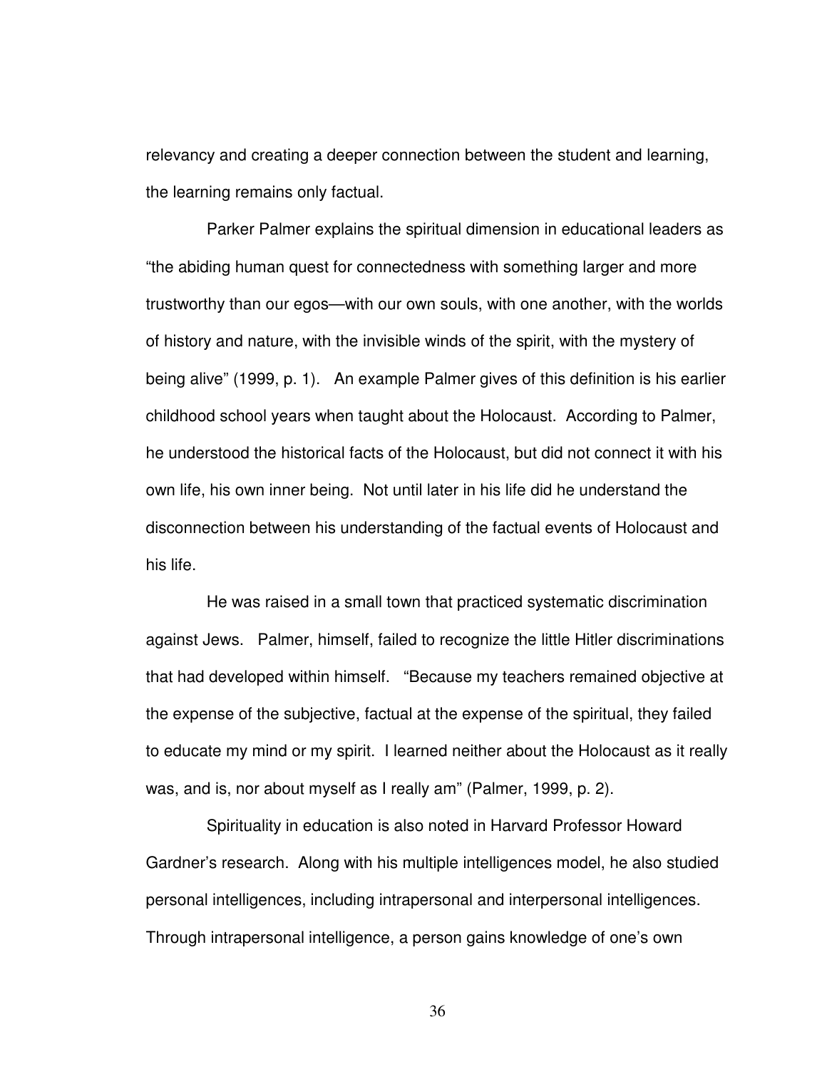relevancy and creating a deeper connection between the student and learning, the learning remains only factual.

Parker Palmer explains the spiritual dimension in educational leaders as "the abiding human quest for connectedness with something larger and more trustworthy than our egos—with our own souls, with one another, with the worlds of history and nature, with the invisible winds of the spirit, with the mystery of being alive" (1999, p. 1). An example Palmer gives of this definition is his earlier childhood school years when taught about the Holocaust. According to Palmer, he understood the historical facts of the Holocaust, but did not connect it with his own life, his own inner being. Not until later in his life did he understand the disconnection between his understanding of the factual events of Holocaust and his life.

He was raised in a small town that practiced systematic discrimination against Jews. Palmer, himself, failed to recognize the little Hitler discriminations that had developed within himself. "Because my teachers remained objective at the expense of the subjective, factual at the expense of the spiritual, they failed to educate my mind or my spirit. I learned neither about the Holocaust as it really was, and is, nor about myself as I really am" (Palmer, 1999, p. 2).

Spirituality in education is also noted in Harvard Professor Howard Gardner's research. Along with his multiple intelligences model, he also studied personal intelligences, including intrapersonal and interpersonal intelligences. Through intrapersonal intelligence, a person gains knowledge of one's own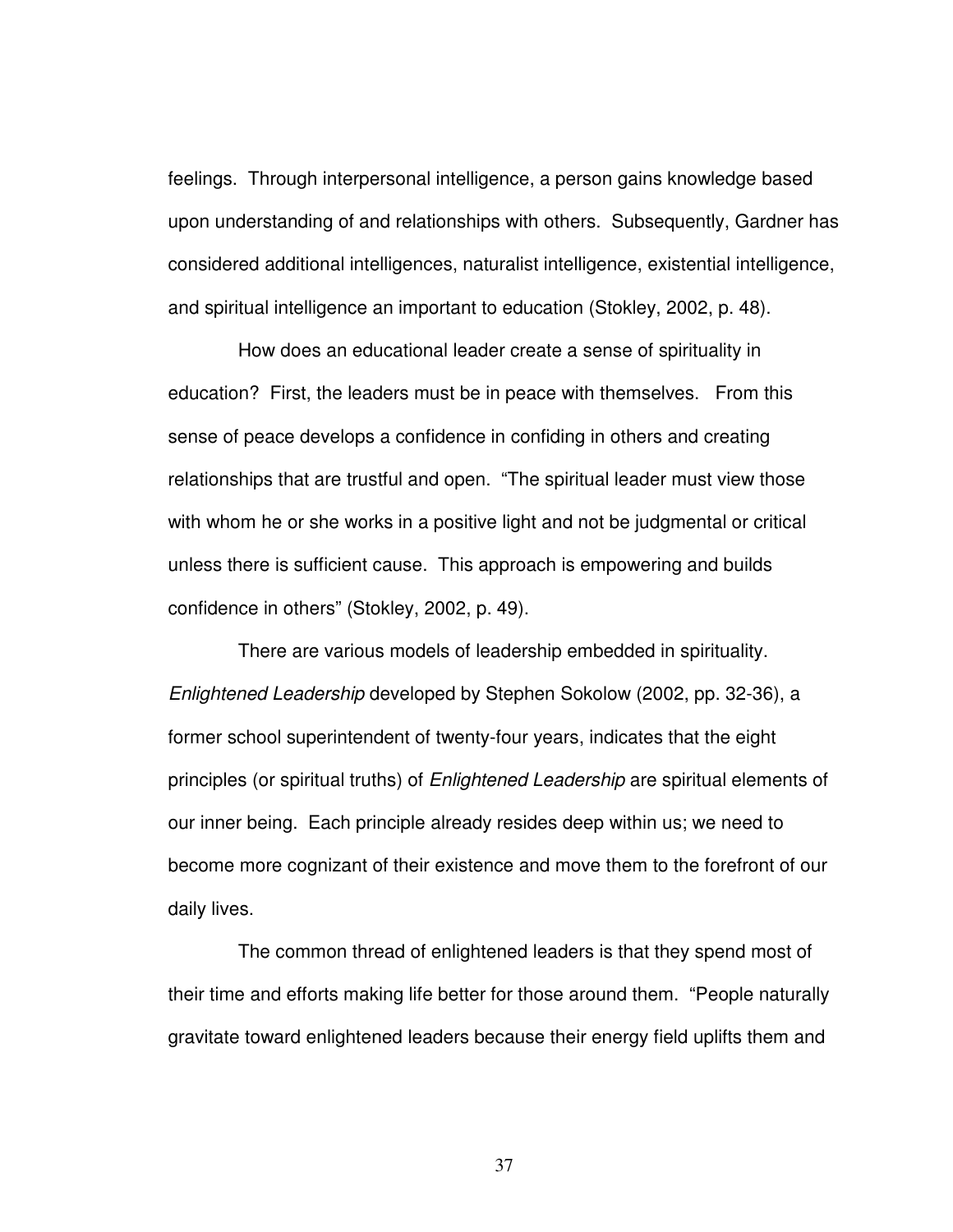feelings. Through interpersonal intelligence, a person gains knowledge based upon understanding of and relationships with others. Subsequently, Gardner has considered additional intelligences, naturalist intelligence, existential intelligence, and spiritual intelligence an important to education (Stokley, 2002, p. 48).

How does an educational leader create a sense of spirituality in education? First, the leaders must be in peace with themselves. From this sense of peace develops a confidence in confiding in others and creating relationships that are trustful and open. "The spiritual leader must view those with whom he or she works in a positive light and not be judgmental or critical unless there is sufficient cause. This approach is empowering and builds confidence in others" (Stokley, 2002, p. 49).

There are various models of leadership embedded in spirituality. *Enlightened Leadership* developed by Stephen Sokolow (2002, pp. 32-36), a former school superintendent of twenty-four years, indicates that the eight principles (or spiritual truths) of *Enlightened Leadership* are spiritual elements of our inner being. Each principle already resides deep within us; we need to become more cognizant of their existence and move them to the forefront of our daily lives.

The common thread of enlightened leaders is that they spend most of their time and efforts making life better for those around them. "People naturally gravitate toward enlightened leaders because their energy field uplifts them and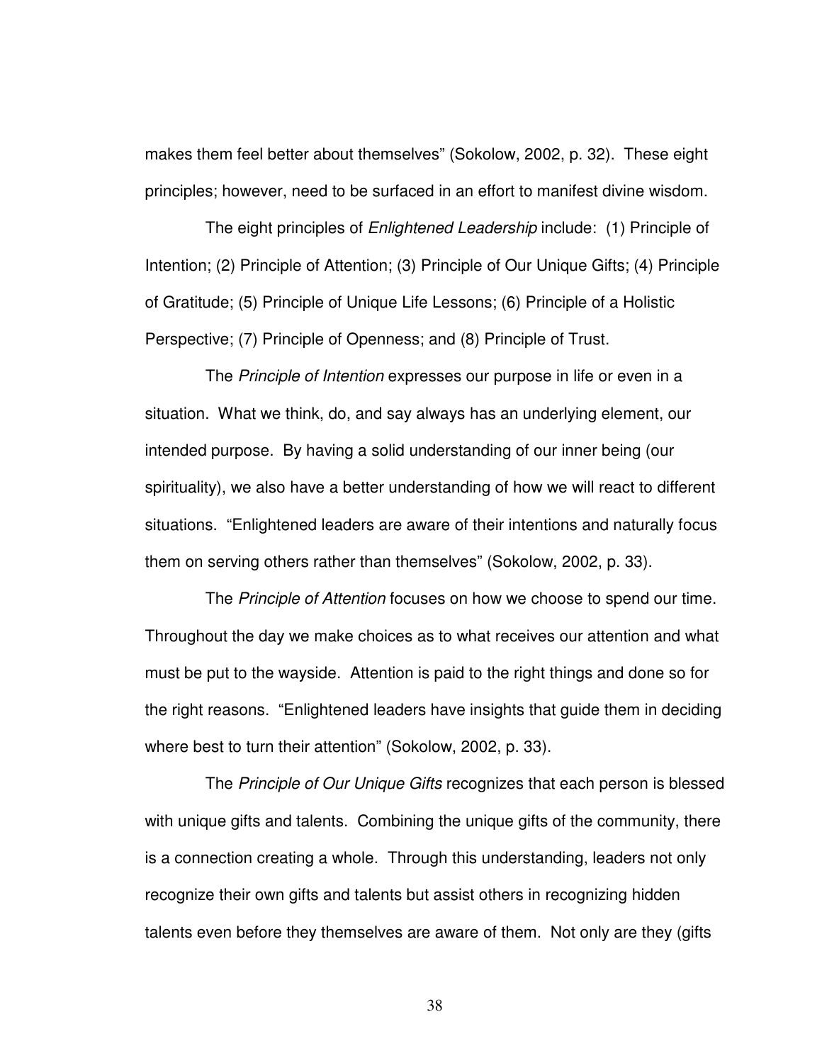makes them feel better about themselves" (Sokolow, 2002, p. 32). These eight principles; however, need to be surfaced in an effort to manifest divine wisdom.

The eight principles of *Enlightened Leadership* include: (1) Principle of Intention; (2) Principle of Attention; (3) Principle of Our Unique Gifts; (4) Principle of Gratitude; (5) Principle of Unique Life Lessons; (6) Principle of a Holistic Perspective; (7) Principle of Openness; and (8) Principle of Trust.

The *Principle of Intention* expresses our purpose in life or even in a situation. What we think, do, and say always has an underlying element, our intended purpose. By having a solid understanding of our inner being (our spirituality), we also have a better understanding of how we will react to different situations. "Enlightened leaders are aware of their intentions and naturally focus them on serving others rather than themselves" (Sokolow, 2002, p. 33).

The *Principle of Attention* focuses on how we choose to spend our time. Throughout the day we make choices as to what receives our attention and what must be put to the wayside. Attention is paid to the right things and done so for the right reasons. "Enlightened leaders have insights that guide them in deciding where best to turn their attention" (Sokolow, 2002, p. 33).

The *Principle of Our Unique Gifts* recognizes that each person is blessed with unique gifts and talents. Combining the unique gifts of the community, there is a connection creating a whole. Through this understanding, leaders not only recognize their own gifts and talents but assist others in recognizing hidden talents even before they themselves are aware of them. Not only are they (gifts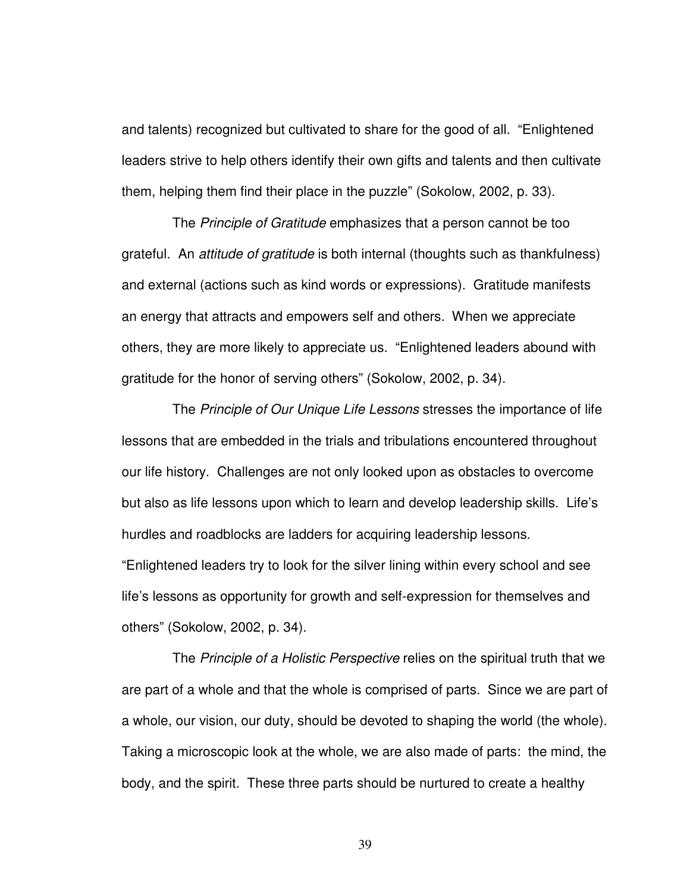and talents) recognized but cultivated to share for the good of all. "Enlightened leaders strive to help others identify their own gifts and talents and then cultivate them, helping them find their place in the puzzle" (Sokolow, 2002, p. 33).

The *Principle of Gratitude* emphasizes that a person cannot be too grateful. An *attitude of gratitude* is both internal (thoughts such as thankfulness) and external (actions such as kind words or expressions). Gratitude manifests an energy that attracts and empowers self and others. When we appreciate others, they are more likely to appreciate us. "Enlightened leaders abound with gratitude for the honor of serving others" (Sokolow, 2002, p. 34).

The *Principle of Our Unique Life Lessons* stresses the importance of life lessons that are embedded in the trials and tribulations encountered throughout our life history. Challenges are not only looked upon as obstacles to overcome but also as life lessons upon which to learn and develop leadership skills. Life's hurdles and roadblocks are ladders for acquiring leadership lessons. "Enlightened leaders try to look for the silver lining within every school and see life's lessons as opportunity for growth and self-expression for themselves and others" (Sokolow, 2002, p. 34).

The *Principle of a Holistic Perspective* relies on the spiritual truth that we are part of a whole and that the whole is comprised of parts. Since we are part of a whole, our vision, our duty, should be devoted to shaping the world (the whole). Taking a microscopic look at the whole, we are also made of parts: the mind, the body, and the spirit. These three parts should be nurtured to create a healthy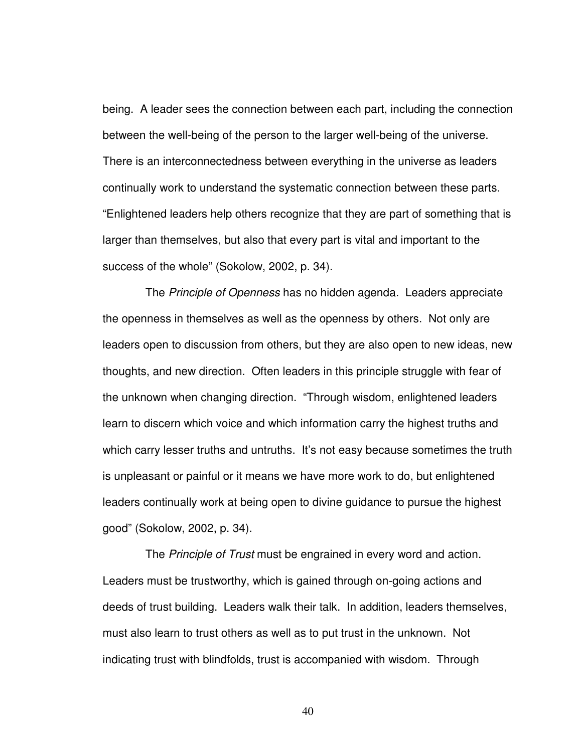being. A leader sees the connection between each part, including the connection between the well-being of the person to the larger well-being of the universe. There is an interconnectedness between everything in the universe as leaders continually work to understand the systematic connection between these parts. "Enlightened leaders help others recognize that they are part of something that is larger than themselves, but also that every part is vital and important to the success of the whole" (Sokolow, 2002, p. 34).

The *Principle of Openness* has no hidden agenda. Leaders appreciate the openness in themselves as well as the openness by others. Not only are leaders open to discussion from others, but they are also open to new ideas, new thoughts, and new direction. Often leaders in this principle struggle with fear of the unknown when changing direction. "Through wisdom, enlightened leaders learn to discern which voice and which information carry the highest truths and which carry lesser truths and untruths. It's not easy because sometimes the truth is unpleasant or painful or it means we have more work to do, but enlightened leaders continually work at being open to divine guidance to pursue the highest good" (Sokolow, 2002, p. 34).

The *Principle of Trust* must be engrained in every word and action. Leaders must be trustworthy, which is gained through on-going actions and deeds of trust building. Leaders walk their talk. In addition, leaders themselves, must also learn to trust others as well as to put trust in the unknown. Not indicating trust with blindfolds, trust is accompanied with wisdom. Through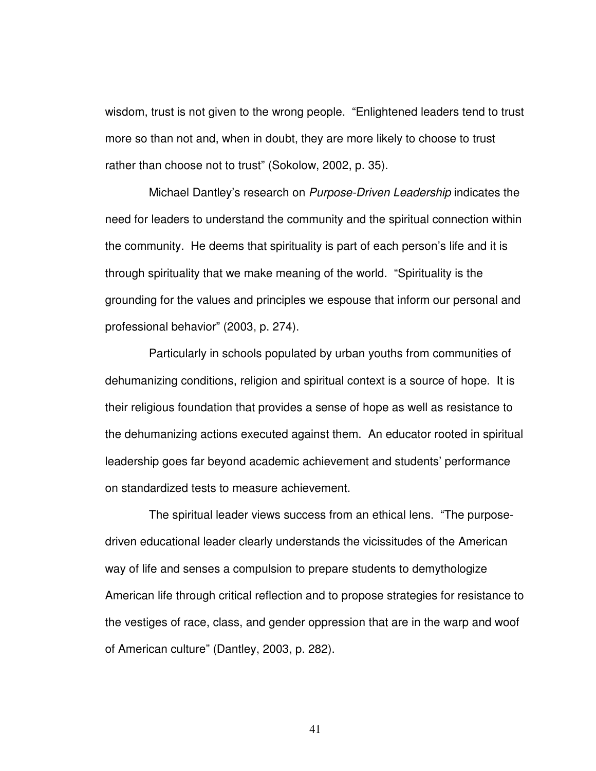wisdom, trust is not given to the wrong people. "Enlightened leaders tend to trust more so than not and, when in doubt, they are more likely to choose to trust rather than choose not to trust" (Sokolow, 2002, p. 35).

Michael Dantley's research on *Purpose-Driven Leadership* indicates the need for leaders to understand the community and the spiritual connection within the community. He deems that spirituality is part of each person's life and it is through spirituality that we make meaning of the world. "Spirituality is the grounding for the values and principles we espouse that inform our personal and professional behavior" (2003, p. 274).

Particularly in schools populated by urban youths from communities of dehumanizing conditions, religion and spiritual context is a source of hope. It is their religious foundation that provides a sense of hope as well as resistance to the dehumanizing actions executed against them. An educator rooted in spiritual leadership goes far beyond academic achievement and students' performance on standardized tests to measure achievement.

The spiritual leader views success from an ethical lens. "The purpose-driven educational leader clearly understands the vicissitudes of the American way of life and senses a compulsion to prepare students to demythologize American life through critical reflection and to propose strategies for resistance to the vestiges of race, class, and gender oppression that are in the warp and woof of American culture" (Dantley, 2003, p. 282).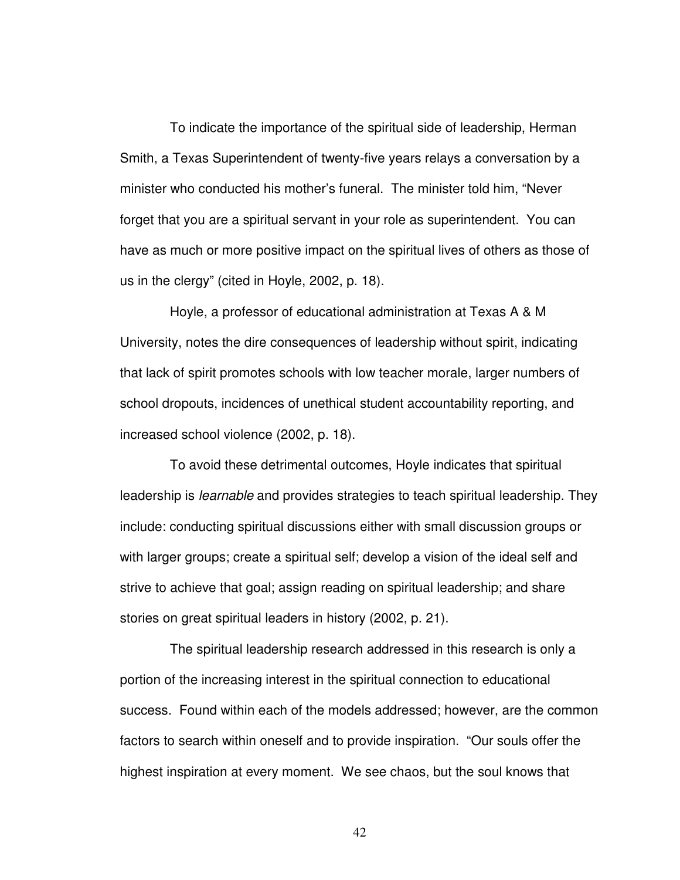To indicate the importance of the spiritual side of leadership, Herman Smith, a Texas Superintendent of twenty-five years relays a conversation by a minister who conducted his mother's funeral. The minister told him, "Never forget that you are a spiritual servant in your role as superintendent. You can have as much or more positive impact on the spiritual lives of others as those of us in the clergy" (cited in Hoyle, 2002, p. 18).

Hoyle, a professor of educational administration at Texas A & M University, notes the dire consequences of leadership without spirit, indicating that lack of spirit promotes schools with low teacher morale, larger numbers of school dropouts, incidences of unethical student accountability reporting, and increased school violence (2002, p. 18).

To avoid these detrimental outcomes, Hoyle indicates that spiritual leadership is *learnable* and provides strategies to teach spiritual leadership. They include: conducting spiritual discussions either with small discussion groups or with larger groups; create a spiritual self; develop a vision of the ideal self and strive to achieve that goal; assign reading on spiritual leadership; and share stories on great spiritual leaders in history (2002, p. 21).

The spiritual leadership research addressed in this research is only a portion of the increasing interest in the spiritual connection to educational success. Found within each of the models addressed; however, are the common factors to search within oneself and to provide inspiration. "Our souls offer the highest inspiration at every moment. We see chaos, but the soul knows that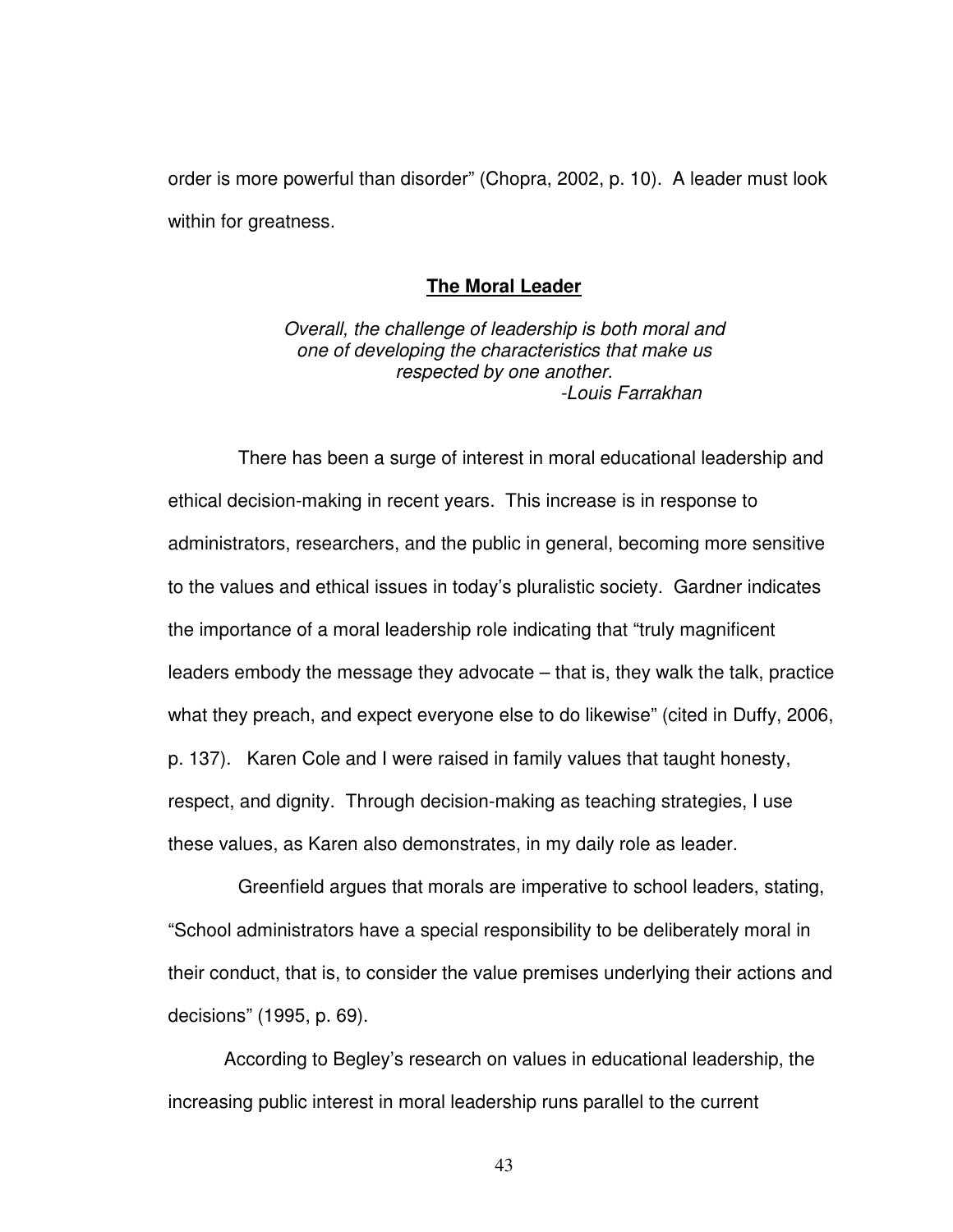order is more powerful than disorder" (Chopra, 2002, p. 10). A leader must look within for greatness.

## **The Moral Leader**

> *Overall, the challenge of leadership is both moral and one of developing the characteristics that make us respected by one another.*
> *-Louis Farrakhan*

There has been a surge of interest in moral educational leadership and ethical decision-making in recent years. This increase is in response to administrators, researchers, and the public in general, becoming more sensitive to the values and ethical issues in today's pluralistic society. Gardner indicates the importance of a moral leadership role indicating that "truly magnificent leaders embody the message they advocate – that is, they walk the talk, practice what they preach, and expect everyone else to do likewise" (cited in Duffy, 2006, p. 137). Karen Cole and I were raised in family values that taught honesty, respect, and dignity. Through decision-making as teaching strategies, I use these values, as Karen also demonstrates, in my daily role as leader.

Greenfield argues that morals are imperative to school leaders, stating, "School administrators have a special responsibility to be deliberately moral in their conduct, that is, to consider the value premises underlying their actions and decisions" (1995, p. 69).

According to Begley's research on values in educational leadership, the increasing public interest in moral leadership runs parallel to the current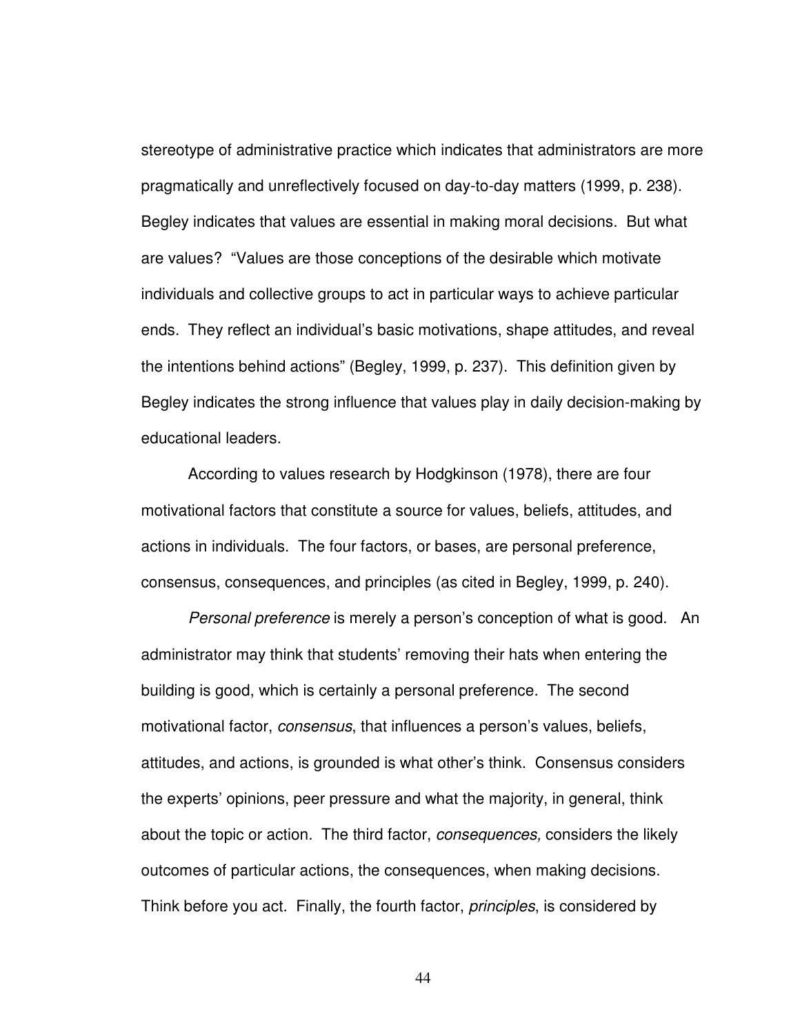stereotype of administrative practice which indicates that administrators are more pragmatically and unreflectively focused on day-to-day matters (1999, p. 238). Begley indicates that values are essential in making moral decisions. But what are values? "Values are those conceptions of the desirable which motivate individuals and collective groups to act in particular ways to achieve particular ends. They reflect an individual's basic motivations, shape attitudes, and reveal the intentions behind actions" (Begley, 1999, p. 237). This definition given by Begley indicates the strong influence that values play in daily decision-making by educational leaders.

According to values research by Hodgkinson (1978), there are four motivational factors that constitute a source for values, beliefs, attitudes, and actions in individuals. The four factors, or bases, are personal preference, consensus, consequences, and principles (as cited in Begley, 1999, p. 240).

*Personal preference* is merely a person's conception of what is good. An administrator may think that students' removing their hats when entering the building is good, which is certainly a personal preference. The second motivational factor, *consensus*, that influences a person's values, beliefs, attitudes, and actions, is grounded is what other's think. Consensus considers the experts' opinions, peer pressure and what the majority, in general, think about the topic or action. The third factor, *consequences,* considers the likely outcomes of particular actions, the consequences, when making decisions. Think before you act. Finally, the fourth factor, *principles*, is considered by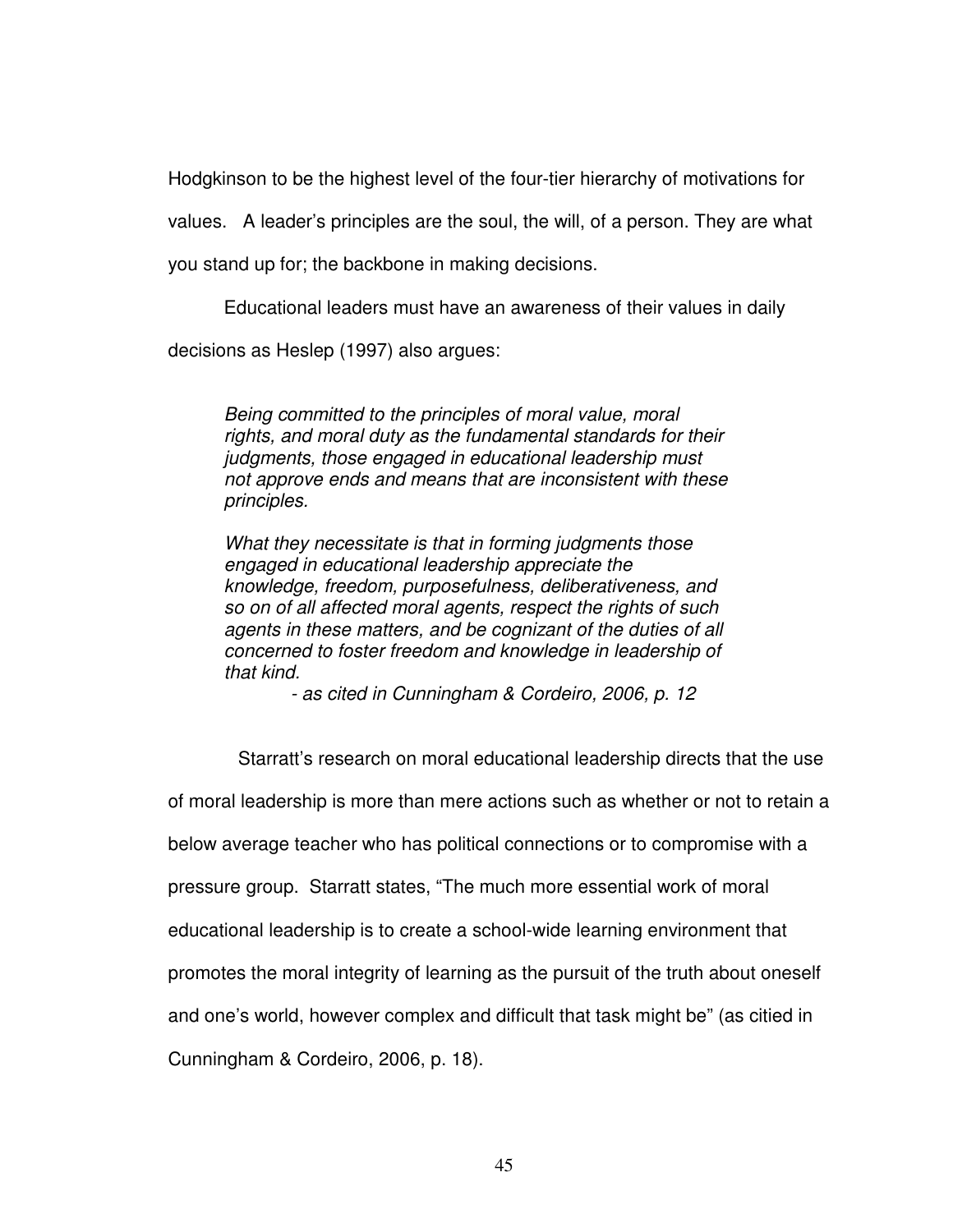Hodgkinson to be the highest level of the four-tier hierarchy of motivations for values. A leader's principles are the soul, the will, of a person. They are what you stand up for; the backbone in making decisions.

Educational leaders must have an awareness of their values in daily decisions as Heslep (1997) also argues:

> *Being committed to the principles of moral value, moral rights, and moral duty as the fundamental standards for their judgments, those engaged in educational leadership must not approve ends and means that are inconsistent with these principles.*
>
> *What they necessitate is that in forming judgments those engaged in educational leadership appreciate the knowledge, freedom, purposefulness, deliberativeness, and so on of all affected moral agents, respect the rights of such agents in these matters, and be cognizant of the duties of all concerned to foster freedom and knowledge in leadership of that kind.*
>
> *- as cited in Cunningham & Cordeiro, 2006, p. 12*

Starratt's research on moral educational leadership directs that the use of moral leadership is more than mere actions such as whether or not to retain a below average teacher who has political connections or to compromise with a pressure group. Starratt states, "The much more essential work of moral educational leadership is to create a school-wide learning environment that promotes the moral integrity of learning as the pursuit of the truth about oneself and one's world, however complex and difficult that task might be" (as citied in Cunningham & Cordeiro, 2006, p. 18).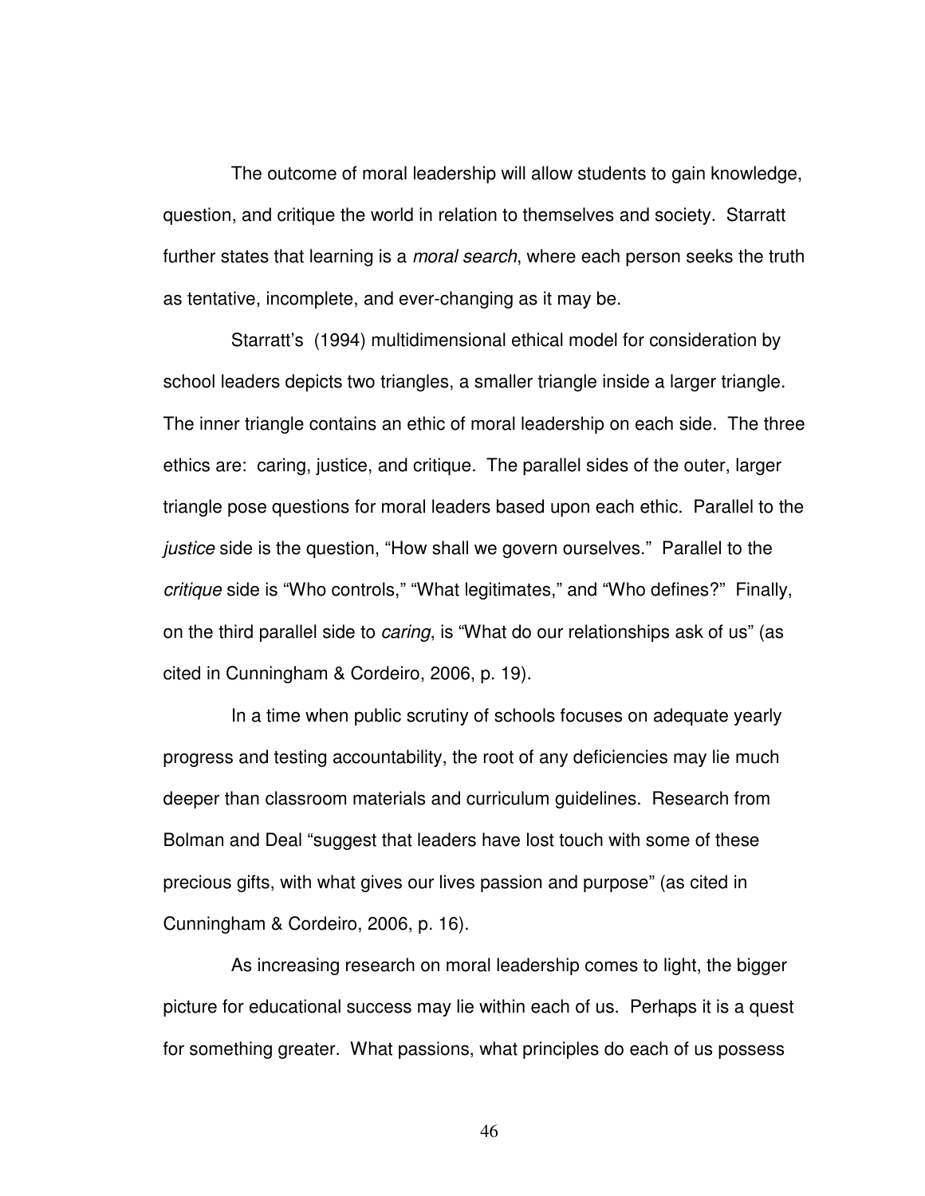The outcome of moral leadership will allow students to gain knowledge, question, and critique the world in relation to themselves and society. Starratt further states that learning is a *moral search*, where each person seeks the truth as tentative, incomplete, and ever-changing as it may be.

Starratt's (1994) multidimensional ethical model for consideration by school leaders depicts two triangles, a smaller triangle inside a larger triangle. The inner triangle contains an ethic of moral leadership on each side. The three ethics are: caring, justice, and critique. The parallel sides of the outer, larger triangle pose questions for moral leaders based upon each ethic. Parallel to the *justice* side is the question, "How shall we govern ourselves." Parallel to the *critique* side is "Who controls," "What legitimates," and "Who defines?" Finally, on the third parallel side to *caring*, is "What do our relationships ask of us" (as cited in Cunningham & Cordeiro, 2006, p. 19).

In a time when public scrutiny of schools focuses on adequate yearly progress and testing accountability, the root of any deficiencies may lie much deeper than classroom materials and curriculum guidelines. Research from Bolman and Deal "suggest that leaders have lost touch with some of these precious gifts, with what gives our lives passion and purpose" (as cited in Cunningham & Cordeiro, 2006, p. 16).

As increasing research on moral leadership comes to light, the bigger picture for educational success may lie within each of us. Perhaps it is a quest for something greater. What passions, what principles do each of us possess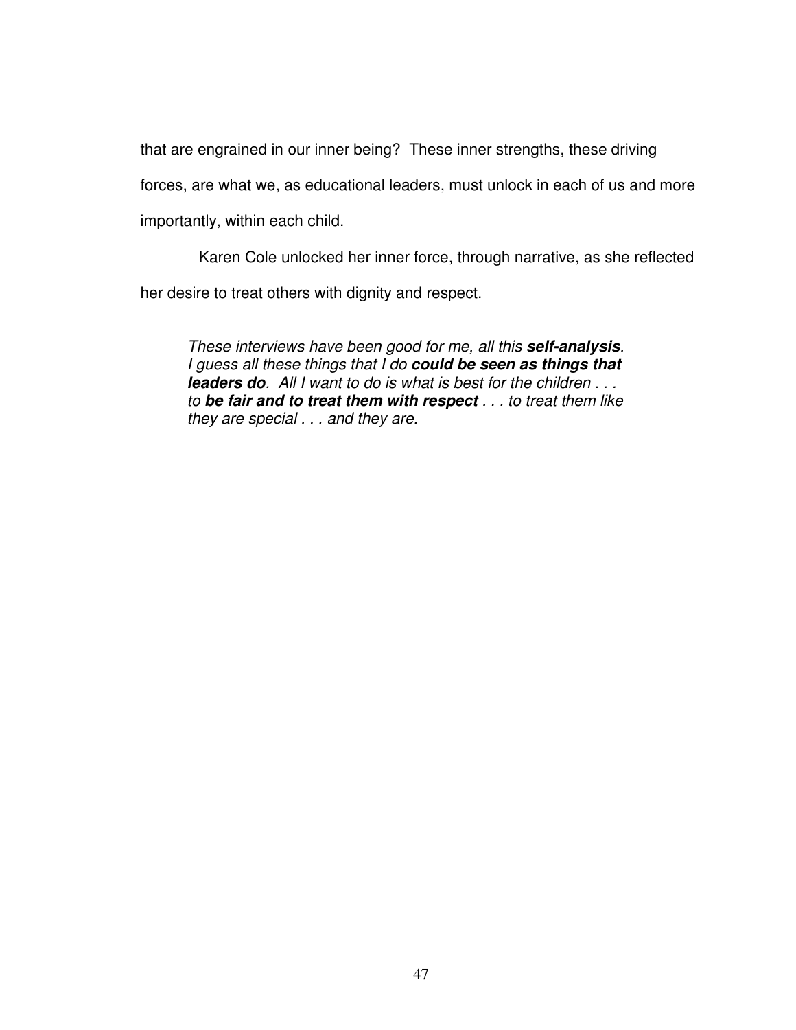that are engrained in our inner being? These inner strengths, these driving forces, are what we, as educational leaders, must unlock in each of us and more importantly, within each child.

Karen Cole unlocked her inner force, through narrative, as she reflected her desire to treat others with dignity and respect.

> *These interviews have been good for me, all this **self-analysis**. I guess all these things that I do **could be seen as things that leaders do**. All I want to do is what is best for the children . . . to **be fair and to treat them with respect** . . . to treat them like they are special . . . and they are.*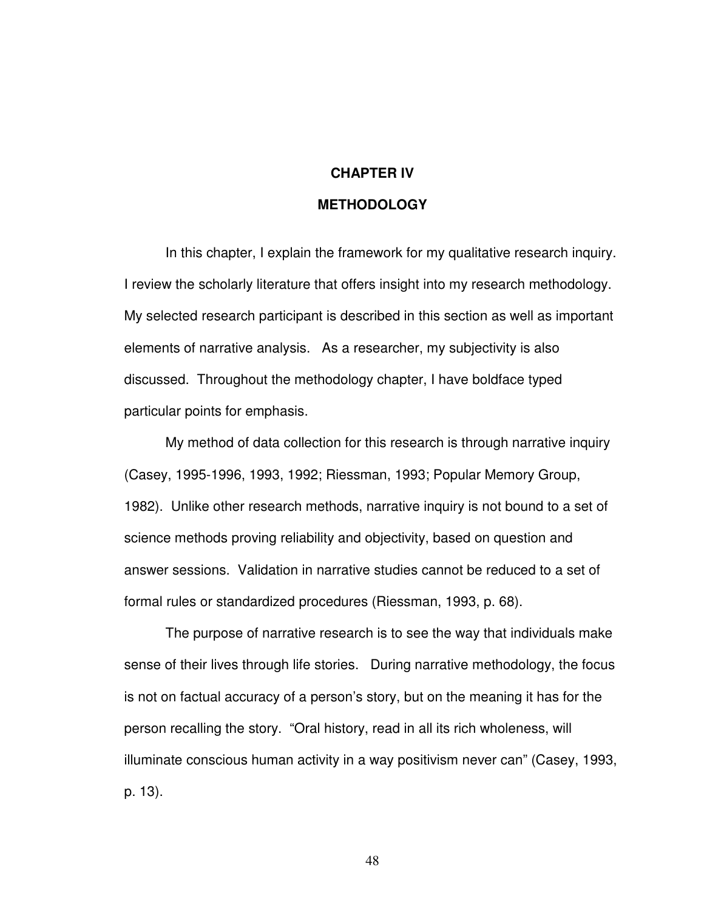# CHAPTER IV

# METHODOLOGY

In this chapter, I explain the framework for my qualitative research inquiry. I review the scholarly literature that offers insight into my research methodology. My selected research participant is described in this section as well as important elements of narrative analysis. As a researcher, my subjectivity is also discussed. Throughout the methodology chapter, I have boldface typed particular points for emphasis.

My method of data collection for this research is through narrative inquiry (Casey, 1995-1996, 1993, 1992; Riessman, 1993; Popular Memory Group, 1982). Unlike other research methods, narrative inquiry is not bound to a set of science methods proving reliability and objectivity, based on question and answer sessions. Validation in narrative studies cannot be reduced to a set of formal rules or standardized procedures (Riessman, 1993, p. 68).

The purpose of narrative research is to see the way that individuals make sense of their lives through life stories. During narrative methodology, the focus is not on factual accuracy of a person's story, but on the meaning it has for the person recalling the story. "Oral history, read in all its rich wholeness, will illuminate conscious human activity in a way positivism never can" (Casey, 1993, p. 13).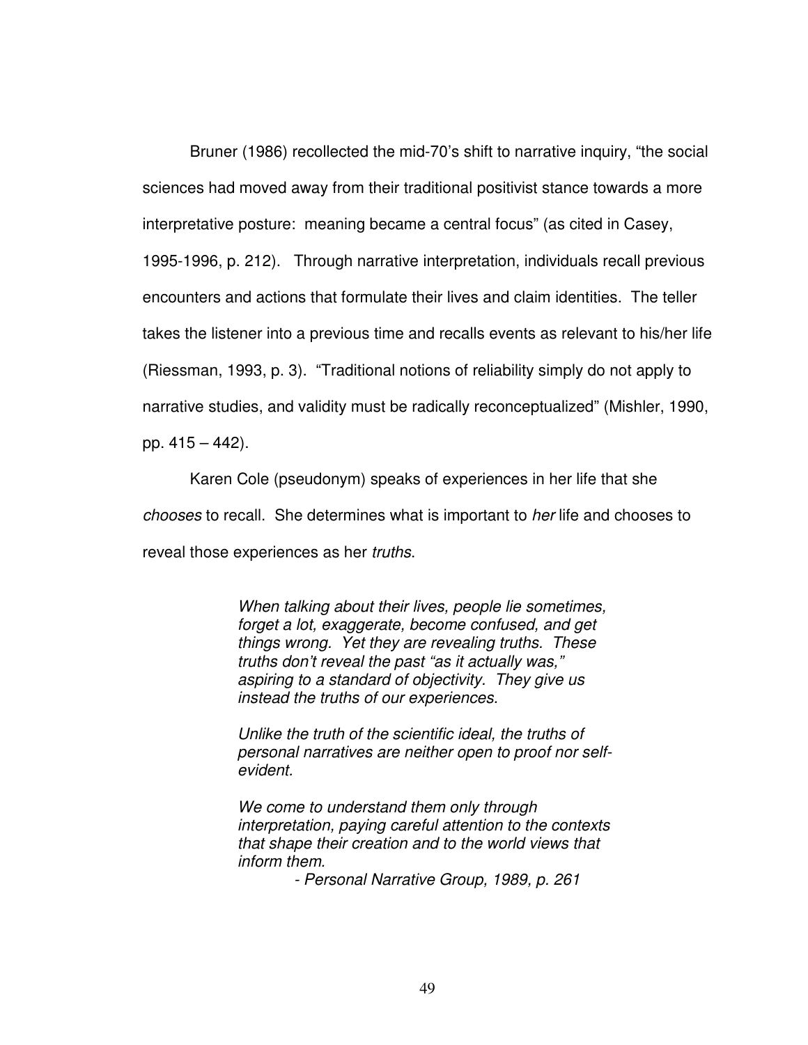Bruner (1986) recollected the mid-70's shift to narrative inquiry, "the social sciences had moved away from their traditional positivist stance towards a more interpretative posture: meaning became a central focus" (as cited in Casey, 1995-1996, p. 212). Through narrative interpretation, individuals recall previous encounters and actions that formulate their lives and claim identities. The teller takes the listener into a previous time and recalls events as relevant to his/her life (Riessman, 1993, p. 3). "Traditional notions of reliability simply do not apply to narrative studies, and validity must be radically reconceptualized" (Mishler, 1990, pp. 415 – 442).

Karen Cole (pseudonym) speaks of experiences in her life that she *chooses* to recall. She determines what is important to *her* life and chooses to reveal those experiences as her *truths*.

> *When talking about their lives, people lie sometimes, forget a lot, exaggerate, become confused, and get things wrong. Yet they are revealing truths. These truths don't reveal the past "as it actually was," aspiring to a standard of objectivity. They give us instead the truths of our experiences.*
>
> *Unlike the truth of the scientific ideal, the truths of personal narratives are neither open to proof nor self-evident.*
>
> *We come to understand them only through interpretation, paying careful attention to the contexts that shape their creation and to the world views that inform them.*
>
> *- Personal Narrative Group, 1989, p. 261*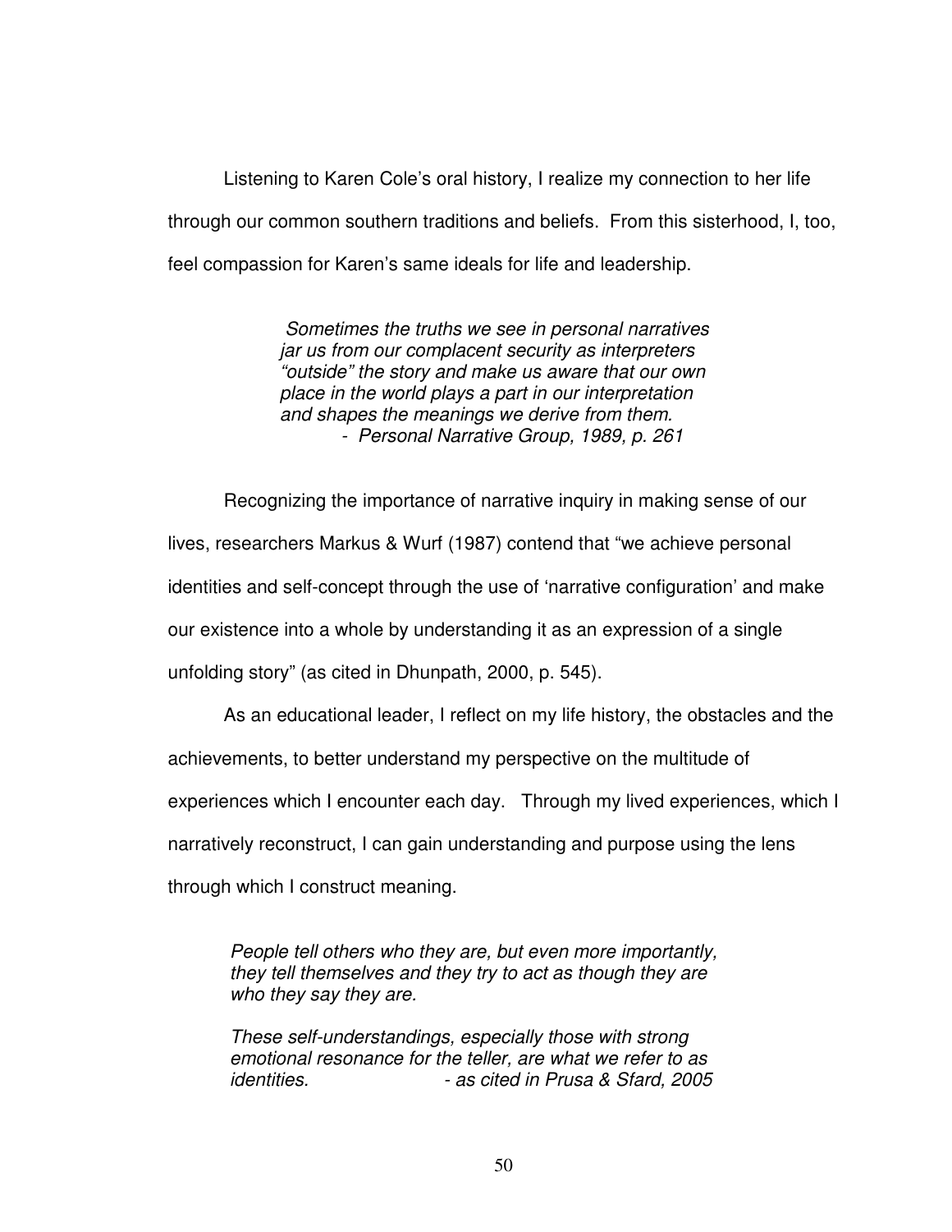Listening to Karen Cole's oral history, I realize my connection to her life through our common southern traditions and beliefs. From this sisterhood, I, too, feel compassion for Karen's same ideals for life and leadership.

> *Sometimes the truths we see in personal narratives jar us from our complacent security as interpreters "outside" the story and make us aware that our own place in the world plays a part in our interpretation and shapes the meanings we derive from them.*
> *- Personal Narrative Group, 1989, p. 261*

Recognizing the importance of narrative inquiry in making sense of our lives, researchers Markus & Wurf (1987) contend that "we achieve personal identities and self-concept through the use of 'narrative configuration' and make our existence into a whole by understanding it as an expression of a single unfolding story" (as cited in Dhunpath, 2000, p. 545).

As an educational leader, I reflect on my life history, the obstacles and the achievements, to better understand my perspective on the multitude of experiences which I encounter each day. Through my lived experiences, which I narratively reconstruct, I can gain understanding and purpose using the lens through which I construct meaning.

> *People tell others who they are, but even more importantly, they tell themselves and they try to act as though they are who they say they are.*
>
> *These self-understandings, especially those with strong emotional resonance for the teller, are what we refer to as identities.* *- as cited in Prusa & Sfard, 2005*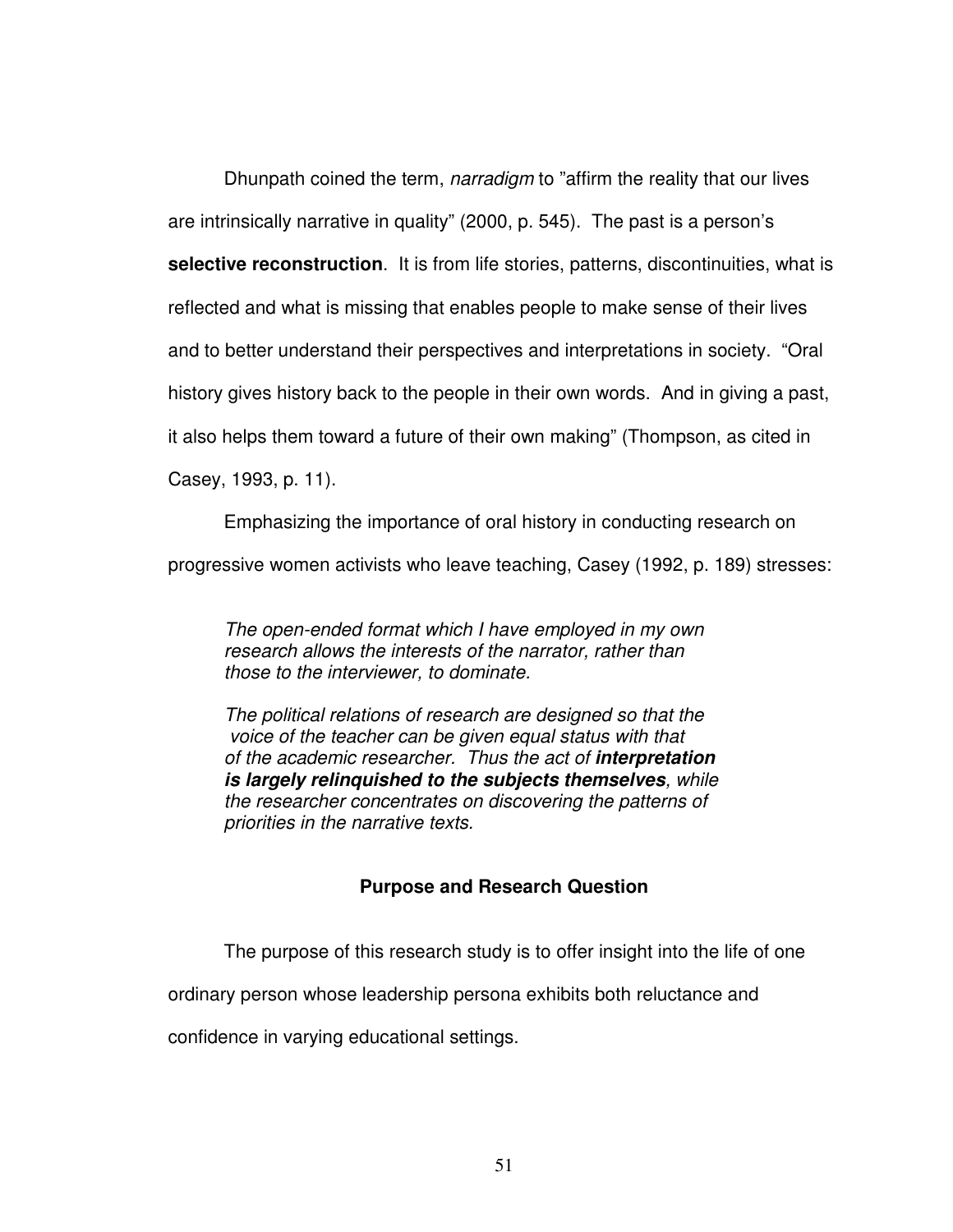Dhunpath coined the term, *narradigm* to "affirm the reality that our lives are intrinsically narrative in quality" (2000, p. 545). The past is a person's **selective reconstruction**. It is from life stories, patterns, discontinuities, what is reflected and what is missing that enables people to make sense of their lives and to better understand their perspectives and interpretations in society. "Oral history gives history back to the people in their own words. And in giving a past, it also helps them toward a future of their own making" (Thompson, as cited in Casey, 1993, p. 11).

Emphasizing the importance of oral history in conducting research on progressive women activists who leave teaching, Casey (1992, p. 189) stresses:

> *The open-ended format which I have employed in my own research allows the interests of the narrator, rather than those to the interviewer, to dominate.*
>
> *The political relations of research are designed so that the voice of the teacher can be given equal status with that of the academic researcher. Thus the act of* ***interpretation is largely relinquished to the subjects themselves****, while the researcher concentrates on discovering the patterns of priorities in the narrative texts.*

## Purpose and Research Question

The purpose of this research study is to offer insight into the life of one ordinary person whose leadership persona exhibits both reluctance and confidence in varying educational settings.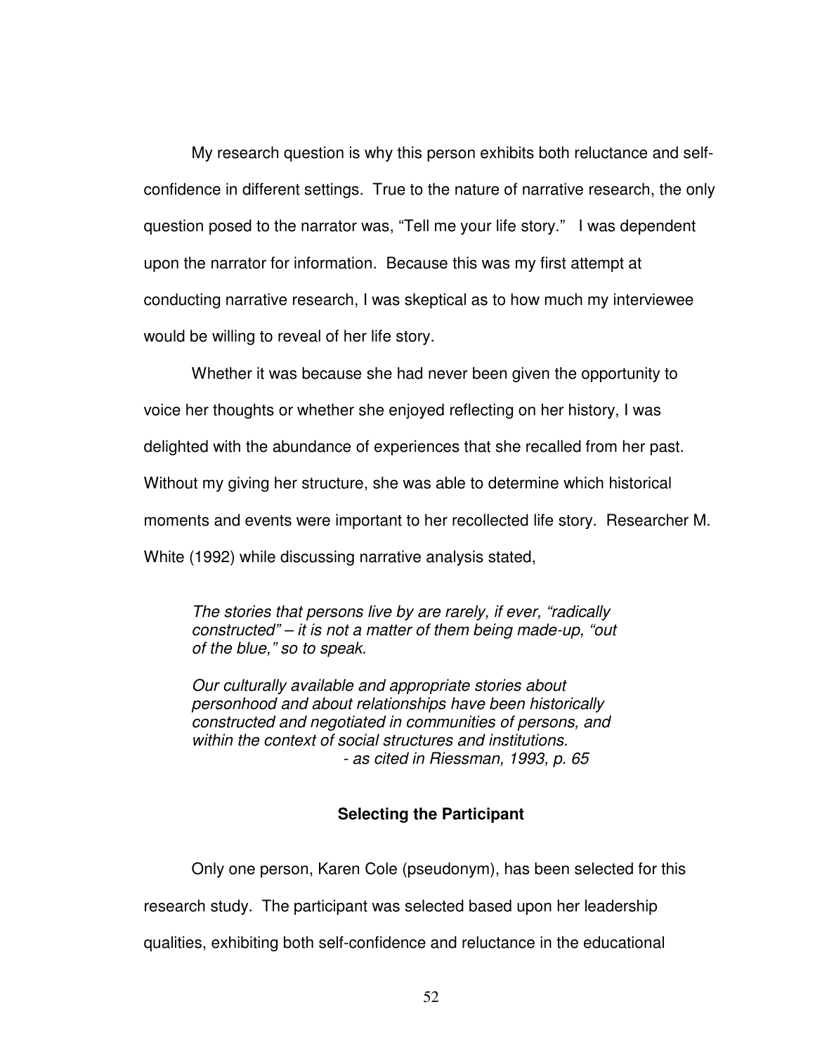My research question is why this person exhibits both reluctance and self-confidence in different settings. True to the nature of narrative research, the only question posed to the narrator was, "Tell me your life story." I was dependent upon the narrator for information. Because this was my first attempt at conducting narrative research, I was skeptical as to how much my interviewee would be willing to reveal of her life story.

Whether it was because she had never been given the opportunity to voice her thoughts or whether she enjoyed reflecting on her history, I was delighted with the abundance of experiences that she recalled from her past. Without my giving her structure, she was able to determine which historical moments and events were important to her recollected life story. Researcher M. White (1992) while discussing narrative analysis stated,

> *The stories that persons live by are rarely, if ever, "radically constructed" – it is not a matter of them being made-up, "out of the blue," so to speak.*
>
> *Our culturally available and appropriate stories about personhood and about relationships have been historically constructed and negotiated in communities of persons, and within the context of social structures and institutions.*
> *- as cited in Riessman, 1993, p. 65*

### Selecting the Participant

Only one person, Karen Cole (pseudonym), has been selected for this research study. The participant was selected based upon her leadership qualities, exhibiting both self-confidence and reluctance in the educational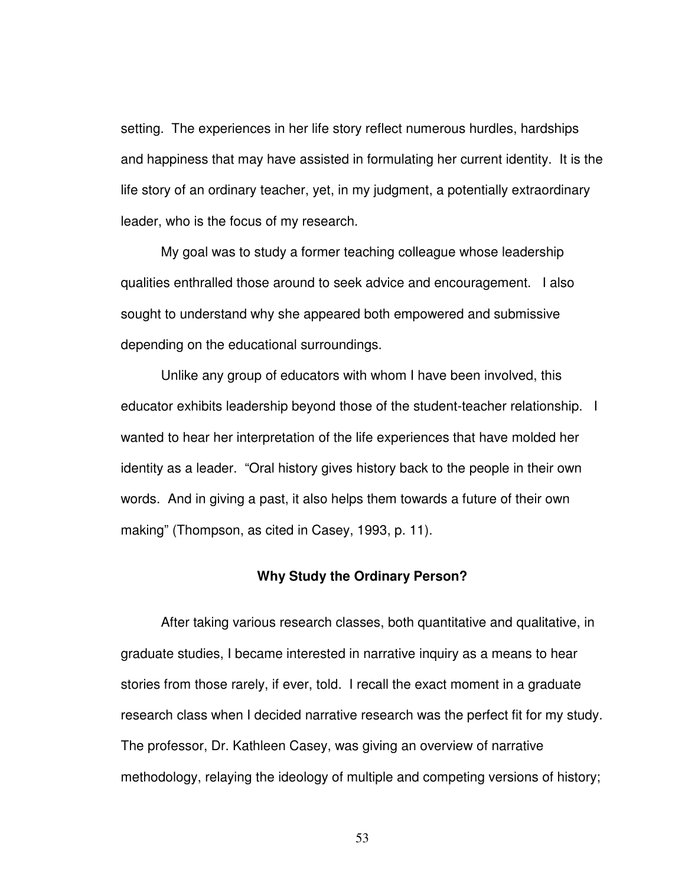setting. The experiences in her life story reflect numerous hurdles, hardships and happiness that may have assisted in formulating her current identity. It is the life story of an ordinary teacher, yet, in my judgment, a potentially extraordinary leader, who is the focus of my research.

My goal was to study a former teaching colleague whose leadership qualities enthralled those around to seek advice and encouragement. I also sought to understand why she appeared both empowered and submissive depending on the educational surroundings.

Unlike any group of educators with whom I have been involved, this educator exhibits leadership beyond those of the student-teacher relationship. I wanted to hear her interpretation of the life experiences that have molded her identity as a leader. "Oral history gives history back to the people in their own words. And in giving a past, it also helps them towards a future of their own making" (Thompson, as cited in Casey, 1993, p. 11).

### Why Study the Ordinary Person?

After taking various research classes, both quantitative and qualitative, in graduate studies, I became interested in narrative inquiry as a means to hear stories from those rarely, if ever, told. I recall the exact moment in a graduate research class when I decided narrative research was the perfect fit for my study. The professor, Dr. Kathleen Casey, was giving an overview of narrative methodology, relaying the ideology of multiple and competing versions of history;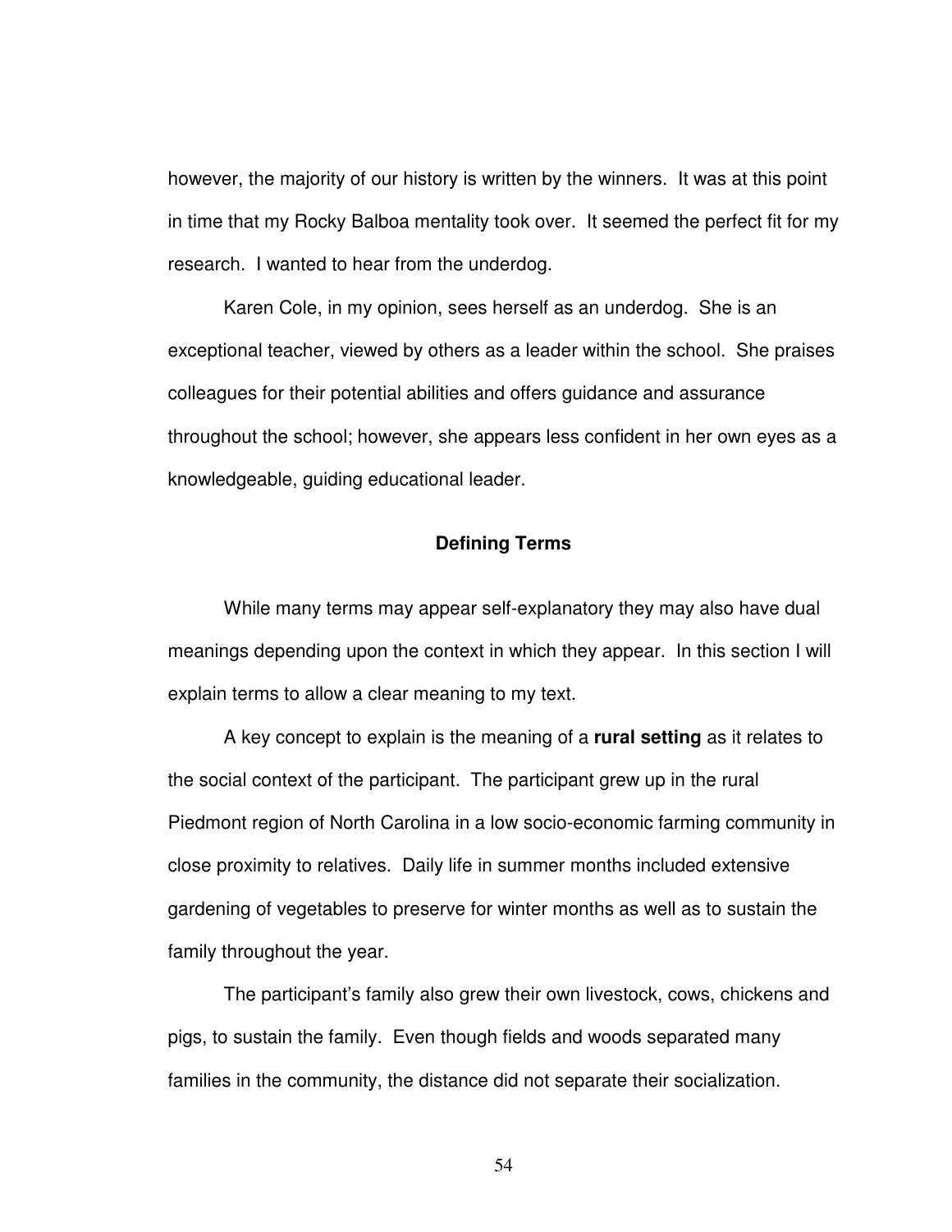however, the majority of our history is written by the winners.  It was at this point in time that my Rocky Balboa mentality took over.  It seemed the perfect fit for my research.  I wanted to hear from the underdog.

Karen Cole, in my opinion, sees herself as an underdog.  She is an exceptional teacher, viewed by others as a leader within the school.  She praises colleagues for their potential abilities and offers guidance and assurance throughout the school; however, she appears less confident in her own eyes as a knowledgeable, guiding educational leader.

## Defining Terms

While many terms may appear self-explanatory they may also have dual meanings depending upon the context in which they appear.  In this section I will explain terms to allow a clear meaning to my text.

A key concept to explain is the meaning of a **rural setting** as it relates to the social context of the participant.  The participant grew up in the rural Piedmont region of North Carolina in a low socio-economic farming community in close proximity to relatives.  Daily life in summer months included extensive gardening of vegetables to preserve for winter months as well as to sustain the family throughout the year.

The participant's family also grew their own livestock, cows, chickens and pigs, to sustain the family.  Even though fields and woods separated many families in the community, the distance did not separate their socialization.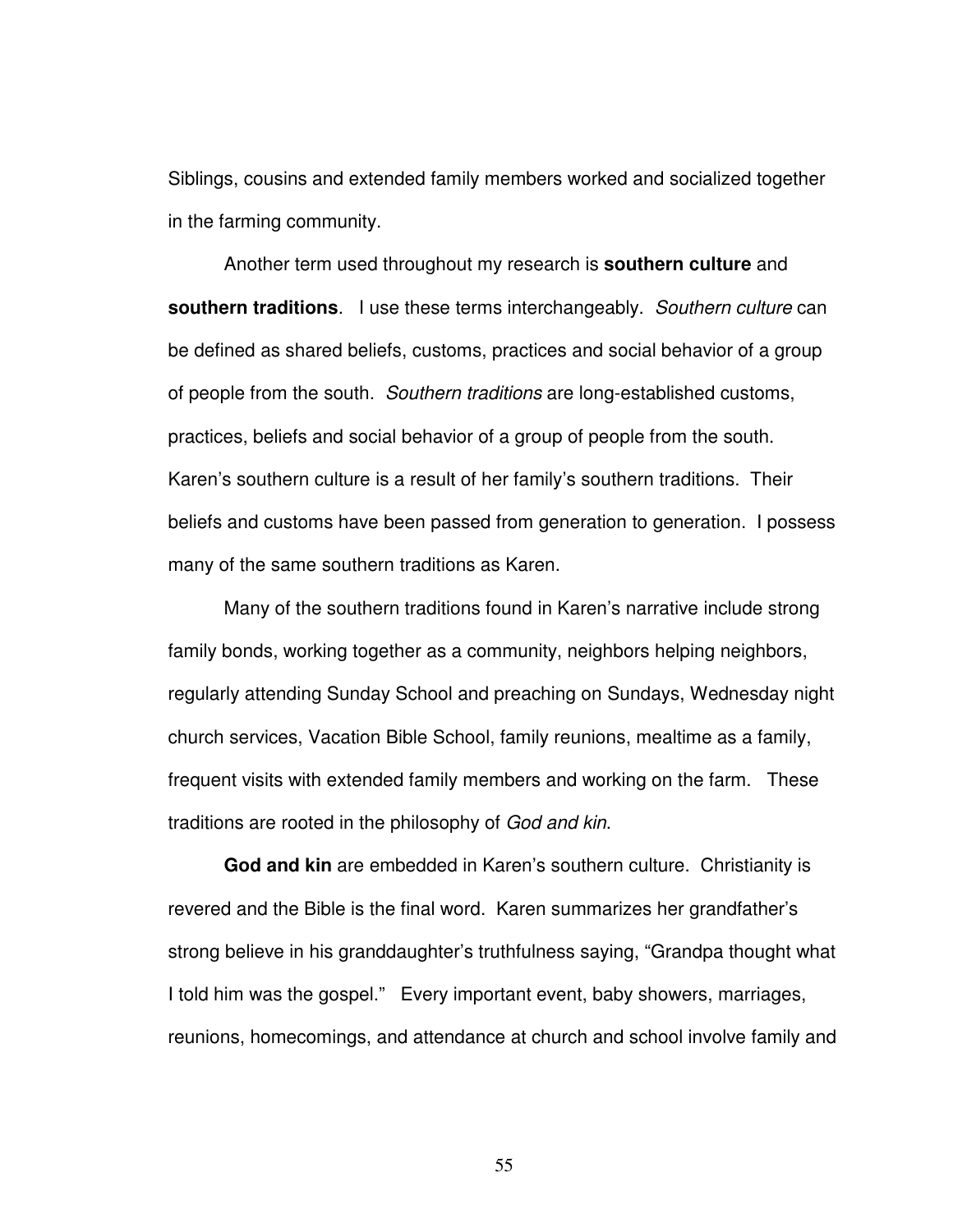Siblings, cousins and extended family members worked and socialized together in the farming community.

Another term used throughout my research is **southern culture** and **southern traditions**. I use these terms interchangeably. *Southern culture* can be defined as shared beliefs, customs, practices and social behavior of a group of people from the south. *Southern traditions* are long-established customs, practices, beliefs and social behavior of a group of people from the south. Karen's southern culture is a result of her family's southern traditions. Their beliefs and customs have been passed from generation to generation. I possess many of the same southern traditions as Karen.

Many of the southern traditions found in Karen's narrative include strong family bonds, working together as a community, neighbors helping neighbors, regularly attending Sunday School and preaching on Sundays, Wednesday night church services, Vacation Bible School, family reunions, mealtime as a family, frequent visits with extended family members and working on the farm. These traditions are rooted in the philosophy of *God and kin*.

**God and kin** are embedded in Karen's southern culture. Christianity is revered and the Bible is the final word. Karen summarizes her grandfather's strong believe in his granddaughter's truthfulness saying, "Grandpa thought what I told him was the gospel." Every important event, baby showers, marriages, reunions, homecomings, and attendance at church and school involve family and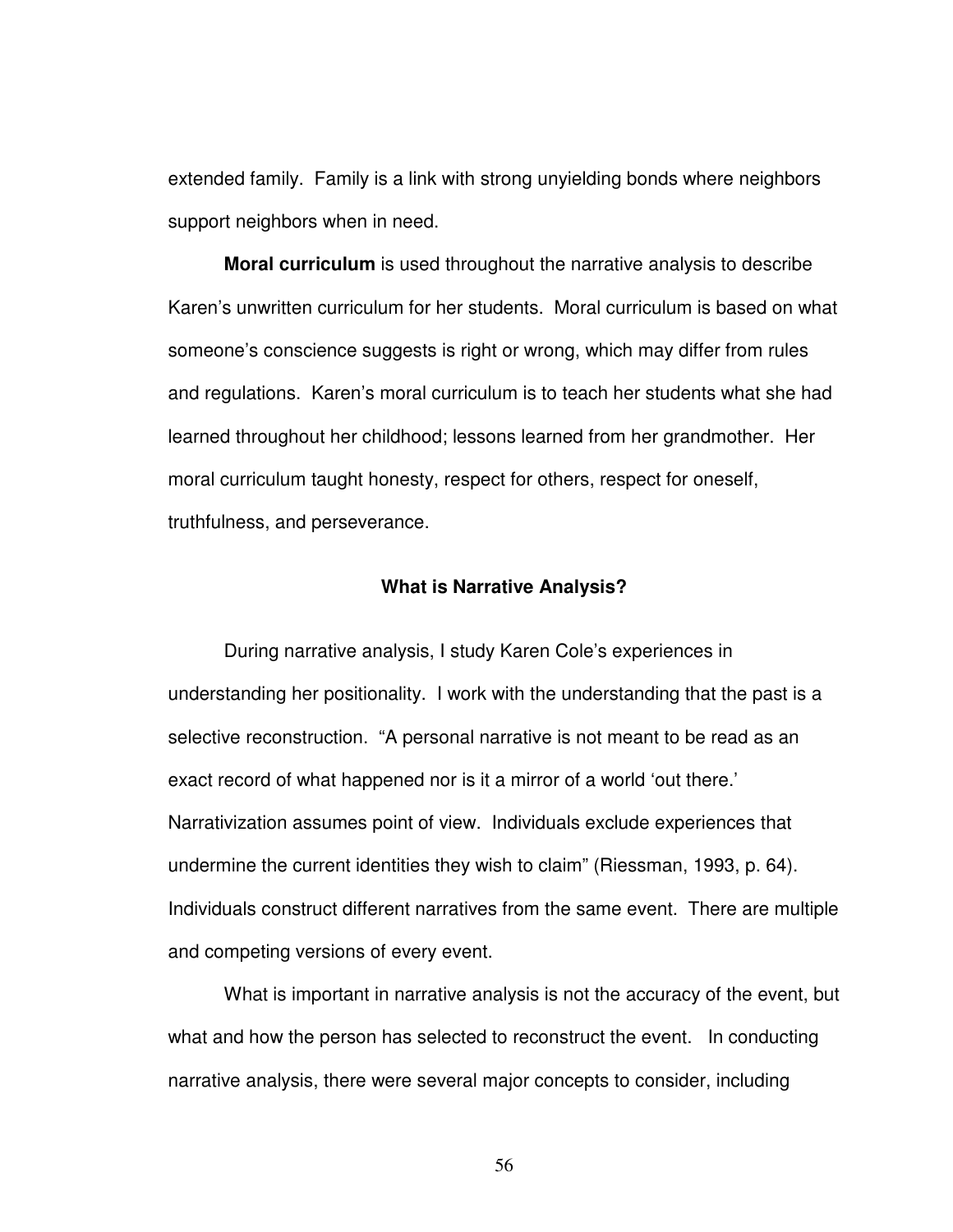extended family. Family is a link with strong unyielding bonds where neighbors support neighbors when in need.

**Moral curriculum** is used throughout the narrative analysis to describe Karen's unwritten curriculum for her students. Moral curriculum is based on what someone's conscience suggests is right or wrong, which may differ from rules and regulations. Karen's moral curriculum is to teach her students what she had learned throughout her childhood; lessons learned from her grandmother. Her moral curriculum taught honesty, respect for others, respect for oneself, truthfulness, and perseverance.

### What is Narrative Analysis?

During narrative analysis, I study Karen Cole's experiences in understanding her positionality. I work with the understanding that the past is a selective reconstruction. "A personal narrative is not meant to be read as an exact record of what happened nor is it a mirror of a world 'out there.' Narrativization assumes point of view. Individuals exclude experiences that undermine the current identities they wish to claim" (Riessman, 1993, p. 64). Individuals construct different narratives from the same event. There are multiple and competing versions of every event.

What is important in narrative analysis is not the accuracy of the event, but what and how the person has selected to reconstruct the event. In conducting narrative analysis, there were several major concepts to consider, including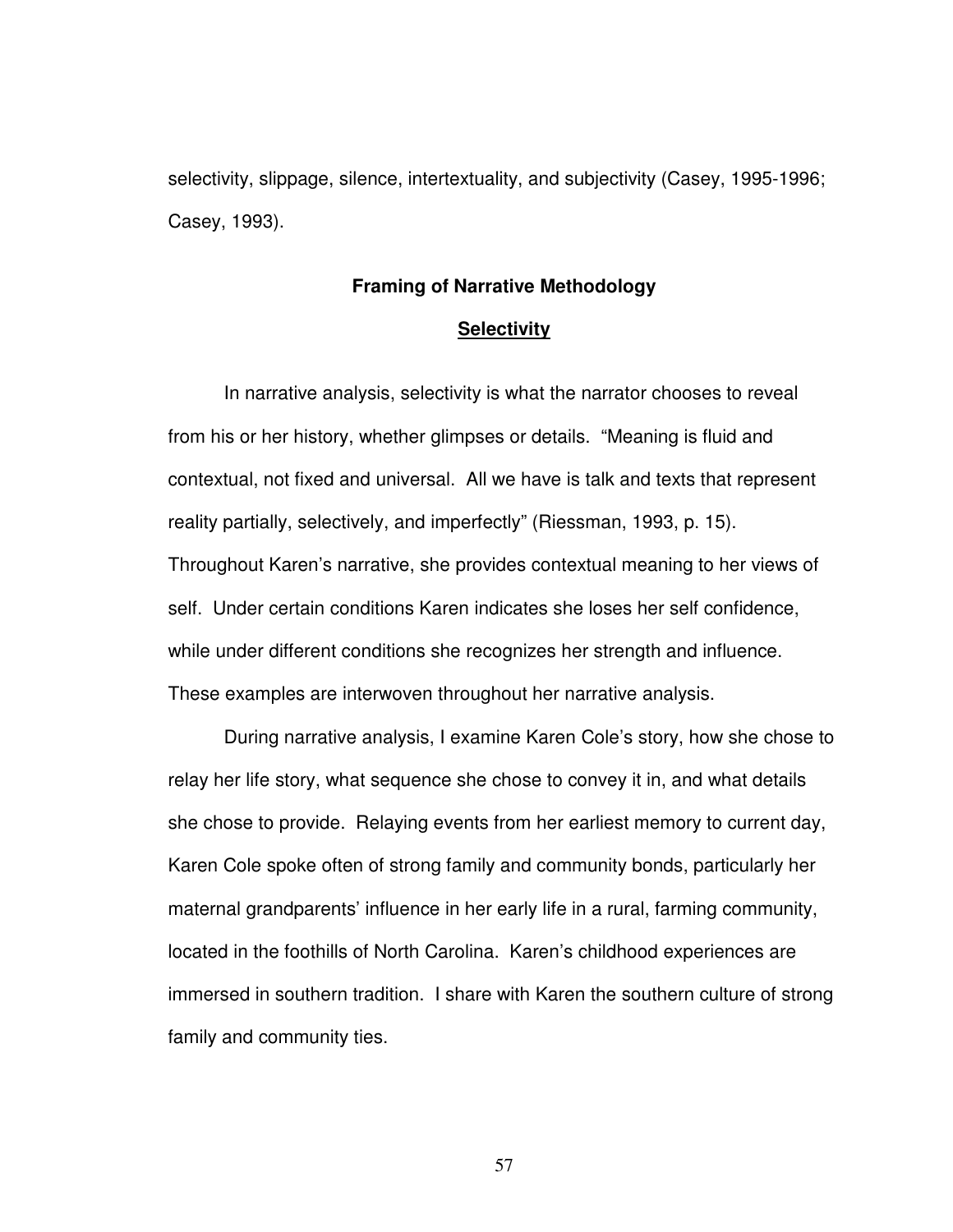selectivity, slippage, silence, intertextuality, and subjectivity (Casey, 1995-1996; Casey, 1993).

## Framing of Narrative Methodology

### Selectivity

In narrative analysis, selectivity is what the narrator chooses to reveal from his or her history, whether glimpses or details. "Meaning is fluid and contextual, not fixed and universal. All we have is talk and texts that represent reality partially, selectively, and imperfectly" (Riessman, 1993, p. 15). Throughout Karen's narrative, she provides contextual meaning to her views of self. Under certain conditions Karen indicates she loses her self confidence, while under different conditions she recognizes her strength and influence. These examples are interwoven throughout her narrative analysis.

During narrative analysis, I examine Karen Cole's story, how she chose to relay her life story, what sequence she chose to convey it in, and what details she chose to provide. Relaying events from her earliest memory to current day, Karen Cole spoke often of strong family and community bonds, particularly her maternal grandparents' influence in her early life in a rural, farming community, located in the foothills of North Carolina. Karen's childhood experiences are immersed in southern tradition. I share with Karen the southern culture of strong family and community ties.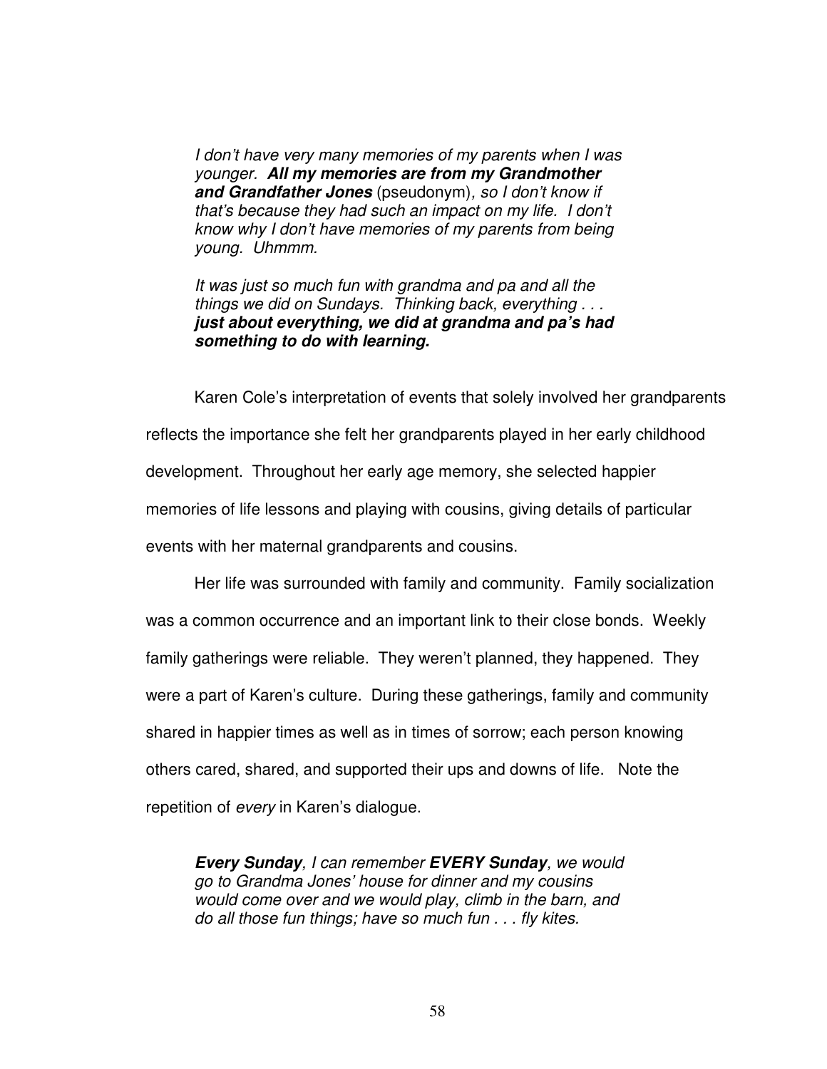> *I don't have very many memories of my parents when I was younger.* ***All my memories are from my Grandmother and Grandfather Jones*** (pseudonym)*, so I don't know if that's because they had such an impact on my life. I don't know why I don't have memories of my parents from being young. Uhmmm.*
>
> *It was just so much fun with grandma and pa and all the things we did on Sundays. Thinking back, everything . . .* ***just about everything, we did at grandma and pa's had something to do with learning.***

Karen Cole's interpretation of events that solely involved her grandparents reflects the importance she felt her grandparents played in her early childhood development. Throughout her early age memory, she selected happier memories of life lessons and playing with cousins, giving details of particular events with her maternal grandparents and cousins.

Her life was surrounded with family and community. Family socialization was a common occurrence and an important link to their close bonds. Weekly family gatherings were reliable. They weren't planned, they happened. They were a part of Karen's culture. During these gatherings, family and community shared in happier times as well as in times of sorrow; each person knowing others cared, shared, and supported their ups and downs of life. Note the repetition of *every* in Karen's dialogue.

> ***Every Sunday****, I can remember* ***EVERY Sunday****, we would go to Grandma Jones' house for dinner and my cousins would come over and we would play, climb in the barn, and do all those fun things; have so much fun . . . fly kites.*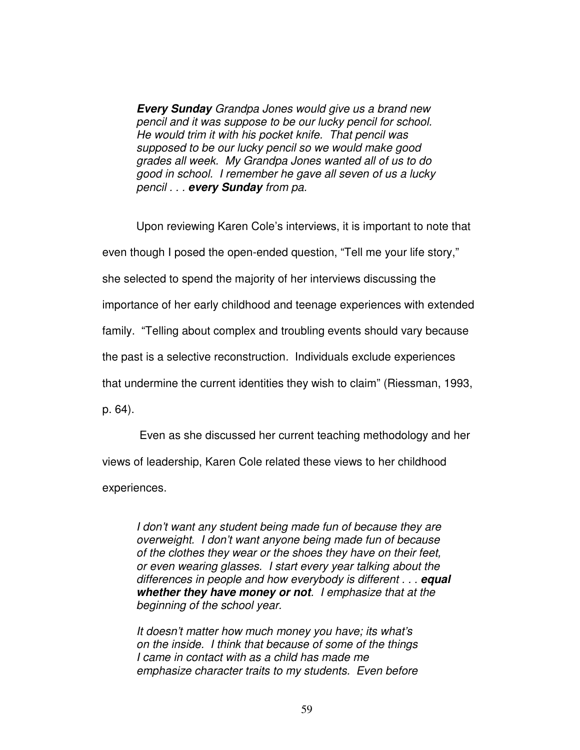> ***Every Sunday*** *Grandpa Jones would give us a brand new pencil and it was suppose to be our lucky pencil for school. He would trim it with his pocket knife. That pencil was supposed to be our lucky pencil so we would make good grades all week. My Grandpa Jones wanted all of us to do good in school. I remember he gave all seven of us a lucky pencil . . .* ***every Sunday*** *from pa.*

Upon reviewing Karen Cole's interviews, it is important to note that even though I posed the open-ended question, "Tell me your life story," she selected to spend the majority of her interviews discussing the importance of her early childhood and teenage experiences with extended family. "Telling about complex and troubling events should vary because the past is a selective reconstruction. Individuals exclude experiences that undermine the current identities they wish to claim" (Riessman, 1993, p. 64).

Even as she discussed her current teaching methodology and her views of leadership, Karen Cole related these views to her childhood experiences.

> *I don't want any student being made fun of because they are overweight. I don't want anyone being made fun of because of the clothes they wear or the shoes they have on their feet, or even wearing glasses. I start every year talking about the differences in people and how everybody is different . . .* ***equal whether they have money or not****. I emphasize that at the beginning of the school year.*
>
> *It doesn't matter how much money you have; its what's on the inside. I think that because of some of the things I came in contact with as a child has made me emphasize character traits to my students. Even before*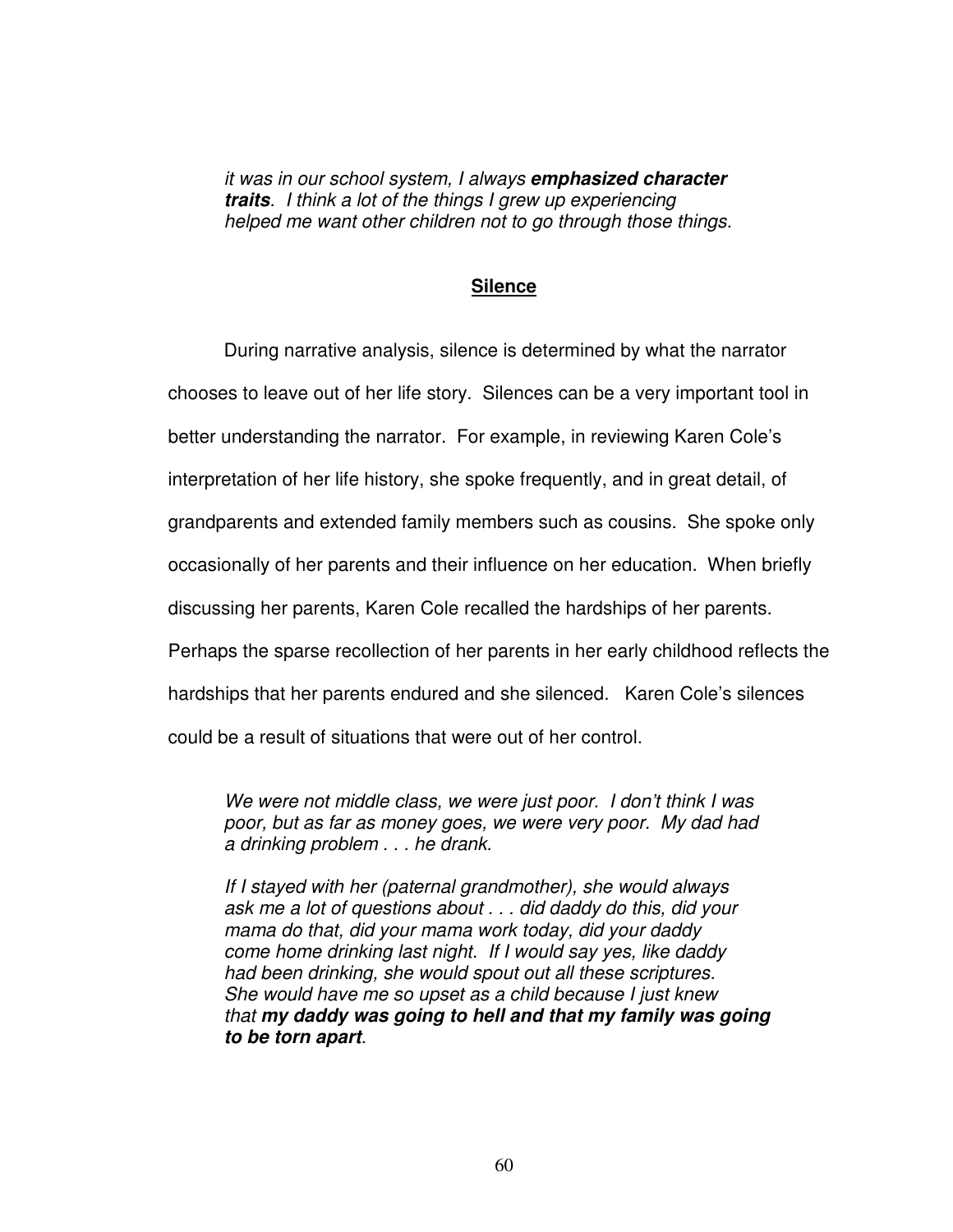*it was in our school system, I always **emphasized character traits**. I think a lot of the things I grew up experiencing helped me want other children not to go through those things.*

## Silence

During narrative analysis, silence is determined by what the narrator chooses to leave out of her life story. Silences can be a very important tool in better understanding the narrator. For example, in reviewing Karen Cole's interpretation of her life history, she spoke frequently, and in great detail, of grandparents and extended family members such as cousins. She spoke only occasionally of her parents and their influence on her education. When briefly discussing her parents, Karen Cole recalled the hardships of her parents. Perhaps the sparse recollection of her parents in her early childhood reflects the hardships that her parents endured and she silenced. Karen Cole's silences could be a result of situations that were out of her control.

> *We were not middle class, we were just poor. I don't think I was poor, but as far as money goes, we were very poor. My dad had a drinking problem . . . he drank.*
>
> *If I stayed with her (paternal grandmother), she would always ask me a lot of questions about . . . did daddy do this, did your mama do that, did your mama work today, did your daddy come home drinking last night. If I would say yes, like daddy had been drinking, she would spout out all these scriptures. She would have me so upset as a child because I just knew that **my daddy was going to hell and that my family was going to be torn apart**.*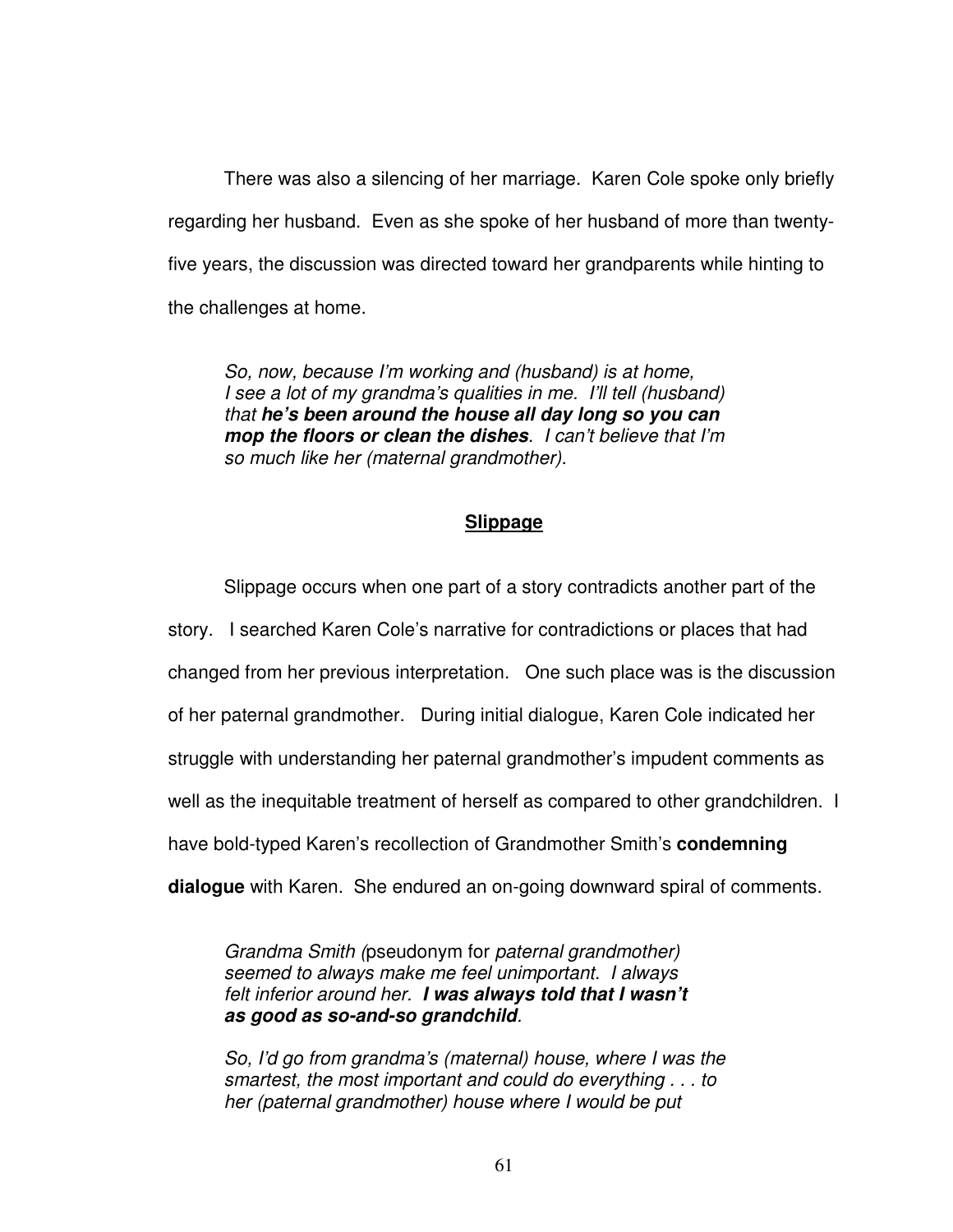There was also a silencing of her marriage. Karen Cole spoke only briefly regarding her husband. Even as she spoke of her husband of more than twenty-five years, the discussion was directed toward her grandparents while hinting to the challenges at home.

> *So, now, because I'm working and (husband) is at home, I see a lot of my grandma's qualities in me. I'll tell (husband) that* ***he's been around the house all day long so you can mop the floors or clean the dishes****. I can't believe that I'm so much like her (maternal grandmother).*

## Slippage

Slippage occurs when one part of a story contradicts another part of the story. I searched Karen Cole's narrative for contradictions or places that had changed from her previous interpretation. One such place was is the discussion of her paternal grandmother. During initial dialogue, Karen Cole indicated her struggle with understanding her paternal grandmother's impudent comments as well as the inequitable treatment of herself as compared to other grandchildren. I have bold-typed Karen's recollection of Grandmother Smith's **condemning dialogue** with Karen. She endured an on-going downward spiral of comments.

> *Grandma Smith (*pseudonym for *paternal grandmother) seemed to always make me feel unimportant. I always felt inferior around her.* ***I was always told that I wasn't as good as so-and-so grandchild****.*
>
> *So, I'd go from grandma's (maternal) house, where I was the smartest, the most important and could do everything . . . to her (paternal grandmother) house where I would be put*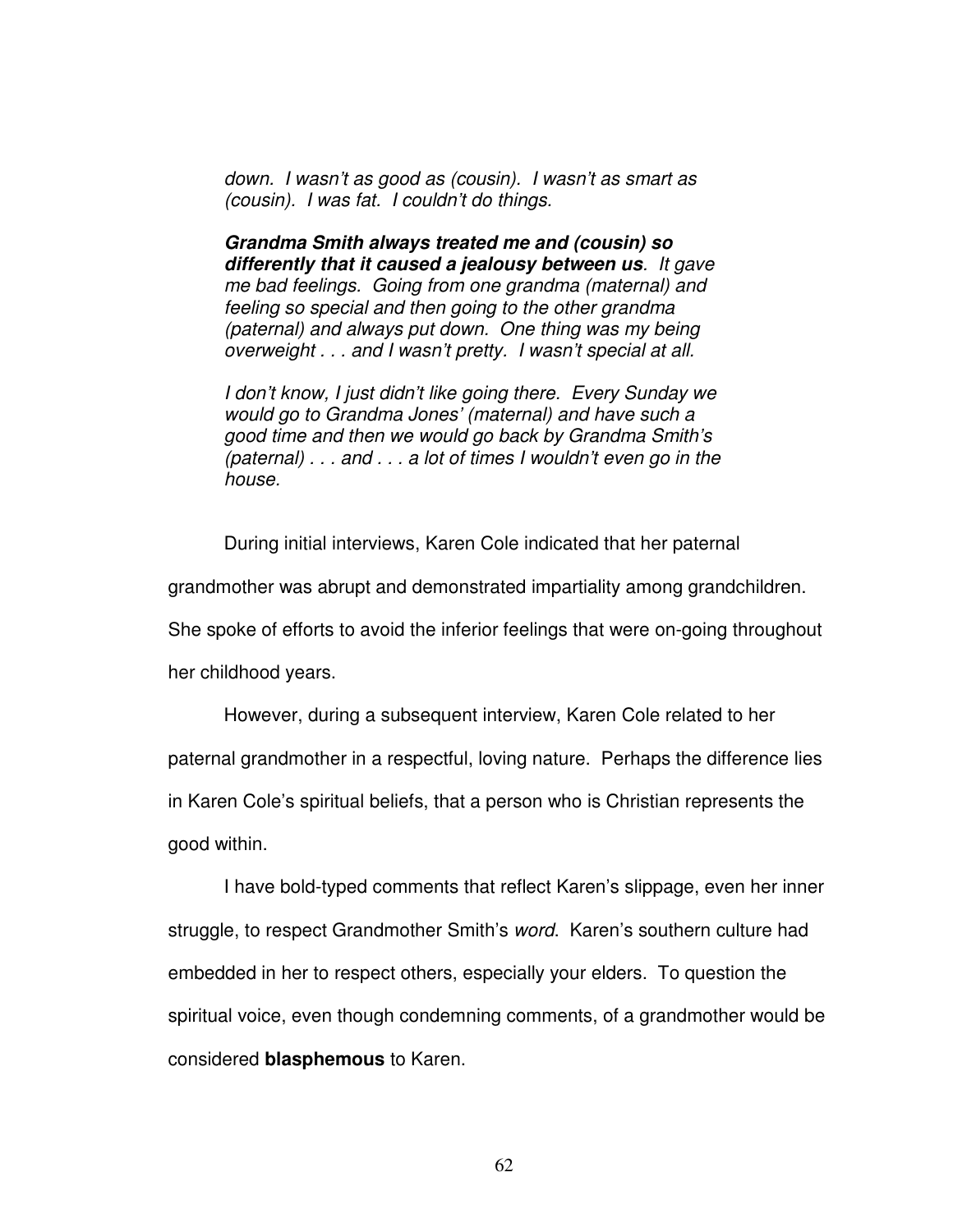> *down. I wasn't as good as (cousin). I wasn't as smart as (cousin). I was fat. I couldn't do things.*
>
> ***Grandma Smith always treated me and (cousin) so differently that it caused a jealousy between us**. It gave me bad feelings. Going from one grandma (maternal) and feeling so special and then going to the other grandma (paternal) and always put down. One thing was my being overweight . . . and I wasn't pretty. I wasn't special at all.*
>
> *I don't know, I just didn't like going there. Every Sunday we would go to Grandma Jones' (maternal) and have such a good time and then we would go back by Grandma Smith's (paternal) . . . and . . . a lot of times I wouldn't even go in the house.*

During initial interviews, Karen Cole indicated that her paternal grandmother was abrupt and demonstrated impartiality among grandchildren. She spoke of efforts to avoid the inferior feelings that were on-going throughout her childhood years.

However, during a subsequent interview, Karen Cole related to her paternal grandmother in a respectful, loving nature. Perhaps the difference lies in Karen Cole's spiritual beliefs, that a person who is Christian represents the good within.

I have bold-typed comments that reflect Karen's slippage, even her inner struggle, to respect Grandmother Smith's *word*. Karen's southern culture had embedded in her to respect others, especially your elders. To question the spiritual voice, even though condemning comments, of a grandmother would be considered **blasphemous** to Karen.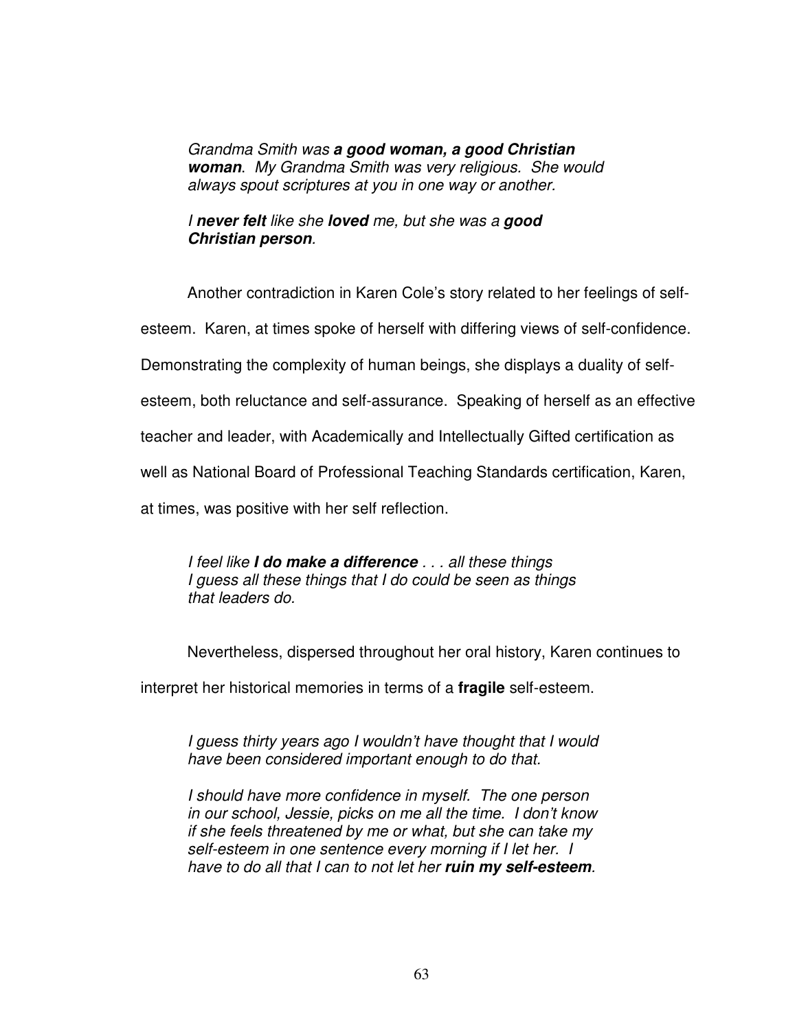> *Grandma Smith was **a good woman, a good Christian woman**. My Grandma Smith was very religious. She would always spout scriptures at you in one way or another.*
>
> *I **never felt** like she **loved** me, but she was a **good Christian person**.*

Another contradiction in Karen Cole's story related to her feelings of self-esteem. Karen, at times spoke of herself with differing views of self-confidence. Demonstrating the complexity of human beings, she displays a duality of self-esteem, both reluctance and self-assurance. Speaking of herself as an effective teacher and leader, with Academically and Intellectually Gifted certification as well as National Board of Professional Teaching Standards certification, Karen, at times, was positive with her self reflection.

> *I feel like **I do make a difference** . . . all these things I guess all these things that I do could be seen as things that leaders do.*

Nevertheless, dispersed throughout her oral history, Karen continues to interpret her historical memories in terms of a **fragile** self-esteem.

> *I guess thirty years ago I wouldn't have thought that I would have been considered important enough to do that.*
>
> *I should have more confidence in myself. The one person in our school, Jessie, picks on me all the time. I don't know if she feels threatened by me or what, but she can take my self-esteem in one sentence every morning if I let her. I have to do all that I can to not let her **ruin my self-esteem**.*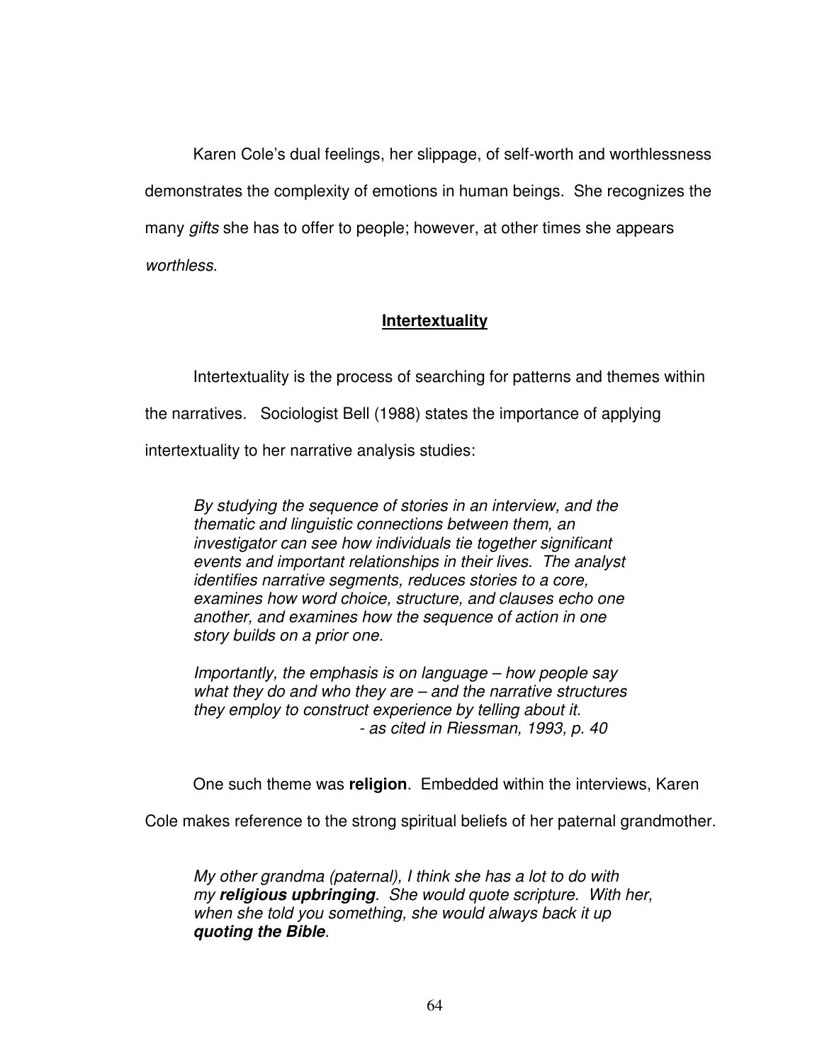Karen Cole's dual feelings, her slippage, of self-worth and worthlessness demonstrates the complexity of emotions in human beings. She recognizes the many *gifts* she has to offer to people; however, at other times she appears *worthless*.

## Intertextuality

Intertextuality is the process of searching for patterns and themes within the narratives. Sociologist Bell (1988) states the importance of applying intertextuality to her narrative analysis studies:

> *By studying the sequence of stories in an interview, and the thematic and linguistic connections between them, an investigator can see how individuals tie together significant events and important relationships in their lives. The analyst identifies narrative segments, reduces stories to a core, examines how word choice, structure, and clauses echo one another, and examines how the sequence of action in one story builds on a prior one.*
>
> *Importantly, the emphasis is on language – how people say what they do and who they are – and the narrative structures they employ to construct experience by telling about it.*
>
> *- as cited in Riessman, 1993, p. 40*

One such theme was **religion**. Embedded within the interviews, Karen Cole makes reference to the strong spiritual beliefs of her paternal grandmother.

> *My other grandma (paternal), I think she has a lot to do with my **religious upbringing**. She would quote scripture. With her, when she told you something, she would always back it up **quoting the Bible**.*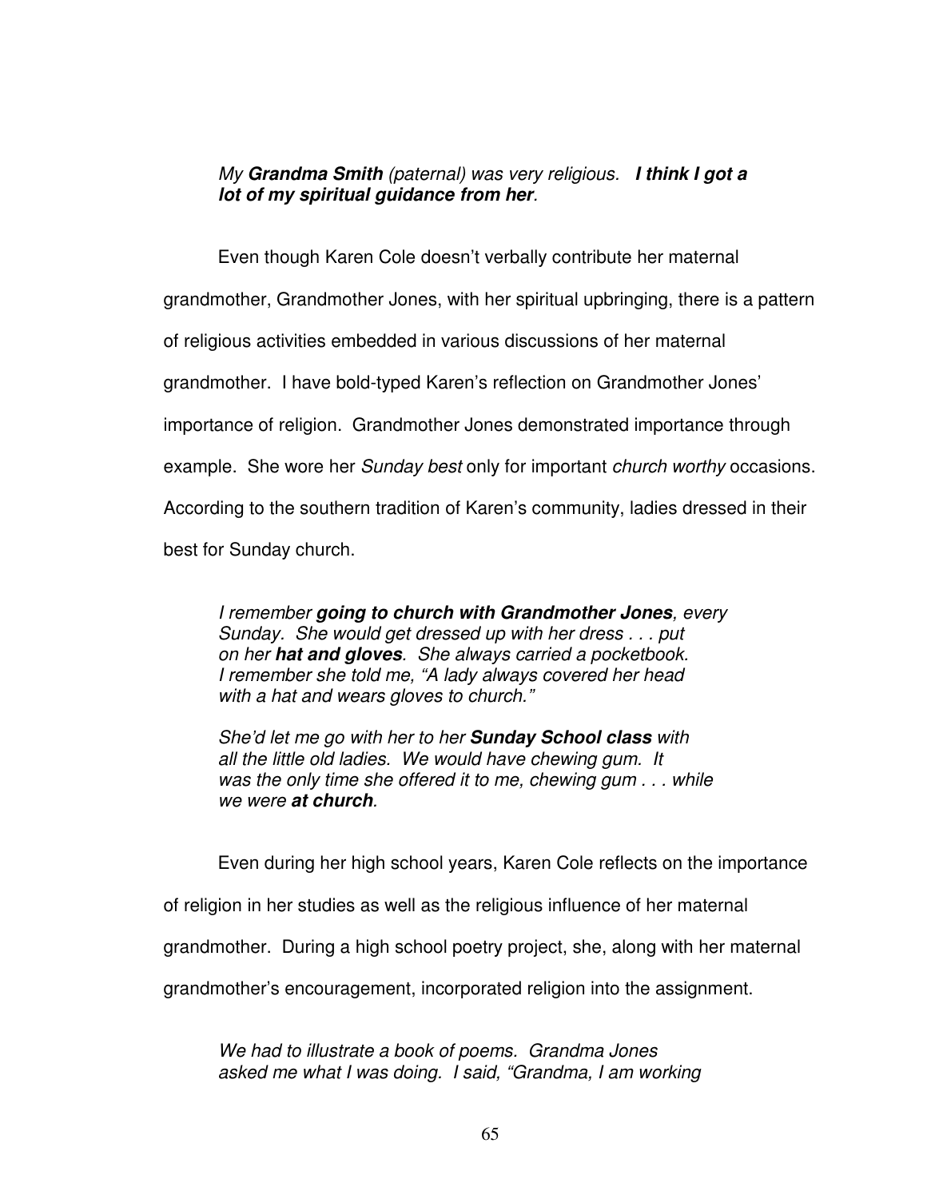> *My **Grandma Smith** (paternal) was very religious. **I think I got a lot of my spiritual guidance from her**.*

Even though Karen Cole doesn't verbally contribute her maternal grandmother, Grandmother Jones, with her spiritual upbringing, there is a pattern of religious activities embedded in various discussions of her maternal grandmother. I have bold-typed Karen's reflection on Grandmother Jones' importance of religion. Grandmother Jones demonstrated importance through example. She wore her *Sunday best* only for important *church worthy* occasions. According to the southern tradition of Karen's community, ladies dressed in their best for Sunday church.

> *I remember **going to church with Grandmother Jones**, every Sunday. She would get dressed up with her dress . . . put on her **hat and gloves**. She always carried a pocketbook. I remember she told me, "A lady always covered her head with a hat and wears gloves to church."*
>
> *She'd let me go with her to her **Sunday School class** with all the little old ladies. We would have chewing gum. It was the only time she offered it to me, chewing gum . . . while we were **at church**.*

Even during her high school years, Karen Cole reflects on the importance of religion in her studies as well as the religious influence of her maternal grandmother. During a high school poetry project, she, along with her maternal grandmother's encouragement, incorporated religion into the assignment.

> *We had to illustrate a book of poems. Grandma Jones asked me what I was doing. I said, "Grandma, I am working*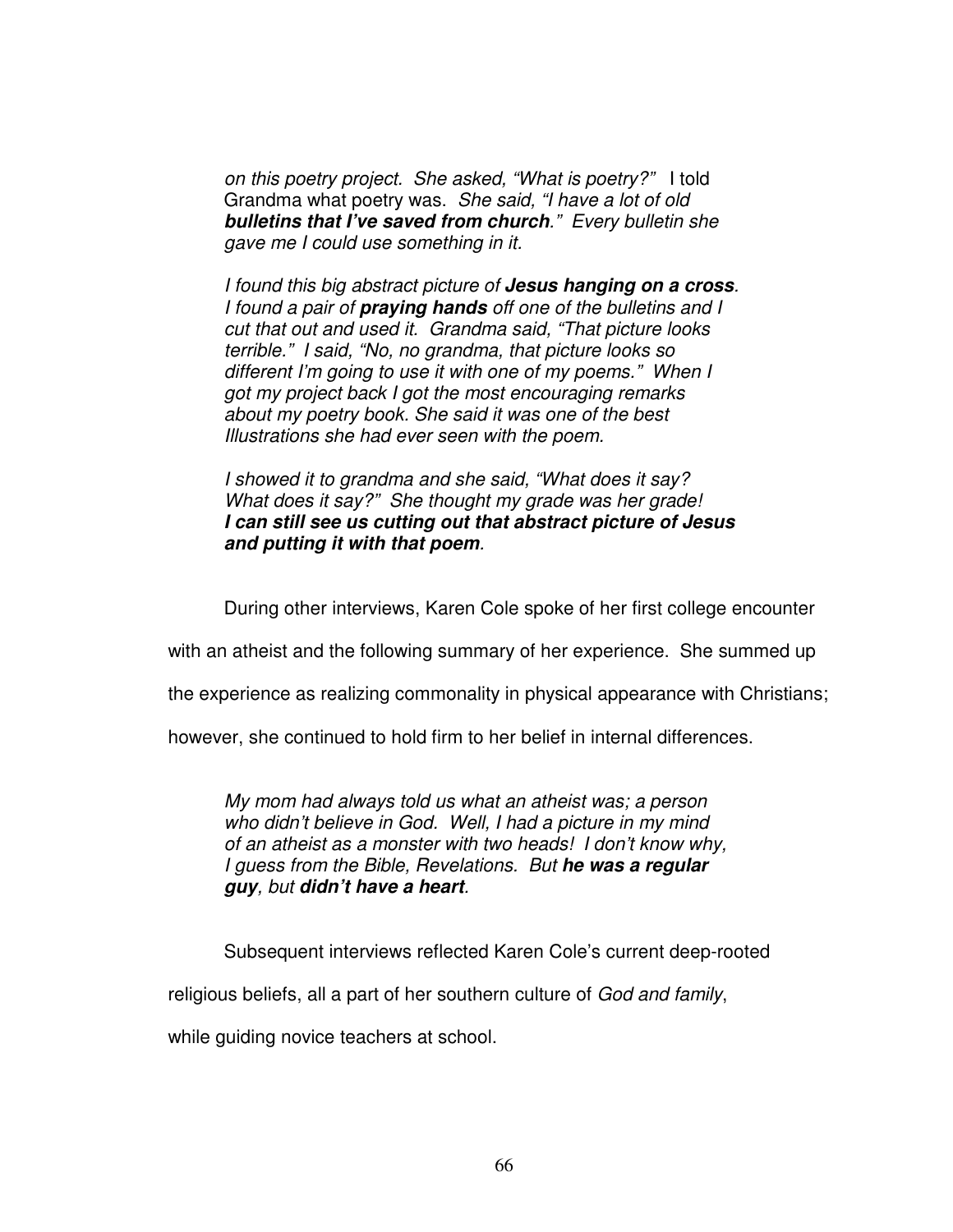> *on this poetry project. She asked, "What is poetry?"* I told Grandma what poetry was. *She said, "I have a lot of old* ***bulletins that I've saved from church****." Every bulletin she gave me I could use something in it.*
>
> *I found this big abstract picture of* ***Jesus hanging on a cross****. I found a pair of* ***praying hands*** *off one of the bulletins and I cut that out and used it. Grandma said, "That picture looks terrible." I said, "No, no grandma, that picture looks so different I'm going to use it with one of my poems." When I got my project back I got the most encouraging remarks about my poetry book. She said it was one of the best Illustrations she had ever seen with the poem.*
>
> *I showed it to grandma and she said, "What does it say? What does it say?" She thought my grade was her grade!* ***I can still see us cutting out that abstract picture of Jesus and putting it with that poem****.*

During other interviews, Karen Cole spoke of her first college encounter with an atheist and the following summary of her experience. She summed up the experience as realizing commonality in physical appearance with Christians; however, she continued to hold firm to her belief in internal differences.

> *My mom had always told us what an atheist was; a person who didn't believe in God. Well, I had a picture in my mind of an atheist as a monster with two heads! I don't know why, I guess from the Bible, Revelations. But* ***he was a regular guy****, but* ***didn't have a heart****.*

Subsequent interviews reflected Karen Cole's current deep-rooted religious beliefs, all a part of her southern culture of *God and family*, while guiding novice teachers at school.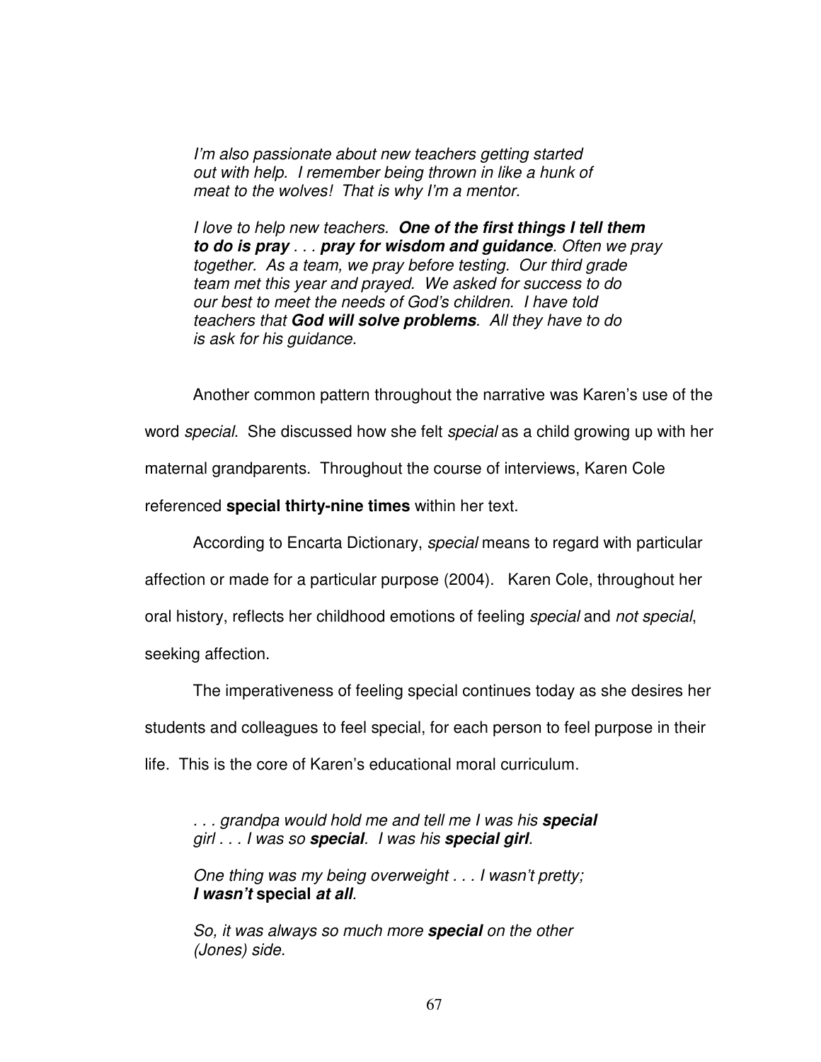> *I'm also passionate about new teachers getting started out with help. I remember being thrown in like a hunk of meat to the wolves! That is why I'm a mentor.*
>
> *I love to help new teachers.* ***One of the first things I tell them to do is pray*** *. . .* ***pray for wisdom and guidance****. Often we pray together. As a team, we pray before testing. Our third grade team met this year and prayed. We asked for success to do our best to meet the needs of God's children. I have told teachers that* ***God will solve problems****. All they have to do is ask for his guidance.*

Another common pattern throughout the narrative was Karen's use of the word *special*. She discussed how she felt *special* as a child growing up with her maternal grandparents. Throughout the course of interviews, Karen Cole referenced **special thirty-nine times** within her text.

According to Encarta Dictionary, *special* means to regard with particular affection or made for a particular purpose (2004). Karen Cole, throughout her oral history, reflects her childhood emotions of feeling *special* and *not special*, seeking affection.

The imperativeness of feeling special continues today as she desires her students and colleagues to feel special, for each person to feel purpose in their life. This is the core of Karen's educational moral curriculum.

> *. . . grandpa would hold me and tell me I was his* ***special*** *girl . . . I was so* ***special****. I was his* ***special girl****.*
>
> *One thing was my being overweight . . . I wasn't pretty;* ***I wasn't*** **special** ***at all****.*
>
> *So, it was always so much more* ***special*** *on the other (Jones) side.*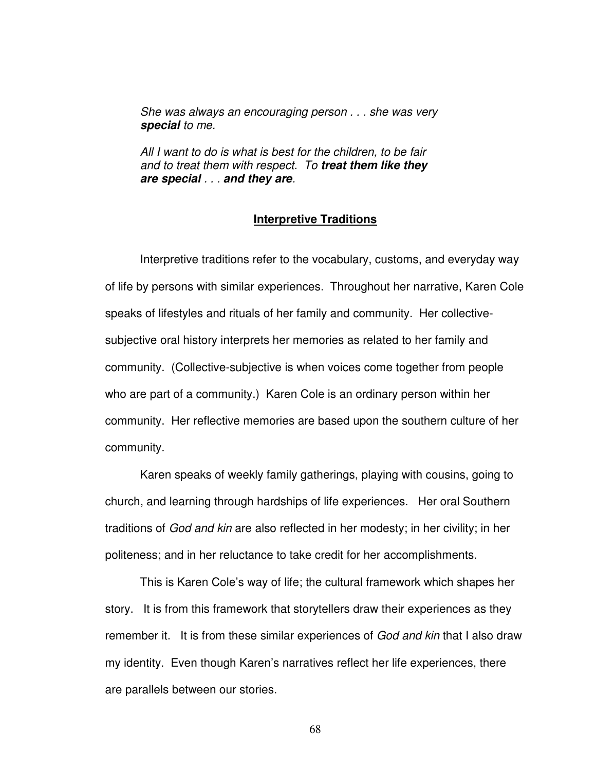> *She was always an encouraging person . . . she was very* ***special*** *to me.*
>
> *All I want to do is what is best for the children, to be fair and to treat them with respect. To* ***treat them like they are special*** *. . .* ***and they are****.*

## Interpretive Traditions

Interpretive traditions refer to the vocabulary, customs, and everyday way of life by persons with similar experiences. Throughout her narrative, Karen Cole speaks of lifestyles and rituals of her family and community. Her collective-subjective oral history interprets her memories as related to her family and community. (Collective-subjective is when voices come together from people who are part of a community.) Karen Cole is an ordinary person within her community. Her reflective memories are based upon the southern culture of her community.

Karen speaks of weekly family gatherings, playing with cousins, going to church, and learning through hardships of life experiences. Her oral Southern traditions of *God and kin* are also reflected in her modesty; in her civility; in her politeness; and in her reluctance to take credit for her accomplishments.

This is Karen Cole's way of life; the cultural framework which shapes her story. It is from this framework that storytellers draw their experiences as they remember it. It is from these similar experiences of *God and kin* that I also draw my identity. Even though Karen's narratives reflect her life experiences, there are parallels between our stories.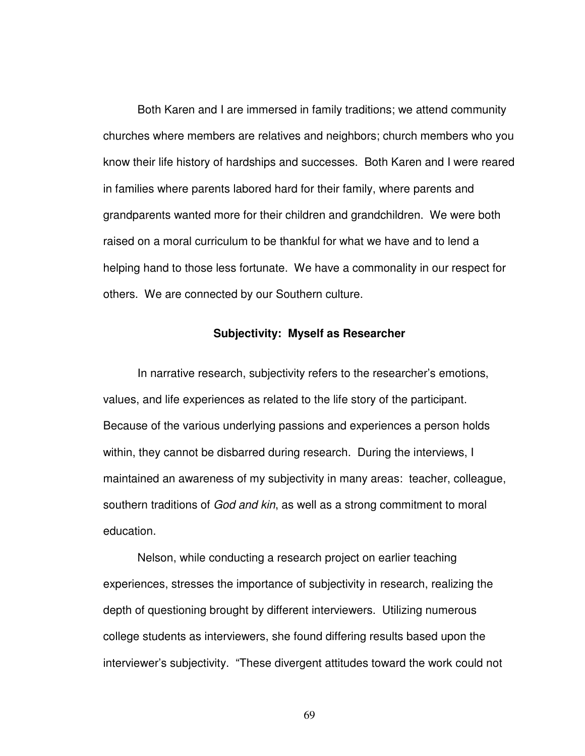Both Karen and I are immersed in family traditions; we attend community churches where members are relatives and neighbors; church members who you know their life history of hardships and successes. Both Karen and I were reared in families where parents labored hard for their family, where parents and grandparents wanted more for their children and grandchildren. We were both raised on a moral curriculum to be thankful for what we have and to lend a helping hand to those less fortunate. We have a commonality in our respect for others. We are connected by our Southern culture.

## Subjectivity: Myself as Researcher

In narrative research, subjectivity refers to the researcher's emotions, values, and life experiences as related to the life story of the participant. Because of the various underlying passions and experiences a person holds within, they cannot be disbarred during research. During the interviews, I maintained an awareness of my subjectivity in many areas: teacher, colleague, southern traditions of *God and kin*, as well as a strong commitment to moral education.

Nelson, while conducting a research project on earlier teaching experiences, stresses the importance of subjectivity in research, realizing the depth of questioning brought by different interviewers. Utilizing numerous college students as interviewers, she found differing results based upon the interviewer's subjectivity. "These divergent attitudes toward the work could not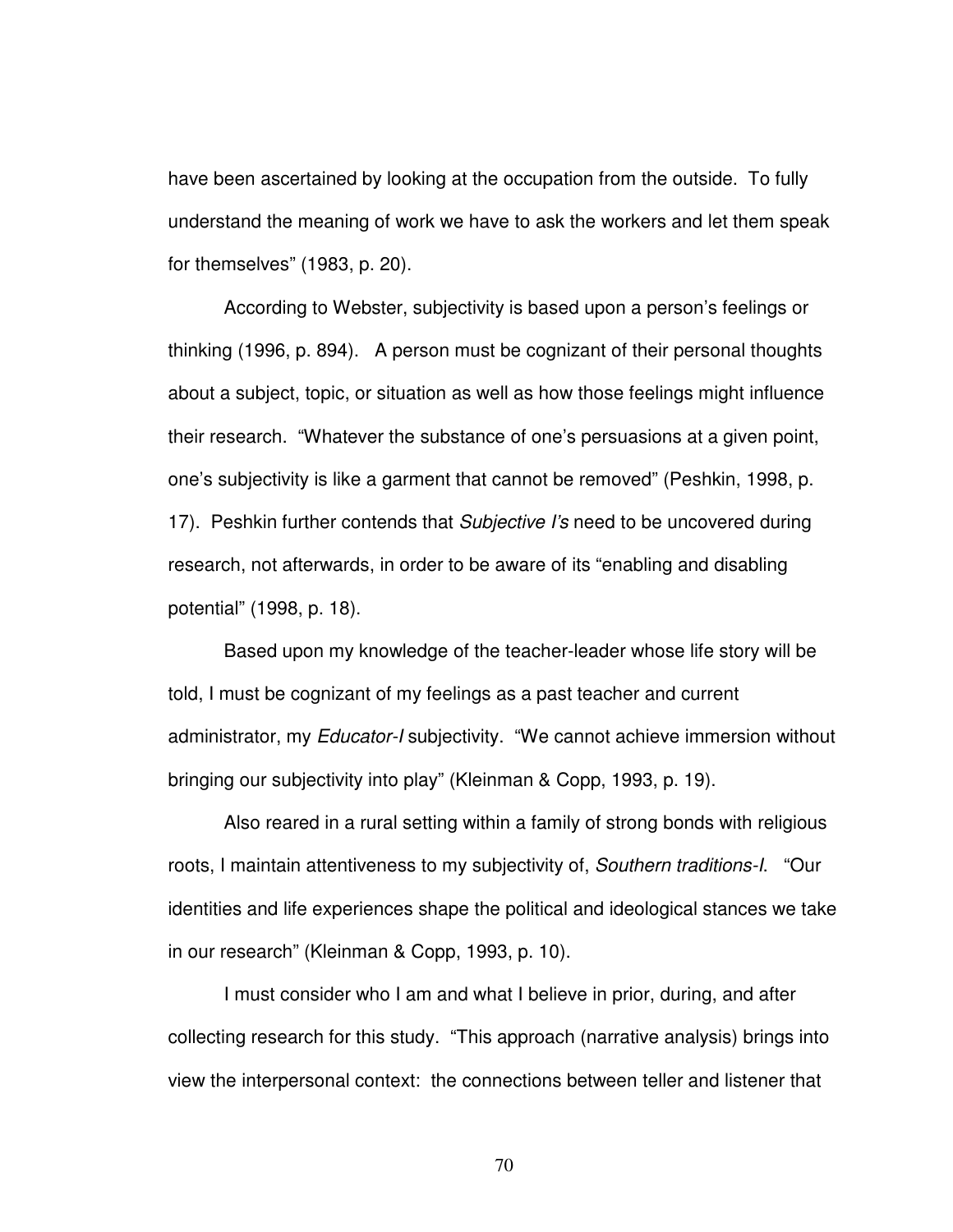have been ascertained by looking at the occupation from the outside. To fully understand the meaning of work we have to ask the workers and let them speak for themselves" (1983, p. 20).

According to Webster, subjectivity is based upon a person's feelings or thinking (1996, p. 894). A person must be cognizant of their personal thoughts about a subject, topic, or situation as well as how those feelings might influence their research. "Whatever the substance of one's persuasions at a given point, one's subjectivity is like a garment that cannot be removed" (Peshkin, 1998, p. 17). Peshkin further contends that *Subjective I's* need to be uncovered during research, not afterwards, in order to be aware of its "enabling and disabling potential" (1998, p. 18).

Based upon my knowledge of the teacher-leader whose life story will be told, I must be cognizant of my feelings as a past teacher and current administrator, my *Educator-I* subjectivity. "We cannot achieve immersion without bringing our subjectivity into play" (Kleinman & Copp, 1993, p. 19).

Also reared in a rural setting within a family of strong bonds with religious roots, I maintain attentiveness to my subjectivity of, *Southern traditions-I*. "Our identities and life experiences shape the political and ideological stances we take in our research" (Kleinman & Copp, 1993, p. 10).

I must consider who I am and what I believe in prior, during, and after collecting research for this study. "This approach (narrative analysis) brings into view the interpersonal context: the connections between teller and listener that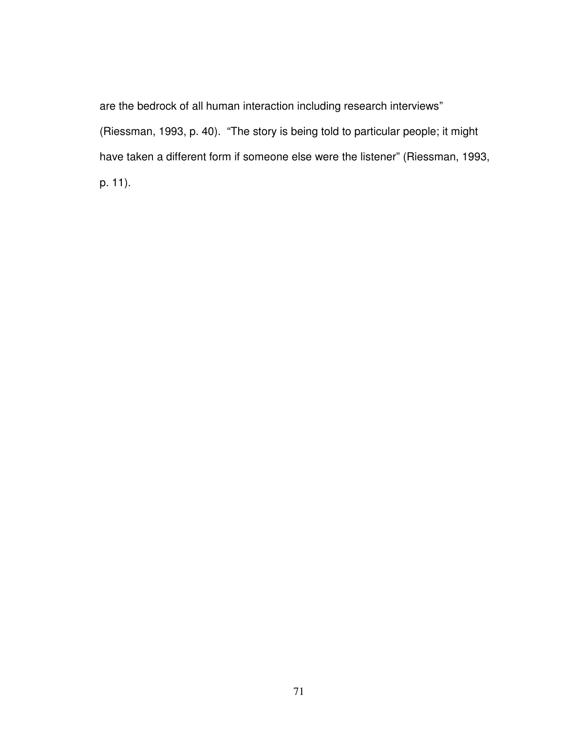are the bedrock of all human interaction including research interviews" (Riessman, 1993, p. 40). "The story is being told to particular people; it might have taken a different form if someone else were the listener" (Riessman, 1993, p. 11).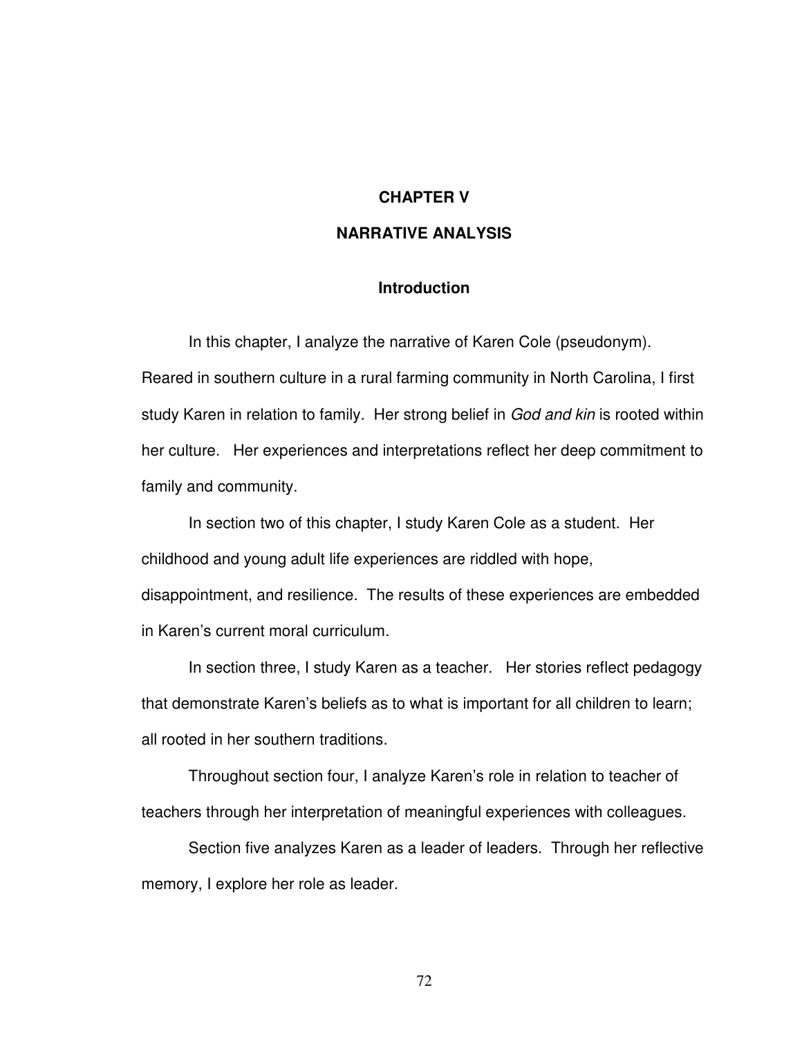# CHAPTER V

# NARRATIVE ANALYSIS

## Introduction

In this chapter, I analyze the narrative of Karen Cole (pseudonym). Reared in southern culture in a rural farming community in North Carolina, I first study Karen in relation to family. Her strong belief in *God and kin* is rooted within her culture. Her experiences and interpretations reflect her deep commitment to family and community.

In section two of this chapter, I study Karen Cole as a student. Her childhood and young adult life experiences are riddled with hope, disappointment, and resilience. The results of these experiences are embedded in Karen's current moral curriculum.

In section three, I study Karen as a teacher. Her stories reflect pedagogy that demonstrate Karen's beliefs as to what is important for all children to learn; all rooted in her southern traditions.

Throughout section four, I analyze Karen's role in relation to teacher of teachers through her interpretation of meaningful experiences with colleagues.

Section five analyzes Karen as a leader of leaders. Through her reflective memory, I explore her role as leader.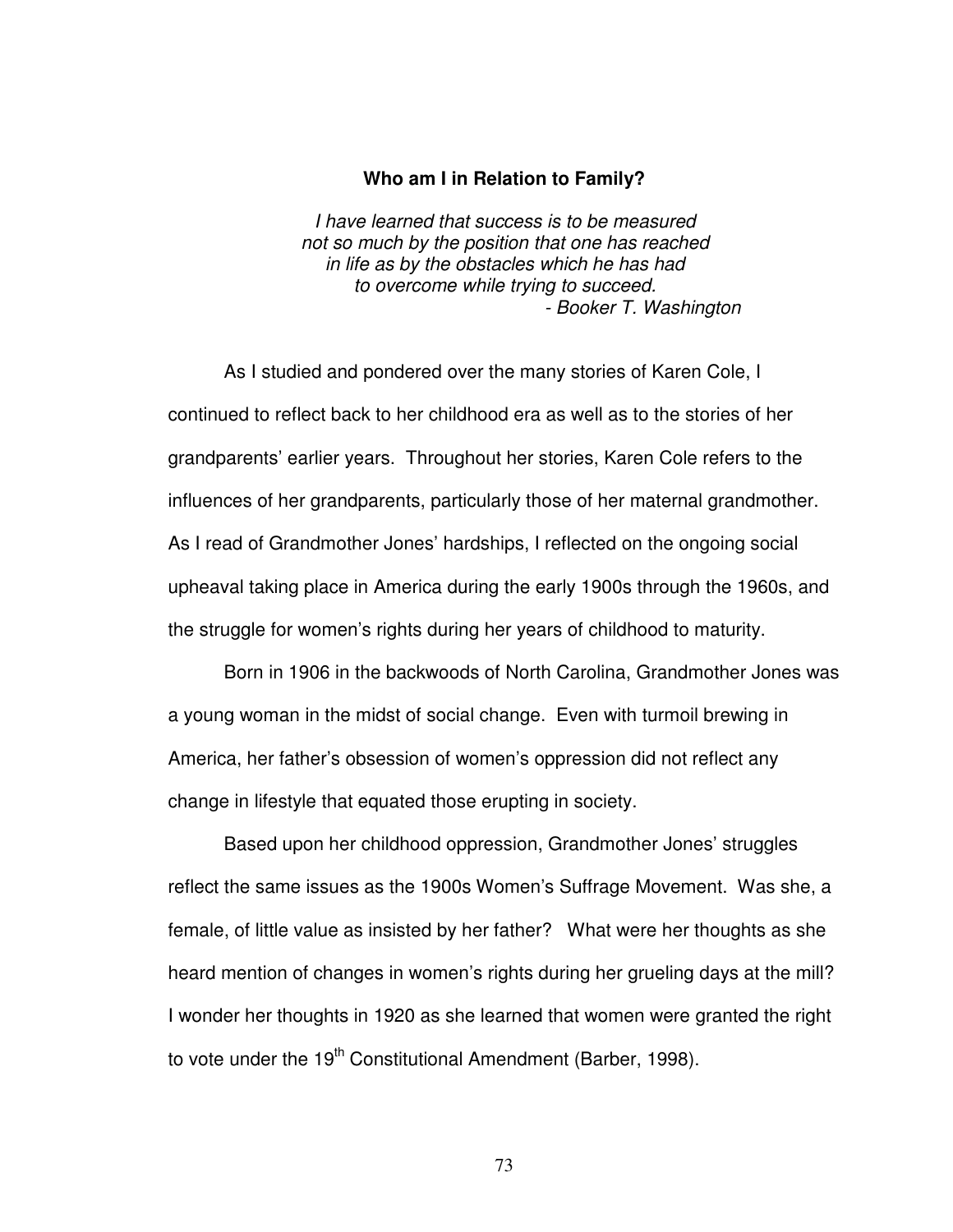## Who am I in Relation to Family?

*I have learned that success is to be measured*
*not so much by the position that one has reached*
*in life as by the obstacles which he has had*
*to overcome while trying to succeed.*
*- Booker T. Washington*

As I studied and pondered over the many stories of Karen Cole, I continued to reflect back to her childhood era as well as to the stories of her grandparents' earlier years. Throughout her stories, Karen Cole refers to the influences of her grandparents, particularly those of her maternal grandmother. As I read of Grandmother Jones' hardships, I reflected on the ongoing social upheaval taking place in America during the early 1900s through the 1960s, and the struggle for women's rights during her years of childhood to maturity.

Born in 1906 in the backwoods of North Carolina, Grandmother Jones was a young woman in the midst of social change. Even with turmoil brewing in America, her father's obsession of women's oppression did not reflect any change in lifestyle that equated those erupting in society.

Based upon her childhood oppression, Grandmother Jones' struggles reflect the same issues as the 1900s Women's Suffrage Movement. Was she, a female, of little value as insisted by her father? What were her thoughts as she heard mention of changes in women's rights during her grueling days at the mill? I wonder her thoughts in 1920 as she learned that women were granted the right to vote under the 19th Constitutional Amendment (Barber, 1998).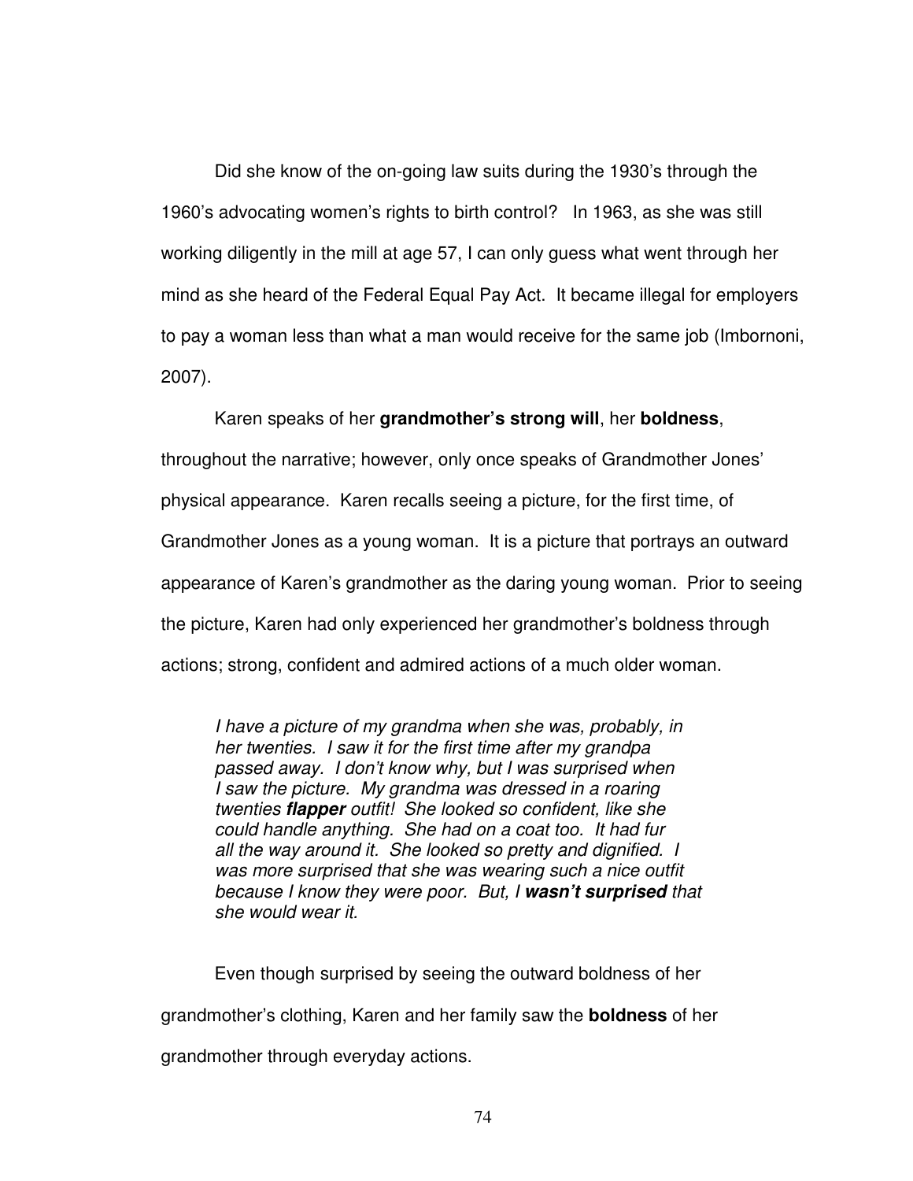Did she know of the on-going law suits during the 1930's through the 1960's advocating women's rights to birth control? In 1963, as she was still working diligently in the mill at age 57, I can only guess what went through her mind as she heard of the Federal Equal Pay Act. It became illegal for employers to pay a woman less than what a man would receive for the same job (Imbornoni, 2007).

Karen speaks of her **grandmother's strong will**, her **boldness**, throughout the narrative; however, only once speaks of Grandmother Jones' physical appearance. Karen recalls seeing a picture, for the first time, of Grandmother Jones as a young woman. It is a picture that portrays an outward appearance of Karen's grandmother as the daring young woman. Prior to seeing the picture, Karen had only experienced her grandmother's boldness through actions; strong, confident and admired actions of a much older woman.

> *I have a picture of my grandma when she was, probably, in her twenties. I saw it for the first time after my grandpa passed away. I don't know why, but I was surprised when I saw the picture. My grandma was dressed in a roaring twenties **flapper** outfit! She looked so confident, like she could handle anything. She had on a coat too. It had fur all the way around it. She looked so pretty and dignified. I was more surprised that she was wearing such a nice outfit because I know they were poor. But, I **wasn't surprised** that she would wear it.*

Even though surprised by seeing the outward boldness of her grandmother's clothing, Karen and her family saw the **boldness** of her grandmother through everyday actions.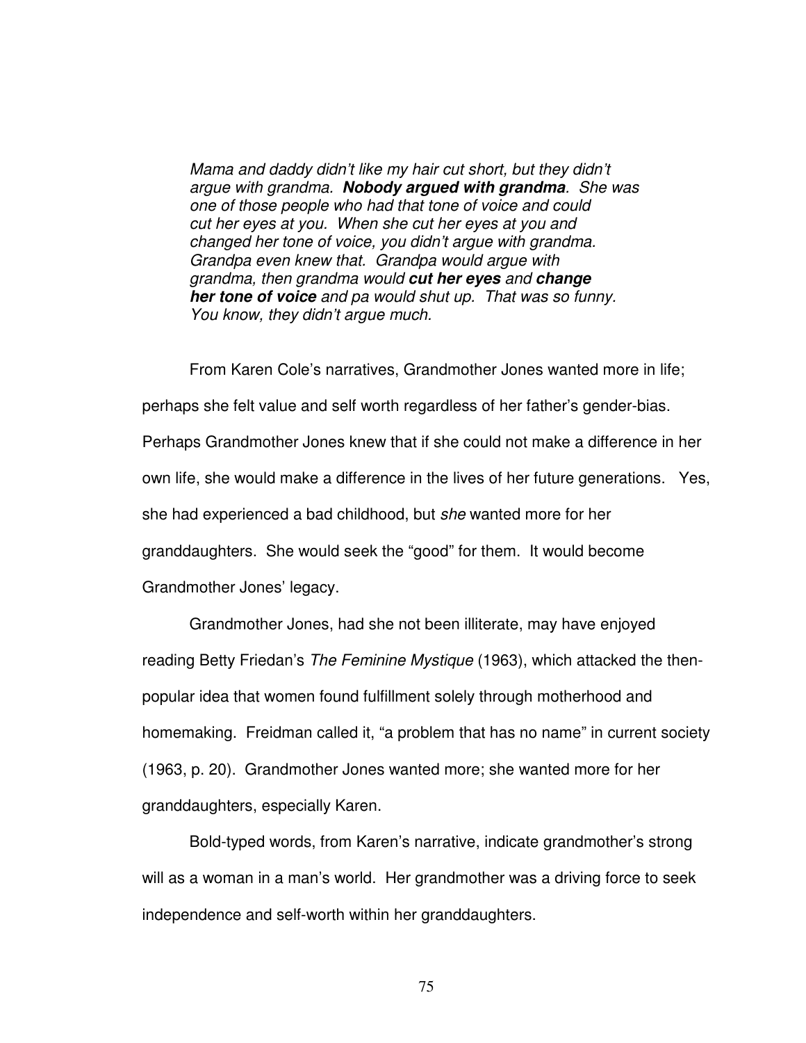> *Mama and daddy didn't like my hair cut short, but they didn't argue with grandma.* ***Nobody argued with grandma****. She was one of those people who had that tone of voice and could cut her eyes at you. When she cut her eyes at you and changed her tone of voice, you didn't argue with grandma. Grandpa even knew that. Grandpa would argue with grandma, then grandma would* ***cut her eyes*** *and* ***change her tone of voice*** *and pa would shut up. That was so funny. You know, they didn't argue much.*

From Karen Cole's narratives, Grandmother Jones wanted more in life; perhaps she felt value and self worth regardless of her father's gender-bias. Perhaps Grandmother Jones knew that if she could not make a difference in her own life, she would make a difference in the lives of her future generations. Yes, she had experienced a bad childhood, but *she* wanted more for her granddaughters. She would seek the "good" for them. It would become Grandmother Jones' legacy.

Grandmother Jones, had she not been illiterate, may have enjoyed reading Betty Friedan's *The Feminine Mystique* (1963), which attacked the then-popular idea that women found fulfillment solely through motherhood and homemaking. Freidman called it, "a problem that has no name" in current society (1963, p. 20). Grandmother Jones wanted more; she wanted more for her granddaughters, especially Karen.

Bold-typed words, from Karen's narrative, indicate grandmother's strong will as a woman in a man's world. Her grandmother was a driving force to seek independence and self-worth within her granddaughters.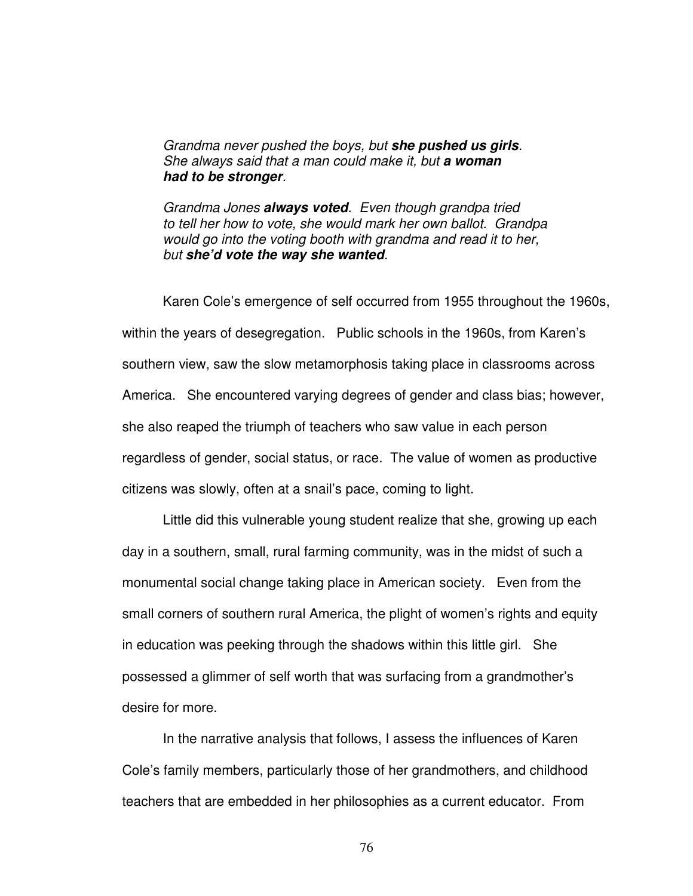> *Grandma never pushed the boys, but **she pushed us girls**. She always said that a man could make it, but **a woman had to be stronger**.*
>
> *Grandma Jones **always voted**. Even though grandpa tried to tell her how to vote, she would mark her own ballot. Grandpa would go into the voting booth with grandma and read it to her, but **she'd vote the way she wanted**.*

Karen Cole's emergence of self occurred from 1955 throughout the 1960s, within the years of desegregation. Public schools in the 1960s, from Karen's southern view, saw the slow metamorphosis taking place in classrooms across America. She encountered varying degrees of gender and class bias; however, she also reaped the triumph of teachers who saw value in each person regardless of gender, social status, or race. The value of women as productive citizens was slowly, often at a snail's pace, coming to light.

Little did this vulnerable young student realize that she, growing up each day in a southern, small, rural farming community, was in the midst of such a monumental social change taking place in American society. Even from the small corners of southern rural America, the plight of women's rights and equity in education was peeking through the shadows within this little girl. She possessed a glimmer of self worth that was surfacing from a grandmother's desire for more.

In the narrative analysis that follows, I assess the influences of Karen Cole's family members, particularly those of her grandmothers, and childhood teachers that are embedded in her philosophies as a current educator. From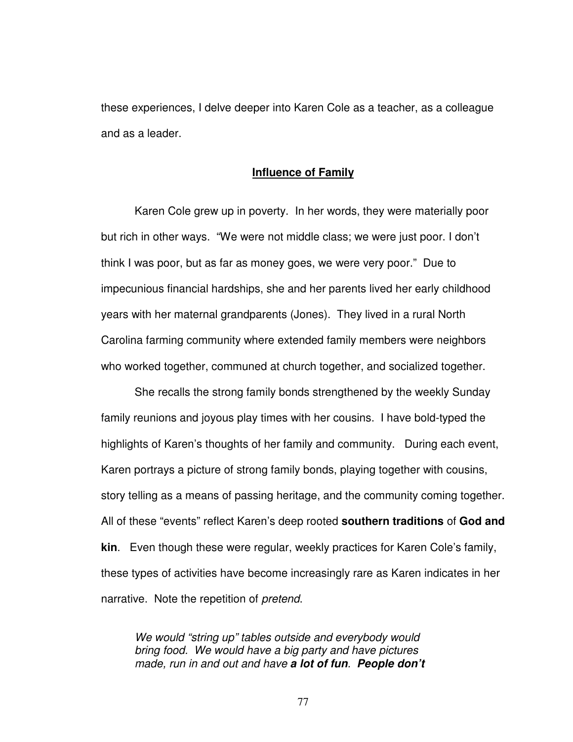these experiences, I delve deeper into Karen Cole as a teacher, as a colleague and as a leader.

## Influence of Family

Karen Cole grew up in poverty. In her words, they were materially poor but rich in other ways. "We were not middle class; we were just poor. I don't think I was poor, but as far as money goes, we were very poor." Due to impecunious financial hardships, she and her parents lived her early childhood years with her maternal grandparents (Jones). They lived in a rural North Carolina farming community where extended family members were neighbors who worked together, communed at church together, and socialized together.

She recalls the strong family bonds strengthened by the weekly Sunday family reunions and joyous play times with her cousins. I have bold-typed the highlights of Karen's thoughts of her family and community. During each event, Karen portrays a picture of strong family bonds, playing together with cousins, story telling as a means of passing heritage, and the community coming together. All of these "events" reflect Karen's deep rooted **southern traditions** of **God and kin**. Even though these were regular, weekly practices for Karen Cole's family, these types of activities have become increasingly rare as Karen indicates in her narrative. Note the repetition of *pretend*.

> *We would "string up" tables outside and everybody would bring food. We would have a big party and have pictures made, run in and out and have* ***a lot of fun****.* ***People don't***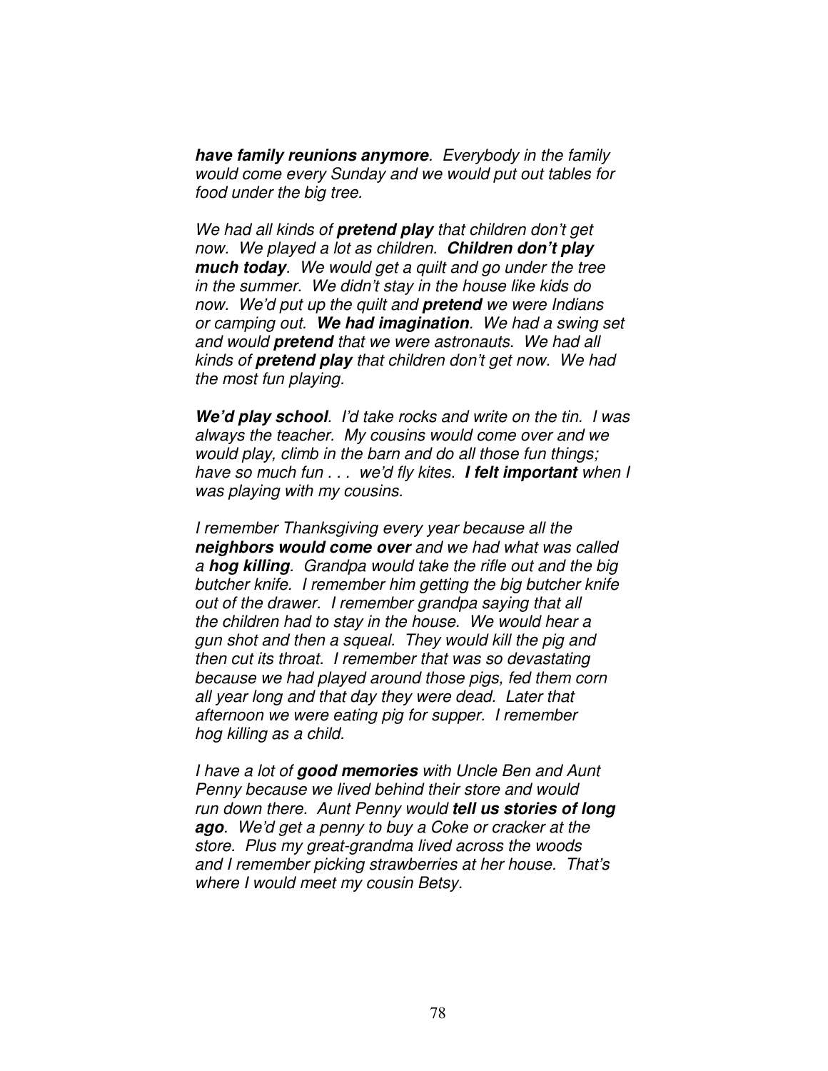***have family reunions anymore**. Everybody in the family would come every Sunday and we would put out tables for food under the big tree.*

*We had all kinds of **pretend play** that children don't get now. We played a lot as children. **Children don't play much today**. We would get a quilt and go under the tree in the summer. We didn't stay in the house like kids do now. We'd put up the quilt and **pretend** we were Indians or camping out. **We had imagination**. We had a swing set and would **pretend** that we were astronauts. We had all kinds of **pretend play** that children don't get now. We had the most fun playing.*

***We'd play school**. I'd take rocks and write on the tin. I was always the teacher. My cousins would come over and we would play, climb in the barn and do all those fun things; have so much fun . . . we'd fly kites. **I felt important** when I was playing with my cousins.*

*I remember Thanksgiving every year because all the **neighbors would come over** and we had what was called a **hog killing**. Grandpa would take the rifle out and the big butcher knife. I remember him getting the big butcher knife out of the drawer. I remember grandpa saying that all the children had to stay in the house. We would hear a gun shot and then a squeal. They would kill the pig and then cut its throat. I remember that was so devastating because we had played around those pigs, fed them corn all year long and that day they were dead. Later that afternoon we were eating pig for supper. I remember hog killing as a child.*

*I have a lot of **good memories** with Uncle Ben and Aunt Penny because we lived behind their store and would run down there. Aunt Penny would **tell us stories of long ago**. We'd get a penny to buy a Coke or cracker at the store. Plus my great-grandma lived across the woods and I remember picking strawberries at her house. That's where I would meet my cousin Betsy.*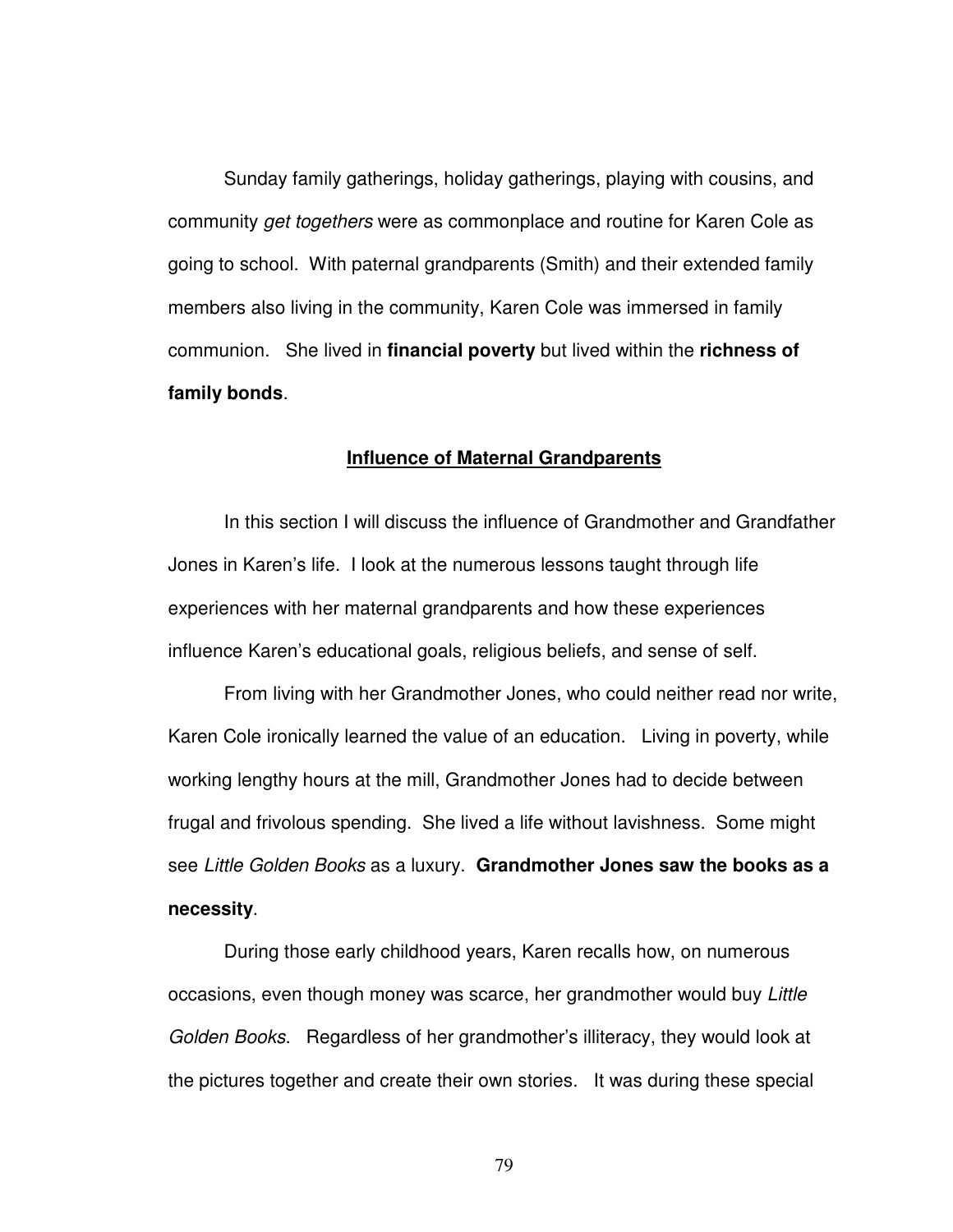Sunday family gatherings, holiday gatherings, playing with cousins, and community *get togethers* were as commonplace and routine for Karen Cole as going to school. With paternal grandparents (Smith) and their extended family members also living in the community, Karen Cole was immersed in family communion. She lived in **financial poverty** but lived within the **richness of family bonds**.

## Influence of Maternal Grandparents

In this section I will discuss the influence of Grandmother and Grandfather Jones in Karen's life. I look at the numerous lessons taught through life experiences with her maternal grandparents and how these experiences influence Karen's educational goals, religious beliefs, and sense of self.

From living with her Grandmother Jones, who could neither read nor write, Karen Cole ironically learned the value of an education. Living in poverty, while working lengthy hours at the mill, Grandmother Jones had to decide between frugal and frivolous spending. She lived a life without lavishness. Some might see *Little Golden Books* as a luxury. **Grandmother Jones saw the books as a necessity**.

During those early childhood years, Karen recalls how, on numerous occasions, even though money was scarce, her grandmother would buy *Little Golden Books*. Regardless of her grandmother's illiteracy, they would look at the pictures together and create their own stories. It was during these special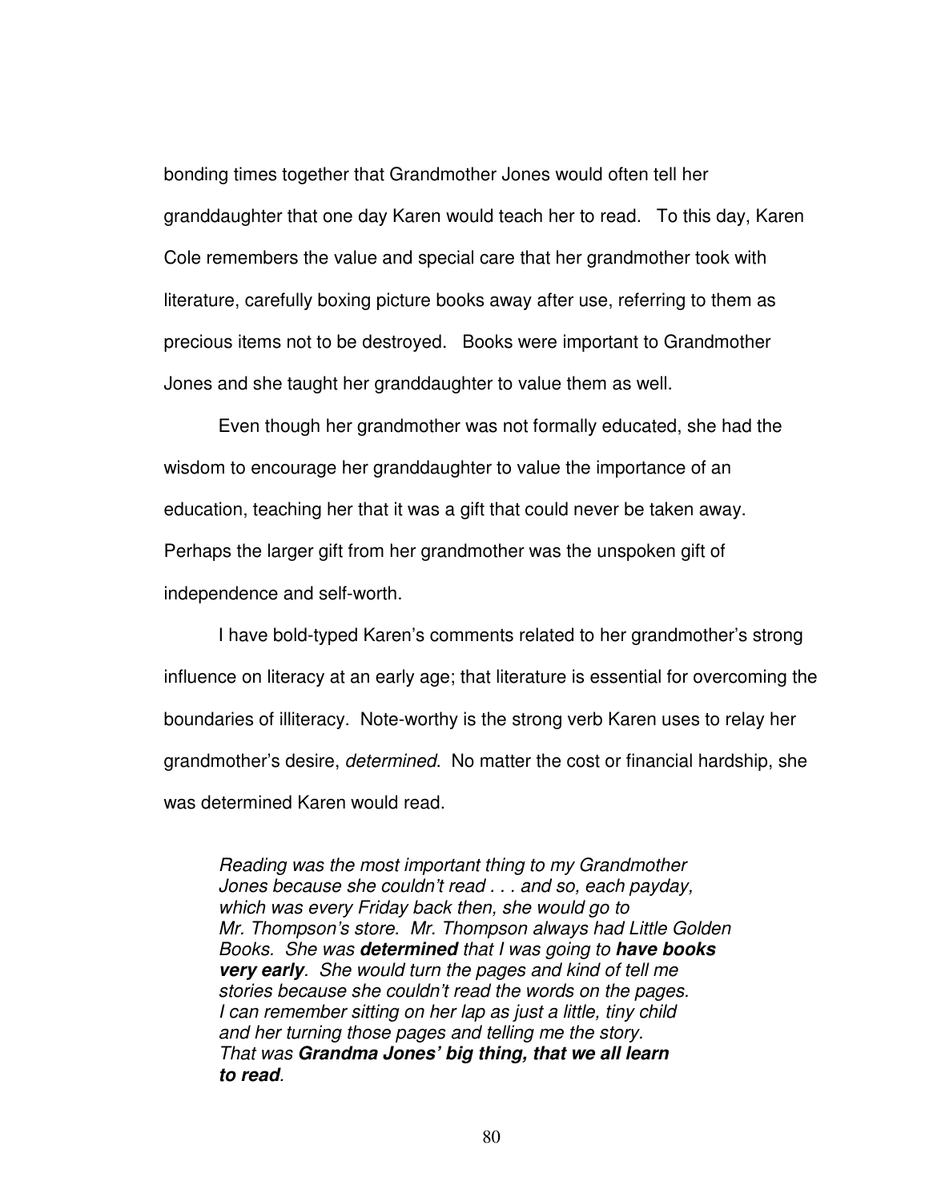bonding times together that Grandmother Jones would often tell her granddaughter that one day Karen would teach her to read. To this day, Karen Cole remembers the value and special care that her grandmother took with literature, carefully boxing picture books away after use, referring to them as precious items not to be destroyed. Books were important to Grandmother Jones and she taught her granddaughter to value them as well.

Even though her grandmother was not formally educated, she had the wisdom to encourage her granddaughter to value the importance of an education, teaching her that it was a gift that could never be taken away. Perhaps the larger gift from her grandmother was the unspoken gift of independence and self-worth.

I have bold-typed Karen's comments related to her grandmother's strong influence on literacy at an early age; that literature is essential for overcoming the boundaries of illiteracy. Note-worthy is the strong verb Karen uses to relay her grandmother's desire, *determined*. No matter the cost or financial hardship, she was determined Karen would read.

> *Reading was the most important thing to my Grandmother Jones because she couldn't read . . . and so, each payday, which was every Friday back then, she would go to Mr. Thompson's store. Mr. Thompson always had Little Golden Books. She was **determined** that I was going to **have books very early**. She would turn the pages and kind of tell me stories because she couldn't read the words on the pages. I can remember sitting on her lap as just a little, tiny child and her turning those pages and telling me the story. That was **Grandma Jones' big thing, that we all learn to read**.*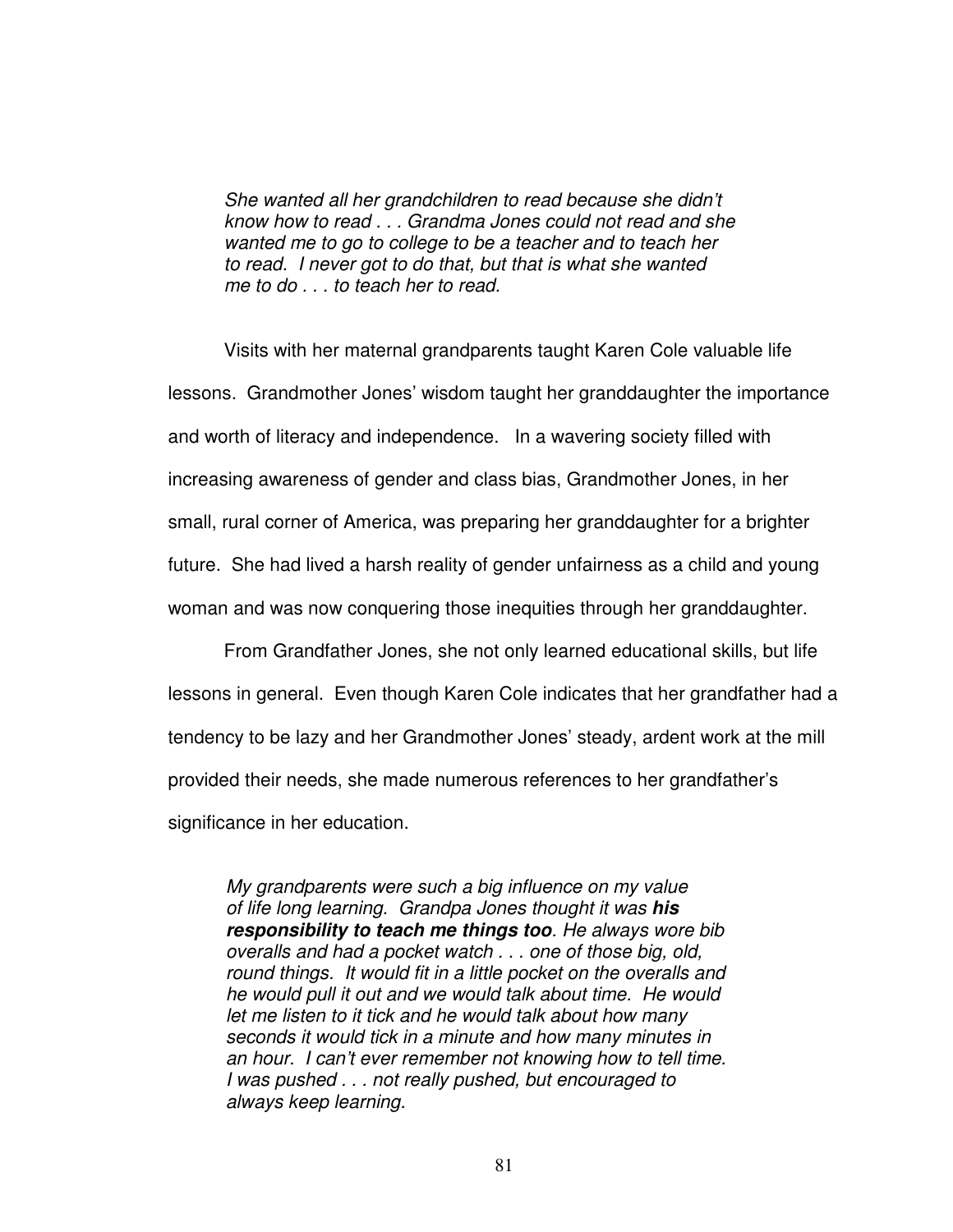> *She wanted all her grandchildren to read because she didn't know how to read . . . Grandma Jones could not read and she wanted me to go to college to be a teacher and to teach her to read. I never got to do that, but that is what she wanted me to do . . . to teach her to read.*

Visits with her maternal grandparents taught Karen Cole valuable life lessons. Grandmother Jones' wisdom taught her granddaughter the importance and worth of literacy and independence. In a wavering society filled with increasing awareness of gender and class bias, Grandmother Jones, in her small, rural corner of America, was preparing her granddaughter for a brighter future. She had lived a harsh reality of gender unfairness as a child and young woman and was now conquering those inequities through her granddaughter.

From Grandfather Jones, she not only learned educational skills, but life lessons in general. Even though Karen Cole indicates that her grandfather had a tendency to be lazy and her Grandmother Jones' steady, ardent work at the mill provided their needs, she made numerous references to her grandfather's significance in her education.

> *My grandparents were such a big influence on my value of life long learning. Grandpa Jones thought it was **his responsibility to teach me things too**. He always wore bib overalls and had a pocket watch . . . one of those big, old, round things. It would fit in a little pocket on the overalls and he would pull it out and we would talk about time. He would let me listen to it tick and he would talk about how many seconds it would tick in a minute and how many minutes in an hour. I can't ever remember not knowing how to tell time. I was pushed . . . not really pushed, but encouraged to always keep learning.*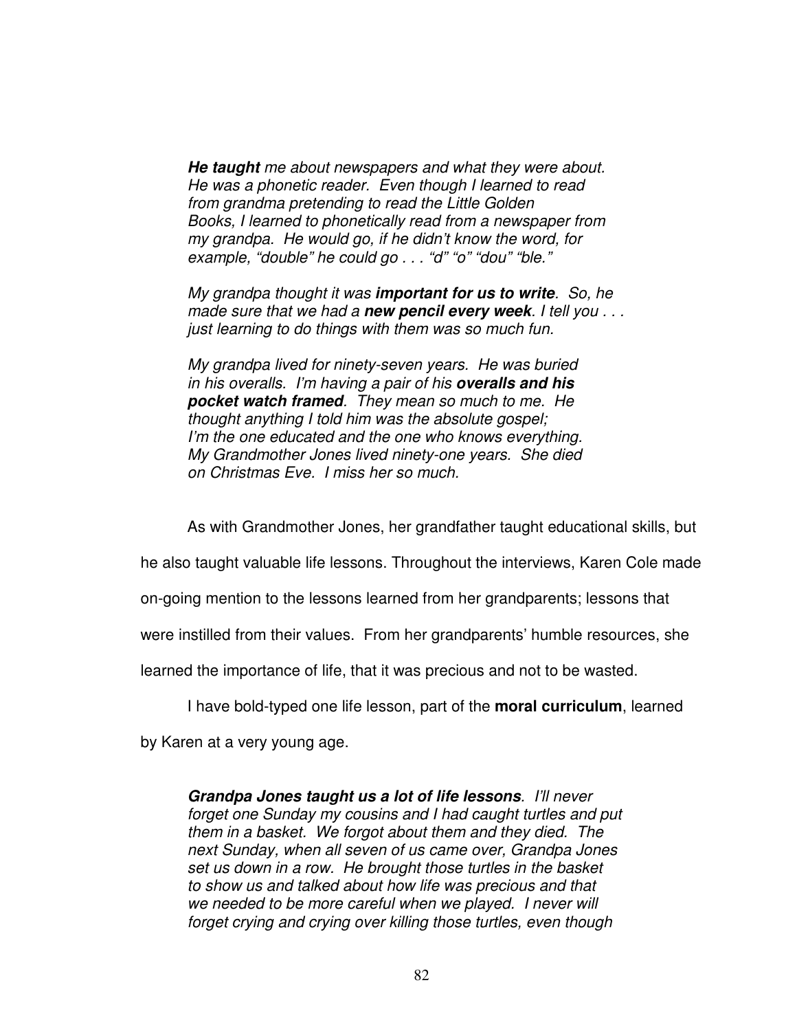> ***He taught*** *me about newspapers and what they were about. He was a phonetic reader. Even though I learned to read from grandma pretending to read the Little Golden Books, I learned to phonetically read from a newspaper from my grandpa. He would go, if he didn't know the word, for example, "double" he could go . . . "d" "o" "dou" "ble."*
>
> *My grandpa thought it was* ***important for us to write****. So, he made sure that we had a* ***new pencil every week****. I tell you . . . just learning to do things with them was so much fun.*
>
> *My grandpa lived for ninety-seven years. He was buried in his overalls. I'm having a pair of his* ***overalls and his pocket watch framed****. They mean so much to me. He thought anything I told him was the absolute gospel; I'm the one educated and the one who knows everything. My Grandmother Jones lived ninety-one years. She died on Christmas Eve. I miss her so much.*

As with Grandmother Jones, her grandfather taught educational skills, but he also taught valuable life lessons. Throughout the interviews, Karen Cole made on-going mention to the lessons learned from her grandparents; lessons that were instilled from their values. From her grandparents' humble resources, she learned the importance of life, that it was precious and not to be wasted.

I have bold-typed one life lesson, part of the **moral curriculum**, learned by Karen at a very young age.

> ***Grandpa Jones taught us a lot of life lessons****. I'll never forget one Sunday my cousins and I had caught turtles and put them in a basket. We forgot about them and they died. The next Sunday, when all seven of us came over, Grandpa Jones set us down in a row. He brought those turtles in the basket to show us and talked about how life was precious and that we needed to be more careful when we played. I never will forget crying and crying over killing those turtles, even though*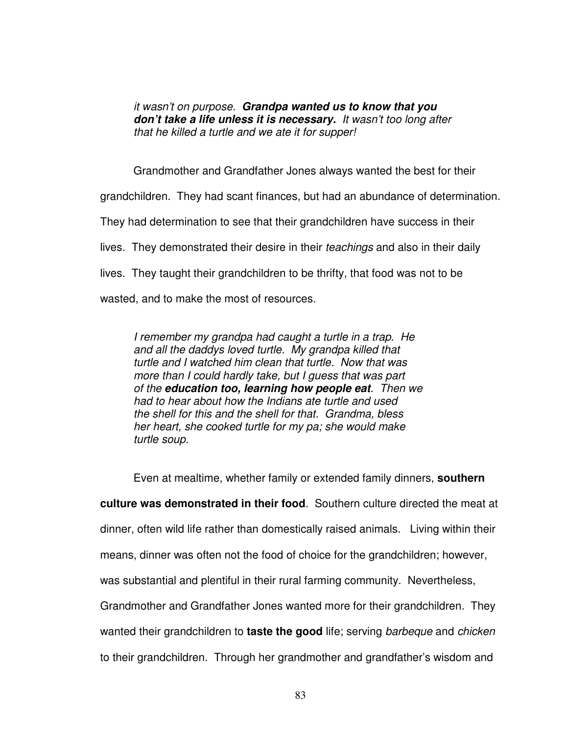> *it wasn't on purpose.* ***Grandpa wanted us to know that you don't take a life unless it is necessary.*** *It wasn't too long after that he killed a turtle and we ate it for supper!*

Grandmother and Grandfather Jones always wanted the best for their grandchildren. They had scant finances, but had an abundance of determination. They had determination to see that their grandchildren have success in their lives. They demonstrated their desire in their *teachings* and also in their daily lives. They taught their grandchildren to be thrifty, that food was not to be wasted, and to make the most of resources.

> *I remember my grandpa had caught a turtle in a trap. He and all the daddys loved turtle. My grandpa killed that turtle and I watched him clean that turtle. Now that was more than I could hardly take, but I guess that was part of the* ***education too, learning how people eat****. Then we had to hear about how the Indians ate turtle and used the shell for this and the shell for that. Grandma, bless her heart, she cooked turtle for my pa; she would make turtle soup.*

Even at mealtime, whether family or extended family dinners, **southern culture was demonstrated in their food**. Southern culture directed the meat at dinner, often wild life rather than domestically raised animals. Living within their means, dinner was often not the food of choice for the grandchildren; however, was substantial and plentiful in their rural farming community. Nevertheless, Grandmother and Grandfather Jones wanted more for their grandchildren. They wanted their grandchildren to **taste the good** life; serving *barbeque* and *chicken* to their grandchildren. Through her grandmother and grandfather's wisdom and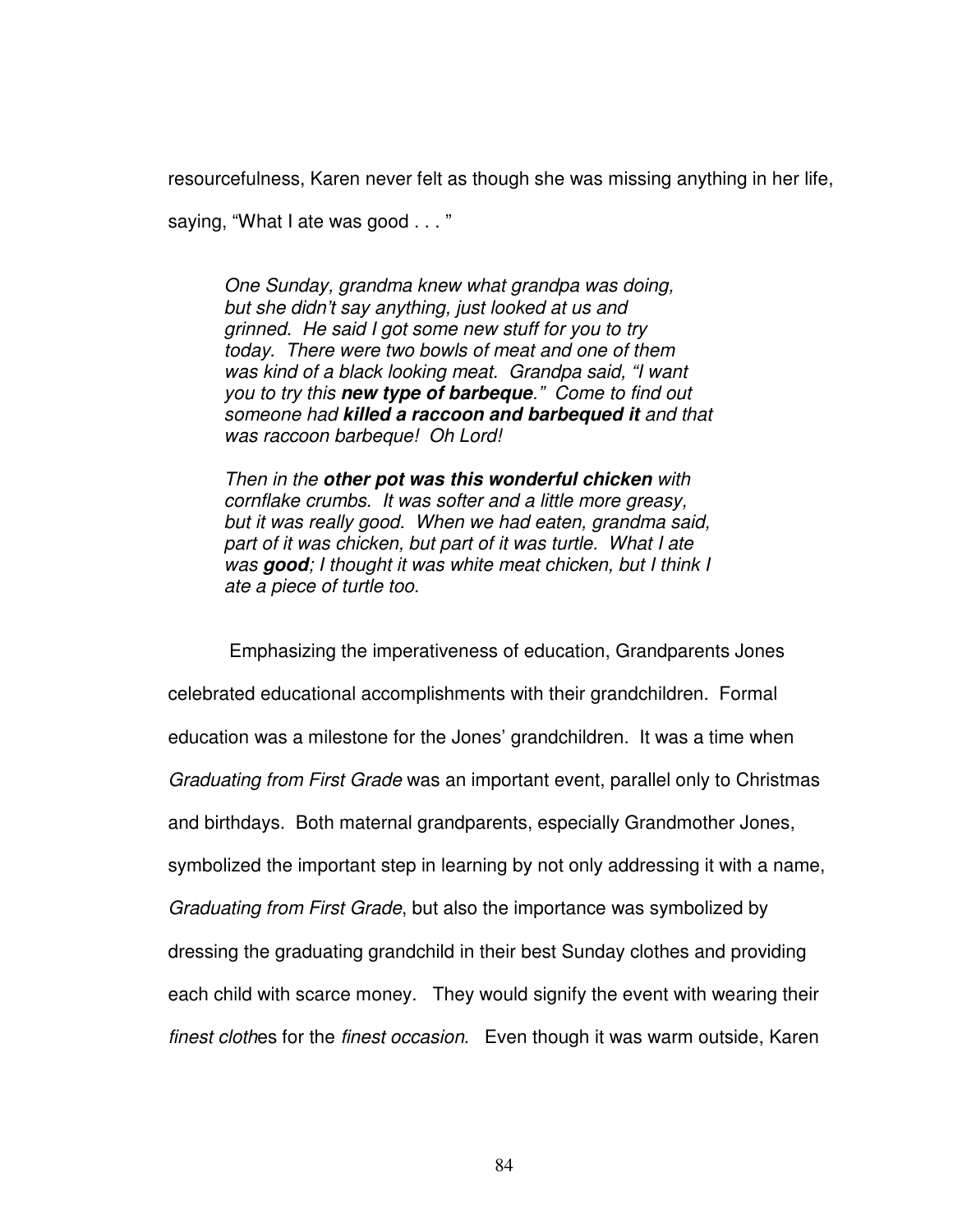resourcefulness, Karen never felt as though she was missing anything in her life, saying, "What I ate was good . . . "

> *One Sunday, grandma knew what grandpa was doing, but she didn't say anything, just looked at us and grinned. He said I got some new stuff for you to try today. There were two bowls of meat and one of them was kind of a black looking meat. Grandpa said, "I want you to try this **new type of barbeque**." Come to find out someone had **killed a raccoon and barbequed it** and that was raccoon barbeque! Oh Lord!*
>
> *Then in the **other pot was this wonderful chicken** with cornflake crumbs. It was softer and a little more greasy, but it was really good. When we had eaten, grandma said, part of it was chicken, but part of it was turtle. What I ate was **good**; I thought it was white meat chicken, but I think I ate a piece of turtle too.*

Emphasizing the imperativeness of education, Grandparents Jones celebrated educational accomplishments with their grandchildren. Formal education was a milestone for the Jones' grandchildren. It was a time when *Graduating from First Grade* was an important event, parallel only to Christmas and birthdays. Both maternal grandparents, especially Grandmother Jones, symbolized the important step in learning by not only addressing it with a name, *Graduating from First Grade*, but also the importance was symbolized by dressing the graduating grandchild in their best Sunday clothes and providing each child with scarce money. They would signify the event with wearing their *finest cloth*es for the *finest occasion*. Even though it was warm outside, Karen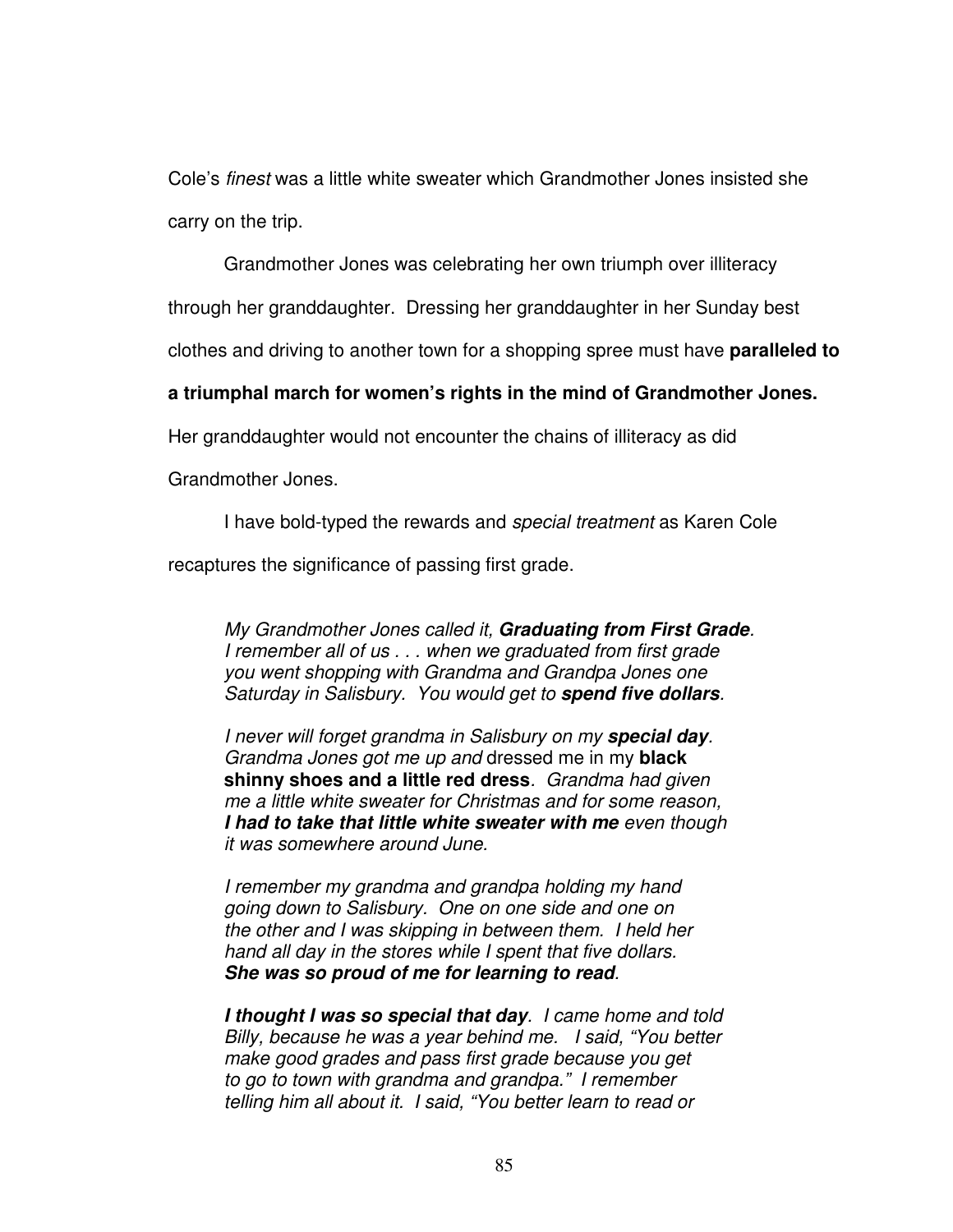Cole's *finest* was a little white sweater which Grandmother Jones insisted she carry on the trip.

Grandmother Jones was celebrating her own triumph over illiteracy through her granddaughter. Dressing her granddaughter in her Sunday best clothes and driving to another town for a shopping spree must have **paralleled to a triumphal march for women's rights in the mind of Grandmother Jones.** Her granddaughter would not encounter the chains of illiteracy as did Grandmother Jones.

I have bold-typed the rewards and *special treatment* as Karen Cole recaptures the significance of passing first grade.

> *My Grandmother Jones called it, **Graduating from First Grade**. I remember all of us . . . when we graduated from first grade you went shopping with Grandma and Grandpa Jones one Saturday in Salisbury. You would get to **spend five dollars**.*
>
> *I never will forget grandma in Salisbury on my **special day**. Grandma Jones got me up and* dressed me in my **black shinny shoes and a little red dress**. *Grandma had given me a little white sweater for Christmas and for some reason, **I had to take that little white sweater with me** even though it was somewhere around June.*
>
> *I remember my grandma and grandpa holding my hand going down to Salisbury. One on one side and one on the other and I was skipping in between them. I held her hand all day in the stores while I spent that five dollars. **She was so proud of me for learning to read**.*
>
> ***I thought I was so special that day**. I came home and told Billy, because he was a year behind me. I said, "You better make good grades and pass first grade because you get to go to town with grandma and grandpa." I remember telling him all about it. I said, "You better learn to read or*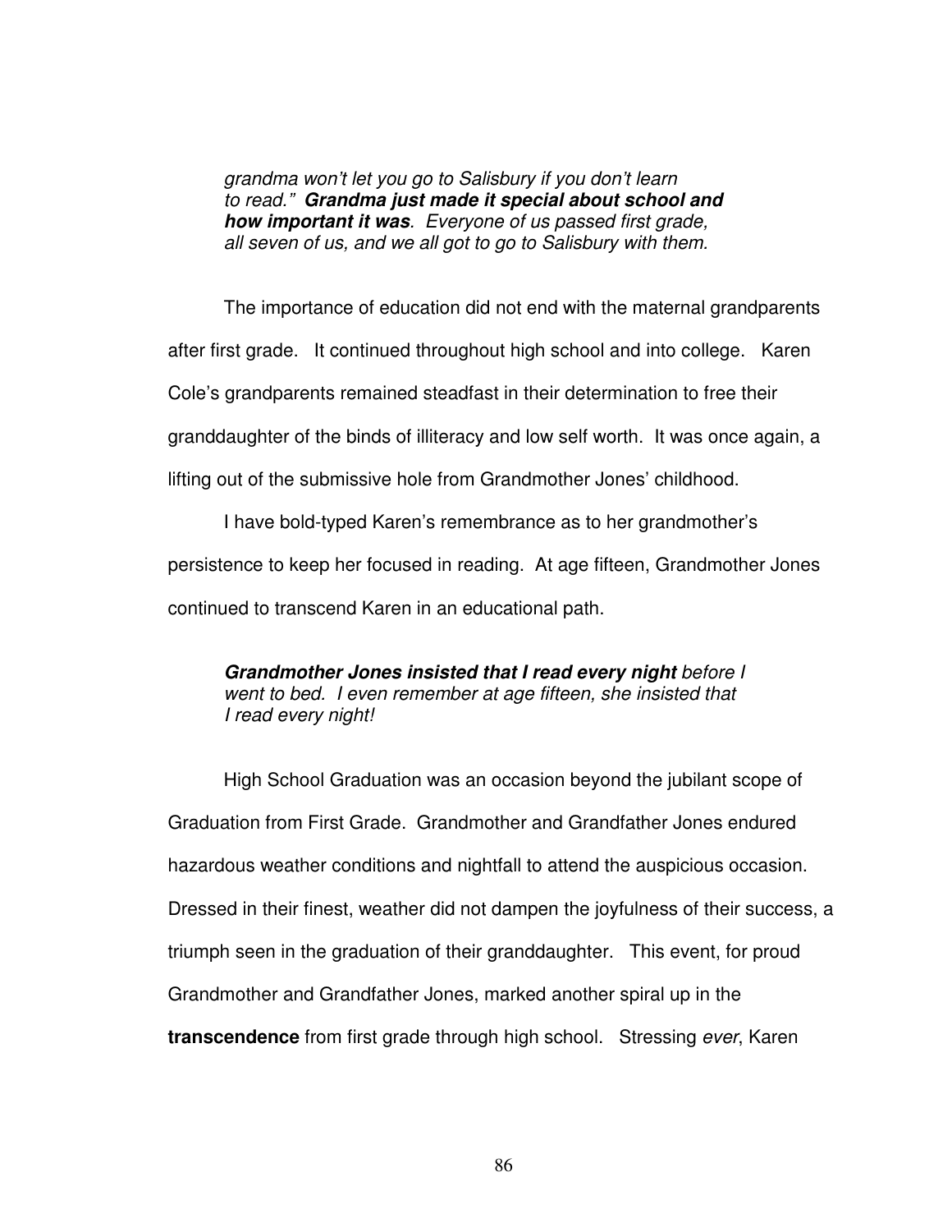> *grandma won't let you go to Salisbury if you don't learn to read."* ***Grandma just made it special about school and how important it was****. Everyone of us passed first grade, all seven of us, and we all got to go to Salisbury with them.*

The importance of education did not end with the maternal grandparents after first grade. It continued throughout high school and into college. Karen Cole's grandparents remained steadfast in their determination to free their granddaughter of the binds of illiteracy and low self worth. It was once again, a lifting out of the submissive hole from Grandmother Jones' childhood.

I have bold-typed Karen's remembrance as to her grandmother's persistence to keep her focused in reading. At age fifteen, Grandmother Jones continued to transcend Karen in an educational path.

> ***Grandmother Jones insisted that I read every night*** *before I went to bed. I even remember at age fifteen, she insisted that I read every night!*

High School Graduation was an occasion beyond the jubilant scope of Graduation from First Grade. Grandmother and Grandfather Jones endured hazardous weather conditions and nightfall to attend the auspicious occasion. Dressed in their finest, weather did not dampen the joyfulness of their success, a triumph seen in the graduation of their granddaughter. This event, for proud Grandmother and Grandfather Jones, marked another spiral up in the **transcendence** from first grade through high school. Stressing *ever*, Karen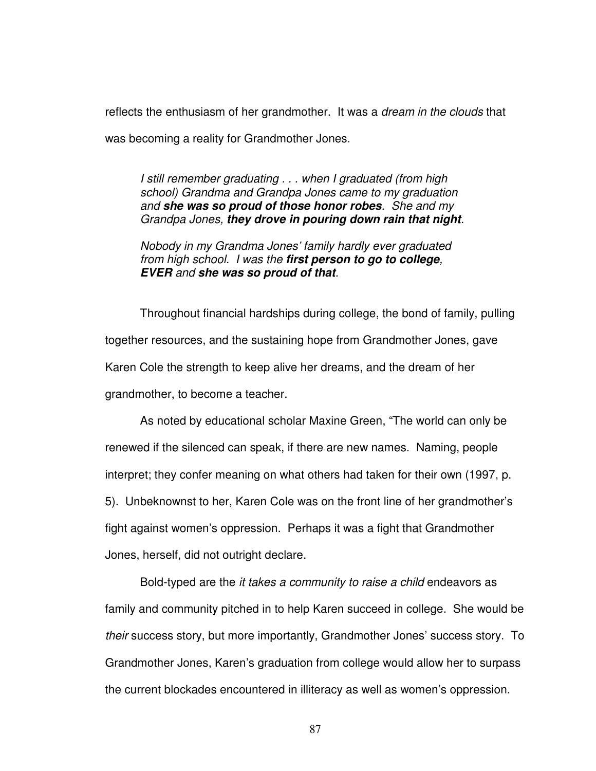reflects the enthusiasm of her grandmother. It was a *dream in the clouds* that was becoming a reality for Grandmother Jones.

> *I still remember graduating . . . when I graduated (from high school) Grandma and Grandpa Jones came to my graduation and* ***she was so proud of those honor robes****. She and my Grandpa Jones,* ***they drove in pouring down rain that night****.*
>
> *Nobody in my Grandma Jones' family hardly ever graduated from high school. I was the* ***first person to go to college, EVER*** *and* ***she was so proud of that****.*

Throughout financial hardships during college, the bond of family, pulling together resources, and the sustaining hope from Grandmother Jones, gave Karen Cole the strength to keep alive her dreams, and the dream of her grandmother, to become a teacher.

As noted by educational scholar Maxine Green, "The world can only be renewed if the silenced can speak, if there are new names. Naming, people interpret; they confer meaning on what others had taken for their own (1997, p. 5). Unbeknownst to her, Karen Cole was on the front line of her grandmother's fight against women's oppression. Perhaps it was a fight that Grandmother Jones, herself, did not outright declare.

Bold-typed are the *it takes a community to raise a child* endeavors as family and community pitched in to help Karen succeed in college. She would be *their* success story, but more importantly, Grandmother Jones' success story. To Grandmother Jones, Karen's graduation from college would allow her to surpass the current blockades encountered in illiteracy as well as women's oppression.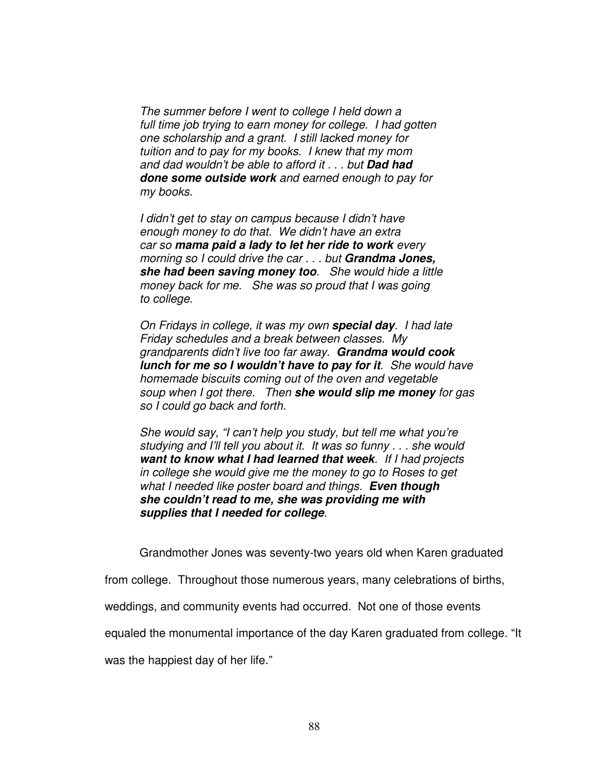> *The summer before I went to college I held down a full time job trying to earn money for college. I had gotten one scholarship and a grant. I still lacked money for tuition and to pay for my books. I knew that my mom and dad wouldn't be able to afford it . . . but **Dad had done some outside work** and earned enough to pay for my books.*
>
> *I didn't get to stay on campus because I didn't have enough money to do that. We didn't have an extra car so **mama paid a lady to let her ride to work** every morning so I could drive the car . . . but **Grandma Jones, she had been saving money too**. She would hide a little money back for me. She was so proud that I was going to college.*
>
> *On Fridays in college, it was my own **special day**. I had late Friday schedules and a break between classes. My grandparents didn't live too far away. **Grandma would cook lunch for me so I wouldn't have to pay for it**. She would have homemade biscuits coming out of the oven and vegetable soup when I got there. Then **she would slip me money** for gas so I could go back and forth.*
>
> *She would say, "I can't help you study, but tell me what you're studying and I'll tell you about it. It was so funny . . . she would **want to know what I had learned that week**. If I had projects in college she would give me the money to go to Roses to get what I needed like poster board and things. **Even though she couldn't read to me, she was providing me with supplies that I needed for college**.*

Grandmother Jones was seventy-two years old when Karen graduated from college. Throughout those numerous years, many celebrations of births, weddings, and community events had occurred. Not one of those events equaled the monumental importance of the day Karen graduated from college. "It was the happiest day of her life."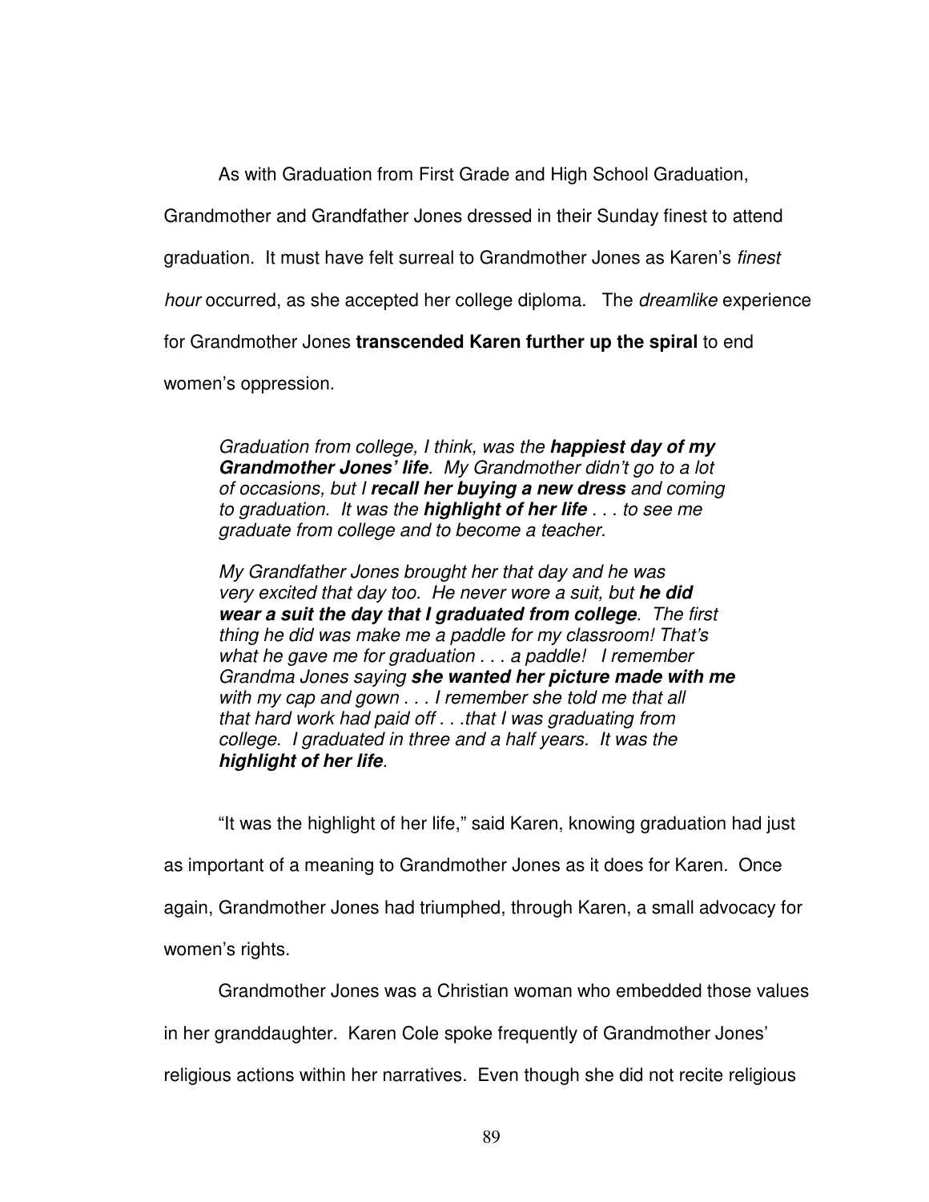As with Graduation from First Grade and High School Graduation, Grandmother and Grandfather Jones dressed in their Sunday finest to attend graduation. It must have felt surreal to Grandmother Jones as Karen's *finest hour* occurred, as she accepted her college diploma. The *dreamlike* experience for Grandmother Jones **transcended Karen further up the spiral** to end women's oppression.

> *Graduation from college, I think, was the **happiest day of my Grandmother Jones' life**. My Grandmother didn't go to a lot of occasions, but I **recall her buying a new dress** and coming to graduation. It was the **highlight of her life** . . . to see me graduate from college and to become a teacher.*
>
> *My Grandfather Jones brought her that day and he was very excited that day too. He never wore a suit, but **he did wear a suit the day that I graduated from college**. The first thing he did was make me a paddle for my classroom! That's what he gave me for graduation . . . a paddle! I remember Grandma Jones saying **she wanted her picture made with me** with my cap and gown . . . I remember she told me that all that hard work had paid off . . .that I was graduating from college. I graduated in three and a half years. It was the **highlight of her life**.*

"It was the highlight of her life," said Karen, knowing graduation had just as important of a meaning to Grandmother Jones as it does for Karen. Once again, Grandmother Jones had triumphed, through Karen, a small advocacy for women's rights.

Grandmother Jones was a Christian woman who embedded those values in her granddaughter. Karen Cole spoke frequently of Grandmother Jones' religious actions within her narratives. Even though she did not recite religious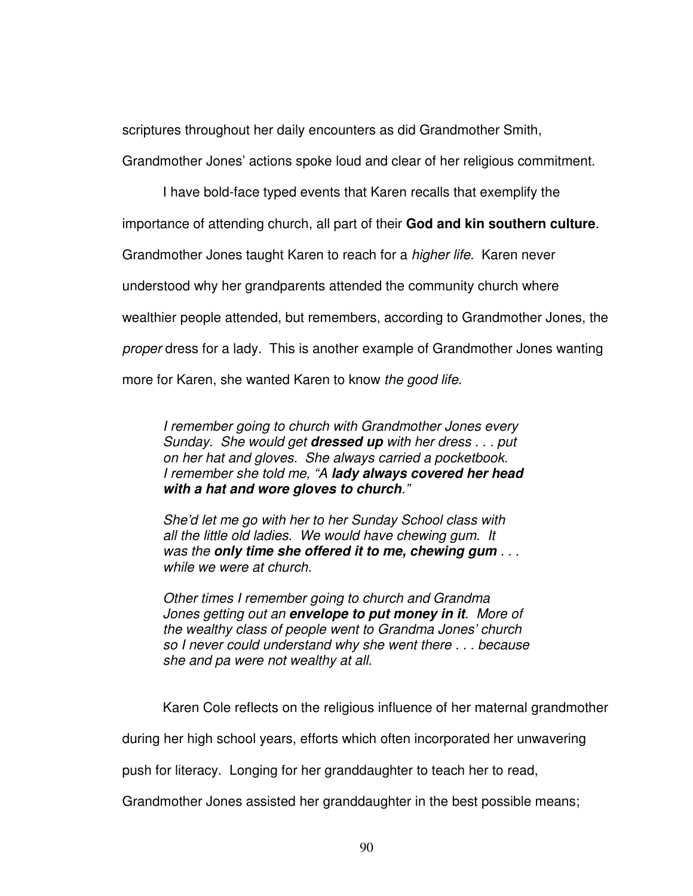scriptures throughout her daily encounters as did Grandmother Smith, Grandmother Jones' actions spoke loud and clear of her religious commitment.

I have bold-face typed events that Karen recalls that exemplify the importance of attending church, all part of their **God and kin southern culture**. Grandmother Jones taught Karen to reach for a *higher life*. Karen never understood why her grandparents attended the community church where wealthier people attended, but remembers, according to Grandmother Jones, the *proper* dress for a lady. This is another example of Grandmother Jones wanting more for Karen, she wanted Karen to know *the good life*.

> *I remember going to church with Grandmother Jones every Sunday. She would get* ***dressed up*** *with her dress . . . put on her hat and gloves. She always carried a pocketbook. I remember she told me, "A* ***lady always covered her head with a hat and wore gloves to church****."*
>
> *She'd let me go with her to her Sunday School class with all the little old ladies. We would have chewing gum. It was the* ***only time she offered it to me, chewing gum*** *. . . while we were at church.*
>
> *Other times I remember going to church and Grandma Jones getting out an* ***envelope to put money in it****. More of the wealthy class of people went to Grandma Jones' church so I never could understand why she went there . . . because she and pa were not wealthy at all.*

Karen Cole reflects on the religious influence of her maternal grandmother during her high school years, efforts which often incorporated her unwavering push for literacy. Longing for her granddaughter to teach her to read, Grandmother Jones assisted her granddaughter in the best possible means;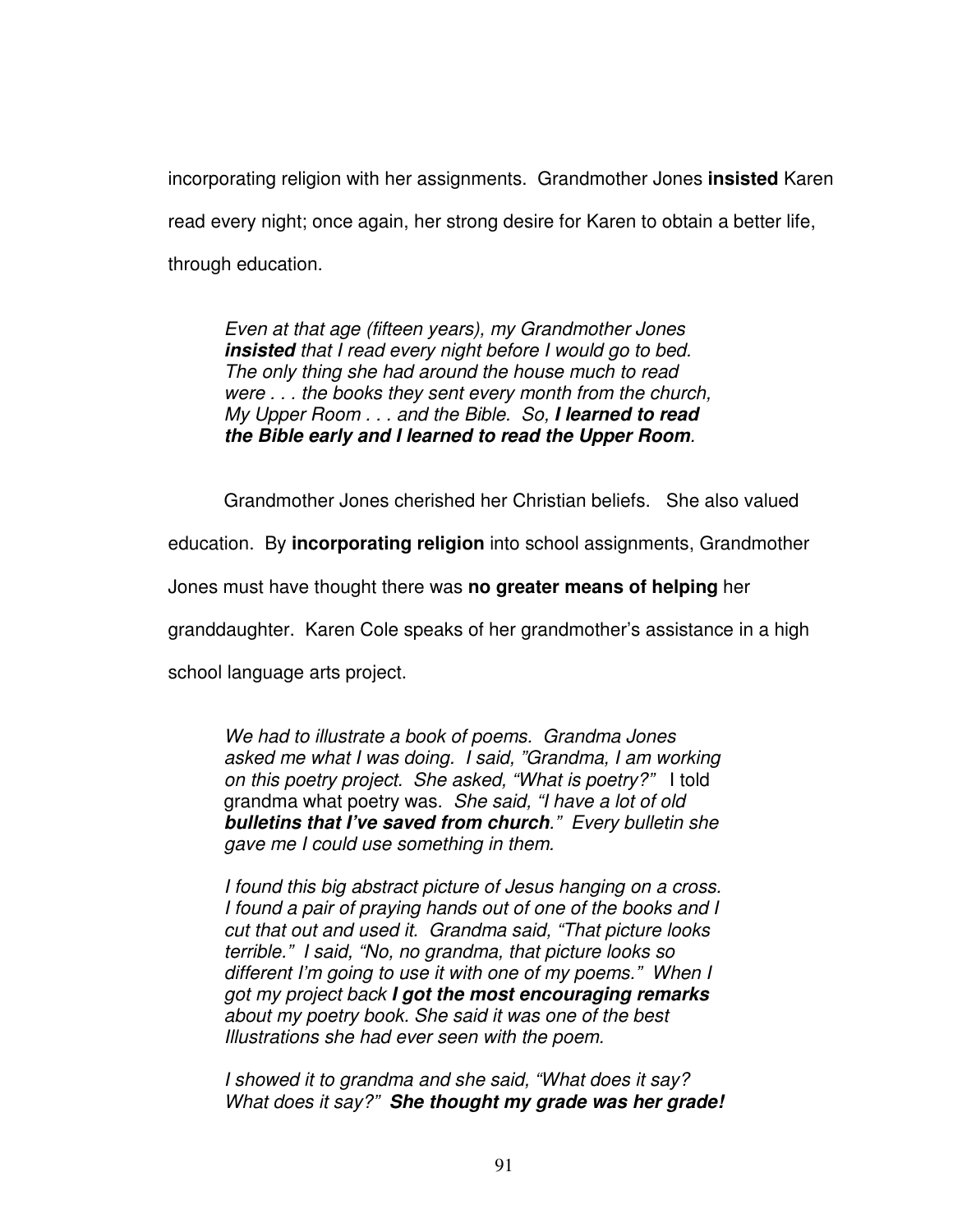incorporating religion with her assignments. Grandmother Jones **insisted** Karen read every night; once again, her strong desire for Karen to obtain a better life, through education.

> *Even at that age (fifteen years), my Grandmother Jones* ***insisted*** *that I read every night before I would go to bed. The only thing she had around the house much to read were . . . the books they sent every month from the church, My Upper Room . . . and the Bible. So,* ***I learned to read the Bible early and I learned to read the Upper Room****.*

Grandmother Jones cherished her Christian beliefs. She also valued education. By **incorporating religion** into school assignments, Grandmother Jones must have thought there was **no greater means of helping** her granddaughter. Karen Cole speaks of her grandmother's assistance in a high school language arts project.

> *We had to illustrate a book of poems. Grandma Jones asked me what I was doing. I said, "Grandma, I am working on this poetry project. She asked, "What is poetry?"* I told grandma what poetry was. *She said, "I have a lot of old* ***bulletins that I've saved from church****." Every bulletin she gave me I could use something in them.*
>
> *I found this big abstract picture of Jesus hanging on a cross. I found a pair of praying hands out of one of the books and I cut that out and used it. Grandma said, "That picture looks terrible." I said, "No, no grandma, that picture looks so different I'm going to use it with one of my poems." When I got my project back* ***I got the most encouraging remarks*** *about my poetry book. She said it was one of the best Illustrations she had ever seen with the poem.*
>
> *I showed it to grandma and she said, "What does it say? What does it say?"* ***She thought my grade was her grade!***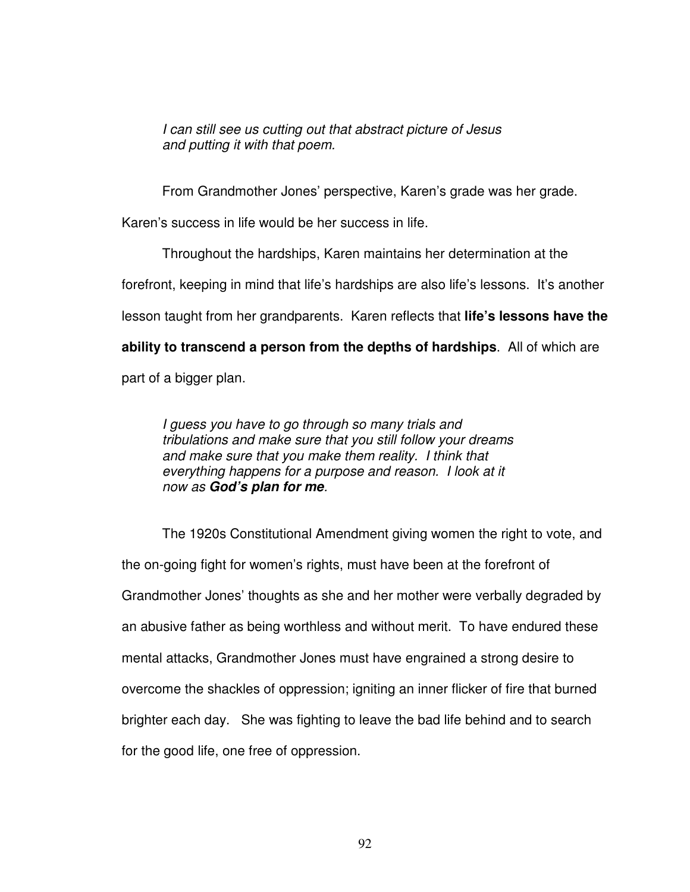> *I can still see us cutting out that abstract picture of Jesus and putting it with that poem.*

From Grandmother Jones' perspective, Karen's grade was her grade. Karen's success in life would be her success in life.

Throughout the hardships, Karen maintains her determination at the forefront, keeping in mind that life's hardships are also life's lessons. It's another lesson taught from her grandparents. Karen reflects that **life's lessons have the ability to transcend a person from the depths of hardships**. All of which are part of a bigger plan.

> *I guess you have to go through so many trials and tribulations and make sure that you still follow your dreams and make sure that you make them reality. I think that everything happens for a purpose and reason. I look at it now as **God's plan for me**.*

The 1920s Constitutional Amendment giving women the right to vote, and the on-going fight for women's rights, must have been at the forefront of Grandmother Jones' thoughts as she and her mother were verbally degraded by an abusive father as being worthless and without merit. To have endured these mental attacks, Grandmother Jones must have engrained a strong desire to overcome the shackles of oppression; igniting an inner flicker of fire that burned brighter each day. She was fighting to leave the bad life behind and to search for the good life, one free of oppression.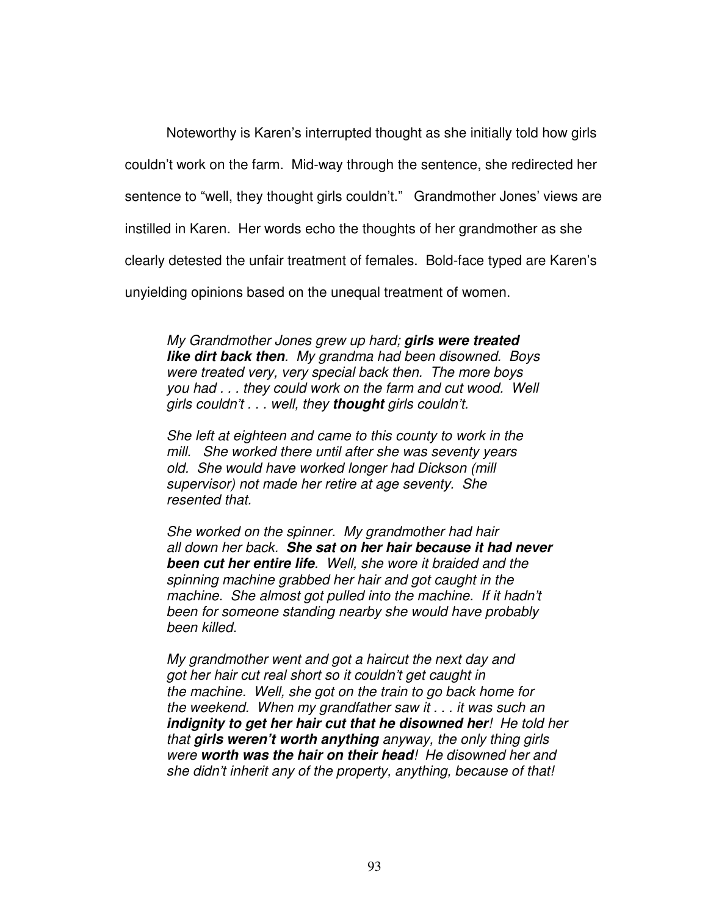Noteworthy is Karen's interrupted thought as she initially told how girls couldn't work on the farm. Mid-way through the sentence, she redirected her sentence to "well, they thought girls couldn't." Grandmother Jones' views are instilled in Karen. Her words echo the thoughts of her grandmother as she clearly detested the unfair treatment of females. Bold-face typed are Karen's unyielding opinions based on the unequal treatment of women.

> *My Grandmother Jones grew up hard;* ***girls were treated like dirt back then****. My grandma had been disowned. Boys were treated very, very special back then. The more boys you had . . . they could work on the farm and cut wood. Well girls couldn't . . . well, they* ***thought*** *girls couldn't.*
>
> *She left at eighteen and came to this county to work in the mill. She worked there until after she was seventy years old. She would have worked longer had Dickson (mill supervisor) not made her retire at age seventy. She resented that.*
>
> *She worked on the spinner. My grandmother had hair all down her back.* ***She sat on her hair because it had never been cut her entire life****. Well, she wore it braided and the spinning machine grabbed her hair and got caught in the machine. She almost got pulled into the machine. If it hadn't been for someone standing nearby she would have probably been killed.*
>
> *My grandmother went and got a haircut the next day and got her hair cut real short so it couldn't get caught in the machine. Well, she got on the train to go back home for the weekend. When my grandfather saw it . . . it was such an* ***indignity to get her hair cut that he disowned her****! He told her that* ***girls weren't worth anything*** *anyway, the only thing girls were* ***worth was the hair on their head****! He disowned her and she didn't inherit any of the property, anything, because of that!*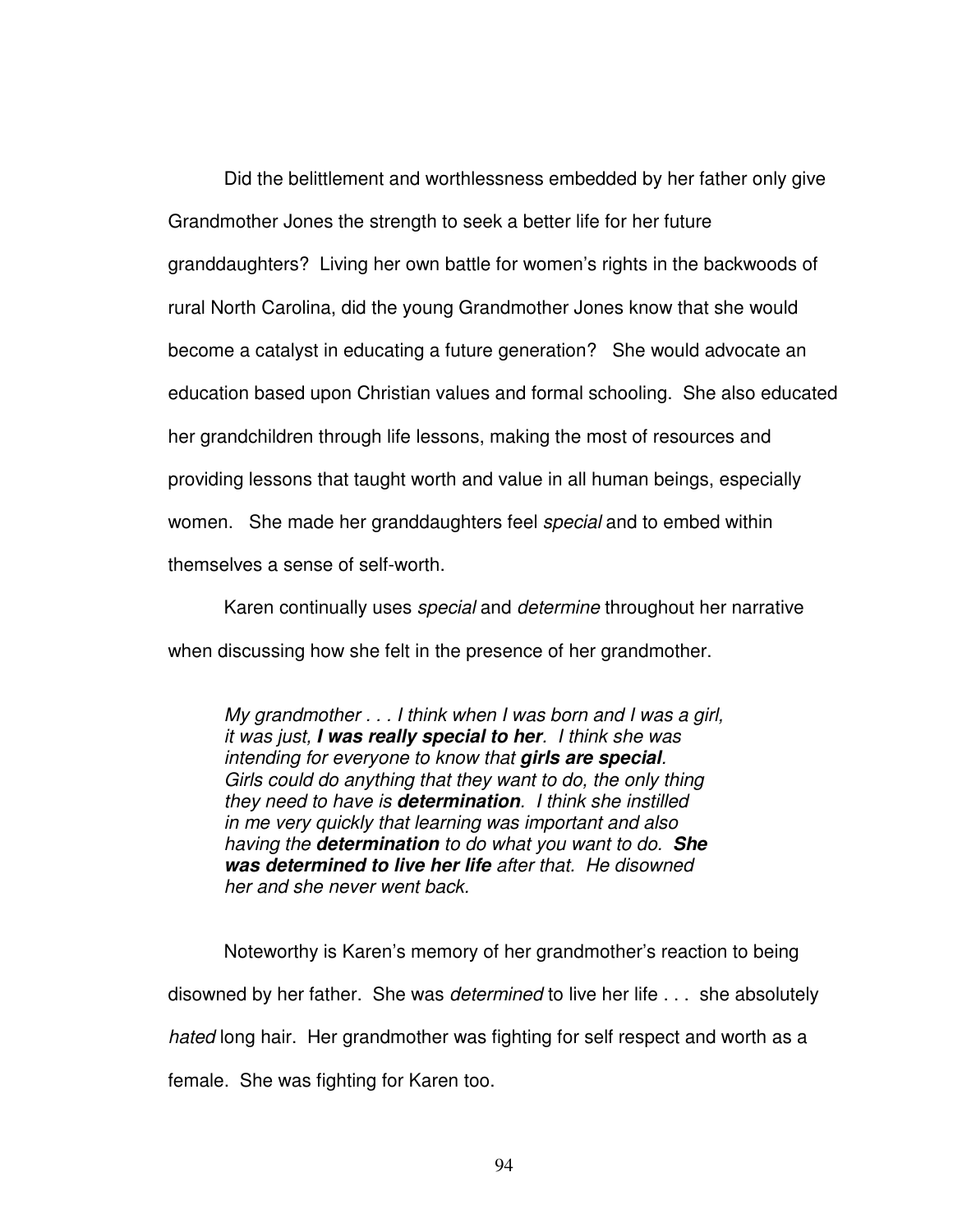Did the belittlement and worthlessness embedded by her father only give Grandmother Jones the strength to seek a better life for her future granddaughters? Living her own battle for women's rights in the backwoods of rural North Carolina, did the young Grandmother Jones know that she would become a catalyst in educating a future generation? She would advocate an education based upon Christian values and formal schooling. She also educated her grandchildren through life lessons, making the most of resources and providing lessons that taught worth and value in all human beings, especially women. She made her granddaughters feel *special* and to embed within themselves a sense of self-worth.

Karen continually uses *special* and *determine* throughout her narrative when discussing how she felt in the presence of her grandmother.

> *My grandmother . . . I think when I was born and I was a girl, it was just,* ***I was really special to her****. I think she was intending for everyone to know that* ***girls are special****. Girls could do anything that they want to do, the only thing they need to have is* ***determination****. I think she instilled in me very quickly that learning was important and also having the* ***determination*** *to do what you want to do.* ***She was determined to live her life*** *after that. He disowned her and she never went back.*

Noteworthy is Karen's memory of her grandmother's reaction to being disowned by her father. She was *determined* to live her life . . . she absolutely *hated* long hair. Her grandmother was fighting for self respect and worth as a female. She was fighting for Karen too.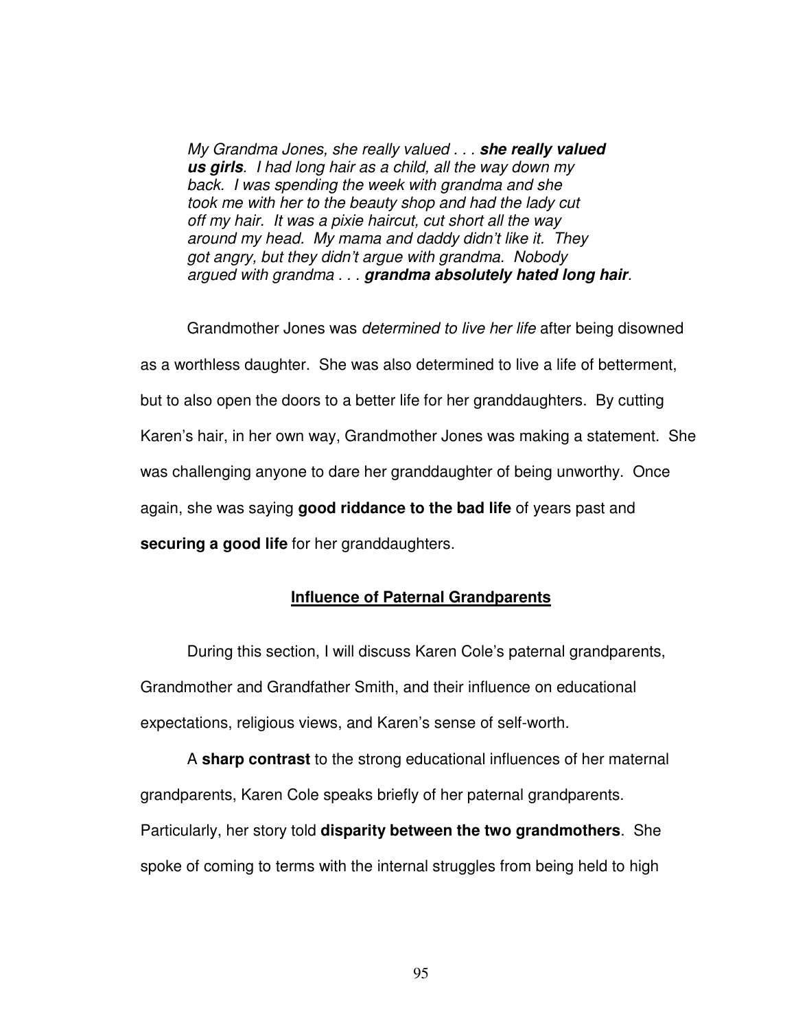> *My Grandma Jones, she really valued . . .* ***she really valued us girls****. I had long hair as a child, all the way down my back. I was spending the week with grandma and she took me with her to the beauty shop and had the lady cut off my hair. It was a pixie haircut, cut short all the way around my head. My mama and daddy didn't like it. They got angry, but they didn't argue with grandma. Nobody argued with grandma . . .* ***grandma absolutely hated long hair****.*

Grandmother Jones was *determined to live her life* after being disowned as a worthless daughter. She was also determined to live a life of betterment, but to also open the doors to a better life for her granddaughters. By cutting Karen's hair, in her own way, Grandmother Jones was making a statement. She was challenging anyone to dare her granddaughter of being unworthy. Once again, she was saying **good riddance to the bad life** of years past and **securing a good life** for her granddaughters.

## Influence of Paternal Grandparents

During this section, I will discuss Karen Cole's paternal grandparents, Grandmother and Grandfather Smith, and their influence on educational expectations, religious views, and Karen's sense of self-worth.

A **sharp contrast** to the strong educational influences of her maternal grandparents, Karen Cole speaks briefly of her paternal grandparents. Particularly, her story told **disparity between the two grandmothers**. She spoke of coming to terms with the internal struggles from being held to high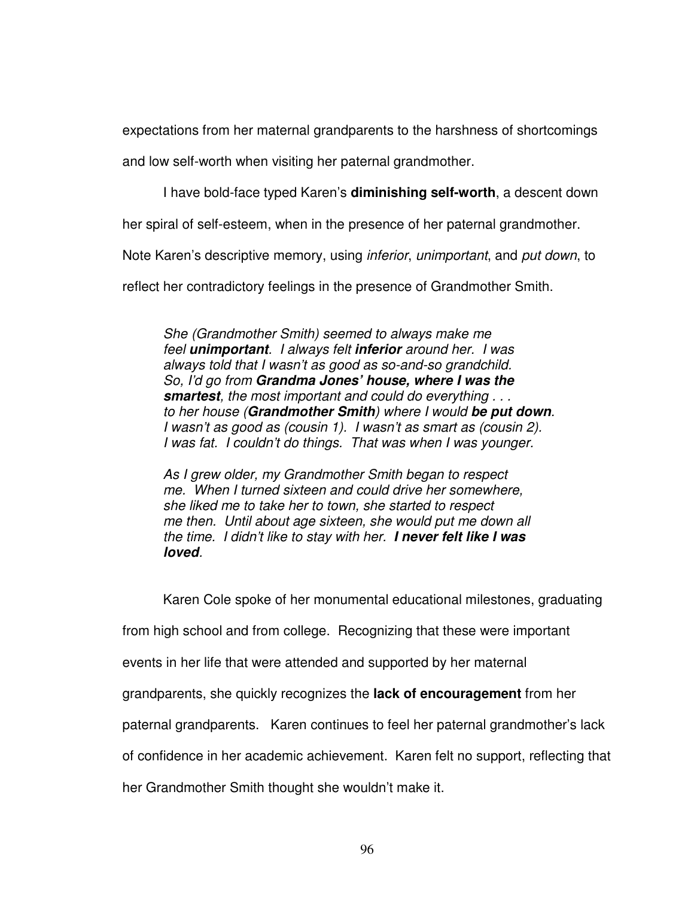expectations from her maternal grandparents to the harshness of shortcomings and low self-worth when visiting her paternal grandmother.

I have bold-face typed Karen's **diminishing self-worth**, a descent down her spiral of self-esteem, when in the presence of her paternal grandmother. Note Karen's descriptive memory, using *inferior*, *unimportant*, and *put down*, to reflect her contradictory feelings in the presence of Grandmother Smith.

> *She (Grandmother Smith) seemed to always make me feel* ***unimportant****. I always felt* ***inferior*** *around her. I was always told that I wasn't as good as so-and-so grandchild. So, I'd go from* ***Grandma Jones' house, where I was the smartest****, the most important and could do everything . . . to her house (****Grandmother Smith****) where I would* ***be put down****. I wasn't as good as (cousin 1). I wasn't as smart as (cousin 2). I was fat. I couldn't do things. That was when I was younger.*
>
> *As I grew older, my Grandmother Smith began to respect me. When I turned sixteen and could drive her somewhere, she liked me to take her to town, she started to respect me then. Until about age sixteen, she would put me down all the time. I didn't like to stay with her.* ***I never felt like I was loved****.*

Karen Cole spoke of her monumental educational milestones, graduating from high school and from college. Recognizing that these were important events in her life that were attended and supported by her maternal grandparents, she quickly recognizes the **lack of encouragement** from her paternal grandparents. Karen continues to feel her paternal grandmother's lack of confidence in her academic achievement. Karen felt no support, reflecting that her Grandmother Smith thought she wouldn't make it.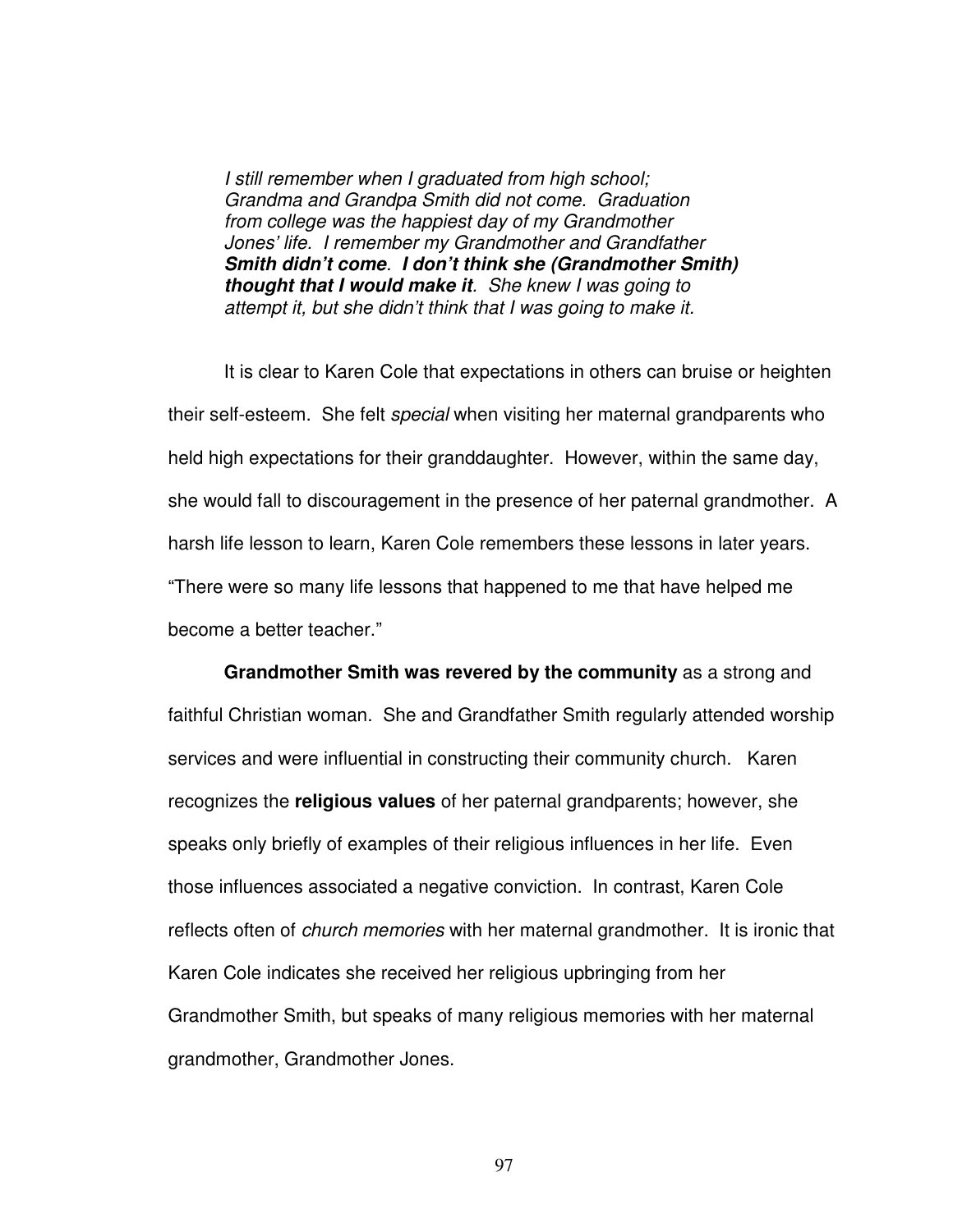> *I still remember when I graduated from high school; Grandma and Grandpa Smith did not come. Graduation from college was the happiest day of my Grandmother Jones' life. I remember my Grandmother and Grandfather **Smith didn't come**. **I don't think she (Grandmother Smith) thought that I would make it**. She knew I was going to attempt it, but she didn't think that I was going to make it.*

It is clear to Karen Cole that expectations in others can bruise or heighten their self-esteem. She felt *special* when visiting her maternal grandparents who held high expectations for their granddaughter. However, within the same day, she would fall to discouragement in the presence of her paternal grandmother. A harsh life lesson to learn, Karen Cole remembers these lessons in later years. "There were so many life lessons that happened to me that have helped me become a better teacher."

**Grandmother Smith was revered by the community** as a strong and faithful Christian woman. She and Grandfather Smith regularly attended worship services and were influential in constructing their community church. Karen recognizes the **religious values** of her paternal grandparents; however, she speaks only briefly of examples of their religious influences in her life. Even those influences associated a negative conviction. In contrast, Karen Cole reflects often of *church memories* with her maternal grandmother. It is ironic that Karen Cole indicates she received her religious upbringing from her Grandmother Smith, but speaks of many religious memories with her maternal grandmother, Grandmother Jones.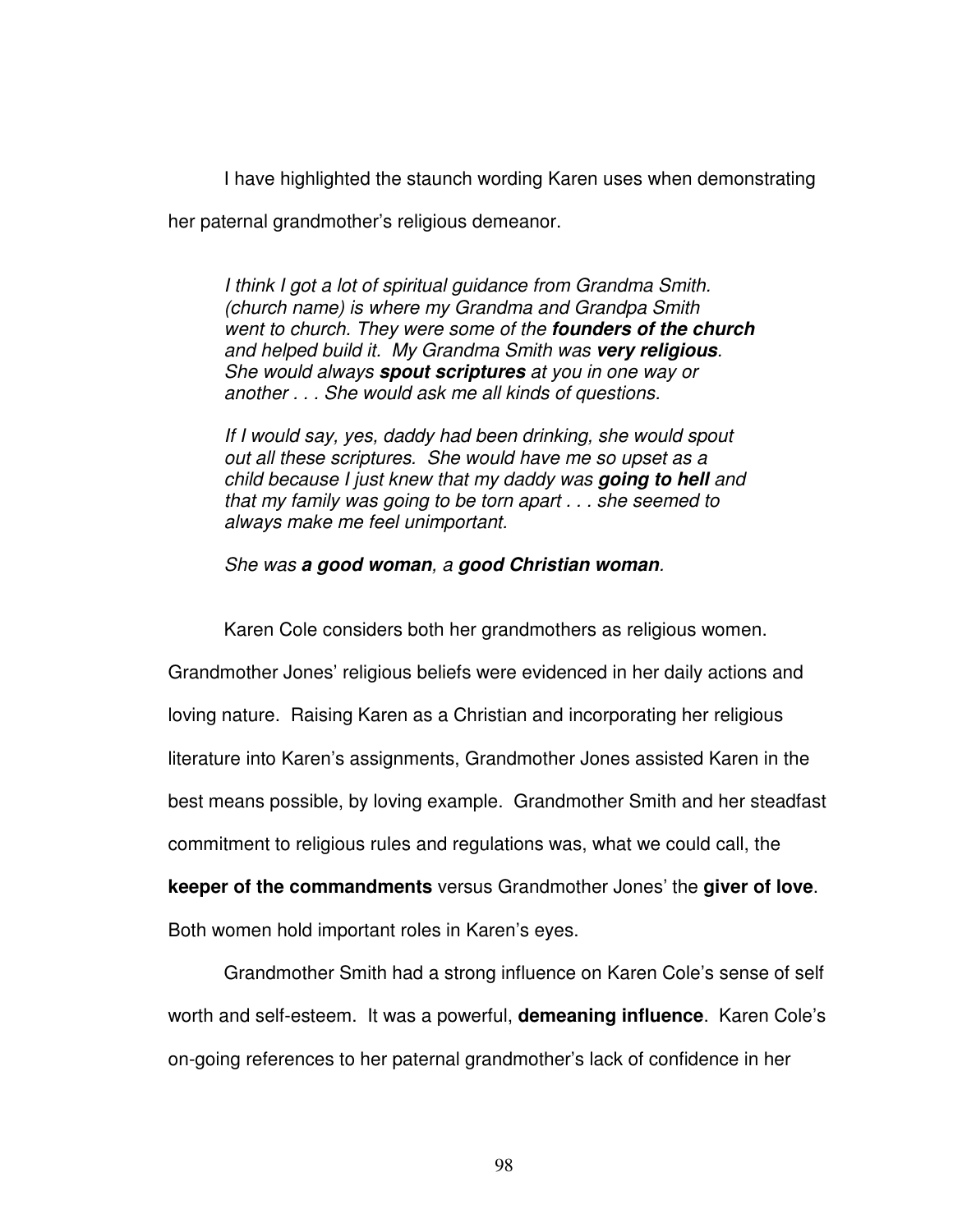I have highlighted the staunch wording Karen uses when demonstrating her paternal grandmother's religious demeanor.

> *I think I got a lot of spiritual guidance from Grandma Smith. (church name) is where my Grandma and Grandpa Smith went to church. They were some of the* ***founders of the church*** *and helped build it. My Grandma Smith was* ***very religious****. She would always* ***spout scriptures*** *at you in one way or another . . . She would ask me all kinds of questions.*
>
> *If I would say, yes, daddy had been drinking, she would spout out all these scriptures. She would have me so upset as a child because I just knew that my daddy was* ***going to hell*** *and that my family was going to be torn apart . . . she seemed to always make me feel unimportant.*
>
> *She was* ***a good woman****, a* ***good Christian woman****.*

Karen Cole considers both her grandmothers as religious women. Grandmother Jones' religious beliefs were evidenced in her daily actions and loving nature. Raising Karen as a Christian and incorporating her religious literature into Karen's assignments, Grandmother Jones assisted Karen in the best means possible, by loving example. Grandmother Smith and her steadfast commitment to religious rules and regulations was, what we could call, the **keeper of the commandments** versus Grandmother Jones' the **giver of love**. Both women hold important roles in Karen's eyes.

Grandmother Smith had a strong influence on Karen Cole's sense of self worth and self-esteem. It was a powerful, **demeaning influence**. Karen Cole's on-going references to her paternal grandmother's lack of confidence in her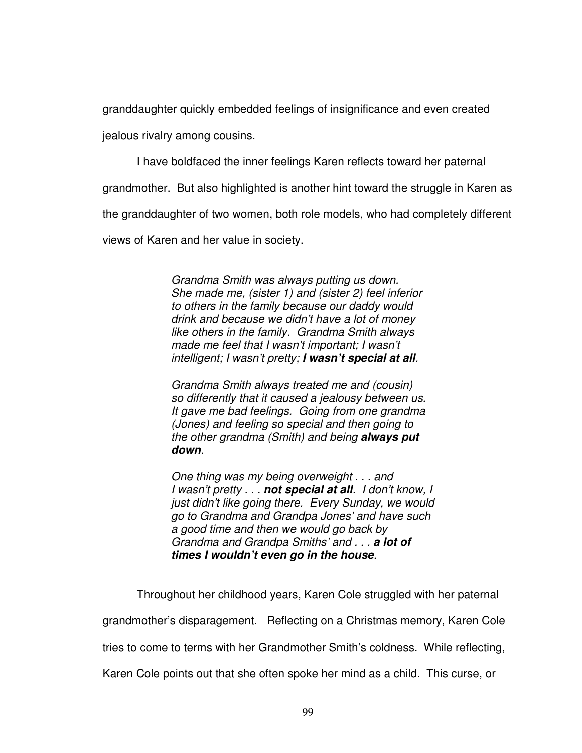granddaughter quickly embedded feelings of insignificance and even created jealous rivalry among cousins.

I have boldfaced the inner feelings Karen reflects toward her paternal grandmother. But also highlighted is another hint toward the struggle in Karen as the granddaughter of two women, both role models, who had completely different views of Karen and her value in society.

> *Grandma Smith was always putting us down. She made me, (sister 1) and (sister 2) feel inferior to others in the family because our daddy would drink and because we didn't have a lot of money like others in the family. Grandma Smith always made me feel that I wasn't important; I wasn't intelligent; I wasn't pretty;* ***I wasn't special at all****.*
>
> *Grandma Smith always treated me and (cousin) so differently that it caused a jealousy between us. It gave me bad feelings. Going from one grandma (Jones) and feeling so special and then going to the other grandma (Smith) and being* ***always put down****.*
>
> *One thing was my being overweight . . . and I wasn't pretty . . .* ***not special at all****. I don't know, I just didn't like going there. Every Sunday, we would go to Grandma and Grandpa Jones' and have such a good time and then we would go back by Grandma and Grandpa Smiths' and . . .* ***a lot of times I wouldn't even go in the house****.*

Throughout her childhood years, Karen Cole struggled with her paternal grandmother's disparagement. Reflecting on a Christmas memory, Karen Cole tries to come to terms with her Grandmother Smith's coldness. While reflecting, Karen Cole points out that she often spoke her mind as a child. This curse, or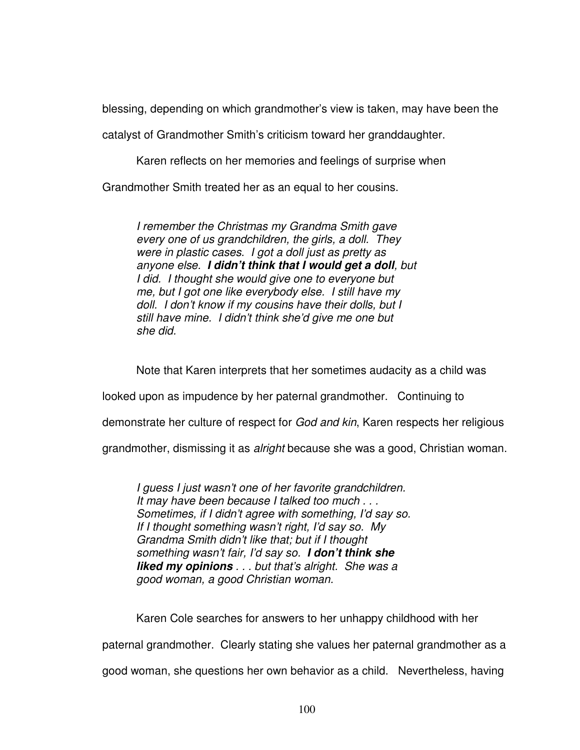blessing, depending on which grandmother's view is taken, may have been the catalyst of Grandmother Smith's criticism toward her granddaughter.

Karen reflects on her memories and feelings of surprise when Grandmother Smith treated her as an equal to her cousins.

> *I remember the Christmas my Grandma Smith gave every one of us grandchildren, the girls, a doll. They were in plastic cases. I got a doll just as pretty as anyone else.* ***I didn't think that I would get a doll****, but I did. I thought she would give one to everyone but me, but I got one like everybody else. I still have my doll. I don't know if my cousins have their dolls, but I still have mine. I didn't think she'd give me one but she did.*

Note that Karen interprets that her sometimes audacity as a child was looked upon as impudence by her paternal grandmother. Continuing to demonstrate her culture of respect for *God and kin*, Karen respects her religious grandmother, dismissing it as *alright* because she was a good, Christian woman.

> *I guess I just wasn't one of her favorite grandchildren. It may have been because I talked too much . . . Sometimes, if I didn't agree with something, I'd say so. If I thought something wasn't right, I'd say so. My Grandma Smith didn't like that; but if I thought something wasn't fair, I'd say so.* ***I don't think she liked my opinions*** *. . . but that's alright. She was a good woman, a good Christian woman.*

Karen Cole searches for answers to her unhappy childhood with her paternal grandmother. Clearly stating she values her paternal grandmother as a good woman, she questions her own behavior as a child. Nevertheless, having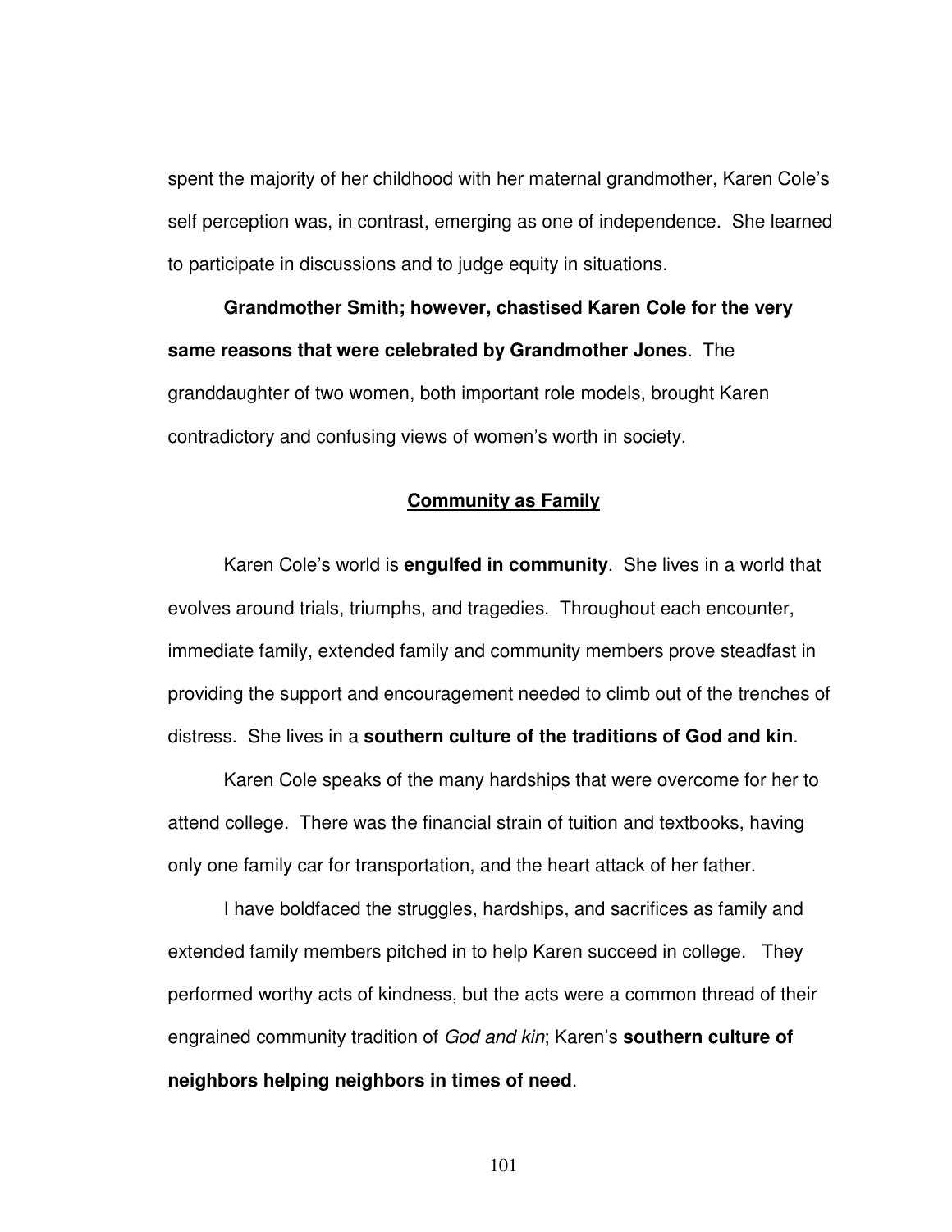spent the majority of her childhood with her maternal grandmother, Karen Cole's self perception was, in contrast, emerging as one of independence. She learned to participate in discussions and to judge equity in situations.

**Grandmother Smith; however, chastised Karen Cole for the very same reasons that were celebrated by Grandmother Jones**. The granddaughter of two women, both important role models, brought Karen contradictory and confusing views of women's worth in society.

## Community as Family

Karen Cole's world is **engulfed in community**. She lives in a world that evolves around trials, triumphs, and tragedies. Throughout each encounter, immediate family, extended family and community members prove steadfast in providing the support and encouragement needed to climb out of the trenches of distress. She lives in a **southern culture of the traditions of God and kin**.

Karen Cole speaks of the many hardships that were overcome for her to attend college. There was the financial strain of tuition and textbooks, having only one family car for transportation, and the heart attack of her father.

I have boldfaced the struggles, hardships, and sacrifices as family and extended family members pitched in to help Karen succeed in college. They performed worthy acts of kindness, but the acts were a common thread of their engrained community tradition of *God and kin*; Karen's **southern culture of neighbors helping neighbors in times of need**.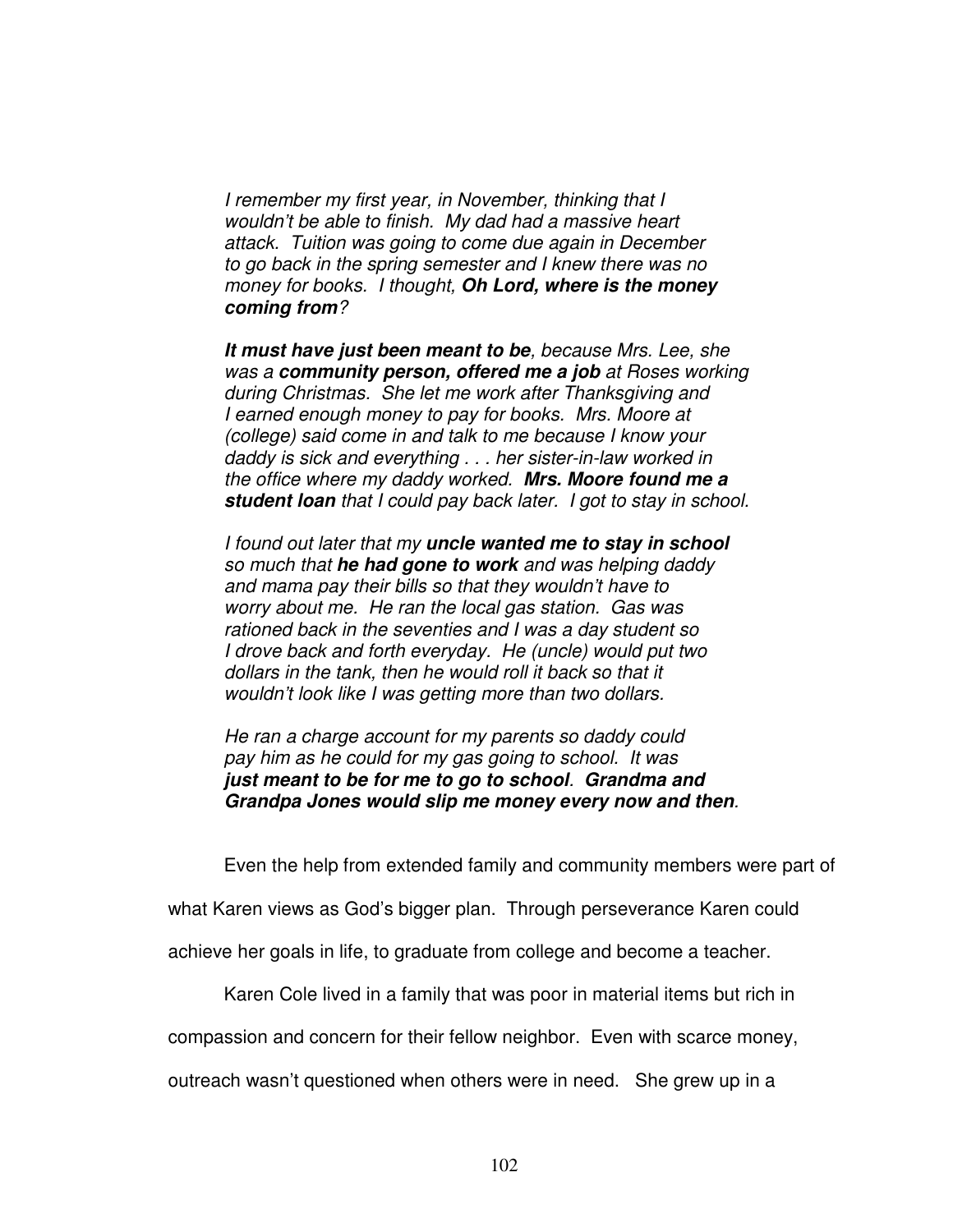> *I remember my first year, in November, thinking that I wouldn't be able to finish. My dad had a massive heart attack. Tuition was going to come due again in December to go back in the spring semester and I knew there was no money for books. I thought,* ***Oh Lord, where is the money coming from****?*
>
> ***It must have just been meant to be****, because Mrs. Lee, she was a* ***community person, offered me a job*** *at Roses working during Christmas. She let me work after Thanksgiving and I earned enough money to pay for books. Mrs. Moore at (college) said come in and talk to me because I know your daddy is sick and everything . . . her sister-in-law worked in the office where my daddy worked.* ***Mrs. Moore found me a student loan*** *that I could pay back later. I got to stay in school.*
>
> *I found out later that my* ***uncle wanted me to stay in school*** *so much that* ***he had gone to work*** *and was helping daddy and mama pay their bills so that they wouldn't have to worry about me. He ran the local gas station. Gas was rationed back in the seventies and I was a day student so I drove back and forth everyday. He (uncle) would put two dollars in the tank, then he would roll it back so that it wouldn't look like I was getting more than two dollars.*
>
> *He ran a charge account for my parents so daddy could pay him as he could for my gas going to school. It was* ***just meant to be for me to go to school****.* ***Grandma and Grandpa Jones would slip me money every now and then****.*

Even the help from extended family and community members were part of what Karen views as God's bigger plan. Through perseverance Karen could achieve her goals in life, to graduate from college and become a teacher.

Karen Cole lived in a family that was poor in material items but rich in compassion and concern for their fellow neighbor. Even with scarce money, outreach wasn't questioned when others were in need. She grew up in a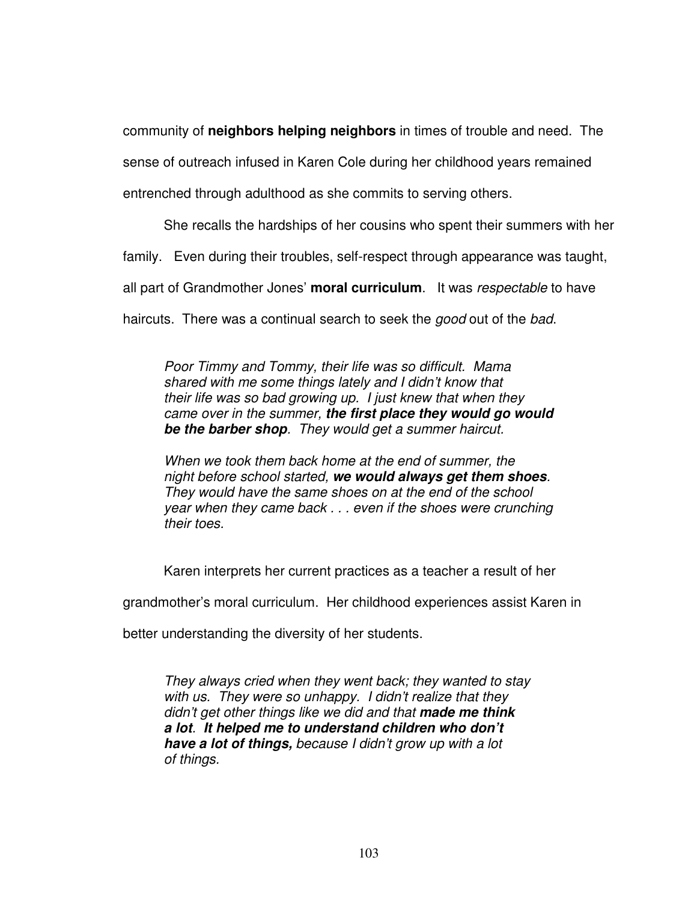community of **neighbors helping neighbors** in times of trouble and need. The sense of outreach infused in Karen Cole during her childhood years remained entrenched through adulthood as she commits to serving others.

She recalls the hardships of her cousins who spent their summers with her family. Even during their troubles, self-respect through appearance was taught, all part of Grandmother Jones' **moral curriculum**. It was *respectable* to have haircuts. There was a continual search to seek the *good* out of the *bad*.

> *Poor Timmy and Tommy, their life was so difficult. Mama shared with me some things lately and I didn't know that their life was so bad growing up. I just knew that when they came over in the summer, **the first place they would go would be the barber shop**. They would get a summer haircut.*
>
> *When we took them back home at the end of summer, the night before school started, **we would always get them shoes**. They would have the same shoes on at the end of the school year when they came back . . . even if the shoes were crunching their toes.*

Karen interprets her current practices as a teacher a result of her grandmother's moral curriculum. Her childhood experiences assist Karen in better understanding the diversity of her students.

> *They always cried when they went back; they wanted to stay with us. They were so unhappy. I didn't realize that they didn't get other things like we did and that **made me think a lot**. **It helped me to understand children who don't have a lot of things,** because I didn't grow up with a lot of things.*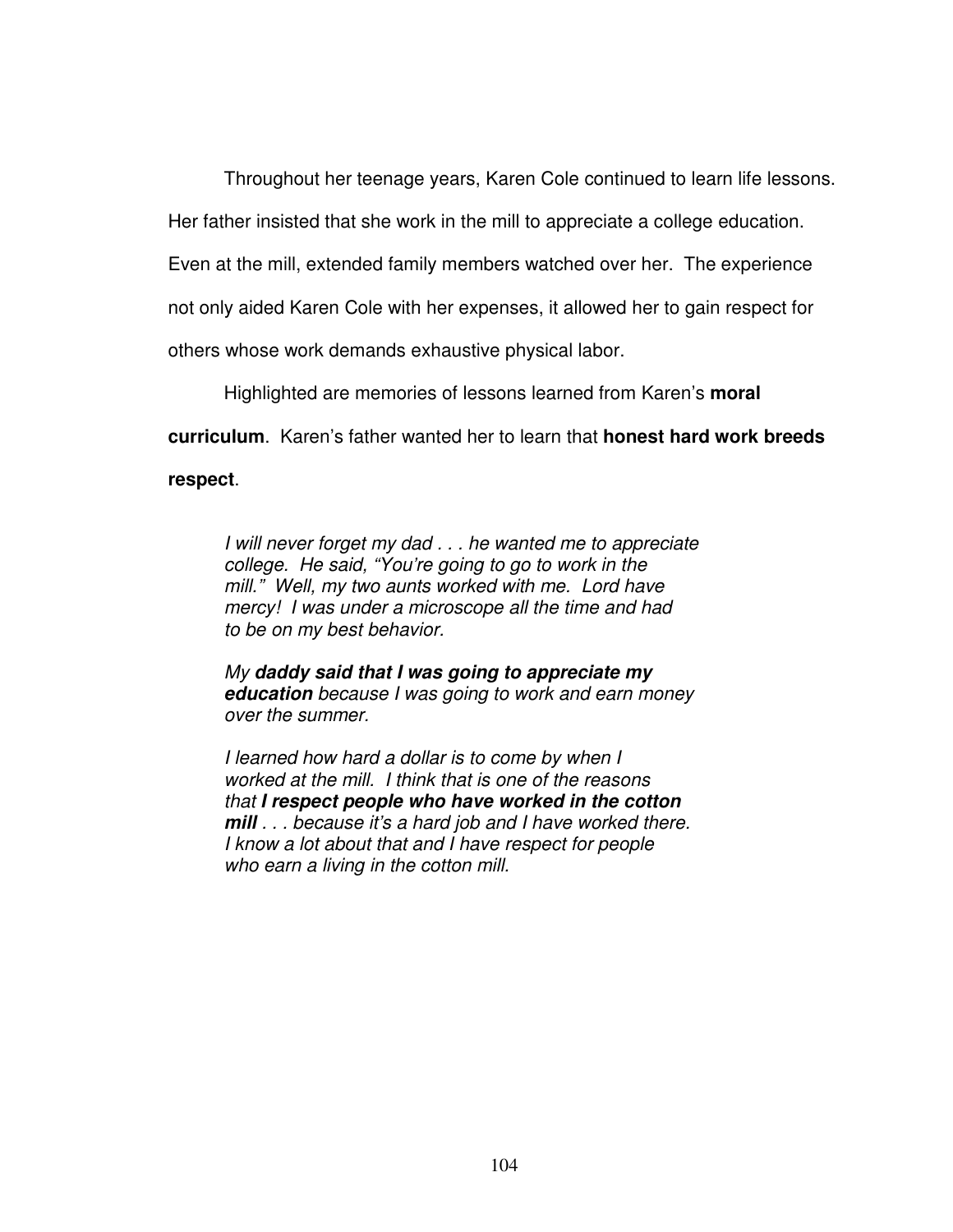Throughout her teenage years, Karen Cole continued to learn life lessons. Her father insisted that she work in the mill to appreciate a college education. Even at the mill, extended family members watched over her. The experience not only aided Karen Cole with her expenses, it allowed her to gain respect for others whose work demands exhaustive physical labor.

Highlighted are memories of lessons learned from Karen's **moral curriculum**. Karen's father wanted her to learn that **honest hard work breeds respect**.

> *I will never forget my dad . . . he wanted me to appreciate college. He said, "You're going to go to work in the mill." Well, my two aunts worked with me. Lord have mercy! I was under a microscope all the time and had to be on my best behavior.*
>
> *My **daddy said that I was going to appreciate my education** because I was going to work and earn money over the summer.*
>
> *I learned how hard a dollar is to come by when I worked at the mill. I think that is one of the reasons that **I respect people who have worked in the cotton mill** . . . because it's a hard job and I have worked there. I know a lot about that and I have respect for people who earn a living in the cotton mill.*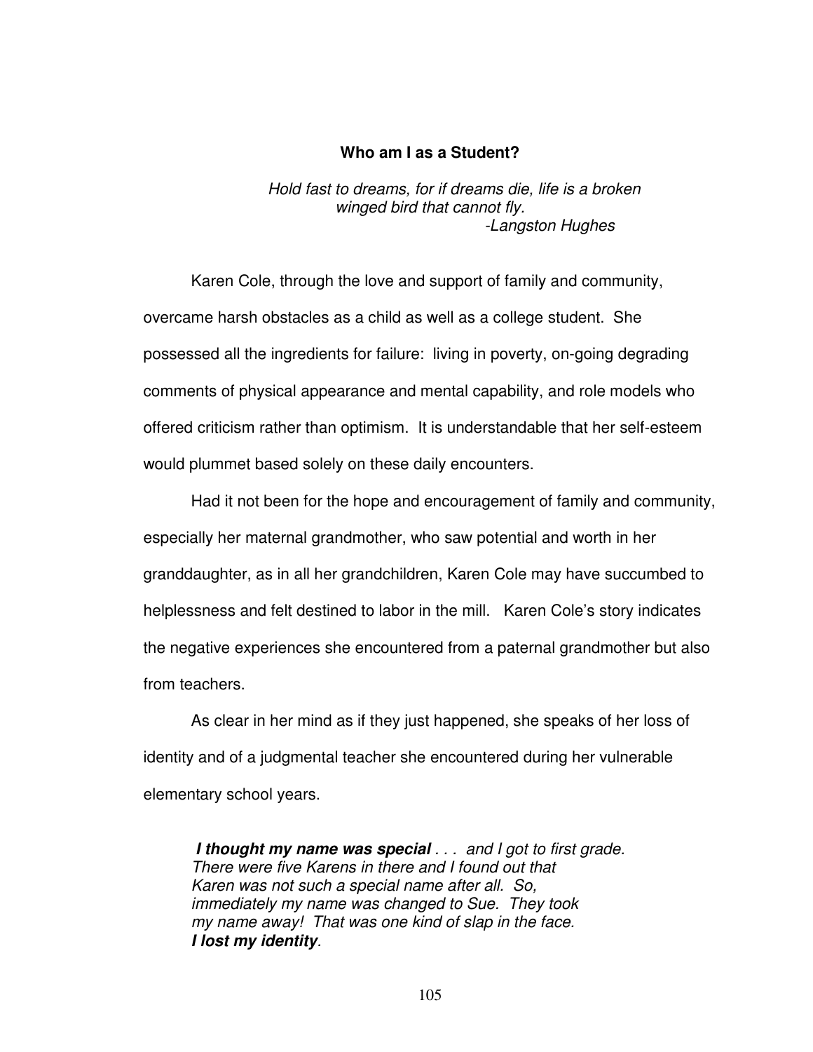## Who am I as a Student?

> *Hold fast to dreams, for if dreams die, life is a broken winged bird that cannot fly.*
>
> *-Langston Hughes*

Karen Cole, through the love and support of family and community, overcame harsh obstacles as a child as well as a college student. She possessed all the ingredients for failure: living in poverty, on-going degrading comments of physical appearance and mental capability, and role models who offered criticism rather than optimism. It is understandable that her self-esteem would plummet based solely on these daily encounters.

Had it not been for the hope and encouragement of family and community, especially her maternal grandmother, who saw potential and worth in her granddaughter, as in all her grandchildren, Karen Cole may have succumbed to helplessness and felt destined to labor in the mill. Karen Cole's story indicates the negative experiences she encountered from a paternal grandmother but also from teachers.

As clear in her mind as if they just happened, she speaks of her loss of identity and of a judgmental teacher she encountered during her vulnerable elementary school years.

> ***I thought my name was special*** *. . . and I got to first grade. There were five Karens in there and I found out that Karen was not such a special name after all. So, immediately my name was changed to Sue. They took my name away! That was one kind of slap in the face.* ***I lost my identity****.*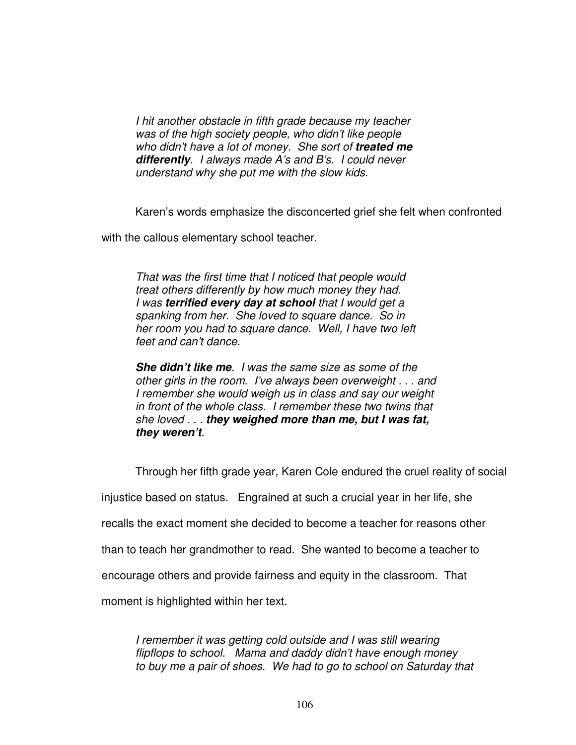> *I hit another obstacle in fifth grade because my teacher was of the high society people, who didn't like people who didn't have a lot of money. She sort of **treated me differently**. I always made A's and B's. I could never understand why she put me with the slow kids.*

Karen's words emphasize the disconcerted grief she felt when confronted with the callous elementary school teacher.

> *That was the first time that I noticed that people would treat others differently by how much money they had. I was **terrified every day at school** that I would get a spanking from her. She loved to square dance. So in her room you had to square dance. Well, I have two left feet and can't dance.*
>
> ***She didn't like me**. I was the same size as some of the other girls in the room. I've always been overweight . . . and I remember she would weigh us in class and say our weight in front of the whole class. I remember these two twins that she loved . . . **they weighed more than me, but I was fat, they weren't**.*

Through her fifth grade year, Karen Cole endured the cruel reality of social injustice based on status. Engrained at such a crucial year in her life, she recalls the exact moment she decided to become a teacher for reasons other than to teach her grandmother to read. She wanted to become a teacher to encourage others and provide fairness and equity in the classroom. That moment is highlighted within her text.

> *I remember it was getting cold outside and I was still wearing flipflops to school. Mama and daddy didn't have enough money to buy me a pair of shoes. We had to go to school on Saturday that*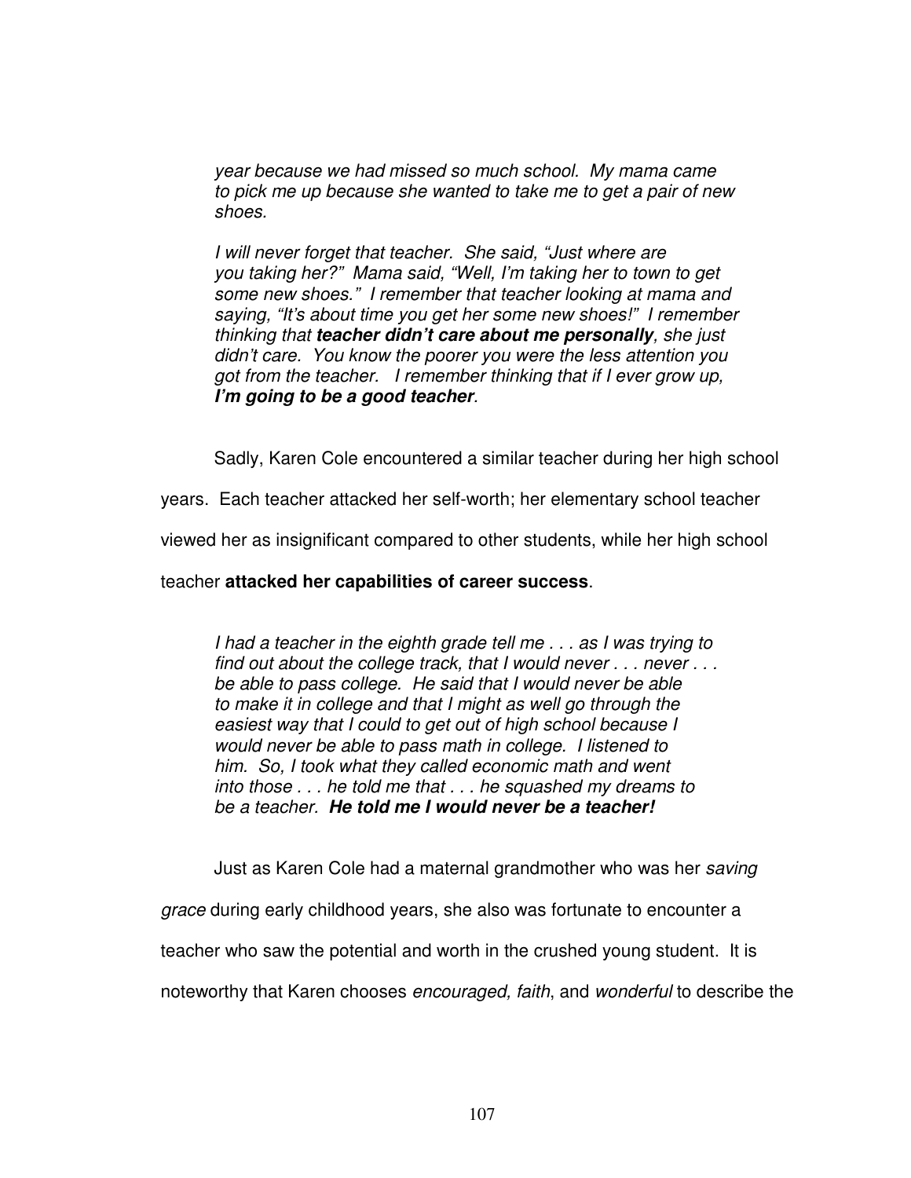> *year because we had missed so much school. My mama came to pick me up because she wanted to take me to get a pair of new shoes.*
>
> *I will never forget that teacher. She said, "Just where are you taking her?" Mama said, "Well, I'm taking her to town to get some new shoes." I remember that teacher looking at mama and saying, "It's about time you get her some new shoes!" I remember thinking that* ***teacher didn't care about me personally****, she just didn't care. You know the poorer you were the less attention you got from the teacher. I remember thinking that if I ever grow up,* ***I'm going to be a good teacher****.*

Sadly, Karen Cole encountered a similar teacher during her high school years. Each teacher attacked her self-worth; her elementary school teacher viewed her as insignificant compared to other students, while her high school teacher **attacked her capabilities of career success**.

> *I had a teacher in the eighth grade tell me . . . as I was trying to find out about the college track, that I would never . . . never . . . be able to pass college. He said that I would never be able to make it in college and that I might as well go through the easiest way that I could to get out of high school because I would never be able to pass math in college. I listened to him. So, I took what they called economic math and went into those . . . he told me that . . . he squashed my dreams to be a teacher.* ***He told me I would never be a teacher!***

Just as Karen Cole had a maternal grandmother who was her *saving grace* during early childhood years, she also was fortunate to encounter a teacher who saw the potential and worth in the crushed young student. It is noteworthy that Karen chooses *encouraged, faith*, and *wonderful* to describe the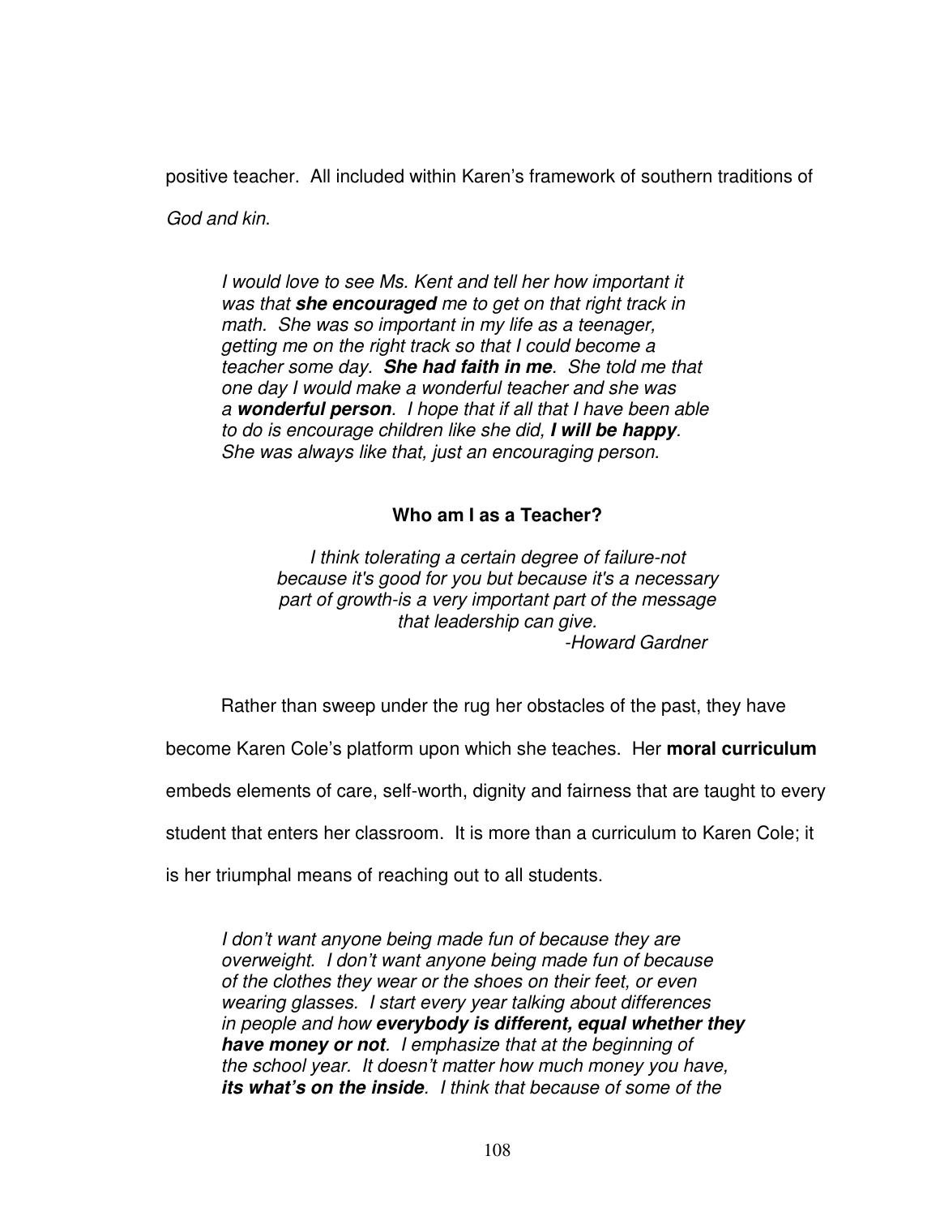positive teacher. All included within Karen's framework of southern traditions of *God and kin*.

> *I would love to see Ms. Kent and tell her how important it was that* ***she encouraged*** *me to get on that right track in math. She was so important in my life as a teenager, getting me on the right track so that I could become a teacher some day.* ***She had faith in me****. She told me that one day I would make a wonderful teacher and she was a* ***wonderful person****. I hope that if all that I have been able to do is encourage children like she did,* ***I will be happy****. She was always like that, just an encouraging person.*

**Who am I as a Teacher?**

> *I think tolerating a certain degree of failure-not because it's good for you but because it's a necessary part of growth-is a very important part of the message that leadership can give.*
>
> *-Howard Gardner*

Rather than sweep under the rug her obstacles of the past, they have become Karen Cole's platform upon which she teaches. Her **moral curriculum** embeds elements of care, self-worth, dignity and fairness that are taught to every student that enters her classroom. It is more than a curriculum to Karen Cole; it is her triumphal means of reaching out to all students.

> *I don't want anyone being made fun of because they are overweight. I don't want anyone being made fun of because of the clothes they wear or the shoes on their feet, or even wearing glasses. I start every year talking about differences in people and how* ***everybody is different, equal whether they have money or not****. I emphasize that at the beginning of the school year. It doesn't matter how much money you have,* ***its what's on the inside****. I think that because of some of the*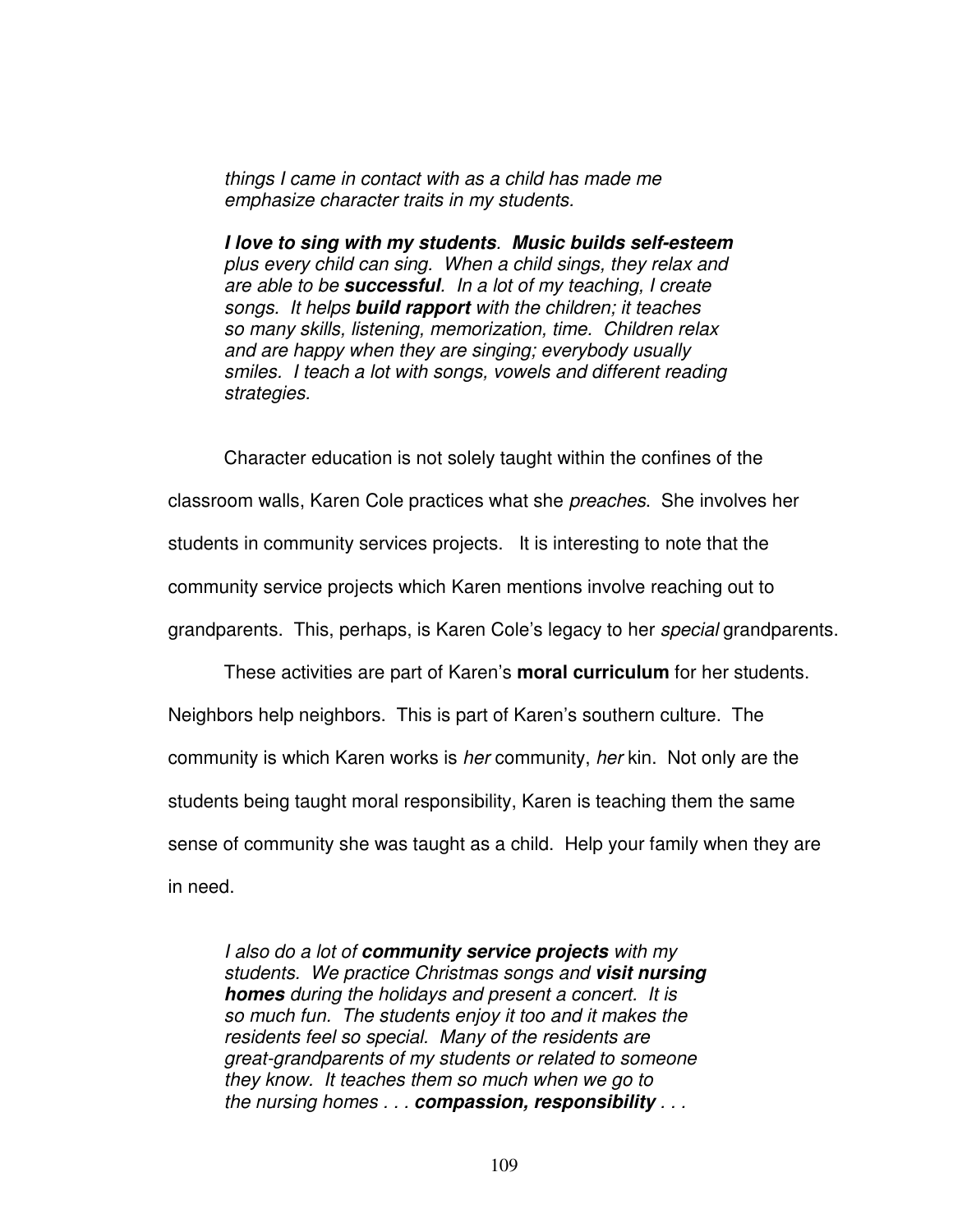*things I came in contact with as a child has made me emphasize character traits in my students.*

> ***I love to sing with my students*. *Music builds self-esteem*** *plus every child can sing. When a child sings, they relax and are able to be **successful**. In a lot of my teaching, I create songs. It helps **build rapport** with the children; it teaches so many skills, listening, memorization, time. Children relax and are happy when they are singing; everybody usually smiles. I teach a lot with songs, vowels and different reading strategies.*

Character education is not solely taught within the confines of the classroom walls, Karen Cole practices what she *preaches*. She involves her students in community services projects. It is interesting to note that the community service projects which Karen mentions involve reaching out to grandparents. This, perhaps, is Karen Cole's legacy to her *special* grandparents.

These activities are part of Karen's **moral curriculum** for her students. Neighbors help neighbors. This is part of Karen's southern culture. The community is which Karen works is *her* community, *her* kin. Not only are the students being taught moral responsibility, Karen is teaching them the same sense of community she was taught as a child. Help your family when they are in need.

> *I also do a lot of **community service projects** with my students. We practice Christmas songs and **visit nursing homes** during the holidays and present a concert. It is so much fun. The students enjoy it too and it makes the residents feel so special. Many of the residents are great-grandparents of my students or related to someone they know. It teaches them so much when we go to the nursing homes . . . **compassion, responsibility** . . .*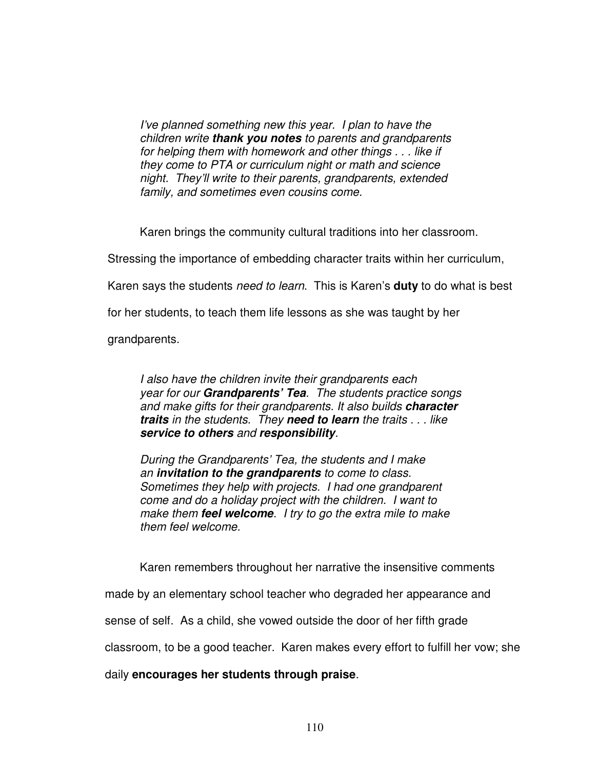> *I've planned something new this year. I plan to have the children write **thank you notes** to parents and grandparents for helping them with homework and other things . . . like if they come to PTA or curriculum night or math and science night. They'll write to their parents, grandparents, extended family, and sometimes even cousins come.*

Karen brings the community cultural traditions into her classroom. Stressing the importance of embedding character traits within her curriculum, Karen says the students *need to learn*. This is Karen's **duty** to do what is best for her students, to teach them life lessons as she was taught by her grandparents.

> *I also have the children invite their grandparents each year for our **Grandparents' Tea**. The students practice songs and make gifts for their grandparents. It also builds **character traits** in the students. They **need to learn** the traits . . . like **service to others** and **responsibility**.*
>
> *During the Grandparents' Tea, the students and I make an **invitation to the grandparents** to come to class. Sometimes they help with projects. I had one grandparent come and do a holiday project with the children. I want to make them **feel welcome**. I try to go the extra mile to make them feel welcome.*

Karen remembers throughout her narrative the insensitive comments made by an elementary school teacher who degraded her appearance and sense of self. As a child, she vowed outside the door of her fifth grade classroom, to be a good teacher. Karen makes every effort to fulfill her vow; she daily **encourages her students through praise**.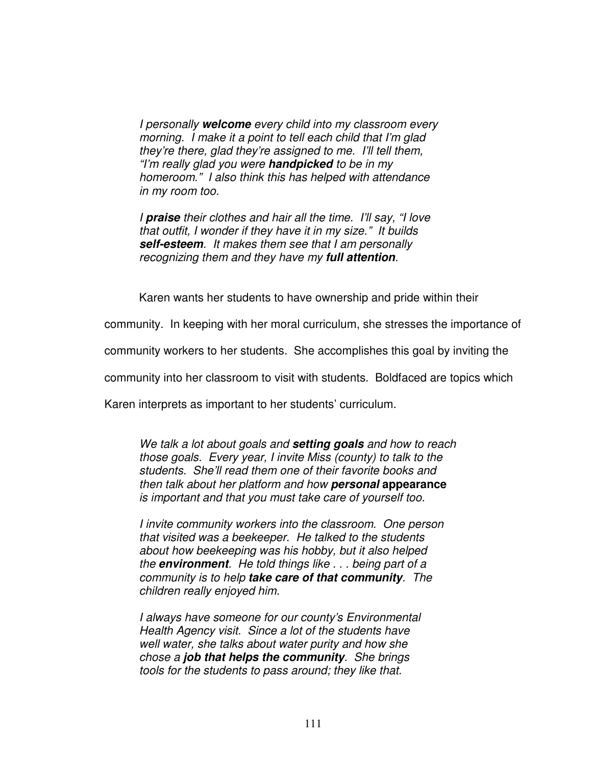> *I personally **welcome** every child into my classroom every morning. I make it a point to tell each child that I'm glad they're there, glad they're assigned to me. I'll tell them, "I'm really glad you were **handpicked** to be in my homeroom." I also think this has helped with attendance in my room too.*
>
> *I **praise** their clothes and hair all the time. I'll say, "I love that outfit, I wonder if they have it in my size." It builds **self-esteem**. It makes them see that I am personally recognizing them and they have my **full attention**.*

Karen wants her students to have ownership and pride within their community. In keeping with her moral curriculum, she stresses the importance of community workers to her students. She accomplishes this goal by inviting the community into her classroom to visit with students. Boldfaced are topics which Karen interprets as important to her students' curriculum.

> *We talk a lot about goals and **setting goals** and how to reach those goals. Every year, I invite Miss (county) to talk to the students. She'll read them one of their favorite books and then talk about her platform and how **personal** **appearance** is important and that you must take care of yourself too.*
>
> *I invite community workers into the classroom. One person that visited was a beekeeper. He talked to the students about how beekeeping was his hobby, but it also helped the **environment**. He told things like . . . being part of a community is to help **take care of that community**. The children really enjoyed him.*
>
> *I always have someone for our county's Environmental Health Agency visit. Since a lot of the students have well water, she talks about water purity and how she chose a **job that helps the community**. She brings tools for the students to pass around; they like that.*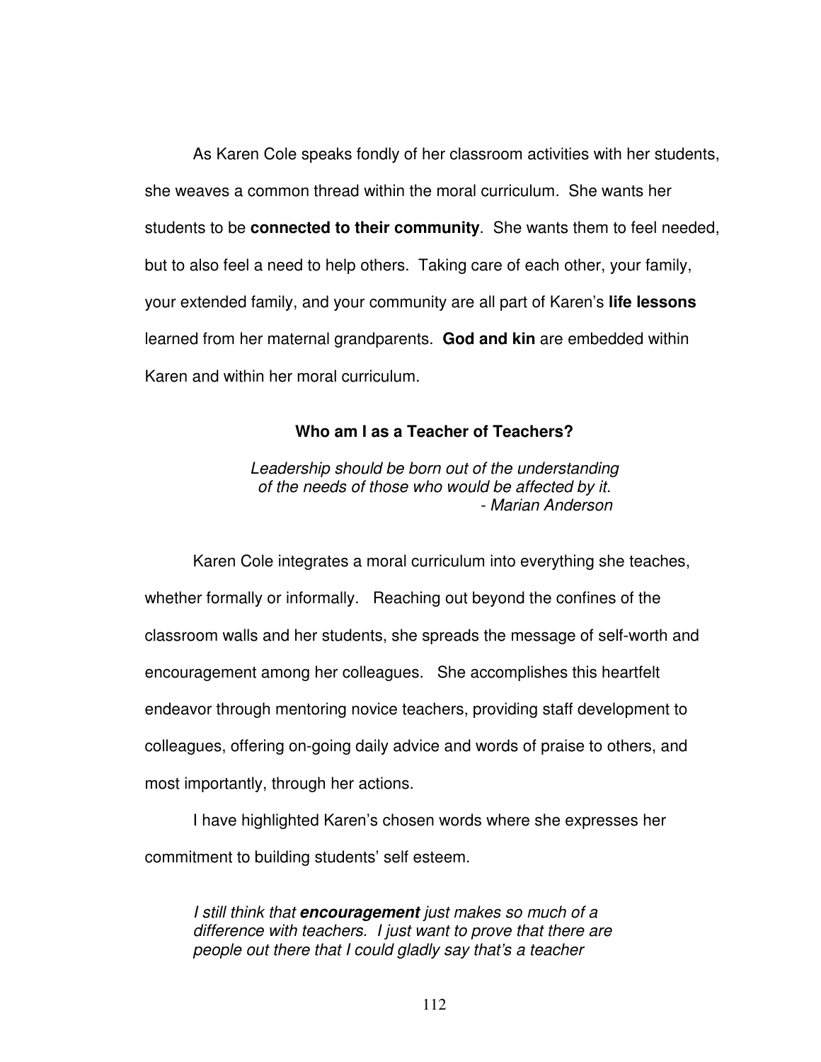As Karen Cole speaks fondly of her classroom activities with her students, she weaves a common thread within the moral curriculum. She wants her students to be **connected to their community**. She wants them to feel needed, but to also feel a need to help others. Taking care of each other, your family, your extended family, and your community are all part of Karen's **life lessons** learned from her maternal grandparents. **God and kin** are embedded within Karen and within her moral curriculum.

### Who am I as a Teacher of Teachers?

> *Leadership should be born out of the understanding of the needs of those who would be affected by it.*
> *- Marian Anderson*

Karen Cole integrates a moral curriculum into everything she teaches, whether formally or informally. Reaching out beyond the confines of the classroom walls and her students, she spreads the message of self-worth and encouragement among her colleagues. She accomplishes this heartfelt endeavor through mentoring novice teachers, providing staff development to colleagues, offering on-going daily advice and words of praise to others, and most importantly, through her actions.

I have highlighted Karen's chosen words where she expresses her commitment to building students' self esteem.

> *I still think that **encouragement** just makes so much of a difference with teachers. I just want to prove that there are people out there that I could gladly say that's a teacher*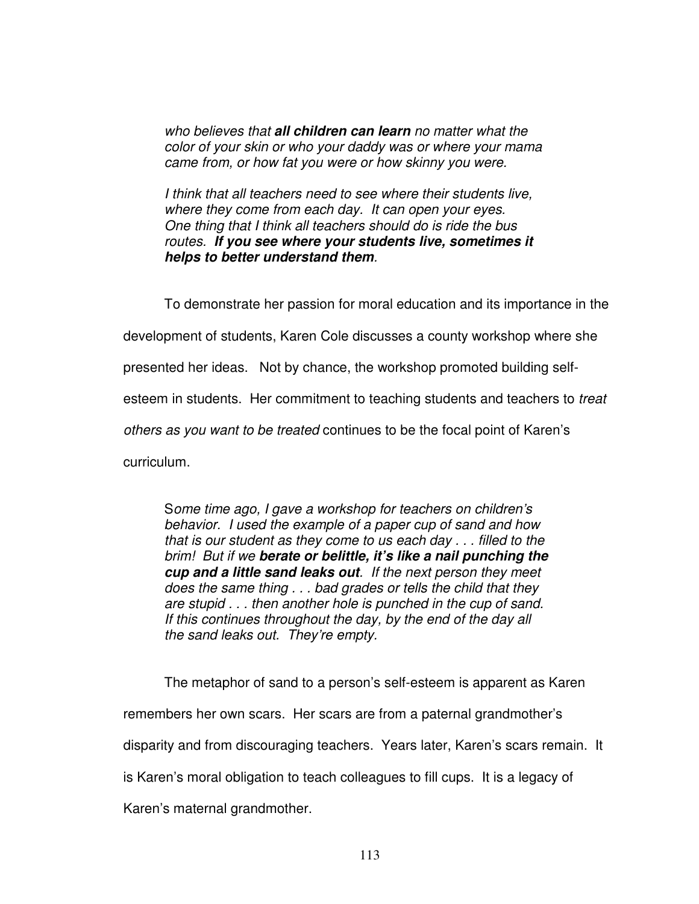> *who believes that **all children can learn** no matter what the color of your skin or who your daddy was or where your mama came from, or how fat you were or how skinny you were.*
>
> *I think that all teachers need to see where their students live, where they come from each day. It can open your eyes. One thing that I think all teachers should do is ride the bus routes. **If you see where your students live, sometimes it helps to better understand them**.*

To demonstrate her passion for moral education and its importance in the development of students, Karen Cole discusses a county workshop where she presented her ideas. Not by chance, the workshop promoted building self-esteem in students. Her commitment to teaching students and teachers to *treat others as you want to be treated* continues to be the focal point of Karen's curriculum.

> S*ome time ago, I gave a workshop for teachers on children's behavior. I used the example of a paper cup of sand and how that is our student as they come to us each day . . . filled to the brim! But if we **berate or belittle, it's like a nail punching the cup and a little sand leaks out**. If the next person they meet does the same thing . . . bad grades or tells the child that they are stupid . . . then another hole is punched in the cup of sand. If this continues throughout the day, by the end of the day all the sand leaks out. They're empty.*

The metaphor of sand to a person's self-esteem is apparent as Karen remembers her own scars. Her scars are from a paternal grandmother's disparity and from discouraging teachers. Years later, Karen's scars remain. It is Karen's moral obligation to teach colleagues to fill cups. It is a legacy of Karen's maternal grandmother.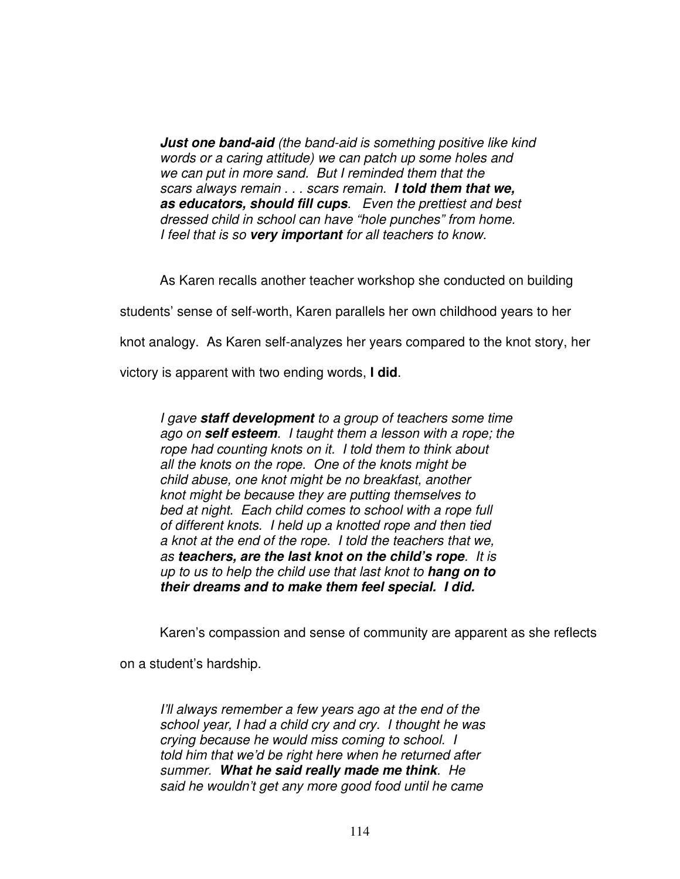> ***Just one band-aid*** *(the band-aid is something positive like kind words or a caring attitude) we can patch up some holes and we can put in more sand. But I reminded them that the scars always remain . . . scars remain.* ***I told them that we, as educators, should fill cups****. Even the prettiest and best dressed child in school can have "hole punches" from home. I feel that is so* ***very important*** *for all teachers to know.*

As Karen recalls another teacher workshop she conducted on building students' sense of self-worth, Karen parallels her own childhood years to her knot analogy. As Karen self-analyzes her years compared to the knot story, her victory is apparent with two ending words, **I did**.

> *I gave* ***staff development*** *to a group of teachers some time ago on* ***self esteem****. I taught them a lesson with a rope; the rope had counting knots on it. I told them to think about all the knots on the rope. One of the knots might be child abuse, one knot might be no breakfast, another knot might be because they are putting themselves to bed at night. Each child comes to school with a rope full of different knots. I held up a knotted rope and then tied a knot at the end of the rope. I told the teachers that we, as* ***teachers, are the last knot on the child's rope****. It is up to us to help the child use that last knot to* ***hang on to their dreams and to make them feel special. I did.***

Karen's compassion and sense of community are apparent as she reflects on a student's hardship.

> *I'll always remember a few years ago at the end of the school year, I had a child cry and cry. I thought he was crying because he would miss coming to school. I told him that we'd be right here when he returned after summer.* ***What he said really made me think****. He said he wouldn't get any more good food until he came*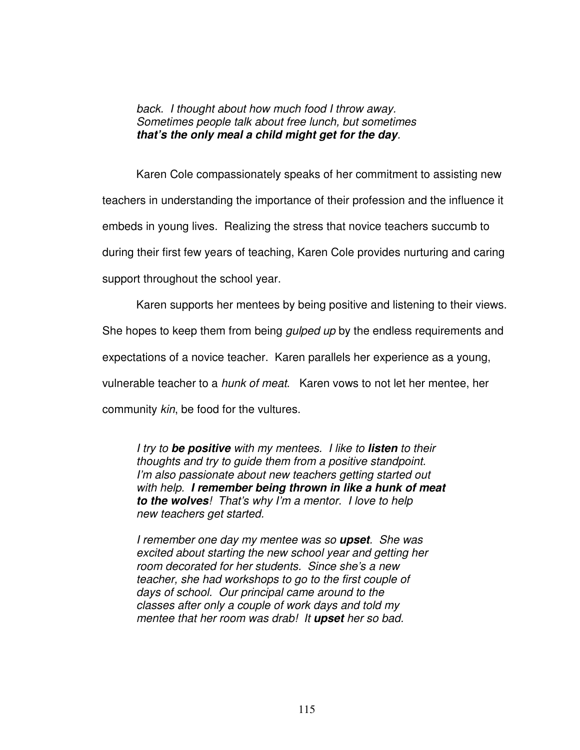> *back. I thought about how much food I throw away. Sometimes people talk about free lunch, but sometimes* ***that's the only meal a child might get for the day****.*

Karen Cole compassionately speaks of her commitment to assisting new teachers in understanding the importance of their profession and the influence it embeds in young lives. Realizing the stress that novice teachers succumb to during their first few years of teaching, Karen Cole provides nurturing and caring support throughout the school year.

Karen supports her mentees by being positive and listening to their views. She hopes to keep them from being *gulped up* by the endless requirements and expectations of a novice teacher. Karen parallels her experience as a young, vulnerable teacher to a *hunk of meat*. Karen vows to not let her mentee, her community *kin*, be food for the vultures.

> *I try to* ***be positive*** *with my mentees. I like to* ***listen*** *to their thoughts and try to guide them from a positive standpoint. I'm also passionate about new teachers getting started out with help.* ***I remember being thrown in like a hunk of meat to the wolves****! That's why I'm a mentor. I love to help new teachers get started.*
>
> *I remember one day my mentee was so* ***upset****. She was excited about starting the new school year and getting her room decorated for her students. Since she's a new teacher, she had workshops to go to the first couple of days of school. Our principal came around to the classes after only a couple of work days and told my mentee that her room was drab! It* ***upset*** *her so bad.*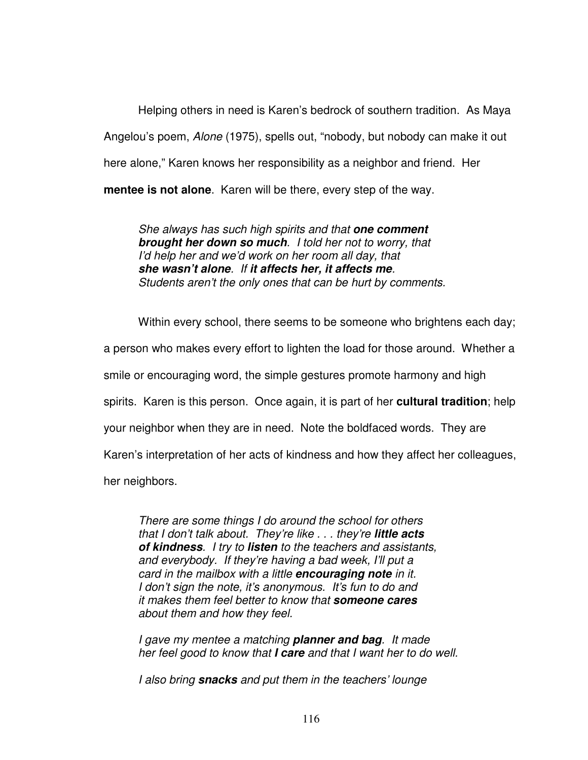Helping others in need is Karen's bedrock of southern tradition. As Maya Angelou's poem, *Alone* (1975), spells out, "nobody, but nobody can make it out here alone," Karen knows her responsibility as a neighbor and friend. Her **mentee is not alone**. Karen will be there, every step of the way.

> *She always has such high spirits and that* ***one comment brought her down so much****. I told her not to worry, that I'd help her and we'd work on her room all day, that* ***she wasn't alone****. If* ***it affects her, it affects me****. Students aren't the only ones that can be hurt by comments.*

Within every school, there seems to be someone who brightens each day; a person who makes every effort to lighten the load for those around. Whether a smile or encouraging word, the simple gestures promote harmony and high spirits. Karen is this person. Once again, it is part of her **cultural tradition**; help your neighbor when they are in need. Note the boldfaced words. They are Karen's interpretation of her acts of kindness and how they affect her colleagues, her neighbors.

> *There are some things I do around the school for others that I don't talk about. They're like . . . they're* ***little acts of kindness****. I try to* ***listen*** *to the teachers and assistants, and everybody. If they're having a bad week, I'll put a card in the mailbox with a little* ***encouraging note*** *in it. I don't sign the note, it's anonymous. It's fun to do and it makes them feel better to know that* ***someone cares*** *about them and how they feel.*
>
> *I gave my mentee a matching* ***planner and bag****. It made her feel good to know that* ***I care*** *and that I want her to do well.*
>
> *I also bring* ***snacks*** *and put them in the teachers' lounge*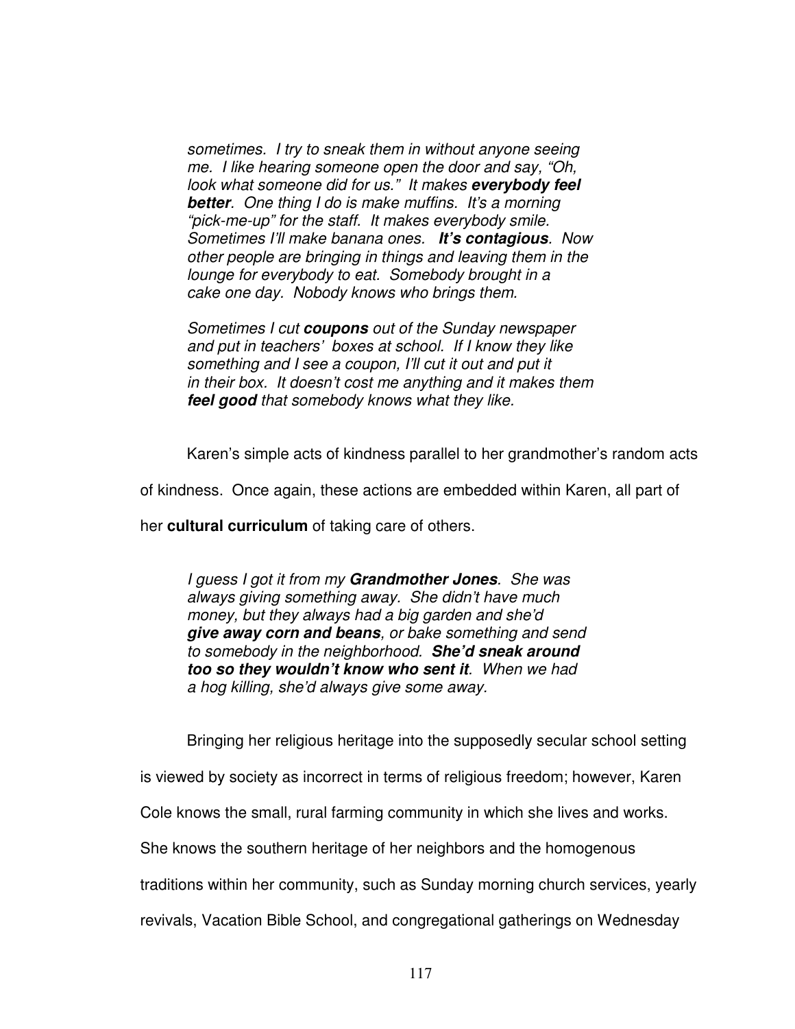> *sometimes. I try to sneak them in without anyone seeing me. I like hearing someone open the door and say, "Oh, look what someone did for us." It makes* ***everybody feel better****. One thing I do is make muffins. It's a morning "pick-me-up" for the staff. It makes everybody smile. Sometimes I'll make banana ones.* ***It's contagious****. Now other people are bringing in things and leaving them in the lounge for everybody to eat. Somebody brought in a cake one day. Nobody knows who brings them.*
>
> *Sometimes I cut* ***coupons*** *out of the Sunday newspaper and put in teachers' boxes at school. If I know they like something and I see a coupon, I'll cut it out and put it in their box. It doesn't cost me anything and it makes them* ***feel good*** *that somebody knows what they like.*

Karen's simple acts of kindness parallel to her grandmother's random acts of kindness. Once again, these actions are embedded within Karen, all part of her **cultural curriculum** of taking care of others.

> *I guess I got it from my* ***Grandmother Jones****. She was always giving something away. She didn't have much money, but they always had a big garden and she'd* ***give away corn and beans****, or bake something and send to somebody in the neighborhood.* ***She'd sneak around too so they wouldn't know who sent it****. When we had a hog killing, she'd always give some away.*

Bringing her religious heritage into the supposedly secular school setting is viewed by society as incorrect in terms of religious freedom; however, Karen Cole knows the small, rural farming community in which she lives and works. She knows the southern heritage of her neighbors and the homogenous traditions within her community, such as Sunday morning church services, yearly revivals, Vacation Bible School, and congregational gatherings on Wednesday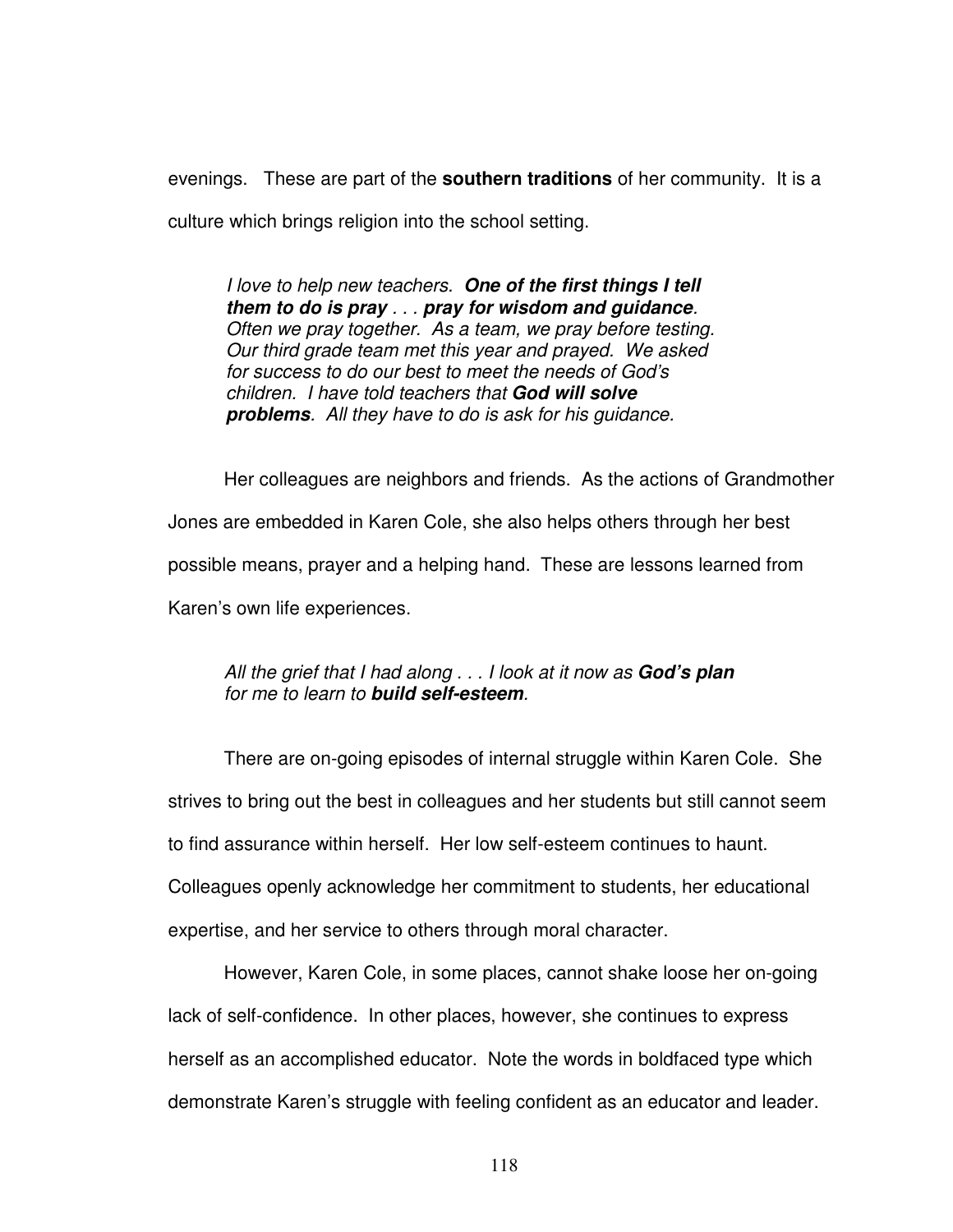evenings. These are part of the **southern traditions** of her community. It is a culture which brings religion into the school setting.

> *I love to help new teachers.* ***One of the first things I tell them to do is pray*** *. . .* ***pray for wisdom and guidance****. Often we pray together. As a team, we pray before testing. Our third grade team met this year and prayed. We asked for success to do our best to meet the needs of God's children. I have told teachers that* ***God will solve problems****. All they have to do is ask for his guidance.*

Her colleagues are neighbors and friends. As the actions of Grandmother Jones are embedded in Karen Cole, she also helps others through her best possible means, prayer and a helping hand. These are lessons learned from Karen's own life experiences.

> *All the grief that I had along . . . I look at it now as* ***God's plan*** *for me to learn to* ***build self-esteem****.*

There are on-going episodes of internal struggle within Karen Cole. She strives to bring out the best in colleagues and her students but still cannot seem to find assurance within herself. Her low self-esteem continues to haunt. Colleagues openly acknowledge her commitment to students, her educational expertise, and her service to others through moral character.

However, Karen Cole, in some places, cannot shake loose her on-going lack of self-confidence. In other places, however, she continues to express herself as an accomplished educator. Note the words in boldfaced type which demonstrate Karen's struggle with feeling confident as an educator and leader.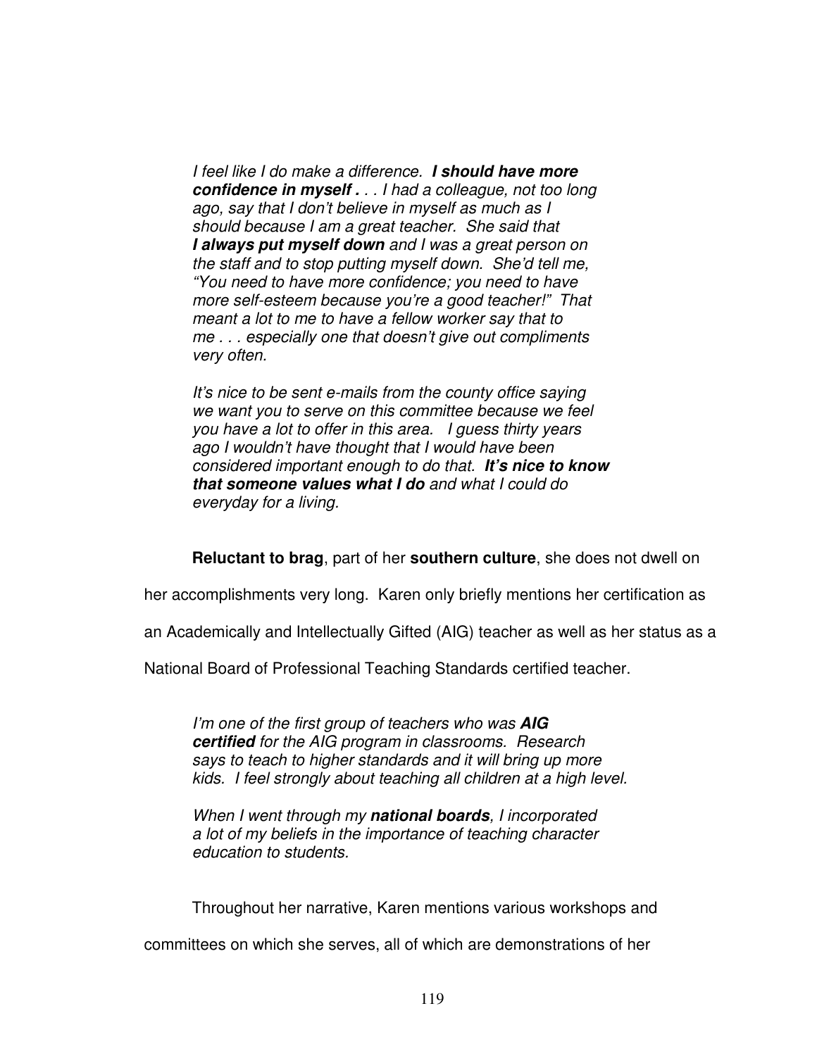> *I feel like I do make a difference.* ***I should have more confidence in myself .*** *. . I had a colleague, not too long ago, say that I don't believe in myself as much as I should because I am a great teacher. She said that* ***I always put myself down*** *and I was a great person on the staff and to stop putting myself down. She'd tell me, "You need to have more confidence; you need to have more self-esteem because you're a good teacher!" That meant a lot to me to have a fellow worker say that to me . . . especially one that doesn't give out compliments very often.*
>
> *It's nice to be sent e-mails from the county office saying we want you to serve on this committee because we feel you have a lot to offer in this area. I guess thirty years ago I wouldn't have thought that I would have been considered important enough to do that.* ***It's nice to know that someone values what I do*** *and what I could do everyday for a living.*

**Reluctant to brag**, part of her **southern culture**, she does not dwell on her accomplishments very long. Karen only briefly mentions her certification as an Academically and Intellectually Gifted (AIG) teacher as well as her status as a National Board of Professional Teaching Standards certified teacher.

> *I'm one of the first group of teachers who was* ***AIG certified*** *for the AIG program in classrooms. Research says to teach to higher standards and it will bring up more kids. I feel strongly about teaching all children at a high level.*
>
> *When I went through my* ***national boards****, I incorporated a lot of my beliefs in the importance of teaching character education to students.*

Throughout her narrative, Karen mentions various workshops and committees on which she serves, all of which are demonstrations of her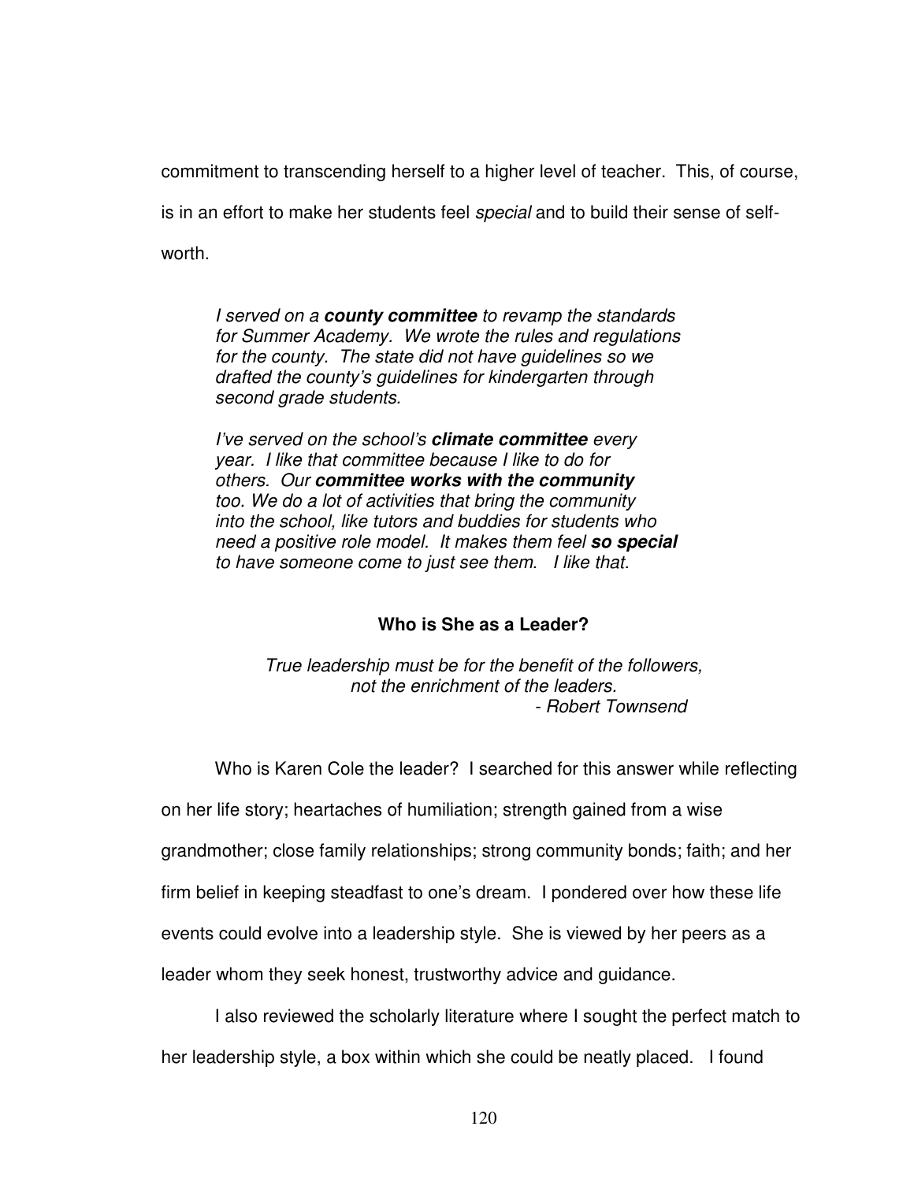commitment to transcending herself to a higher level of teacher. This, of course, is in an effort to make her students feel *special* and to build their sense of self-worth.

> *I served on a* ***county committee*** *to revamp the standards for Summer Academy. We wrote the rules and regulations for the county. The state did not have guidelines so we drafted the county's guidelines for kindergarten through second grade students.*
>
> *I've served on the school's* ***climate committee*** *every year. I like that committee because I like to do for others. Our* ***committee works with the community*** *too. We do a lot of activities that bring the community into the school, like tutors and buddies for students who need a positive role model. It makes them feel* ***so special*** *to have someone come to just see them. I like that.*

### Who is She as a Leader?

> *True leadership must be for the benefit of the followers, not the enrichment of the leaders.*
> *- Robert Townsend*

Who is Karen Cole the leader? I searched for this answer while reflecting on her life story; heartaches of humiliation; strength gained from a wise grandmother; close family relationships; strong community bonds; faith; and her firm belief in keeping steadfast to one's dream. I pondered over how these life events could evolve into a leadership style. She is viewed by her peers as a leader whom they seek honest, trustworthy advice and guidance.

I also reviewed the scholarly literature where I sought the perfect match to her leadership style, a box within which she could be neatly placed. I found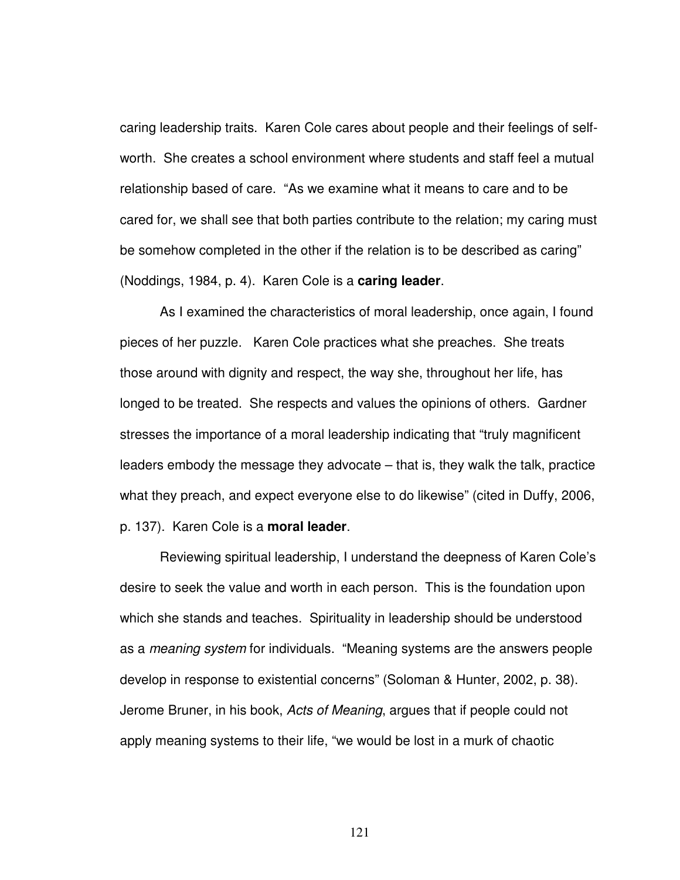caring leadership traits. Karen Cole cares about people and their feelings of self-worth. She creates a school environment where students and staff feel a mutual relationship based of care. "As we examine what it means to care and to be cared for, we shall see that both parties contribute to the relation; my caring must be somehow completed in the other if the relation is to be described as caring" (Noddings, 1984, p. 4). Karen Cole is a **caring leader**.

As I examined the characteristics of moral leadership, once again, I found pieces of her puzzle. Karen Cole practices what she preaches. She treats those around with dignity and respect, the way she, throughout her life, has longed to be treated. She respects and values the opinions of others. Gardner stresses the importance of a moral leadership indicating that "truly magnificent leaders embody the message they advocate – that is, they walk the talk, practice what they preach, and expect everyone else to do likewise" (cited in Duffy, 2006, p. 137). Karen Cole is a **moral leader**.

Reviewing spiritual leadership, I understand the deepness of Karen Cole's desire to seek the value and worth in each person. This is the foundation upon which she stands and teaches. Spirituality in leadership should be understood as a *meaning system* for individuals. "Meaning systems are the answers people develop in response to existential concerns" (Soloman & Hunter, 2002, p. 38). Jerome Bruner, in his book, *Acts of Meaning*, argues that if people could not apply meaning systems to their life, "we would be lost in a murk of chaotic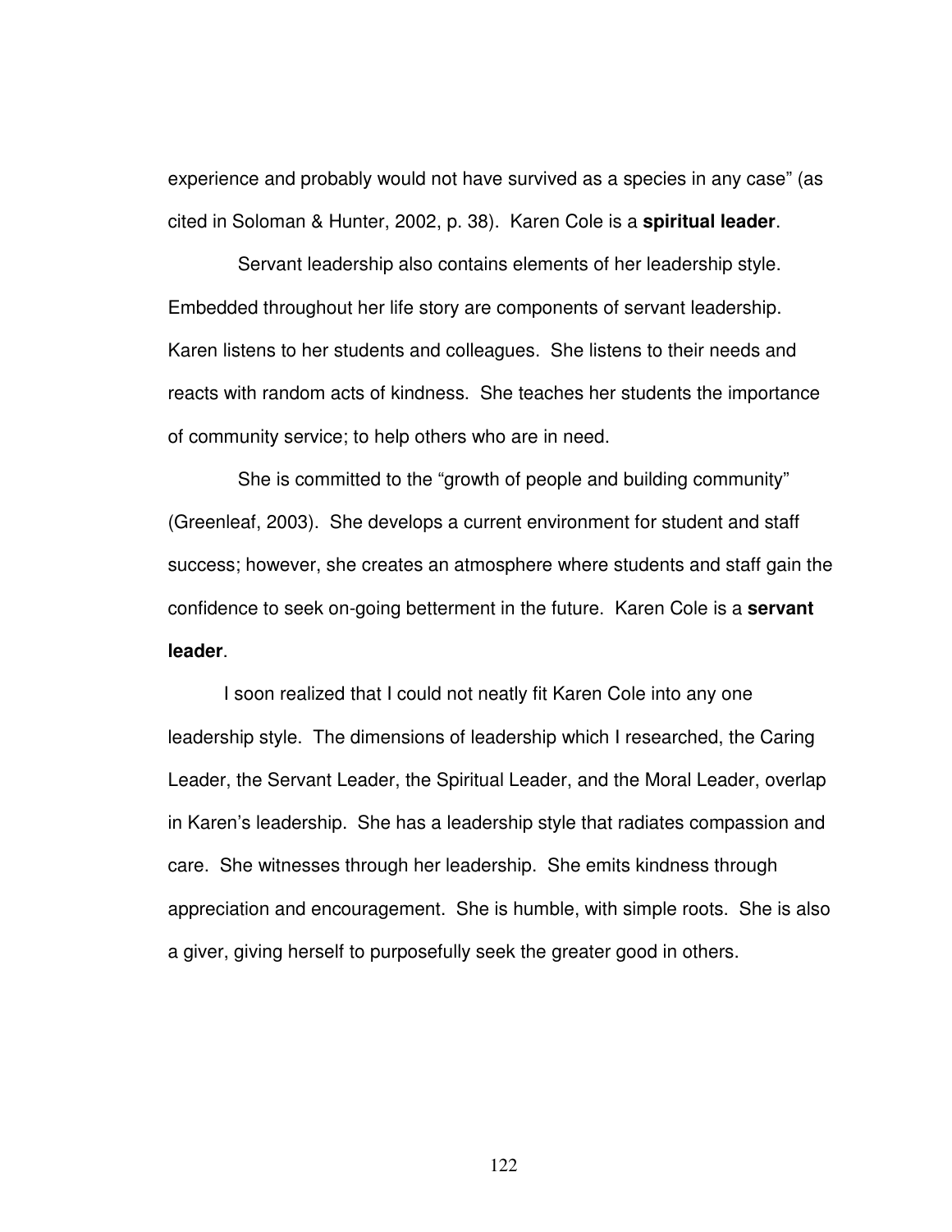experience and probably would not have survived as a species in any case" (as cited in Soloman & Hunter, 2002, p. 38). Karen Cole is a **spiritual leader**.

Servant leadership also contains elements of her leadership style. Embedded throughout her life story are components of servant leadership. Karen listens to her students and colleagues. She listens to their needs and reacts with random acts of kindness. She teaches her students the importance of community service; to help others who are in need.

She is committed to the "growth of people and building community" (Greenleaf, 2003). She develops a current environment for student and staff success; however, she creates an atmosphere where students and staff gain the confidence to seek on-going betterment in the future. Karen Cole is a **servant leader**.

I soon realized that I could not neatly fit Karen Cole into any one leadership style. The dimensions of leadership which I researched, the Caring Leader, the Servant Leader, the Spiritual Leader, and the Moral Leader, overlap in Karen's leadership. She has a leadership style that radiates compassion and care. She witnesses through her leadership. She emits kindness through appreciation and encouragement. She is humble, with simple roots. She is also a giver, giving herself to purposefully seek the greater good in others.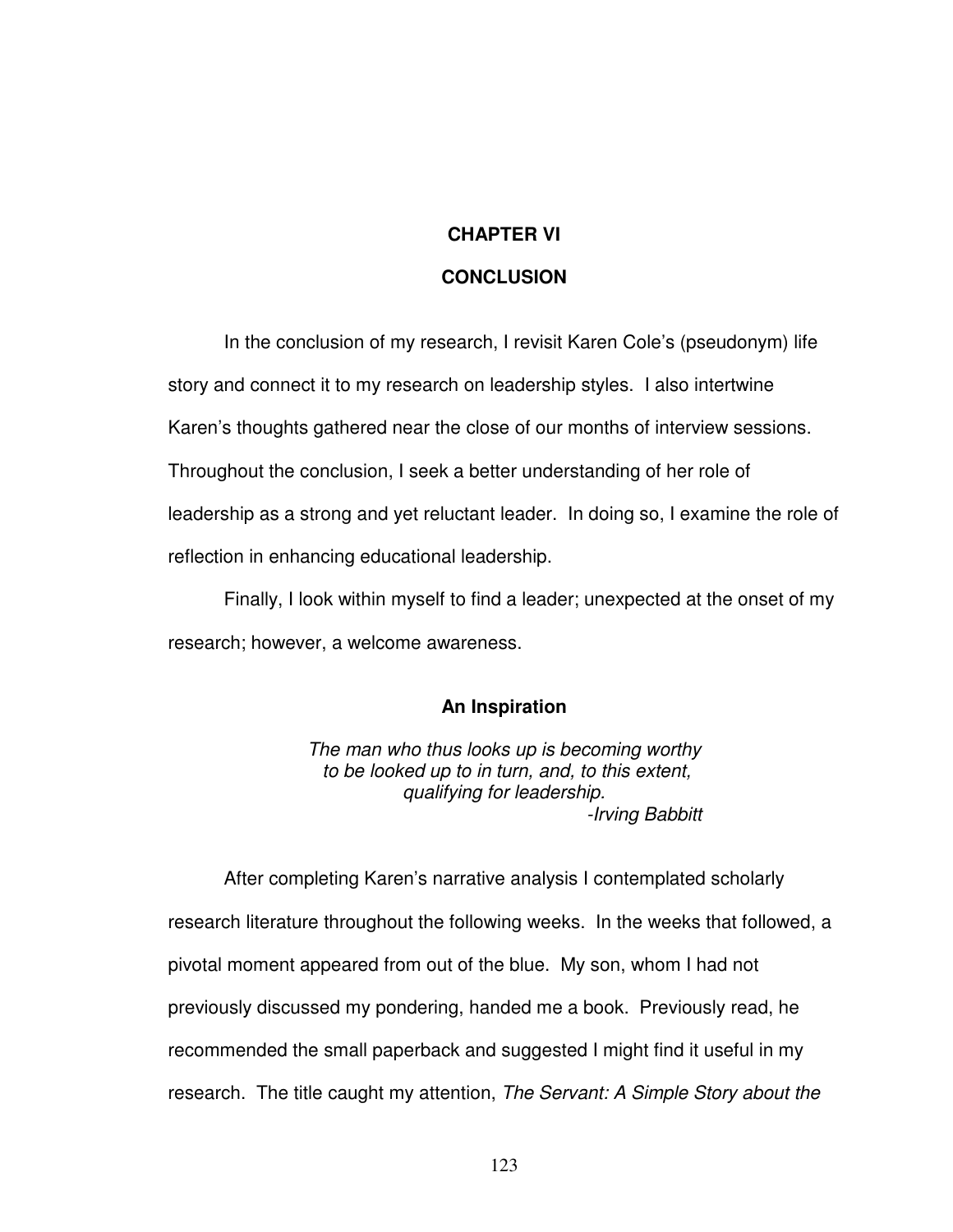# CHAPTER VI

# CONCLUSION

In the conclusion of my research, I revisit Karen Cole's (pseudonym) life story and connect it to my research on leadership styles. I also intertwine Karen's thoughts gathered near the close of our months of interview sessions. Throughout the conclusion, I seek a better understanding of her role of leadership as a strong and yet reluctant leader. In doing so, I examine the role of reflection in enhancing educational leadership.

Finally, I look within myself to find a leader; unexpected at the onset of my research; however, a welcome awareness.

## An Inspiration

*The man who thus looks up is becoming worthy to be looked up to in turn, and, to this extent, qualifying for leadership.*
*-Irving Babbitt*

After completing Karen's narrative analysis I contemplated scholarly research literature throughout the following weeks. In the weeks that followed, a pivotal moment appeared from out of the blue. My son, whom I had not previously discussed my pondering, handed me a book. Previously read, he recommended the small paperback and suggested I might find it useful in my research. The title caught my attention, *The Servant: A Simple Story about the*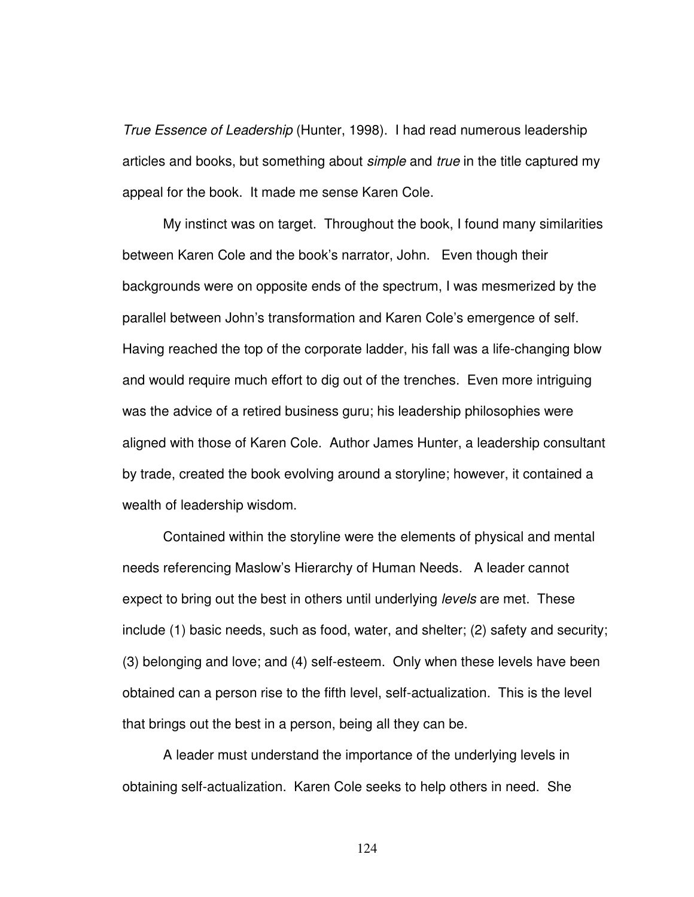*True Essence of Leadership* (Hunter, 1998). I had read numerous leadership articles and books, but something about *simple* and *true* in the title captured my appeal for the book. It made me sense Karen Cole.

My instinct was on target. Throughout the book, I found many similarities between Karen Cole and the book's narrator, John. Even though their backgrounds were on opposite ends of the spectrum, I was mesmerized by the parallel between John's transformation and Karen Cole's emergence of self. Having reached the top of the corporate ladder, his fall was a life-changing blow and would require much effort to dig out of the trenches. Even more intriguing was the advice of a retired business guru; his leadership philosophies were aligned with those of Karen Cole. Author James Hunter, a leadership consultant by trade, created the book evolving around a storyline; however, it contained a wealth of leadership wisdom.

Contained within the storyline were the elements of physical and mental needs referencing Maslow's Hierarchy of Human Needs. A leader cannot expect to bring out the best in others until underlying *levels* are met. These include (1) basic needs, such as food, water, and shelter; (2) safety and security; (3) belonging and love; and (4) self-esteem. Only when these levels have been obtained can a person rise to the fifth level, self-actualization. This is the level that brings out the best in a person, being all they can be.

A leader must understand the importance of the underlying levels in obtaining self-actualization. Karen Cole seeks to help others in need. She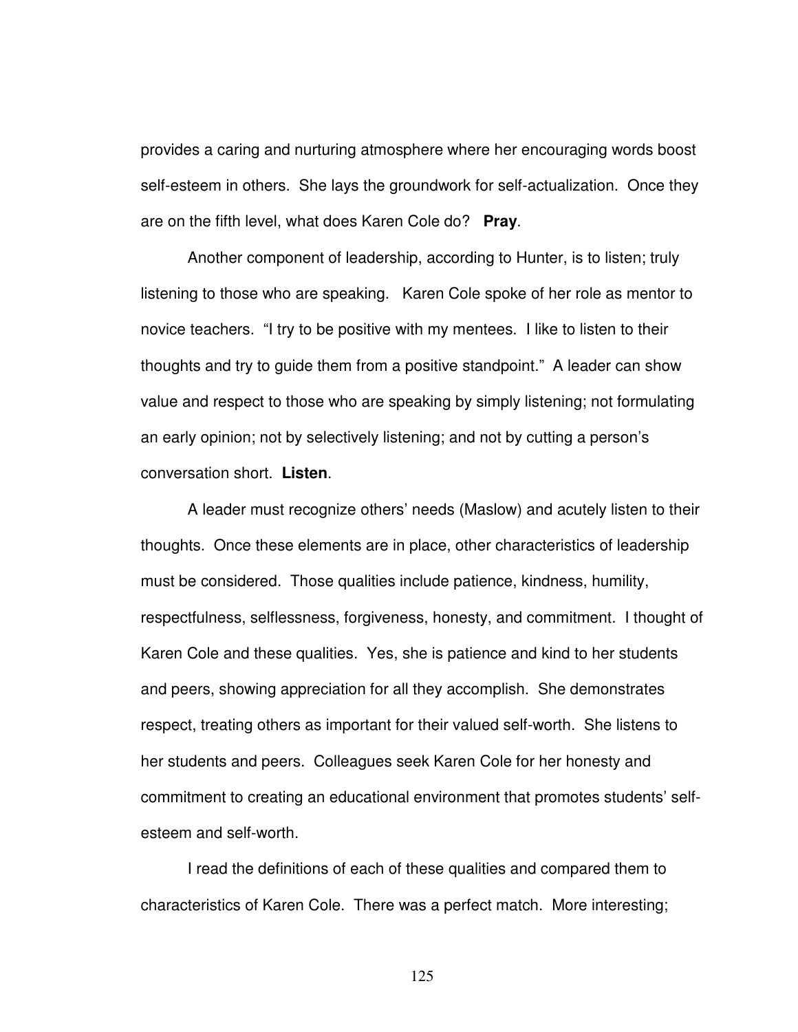provides a caring and nurturing atmosphere where her encouraging words boost self-esteem in others. She lays the groundwork for self-actualization. Once they are on the fifth level, what does Karen Cole do? **Pray**.

Another component of leadership, according to Hunter, is to listen; truly listening to those who are speaking. Karen Cole spoke of her role as mentor to novice teachers. "I try to be positive with my mentees. I like to listen to their thoughts and try to guide them from a positive standpoint." A leader can show value and respect to those who are speaking by simply listening; not formulating an early opinion; not by selectively listening; and not by cutting a person's conversation short. **Listen**.

A leader must recognize others' needs (Maslow) and acutely listen to their thoughts. Once these elements are in place, other characteristics of leadership must be considered. Those qualities include patience, kindness, humility, respectfulness, selflessness, forgiveness, honesty, and commitment. I thought of Karen Cole and these qualities. Yes, she is patience and kind to her students and peers, showing appreciation for all they accomplish. She demonstrates respect, treating others as important for their valued self-worth. She listens to her students and peers. Colleagues seek Karen Cole for her honesty and commitment to creating an educational environment that promotes students' self-esteem and self-worth.

I read the definitions of each of these qualities and compared them to characteristics of Karen Cole. There was a perfect match. More interesting;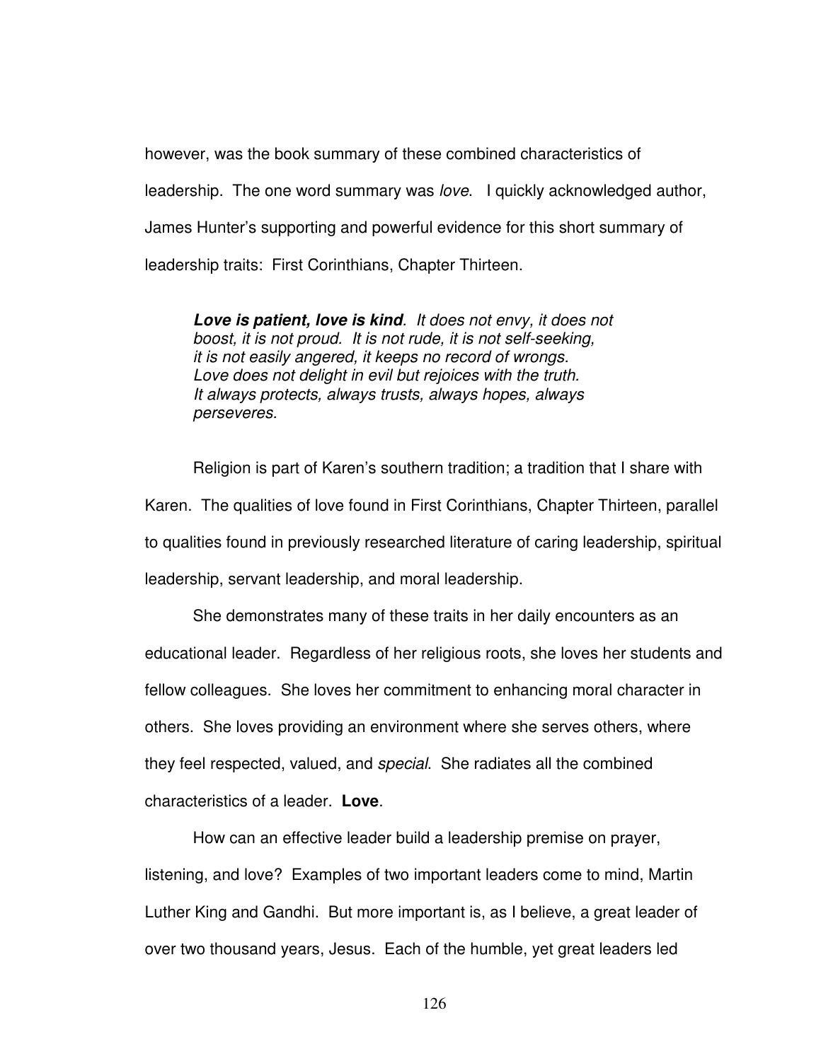however, was the book summary of these combined characteristics of leadership. The one word summary was *love*. I quickly acknowledged author, James Hunter's supporting and powerful evidence for this short summary of leadership traits: First Corinthians, Chapter Thirteen.

> ***Love is patient, love is kind****. It does not envy, it does not boost, it is not proud. It is not rude, it is not self-seeking, it is not easily angered, it keeps no record of wrongs. Love does not delight in evil but rejoices with the truth. It always protects, always trusts, always hopes, always perseveres.*

Religion is part of Karen's southern tradition; a tradition that I share with Karen. The qualities of love found in First Corinthians, Chapter Thirteen, parallel to qualities found in previously researched literature of caring leadership, spiritual leadership, servant leadership, and moral leadership.

She demonstrates many of these traits in her daily encounters as an educational leader. Regardless of her religious roots, she loves her students and fellow colleagues. She loves her commitment to enhancing moral character in others. She loves providing an environment where she serves others, where they feel respected, valued, and *special*. She radiates all the combined characteristics of a leader. **Love**.

How can an effective leader build a leadership premise on prayer, listening, and love? Examples of two important leaders come to mind, Martin Luther King and Gandhi. But more important is, as I believe, a great leader of over two thousand years, Jesus. Each of the humble, yet great leaders led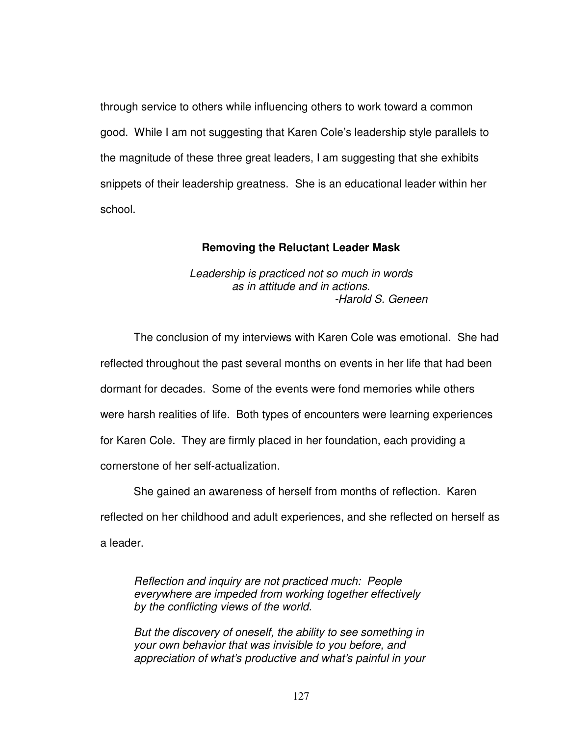through service to others while influencing others to work toward a common good. While I am not suggesting that Karen Cole's leadership style parallels to the magnitude of these three great leaders, I am suggesting that she exhibits snippets of their leadership greatness. She is an educational leader within her school.

## Removing the Reluctant Leader Mask

*Leadership is practiced not so much in words as in attitude and in actions.*
*-Harold S. Geneen*

The conclusion of my interviews with Karen Cole was emotional. She had reflected throughout the past several months on events in her life that had been dormant for decades. Some of the events were fond memories while others were harsh realities of life. Both types of encounters were learning experiences for Karen Cole. They are firmly placed in her foundation, each providing a cornerstone of her self-actualization.

She gained an awareness of herself from months of reflection. Karen reflected on her childhood and adult experiences, and she reflected on herself as a leader.

> *Reflection and inquiry are not practiced much: People everywhere are impeded from working together effectively by the conflicting views of the world.*
>
> *But the discovery of oneself, the ability to see something in your own behavior that was invisible to you before, and appreciation of what's productive and what's painful in your*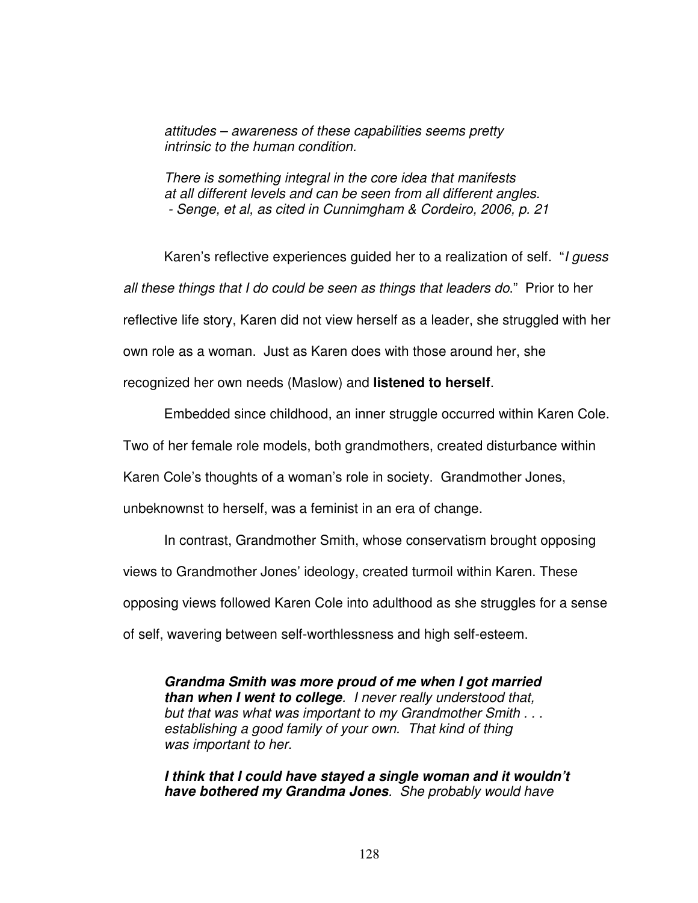> *attitudes – awareness of these capabilities seems pretty intrinsic to the human condition.*
>
> *There is something integral in the core idea that manifests at all different levels and can be seen from all different angles.*
> *- Senge, et al, as cited in Cunnimgham & Cordeiro, 2006, p. 21*

Karen's reflective experiences guided her to a realization of self. "*I guess all these things that I do could be seen as things that leaders do*." Prior to her reflective life story, Karen did not view herself as a leader, she struggled with her own role as a woman. Just as Karen does with those around her, she recognized her own needs (Maslow) and **listened to herself**.

Embedded since childhood, an inner struggle occurred within Karen Cole. Two of her female role models, both grandmothers, created disturbance within Karen Cole's thoughts of a woman's role in society. Grandmother Jones, unbeknownst to herself, was a feminist in an era of change.

In contrast, Grandmother Smith, whose conservatism brought opposing views to Grandmother Jones' ideology, created turmoil within Karen. These opposing views followed Karen Cole into adulthood as she struggles for a sense of self, wavering between self-worthlessness and high self-esteem.

> ***Grandma Smith was more proud of me when I got married than when I went to college****. I never really understood that, but that was what was important to my Grandmother Smith . . . establishing a good family of your own. That kind of thing was important to her.*
>
> ***I think that I could have stayed a single woman and it wouldn't have bothered my Grandma Jones****. She probably would have*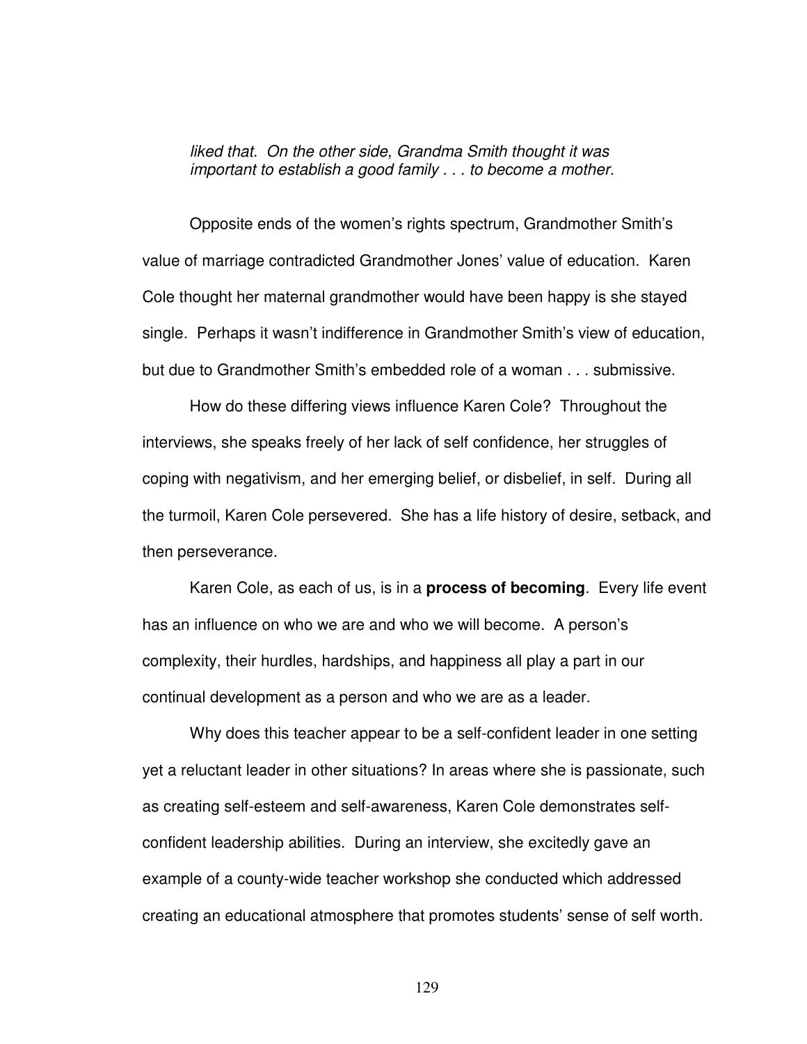> *liked that. On the other side, Grandma Smith thought it was important to establish a good family . . . to become a mother.*

Opposite ends of the women's rights spectrum, Grandmother Smith's value of marriage contradicted Grandmother Jones' value of education. Karen Cole thought her maternal grandmother would have been happy is she stayed single. Perhaps it wasn't indifference in Grandmother Smith's view of education, but due to Grandmother Smith's embedded role of a woman . . . submissive.

How do these differing views influence Karen Cole? Throughout the interviews, she speaks freely of her lack of self confidence, her struggles of coping with negativism, and her emerging belief, or disbelief, in self. During all the turmoil, Karen Cole persevered. She has a life history of desire, setback, and then perseverance.

Karen Cole, as each of us, is in a **process of becoming**. Every life event has an influence on who we are and who we will become. A person's complexity, their hurdles, hardships, and happiness all play a part in our continual development as a person and who we are as a leader.

Why does this teacher appear to be a self-confident leader in one setting yet a reluctant leader in other situations? In areas where she is passionate, such as creating self-esteem and self-awareness, Karen Cole demonstrates self-confident leadership abilities. During an interview, she excitedly gave an example of a county-wide teacher workshop she conducted which addressed creating an educational atmosphere that promotes students' sense of self worth.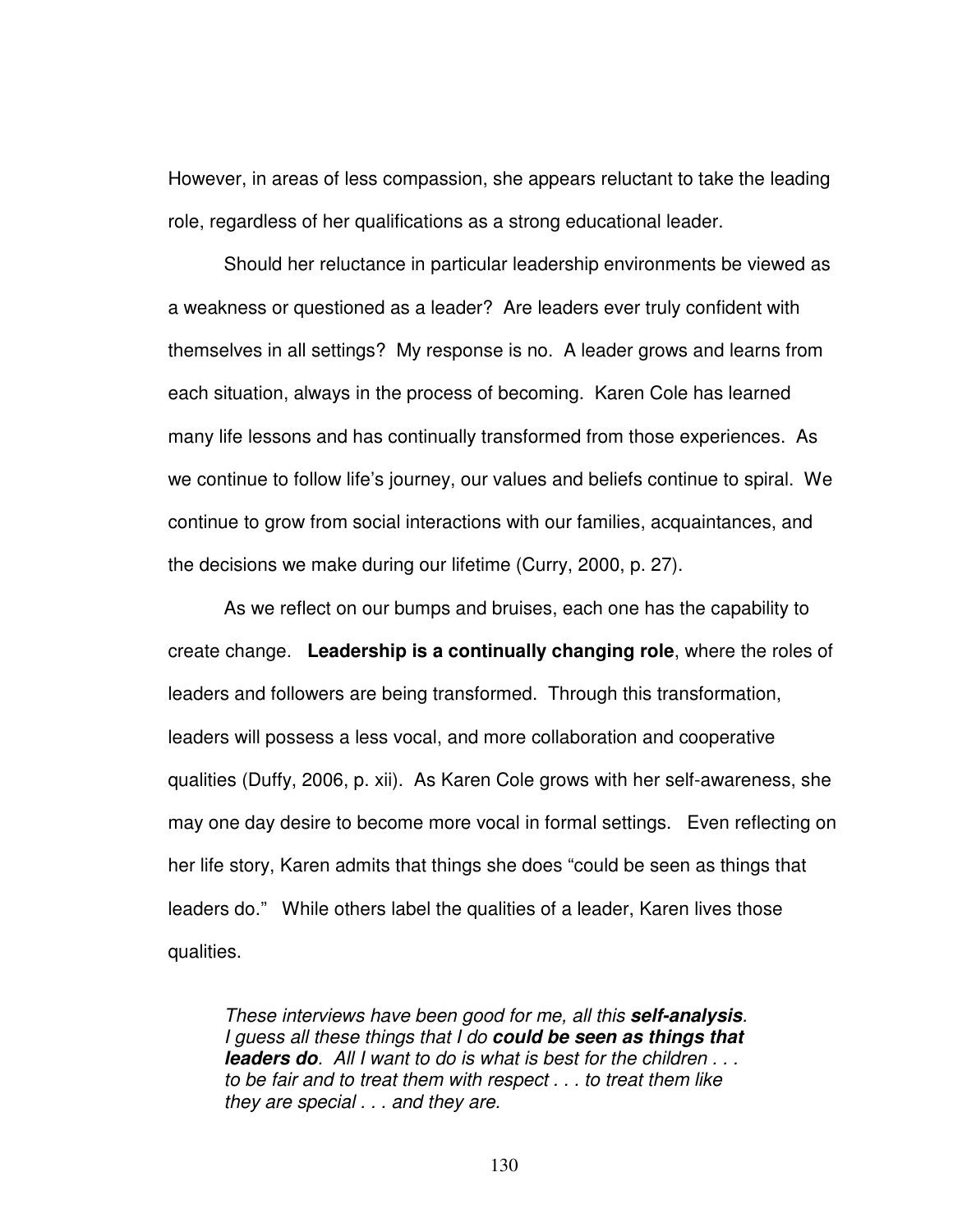However, in areas of less compassion, she appears reluctant to take the leading role, regardless of her qualifications as a strong educational leader.

Should her reluctance in particular leadership environments be viewed as a weakness or questioned as a leader? Are leaders ever truly confident with themselves in all settings? My response is no. A leader grows and learns from each situation, always in the process of becoming. Karen Cole has learned many life lessons and has continually transformed from those experiences. As we continue to follow life's journey, our values and beliefs continue to spiral. We continue to grow from social interactions with our families, acquaintances, and the decisions we make during our lifetime (Curry, 2000, p. 27).

As we reflect on our bumps and bruises, each one has the capability to create change. **Leadership is a continually changing role**, where the roles of leaders and followers are being transformed. Through this transformation, leaders will possess a less vocal, and more collaboration and cooperative qualities (Duffy, 2006, p. xii). As Karen Cole grows with her self-awareness, she may one day desire to become more vocal in formal settings. Even reflecting on her life story, Karen admits that things she does "could be seen as things that leaders do." While others label the qualities of a leader, Karen lives those qualities.

> *These interviews have been good for me, all this **self-analysis**. I guess all these things that I do **could be seen as things that leaders do**. All I want to do is what is best for the children . . . to be fair and to treat them with respect . . . to treat them like they are special . . . and they are.*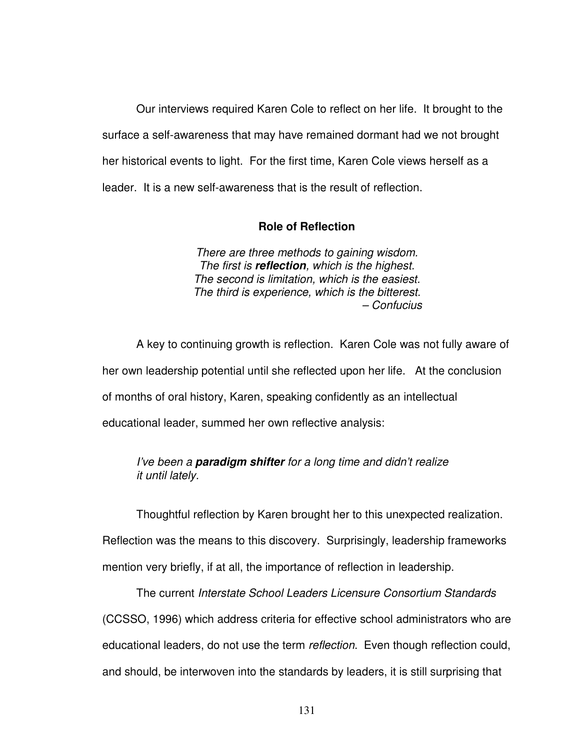Our interviews required Karen Cole to reflect on her life. It brought to the surface a self-awareness that may have remained dormant had we not brought her historical events to light. For the first time, Karen Cole views herself as a leader. It is a new self-awareness that is the result of reflection.

## Role of Reflection

> *There are three methods to gaining wisdom.*
> *The first is **reflection**, which is the highest.*
> *The second is limitation, which is the easiest.*
> *The third is experience, which is the bitterest.*
> *– Confucius*

A key to continuing growth is reflection. Karen Cole was not fully aware of her own leadership potential until she reflected upon her life. At the conclusion of months of oral history, Karen, speaking confidently as an intellectual educational leader, summed her own reflective analysis:

> *I've been a **paradigm shifter** for a long time and didn't realize it until lately.*

Thoughtful reflection by Karen brought her to this unexpected realization. Reflection was the means to this discovery. Surprisingly, leadership frameworks mention very briefly, if at all, the importance of reflection in leadership.

The current *Interstate School Leaders Licensure Consortium Standards* (CCSSO, 1996) which address criteria for effective school administrators who are educational leaders, do not use the term *reflection*. Even though reflection could, and should, be interwoven into the standards by leaders, it is still surprising that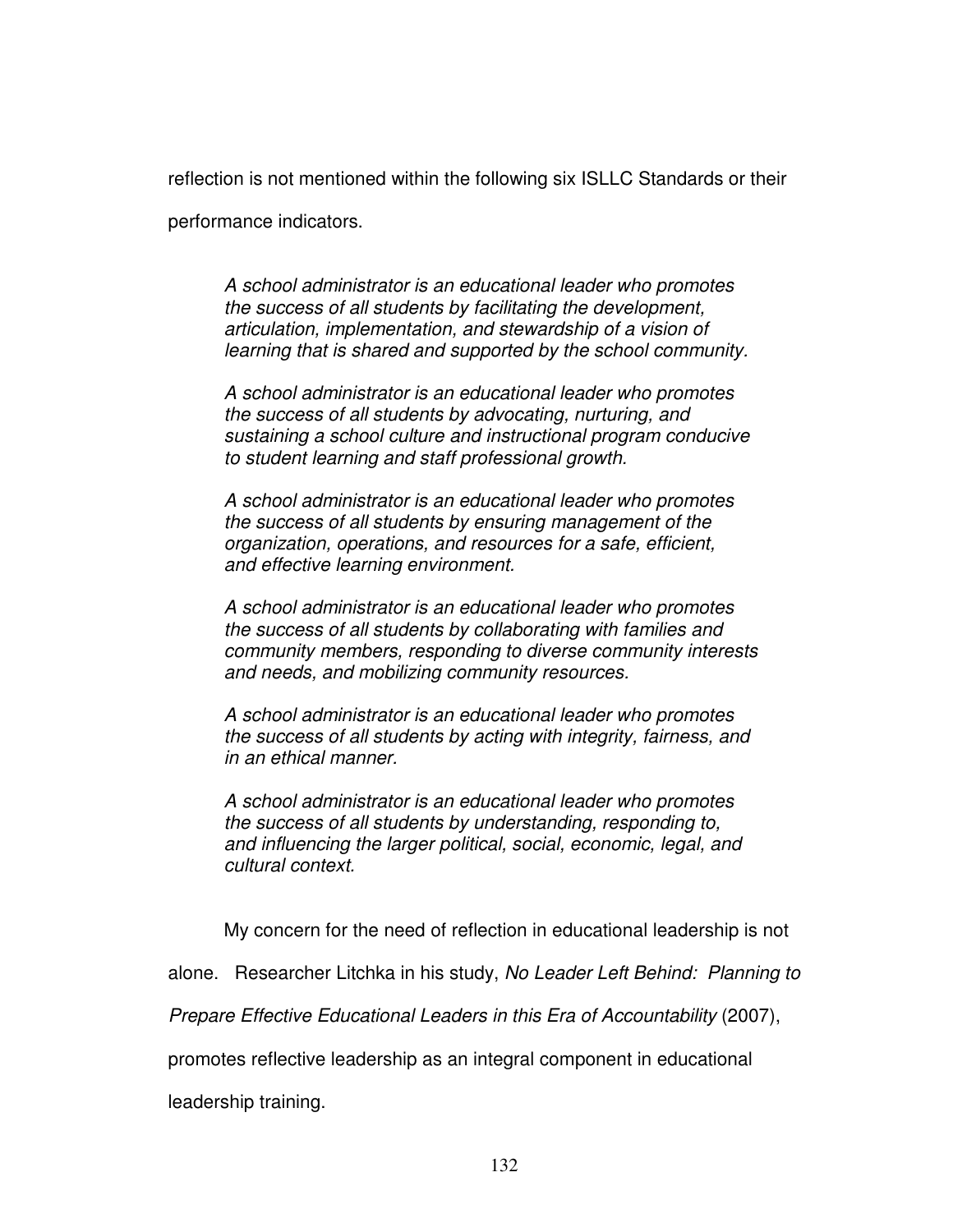reflection is not mentioned within the following six ISLLC Standards or their performance indicators.

> *A school administrator is an educational leader who promotes the success of all students by facilitating the development, articulation, implementation, and stewardship of a vision of learning that is shared and supported by the school community.*
>
> *A school administrator is an educational leader who promotes the success of all students by advocating, nurturing, and sustaining a school culture and instructional program conducive to student learning and staff professional growth.*
>
> *A school administrator is an educational leader who promotes the success of all students by ensuring management of the organization, operations, and resources for a safe, efficient, and effective learning environment.*
>
> *A school administrator is an educational leader who promotes the success of all students by collaborating with families and community members, responding to diverse community interests and needs, and mobilizing community resources.*
>
> *A school administrator is an educational leader who promotes the success of all students by acting with integrity, fairness, and in an ethical manner.*
>
> *A school administrator is an educational leader who promotes the success of all students by understanding, responding to, and influencing the larger political, social, economic, legal, and cultural context.*

My concern for the need of reflection in educational leadership is not alone. Researcher Litchka in his study, *No Leader Left Behind: Planning to Prepare Effective Educational Leaders in this Era of Accountability* (2007), promotes reflective leadership as an integral component in educational leadership training.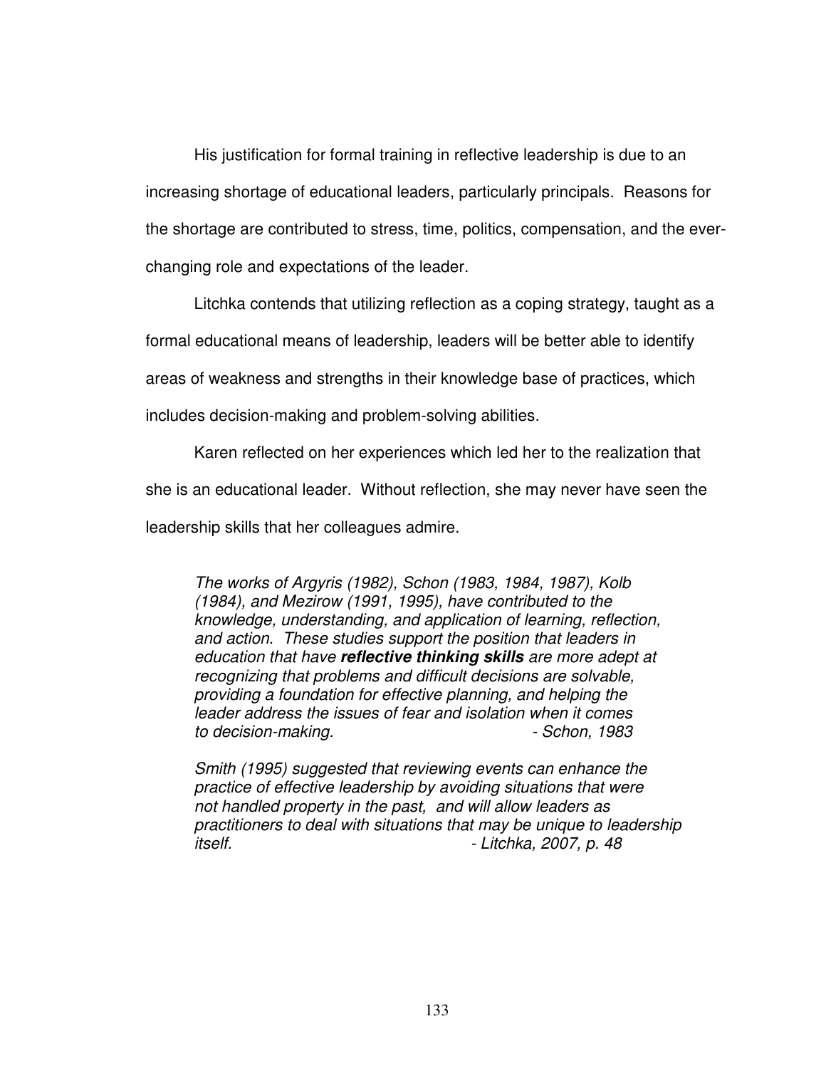His justification for formal training in reflective leadership is due to an increasing shortage of educational leaders, particularly principals. Reasons for the shortage are contributed to stress, time, politics, compensation, and the ever-changing role and expectations of the leader.

Litchka contends that utilizing reflection as a coping strategy, taught as a formal educational means of leadership, leaders will be better able to identify areas of weakness and strengths in their knowledge base of practices, which includes decision-making and problem-solving abilities.

Karen reflected on her experiences which led her to the realization that she is an educational leader. Without reflection, she may never have seen the leadership skills that her colleagues admire.

> *The works of Argyris (1982), Schon (1983, 1984, 1987), Kolb (1984), and Mezirow (1991, 1995), have contributed to the knowledge, understanding, and application of learning, reflection, and action. These studies support the position that leaders in education that have* ***reflective thinking skills*** *are more adept at recognizing that problems and difficult decisions are solvable, providing a foundation for effective planning, and helping the leader address the issues of fear and isolation when it comes to decision-making.* *- Schon, 1983*
>
> *Smith (1995) suggested that reviewing events can enhance the practice of effective leadership by avoiding situations that were not handled property in the past, and will allow leaders as practitioners to deal with situations that may be unique to leadership itself.* *- Litchka, 2007, p. 48*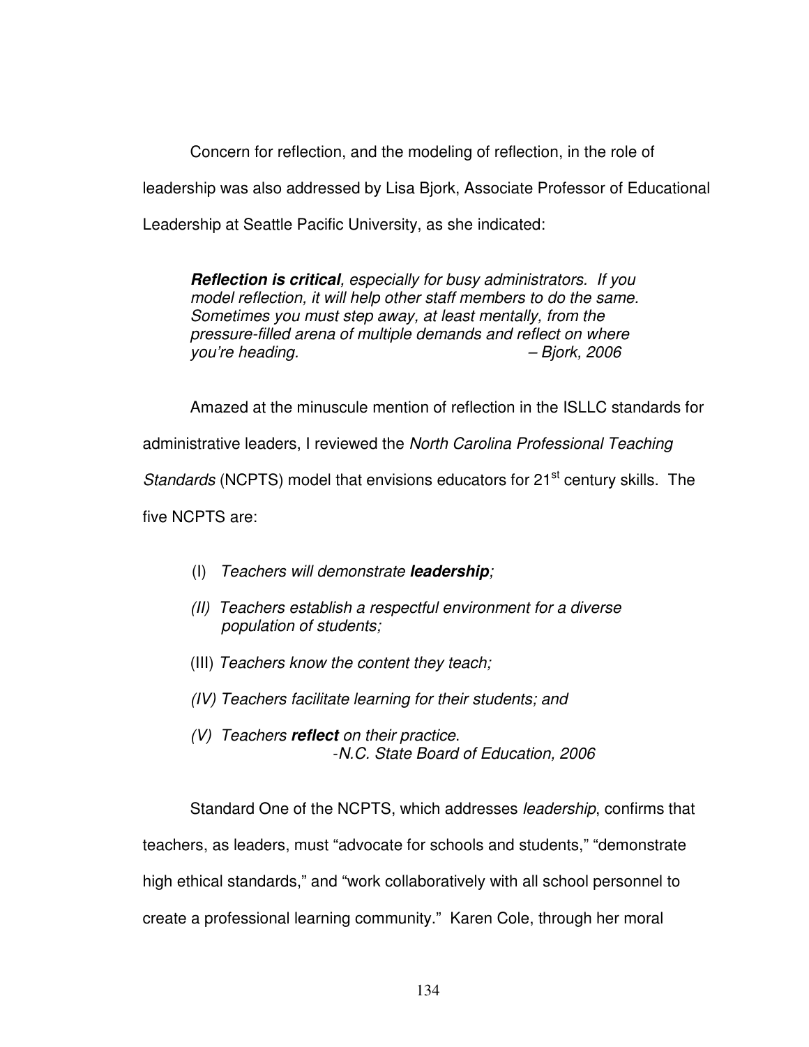Concern for reflection, and the modeling of reflection, in the role of leadership was also addressed by Lisa Bjork, Associate Professor of Educational Leadership at Seattle Pacific University, as she indicated:

> ***Reflection is critical**, especially for busy administrators. If you model reflection, it will help other staff members to do the same. Sometimes you must step away, at least mentally, from the pressure-filled arena of multiple demands and reflect on where you're heading.* – *Bjork, 2006*

Amazed at the minuscule mention of reflection in the ISLLC standards for administrative leaders, I reviewed the *North Carolina Professional Teaching Standards* (NCPTS) model that envisions educators for 21st century skills. The five NCPTS are:

(I) *Teachers will demonstrate **leadership**;*

*(II) Teachers establish a respectful environment for a diverse population of students;*

(III) *Teachers know the content they teach;*

*(IV) Teachers facilitate learning for their students; and*

*(V) Teachers **reflect** on their practice.*
*-N.C. State Board of Education, 2006*

Standard One of the NCPTS, which addresses *leadership*, confirms that teachers, as leaders, must "advocate for schools and students," "demonstrate high ethical standards," and "work collaboratively with all school personnel to create a professional learning community." Karen Cole, through her moral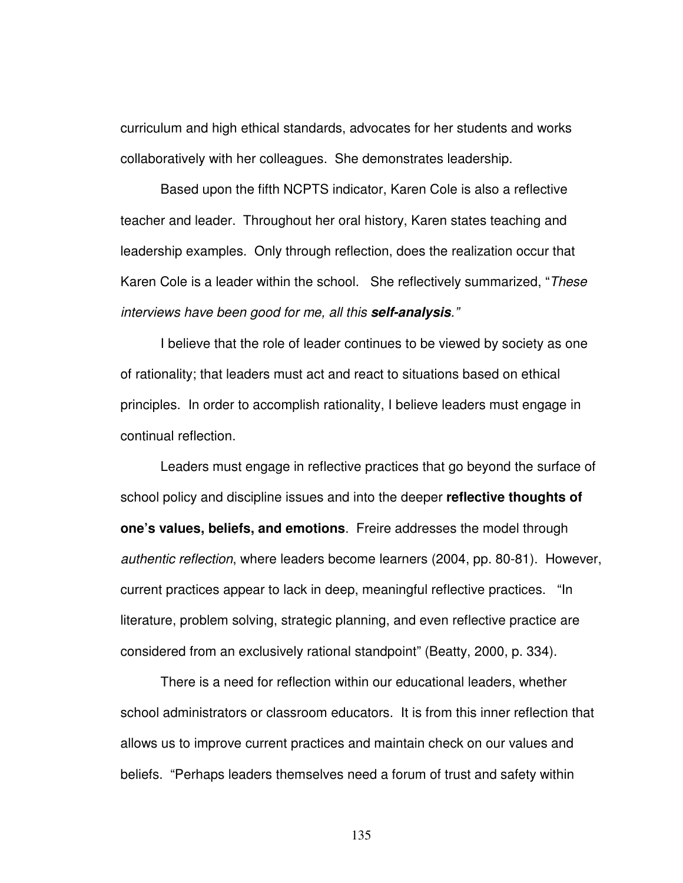curriculum and high ethical standards, advocates for her students and works collaboratively with her colleagues. She demonstrates leadership.

Based upon the fifth NCPTS indicator, Karen Cole is also a reflective teacher and leader. Throughout her oral history, Karen states teaching and leadership examples. Only through reflection, does the realization occur that Karen Cole is a leader within the school. She reflectively summarized, "*These interviews have been good for me, all this **self-analysis**.*"

I believe that the role of leader continues to be viewed by society as one of rationality; that leaders must act and react to situations based on ethical principles. In order to accomplish rationality, I believe leaders must engage in continual reflection.

Leaders must engage in reflective practices that go beyond the surface of school policy and discipline issues and into the deeper **reflective thoughts of one's values, beliefs, and emotions**. Freire addresses the model through *authentic reflection*, where leaders become learners (2004, pp. 80-81). However, current practices appear to lack in deep, meaningful reflective practices. "In literature, problem solving, strategic planning, and even reflective practice are considered from an exclusively rational standpoint" (Beatty, 2000, p. 334).

There is a need for reflection within our educational leaders, whether school administrators or classroom educators. It is from this inner reflection that allows us to improve current practices and maintain check on our values and beliefs. "Perhaps leaders themselves need a forum of trust and safety within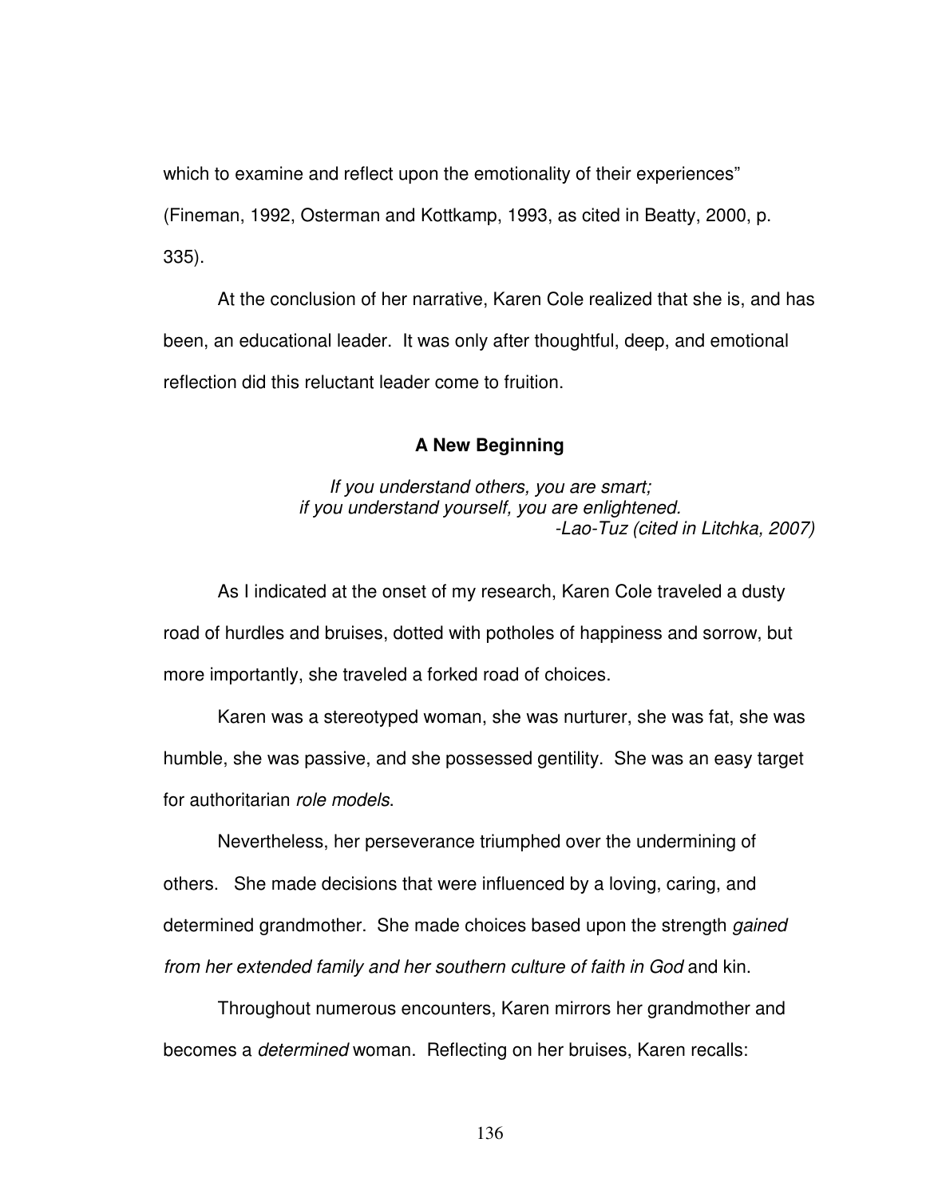which to examine and reflect upon the emotionality of their experiences" (Fineman, 1992, Osterman and Kottkamp, 1993, as cited in Beatty, 2000, p. 335).

At the conclusion of her narrative, Karen Cole realized that she is, and has been, an educational leader. It was only after thoughtful, deep, and emotional reflection did this reluctant leader come to fruition.

## A New Beginning

*If you understand others, you are smart;*
*if you understand yourself, you are enlightened.*
*-Lao-Tuz (cited in Litchka, 2007)*

As I indicated at the onset of my research, Karen Cole traveled a dusty road of hurdles and bruises, dotted with potholes of happiness and sorrow, but more importantly, she traveled a forked road of choices.

Karen was a stereotyped woman, she was nurturer, she was fat, she was humble, she was passive, and she possessed gentility. She was an easy target for authoritarian *role models*.

Nevertheless, her perseverance triumphed over the undermining of others. She made decisions that were influenced by a loving, caring, and determined grandmother. She made choices based upon the strength *gained from her extended family and her southern culture of faith in God* and kin.

Throughout numerous encounters, Karen mirrors her grandmother and becomes a *determined* woman. Reflecting on her bruises, Karen recalls: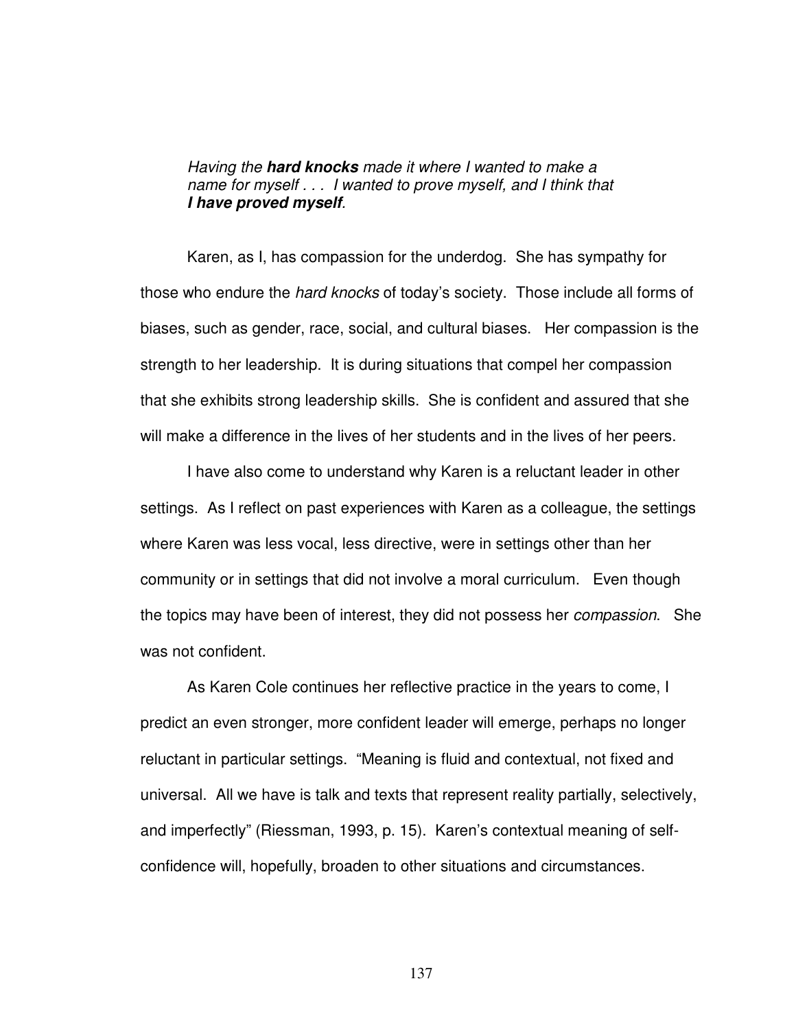> *Having the **hard knocks** made it where I wanted to make a name for myself . . . I wanted to prove myself, and I think that **I have proved myself**.*

Karen, as I, has compassion for the underdog. She has sympathy for those who endure the *hard knocks* of today's society. Those include all forms of biases, such as gender, race, social, and cultural biases. Her compassion is the strength to her leadership. It is during situations that compel her compassion that she exhibits strong leadership skills. She is confident and assured that she will make a difference in the lives of her students and in the lives of her peers.

I have also come to understand why Karen is a reluctant leader in other settings. As I reflect on past experiences with Karen as a colleague, the settings where Karen was less vocal, less directive, were in settings other than her community or in settings that did not involve a moral curriculum. Even though the topics may have been of interest, they did not possess her *compassion*. She was not confident.

As Karen Cole continues her reflective practice in the years to come, I predict an even stronger, more confident leader will emerge, perhaps no longer reluctant in particular settings. "Meaning is fluid and contextual, not fixed and universal. All we have is talk and texts that represent reality partially, selectively, and imperfectly" (Riessman, 1993, p. 15). Karen's contextual meaning of self-confidence will, hopefully, broaden to other situations and circumstances.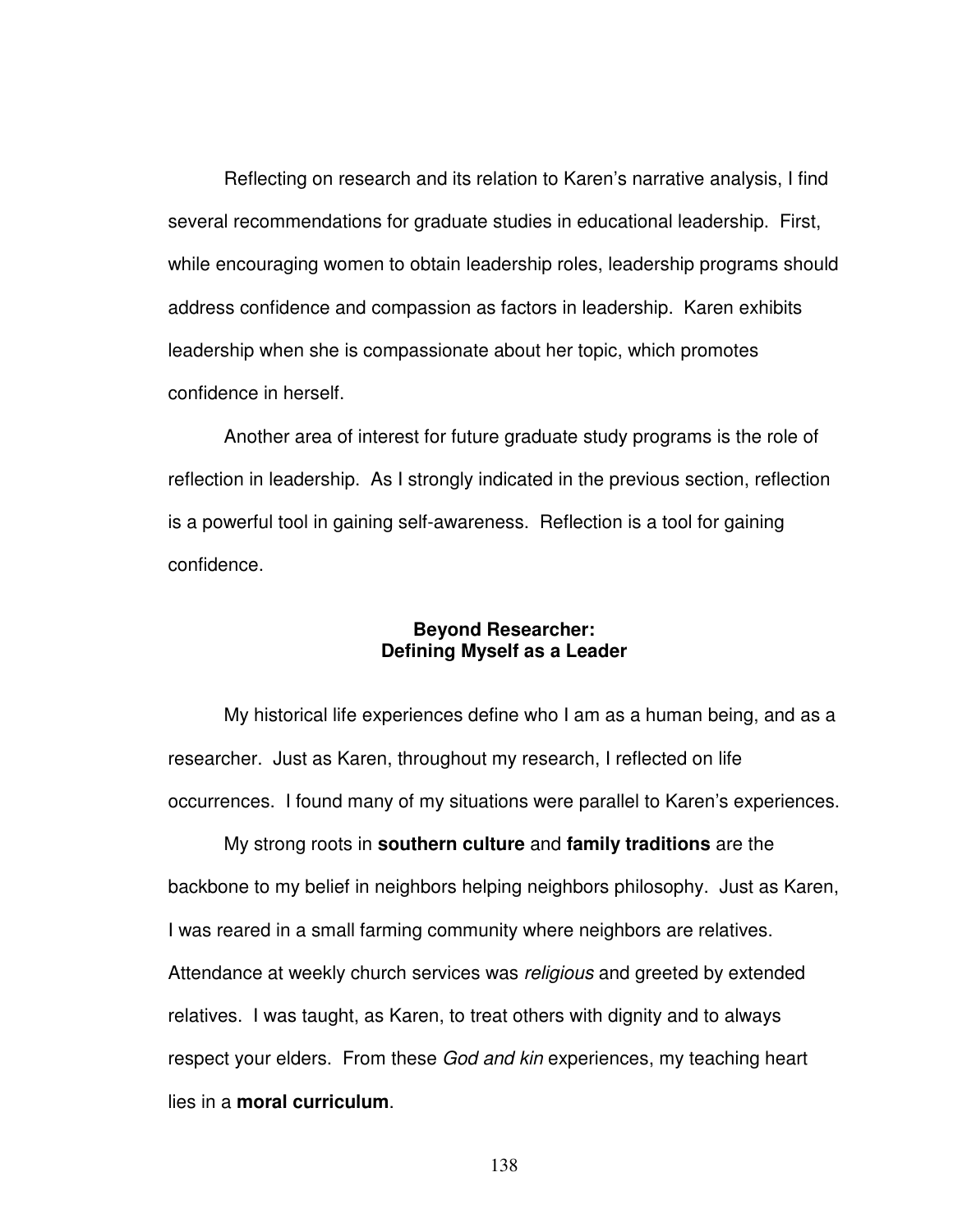Reflecting on research and its relation to Karen's narrative analysis, I find several recommendations for graduate studies in educational leadership. First, while encouraging women to obtain leadership roles, leadership programs should address confidence and compassion as factors in leadership. Karen exhibits leadership when she is compassionate about her topic, which promotes confidence in herself.

Another area of interest for future graduate study programs is the role of reflection in leadership. As I strongly indicated in the previous section, reflection is a powerful tool in gaining self-awareness. Reflection is a tool for gaining confidence.

## Beyond Researcher: Defining Myself as a Leader

My historical life experiences define who I am as a human being, and as a researcher. Just as Karen, throughout my research, I reflected on life occurrences. I found many of my situations were parallel to Karen's experiences.

My strong roots in **southern culture** and **family traditions** are the backbone to my belief in neighbors helping neighbors philosophy. Just as Karen, I was reared in a small farming community where neighbors are relatives. Attendance at weekly church services was *religious* and greeted by extended relatives. I was taught, as Karen, to treat others with dignity and to always respect your elders. From these *God and kin* experiences, my teaching heart lies in a **moral curriculum**.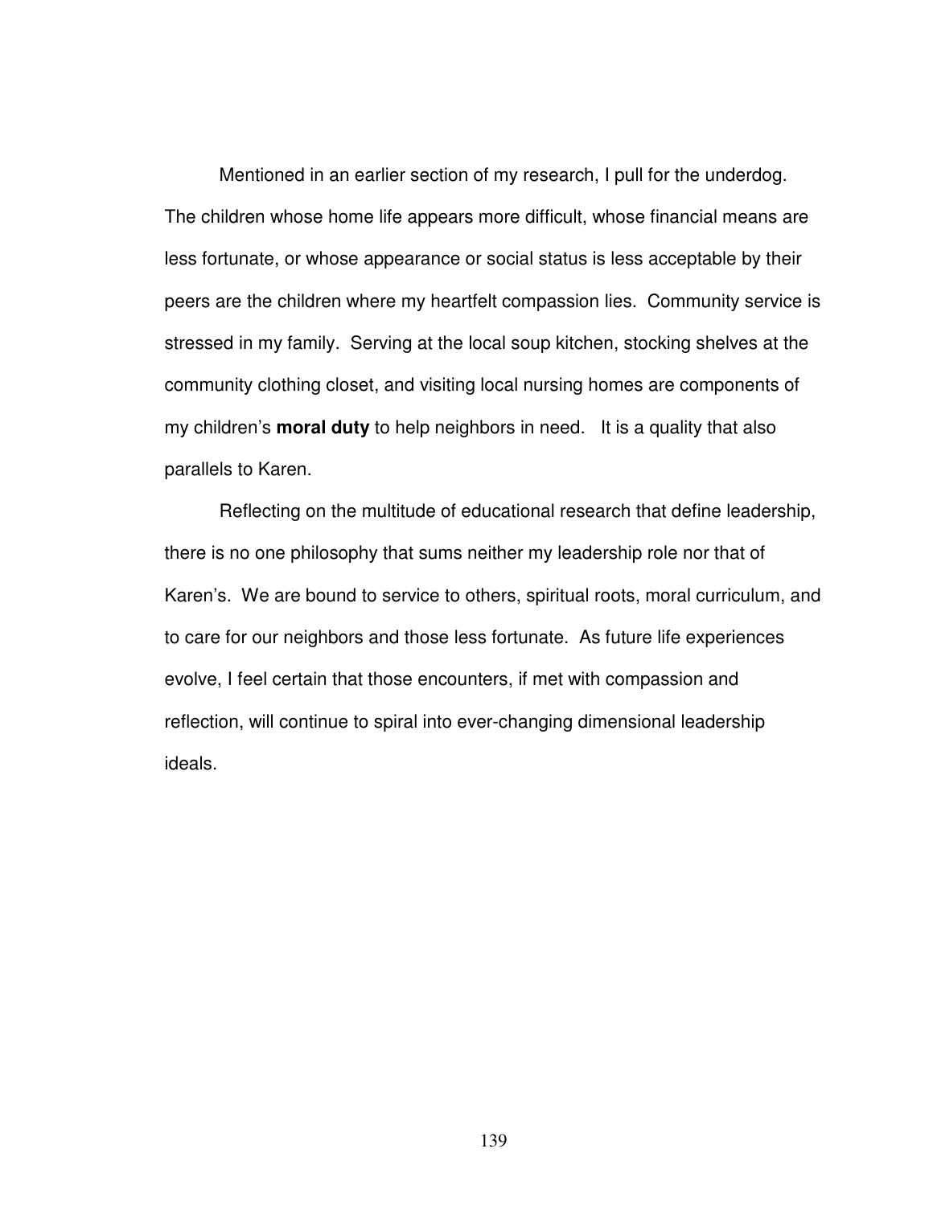Mentioned in an earlier section of my research, I pull for the underdog. The children whose home life appears more difficult, whose financial means are less fortunate, or whose appearance or social status is less acceptable by their peers are the children where my heartfelt compassion lies. Community service is stressed in my family. Serving at the local soup kitchen, stocking shelves at the community clothing closet, and visiting local nursing homes are components of my children's **moral duty** to help neighbors in need. It is a quality that also parallels to Karen.

Reflecting on the multitude of educational research that define leadership, there is no one philosophy that sums neither my leadership role nor that of Karen's. We are bound to service to others, spiritual roots, moral curriculum, and to care for our neighbors and those less fortunate. As future life experiences evolve, I feel certain that those encounters, if met with compassion and reflection, will continue to spiral into ever-changing dimensional leadership ideals.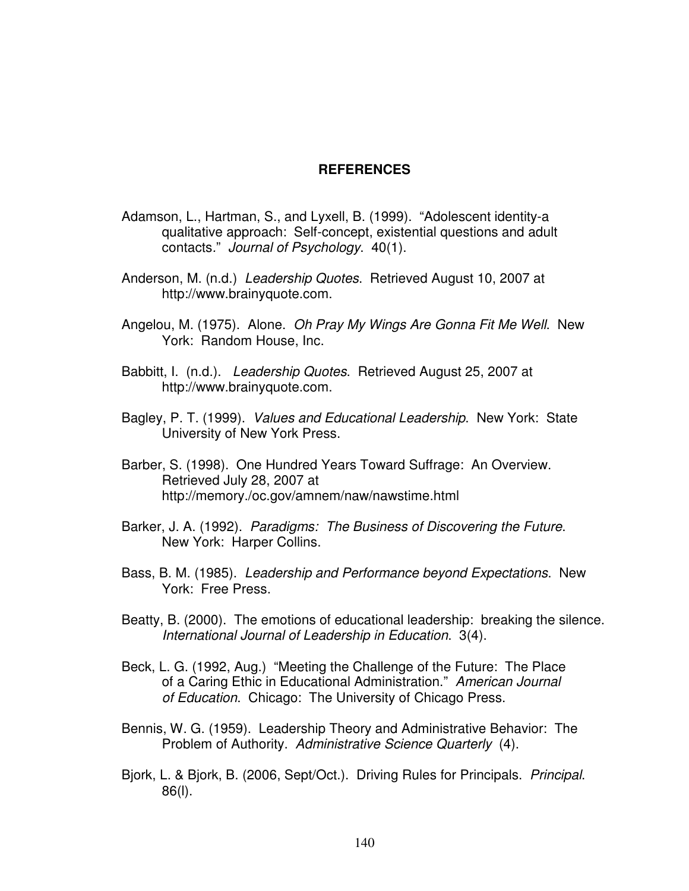# REFERENCES

Adamson, L., Hartman, S., and Lyxell, B. (1999). "Adolescent identity-a qualitative approach: Self-concept, existential questions and adult contacts." *Journal of Psychology*. 40(1).

Anderson, M. (n.d.) *Leadership Quotes*. Retrieved August 10, 2007 at http://www.brainyquote.com.

Angelou, M. (1975). Alone. *Oh Pray My Wings Are Gonna Fit Me Well*. New York: Random House, Inc.

Babbitt, I. (n.d.). *Leadership Quotes*. Retrieved August 25, 2007 at http://www.brainyquote.com.

Bagley, P. T. (1999). *Values and Educational Leadership*. New York: State University of New York Press.

Barber, S. (1998). One Hundred Years Toward Suffrage: An Overview. Retrieved July 28, 2007 at http://memory./oc.gov/amnem/naw/nawstime.html

Barker, J. A. (1992). *Paradigms: The Business of Discovering the Future*. New York: Harper Collins.

Bass, B. M. (1985). *Leadership and Performance beyond Expectations*. New York: Free Press.

Beatty, B. (2000). The emotions of educational leadership: breaking the silence. *International Journal of Leadership in Education*. 3(4).

Beck, L. G. (1992, Aug.) "Meeting the Challenge of the Future: The Place of a Caring Ethic in Educational Administration." *American Journal of Education*. Chicago: The University of Chicago Press.

Bennis, W. G. (1959). Leadership Theory and Administrative Behavior: The Problem of Authority. *Administrative Science Quarterly* (4).

Bjork, L. & Bjork, B. (2006, Sept/Oct.). Driving Rules for Principals. *Principal*. 86(l).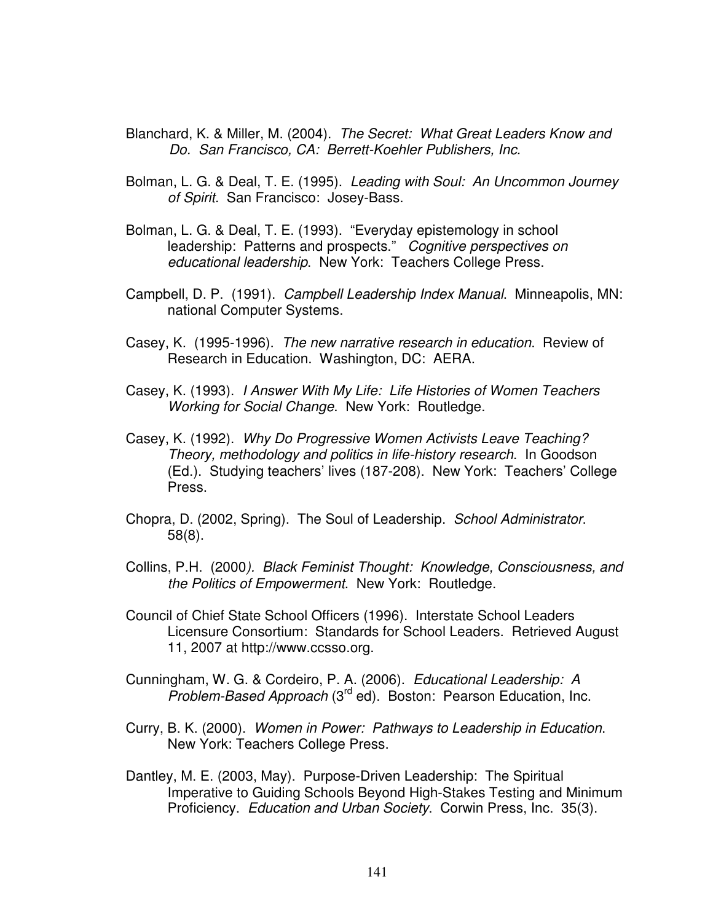Blanchard, K. & Miller, M. (2004). *The Secret: What Great Leaders Know and Do. San Francisco, CA: Berrett-Koehler Publishers, Inc.*

Bolman, L. G. & Deal, T. E. (1995). *Leading with Soul: An Uncommon Journey of Spirit.* San Francisco: Josey-Bass.

Bolman, L. G. & Deal, T. E. (1993). "Everyday epistemology in school leadership: Patterns and prospects." *Cognitive perspectives on educational leadership*. New York: Teachers College Press.

Campbell, D. P. (1991). *Campbell Leadership Index Manual*. Minneapolis, MN: national Computer Systems.

Casey, K. (1995-1996). *The new narrative research in education*. Review of Research in Education. Washington, DC: AERA.

Casey, K. (1993). *I Answer With My Life: Life Histories of Women Teachers Working for Social Change*. New York: Routledge.

Casey, K. (1992). *Why Do Progressive Women Activists Leave Teaching? Theory, methodology and politics in life-history research*. In Goodson (Ed.). Studying teachers' lives (187-208). New York: Teachers' College Press.

Chopra, D. (2002, Spring). The Soul of Leadership. *School Administrator*. 58(8).

Collins, P.H. (2000*). Black Feminist Thought: Knowledge, Consciousness, and the Politics of Empowerment*. New York: Routledge.

Council of Chief State School Officers (1996). Interstate School Leaders Licensure Consortium: Standards for School Leaders. Retrieved August 11, 2007 at http://www.ccsso.org.

Cunningham, W. G. & Cordeiro, P. A. (2006). *Educational Leadership: A Problem-Based Approach* (3rd ed). Boston: Pearson Education, Inc.

Curry, B. K. (2000). *Women in Power: Pathways to Leadership in Education*. New York: Teachers College Press.

Dantley, M. E. (2003, May). Purpose-Driven Leadership: The Spiritual Imperative to Guiding Schools Beyond High-Stakes Testing and Minimum Proficiency. *Education and Urban Society*. Corwin Press, Inc. 35(3).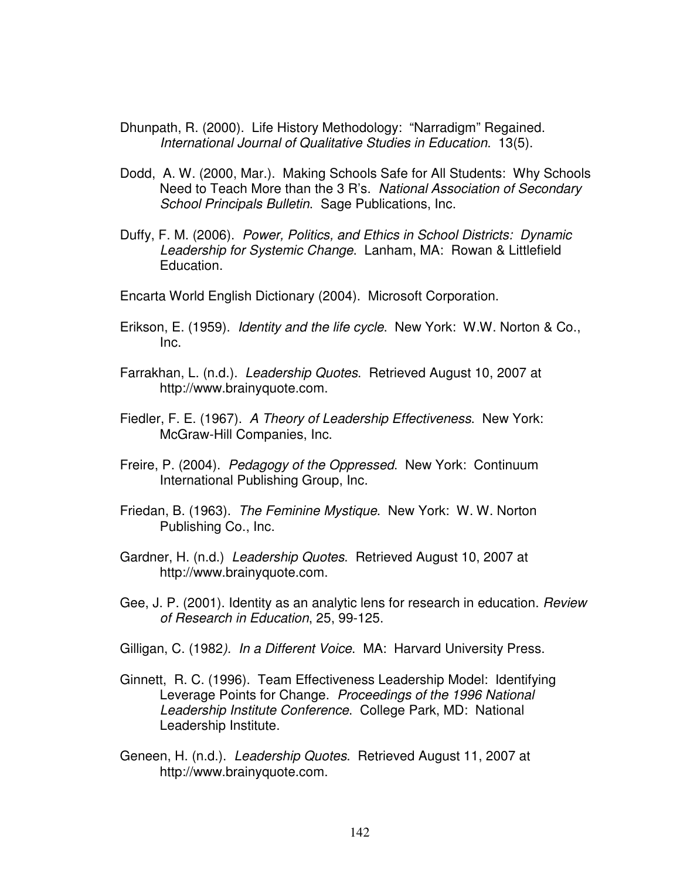Dhunpath, R. (2000). Life History Methodology: "Narradigm" Regained. *International Journal of Qualitative Studies in Education*. 13(5).

Dodd, A. W. (2000, Mar.). Making Schools Safe for All Students: Why Schools Need to Teach More than the 3 R's. *National Association of Secondary School Principals Bulletin*. Sage Publications, Inc.

Duffy, F. M. (2006). *Power, Politics, and Ethics in School Districts: Dynamic Leadership for Systemic Change*. Lanham, MA: Rowan & Littlefield Education.

Encarta World English Dictionary (2004). Microsoft Corporation.

Erikson, E. (1959). *Identity and the life cycle*. New York: W.W. Norton & Co., Inc.

Farrakhan, L. (n.d.). *Leadership Quotes*. Retrieved August 10, 2007 at http://www.brainyquote.com.

Fiedler, F. E. (1967). *A Theory of Leadership Effectiveness*. New York: McGraw-Hill Companies, Inc.

Freire, P. (2004). *Pedagogy of the Oppressed*. New York: Continuum International Publishing Group, Inc.

Friedan, B. (1963). *The Feminine Mystique*. New York: W. W. Norton Publishing Co., Inc.

Gardner, H. (n.d.) *Leadership Quotes*. Retrieved August 10, 2007 at http://www.brainyquote.com.

Gee, J. P. (2001). Identity as an analytic lens for research in education. *Review of Research in Education*, 25, 99-125.

Gilligan, C. (1982*). In a Different Voice*. MA: Harvard University Press.

Ginnett, R. C. (1996). Team Effectiveness Leadership Model: Identifying Leverage Points for Change. *Proceedings of the 1996 National Leadership Institute Conference*. College Park, MD: National Leadership Institute.

Geneen, H. (n.d.). *Leadership Quotes*. Retrieved August 11, 2007 at http://www.brainyquote.com.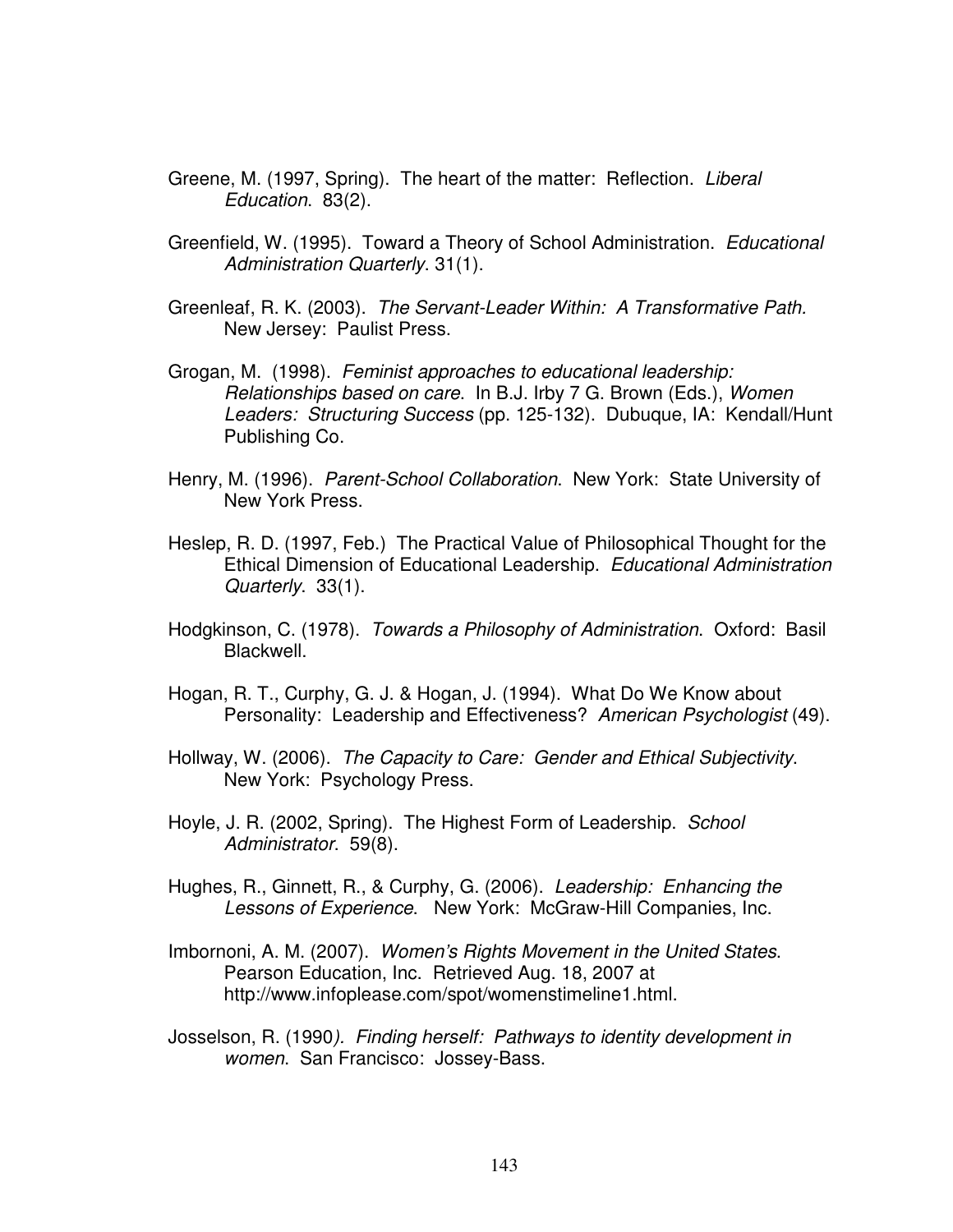Greene, M. (1997, Spring). The heart of the matter: Reflection. *Liberal Education*. 83(2).

Greenfield, W. (1995). Toward a Theory of School Administration. *Educational Administration Quarterly*. 31(1).

Greenleaf, R. K. (2003). *The Servant-Leader Within: A Transformative Path*. New Jersey: Paulist Press.

Grogan, M. (1998). *Feminist approaches to educational leadership: Relationships based on care*. In B.J. Irby 7 G. Brown (Eds.), *Women Leaders: Structuring Success* (pp. 125-132). Dubuque, IA: Kendall/Hunt Publishing Co.

Henry, M. (1996). *Parent-School Collaboration*. New York: State University of New York Press.

Heslep, R. D. (1997, Feb.) The Practical Value of Philosophical Thought for the Ethical Dimension of Educational Leadership. *Educational Administration Quarterly*. 33(1).

Hodgkinson, C. (1978). *Towards a Philosophy of Administration*. Oxford: Basil Blackwell.

Hogan, R. T., Curphy, G. J. & Hogan, J. (1994). What Do We Know about Personality: Leadership and Effectiveness? *American Psychologist* (49).

Hollway, W. (2006). *The Capacity to Care: Gender and Ethical Subjectivity*. New York: Psychology Press.

Hoyle, J. R. (2002, Spring). The Highest Form of Leadership. *School Administrator*. 59(8).

Hughes, R., Ginnett, R., & Curphy, G. (2006). *Leadership: Enhancing the Lessons of Experience*. New York: McGraw-Hill Companies, Inc.

Imbornoni, A. M. (2007). *Women's Rights Movement in the United States*. Pearson Education, Inc. Retrieved Aug. 18, 2007 at http://www.infoplease.com/spot/womenstimeline1.html.

Josselson, R. (1990). *Finding herself: Pathways to identity development in women*. San Francisco: Jossey-Bass.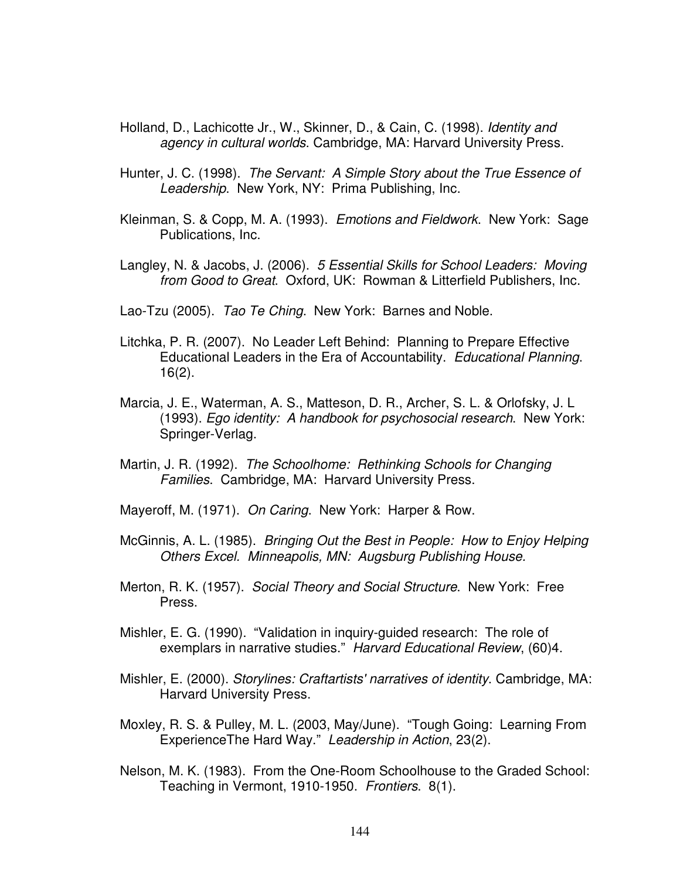Holland, D., Lachicotte Jr., W., Skinner, D., & Cain, C. (1998). *Identity and agency in cultural worlds*. Cambridge, MA: Harvard University Press.

Hunter, J. C. (1998). *The Servant: A Simple Story about the True Essence of Leadership*. New York, NY: Prima Publishing, Inc.

Kleinman, S. & Copp, M. A. (1993). *Emotions and Fieldwork*. New York: Sage Publications, Inc.

Langley, N. & Jacobs, J. (2006). *5 Essential Skills for School Leaders: Moving from Good to Great*. Oxford, UK: Rowman & Litterfield Publishers, Inc.

Lao-Tzu (2005). *Tao Te Ching*. New York: Barnes and Noble.

Litchka, P. R. (2007). No Leader Left Behind: Planning to Prepare Effective Educational Leaders in the Era of Accountability. *Educational Planning*. 16(2).

Marcia, J. E., Waterman, A. S., Matteson, D. R., Archer, S. L. & Orlofsky, J. L (1993). *Ego identity: A handbook for psychosocial research*. New York: Springer-Verlag.

Martin, J. R. (1992). *The Schoolhome: Rethinking Schools for Changing Families*. Cambridge, MA: Harvard University Press.

Mayeroff, M. (1971). *On Caring*. New York: Harper & Row.

McGinnis, A. L. (1985). *Bringing Out the Best in People: How to Enjoy Helping Others Excel. Minneapolis, MN: Augsburg Publishing House.*

Merton, R. K. (1957). *Social Theory and Social Structure*. New York: Free Press.

Mishler, E. G. (1990). "Validation in inquiry-guided research: The role of exemplars in narrative studies." *Harvard Educational Review*, (60)4.

Mishler, E. (2000). *Storylines: Craftartists' narratives of identity*. Cambridge, MA: Harvard University Press.

Moxley, R. S. & Pulley, M. L. (2003, May/June). "Tough Going: Learning From ExperienceThe Hard Way." *Leadership in Action*, 23(2).

Nelson, M. K. (1983). From the One-Room Schoolhouse to the Graded School: Teaching in Vermont, 1910-1950. *Frontiers*. 8(1).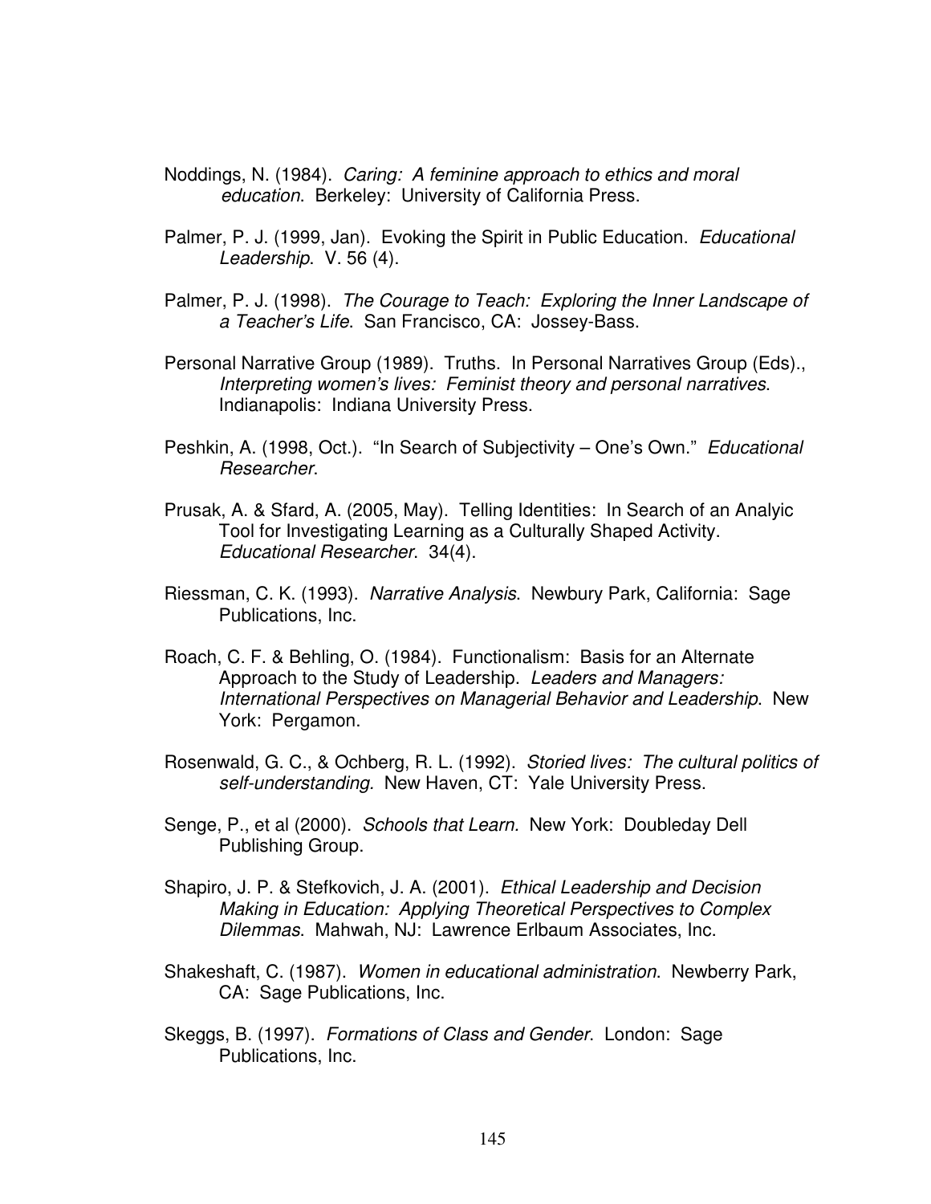Noddings, N. (1984). *Caring: A feminine approach to ethics and moral education*. Berkeley: University of California Press.

Palmer, P. J. (1999, Jan). Evoking the Spirit in Public Education. *Educational Leadership*. V. 56 (4).

Palmer, P. J. (1998). *The Courage to Teach: Exploring the Inner Landscape of a Teacher's Life*. San Francisco, CA: Jossey-Bass.

Personal Narrative Group (1989). Truths. In Personal Narratives Group (Eds)., *Interpreting women's lives: Feminist theory and personal narratives*. Indianapolis: Indiana University Press.

Peshkin, A. (1998, Oct.). "In Search of Subjectivity – One's Own." *Educational Researcher*.

Prusak, A. & Sfard, A. (2005, May). Telling Identities: In Search of an Analyic Tool for Investigating Learning as a Culturally Shaped Activity. *Educational Researcher*. 34(4).

Riessman, C. K. (1993). *Narrative Analysis*. Newbury Park, California: Sage Publications, Inc.

Roach, C. F. & Behling, O. (1984). Functionalism: Basis for an Alternate Approach to the Study of Leadership. *Leaders and Managers: International Perspectives on Managerial Behavior and Leadership*. New York: Pergamon.

Rosenwald, G. C., & Ochberg, R. L. (1992). *Storied lives: The cultural politics of self-understanding.* New Haven, CT: Yale University Press.

Senge, P., et al (2000). *Schools that Learn*. New York: Doubleday Dell Publishing Group.

Shapiro, J. P. & Stefkovich, J. A. (2001). *Ethical Leadership and Decision Making in Education: Applying Theoretical Perspectives to Complex Dilemmas*. Mahwah, NJ: Lawrence Erlbaum Associates, Inc.

Shakeshaft, C. (1987). *Women in educational administration*. Newberry Park, CA: Sage Publications, Inc.

Skeggs, B. (1997). *Formations of Class and Gender*. London: Sage Publications, Inc.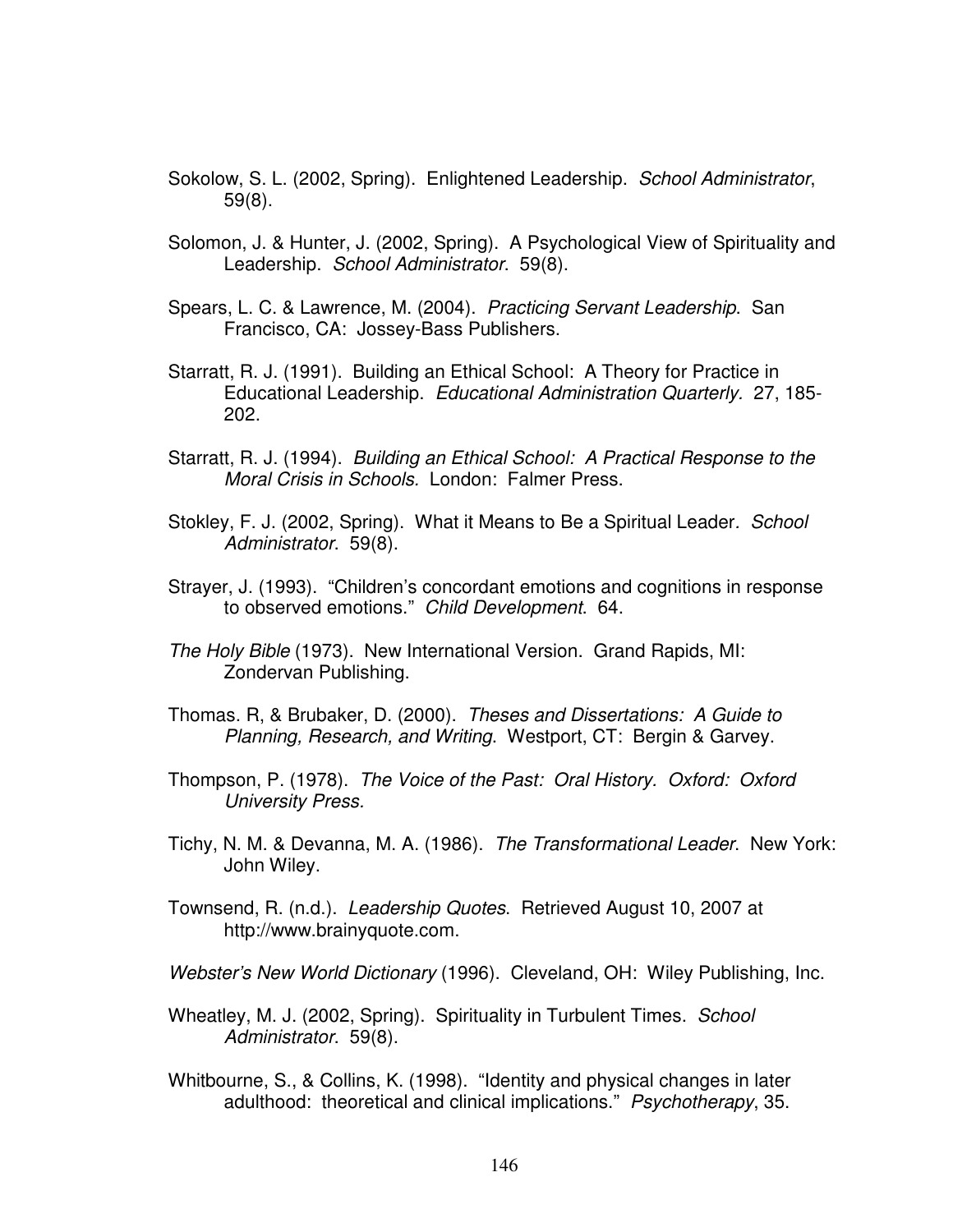Sokolow, S. L. (2002, Spring). Enlightened Leadership. *School Administrator*, 59(8).

Solomon, J. & Hunter, J. (2002, Spring). A Psychological View of Spirituality and Leadership. *School Administrator*. 59(8).

Spears, L. C. & Lawrence, M. (2004). *Practicing Servant Leadership*. San Francisco, CA: Jossey-Bass Publishers.

Starratt, R. J. (1991). Building an Ethical School: A Theory for Practice in Educational Leadership. *Educational Administration Quarterly.* 27, 185-202.

Starratt, R. J. (1994). *Building an Ethical School: A Practical Response to the Moral Crisis in Schools.* London: Falmer Press.

Stokley, F. J. (2002, Spring). What it Means to Be a Spiritual Leader. *School Administrator*. 59(8).

Strayer, J. (1993). "Children's concordant emotions and cognitions in response to observed emotions." *Child Development*. 64.

*The Holy Bible* (1973). New International Version. Grand Rapids, MI: Zondervan Publishing.

Thomas. R, & Brubaker, D. (2000). *Theses and Dissertations: A Guide to Planning, Research, and Writing*. Westport, CT: Bergin & Garvey.

Thompson, P. (1978). *The Voice of the Past: Oral History. Oxford: Oxford University Press.*

Tichy, N. M. & Devanna, M. A. (1986). *The Transformational Leader*. New York: John Wiley.

Townsend, R. (n.d.). *Leadership Quotes*. Retrieved August 10, 2007 at http://www.brainyquote.com.

*Webster's New World Dictionary* (1996). Cleveland, OH: Wiley Publishing, Inc.

Wheatley, M. J. (2002, Spring). Spirituality in Turbulent Times. *School Administrator*. 59(8).

Whitbourne, S., & Collins, K. (1998). "Identity and physical changes in later adulthood: theoretical and clinical implications." *Psychotherapy*, 35.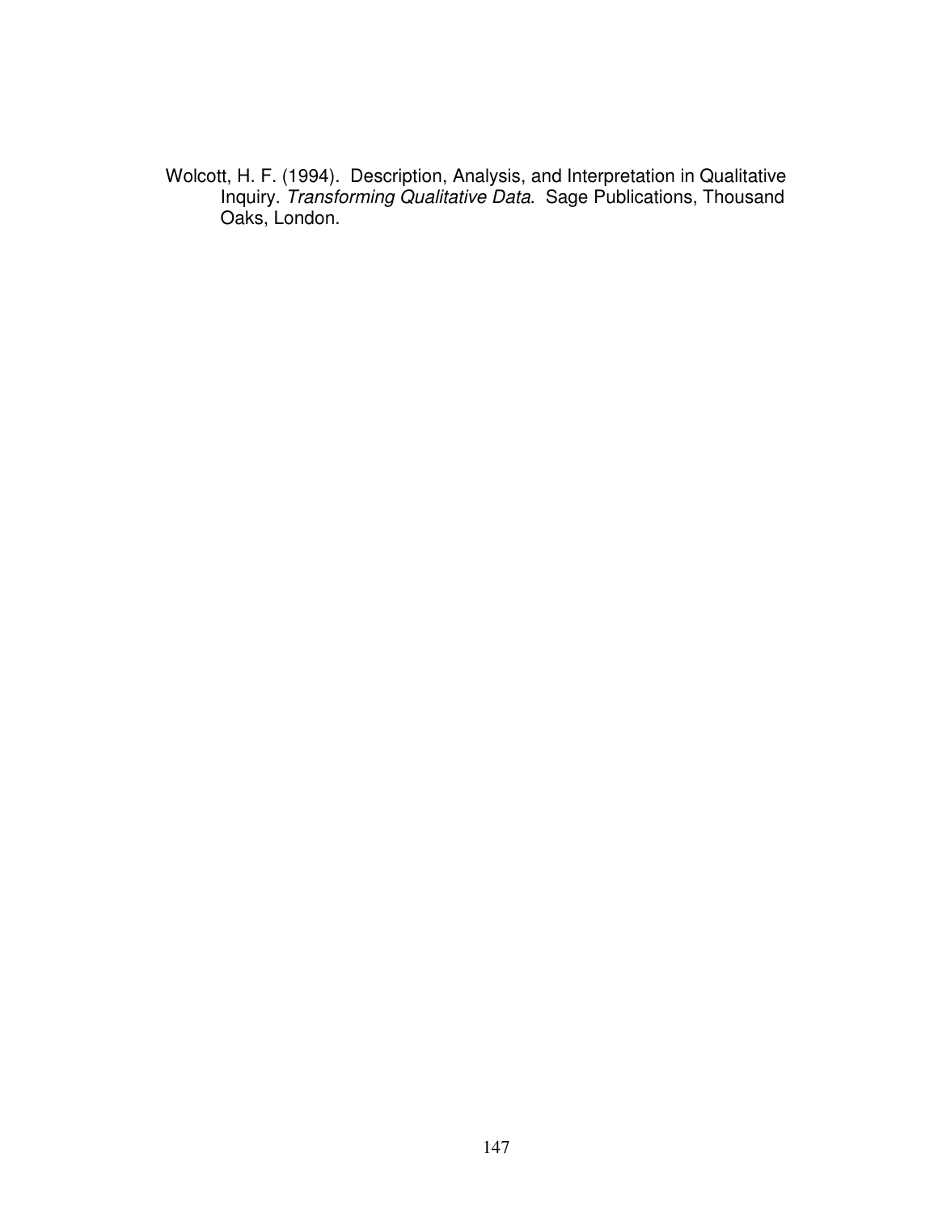Wolcott, H. F. (1994). Description, Analysis, and Interpretation in Qualitative Inquiry. *Transforming Qualitative Data*. Sage Publications, Thousand Oaks, London.